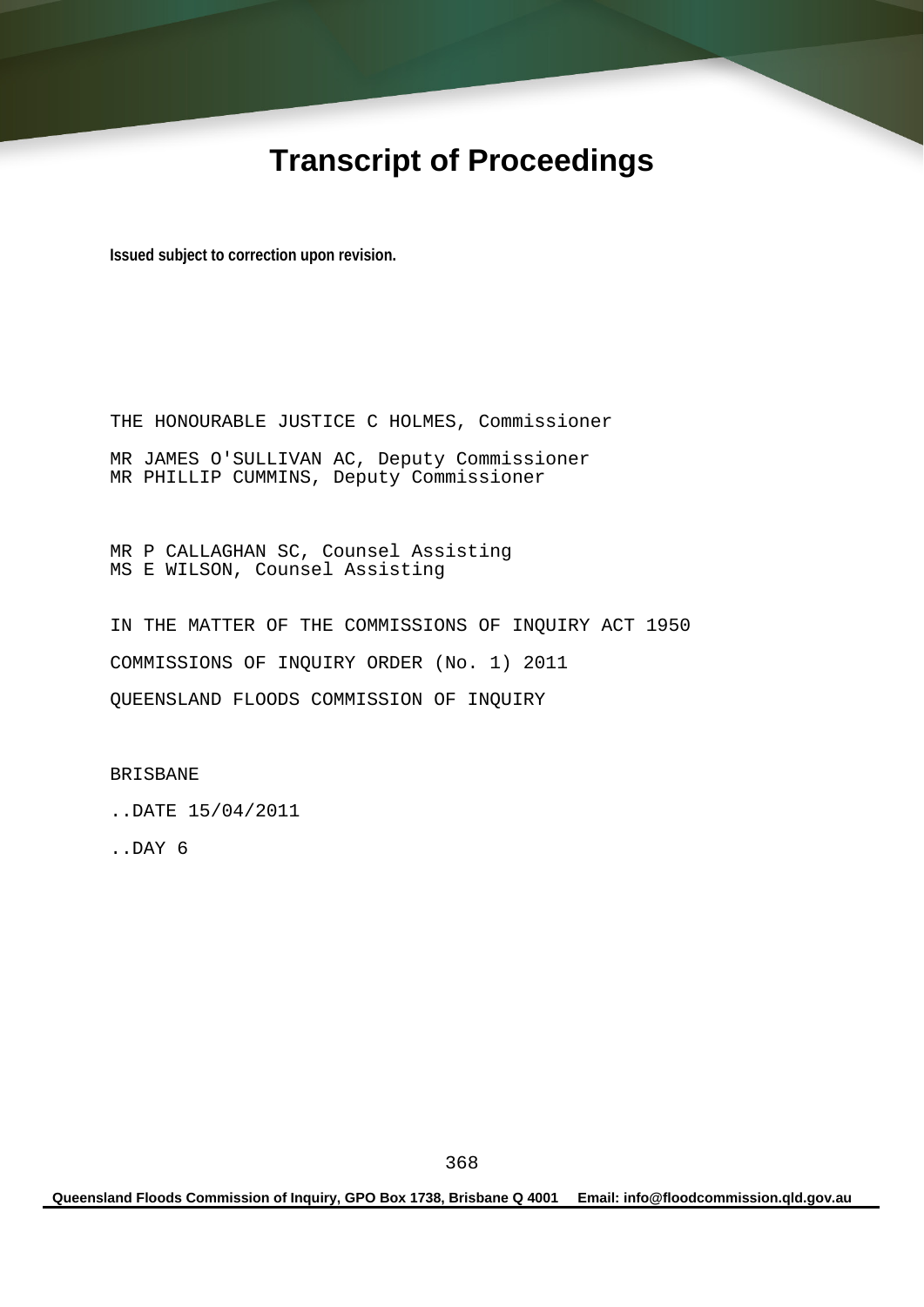# Transcript of Proceedings

**Issued subject to correction upon revision.**

THE HONOURABLE JUSTICE C HOLMES, Commissioner

MR JAMES O'SULLIVAN AC, Deputy Commissioner
MR PHILLIP CUMMINS, Deputy Commissioner

MR P CALLAGHAN SC, Counsel Assisting
MS E WILSON, Counsel Assisting

IN THE MATTER OF THE COMMISSIONS OF INQUIRY ACT 1950

COMMISSIONS OF INQUIRY ORDER (No. 1) 2011

QUEENSLAND FLOODS COMMISSION OF INQUIRY

BRISBANE

..DATE 15/04/2011

..DAY 6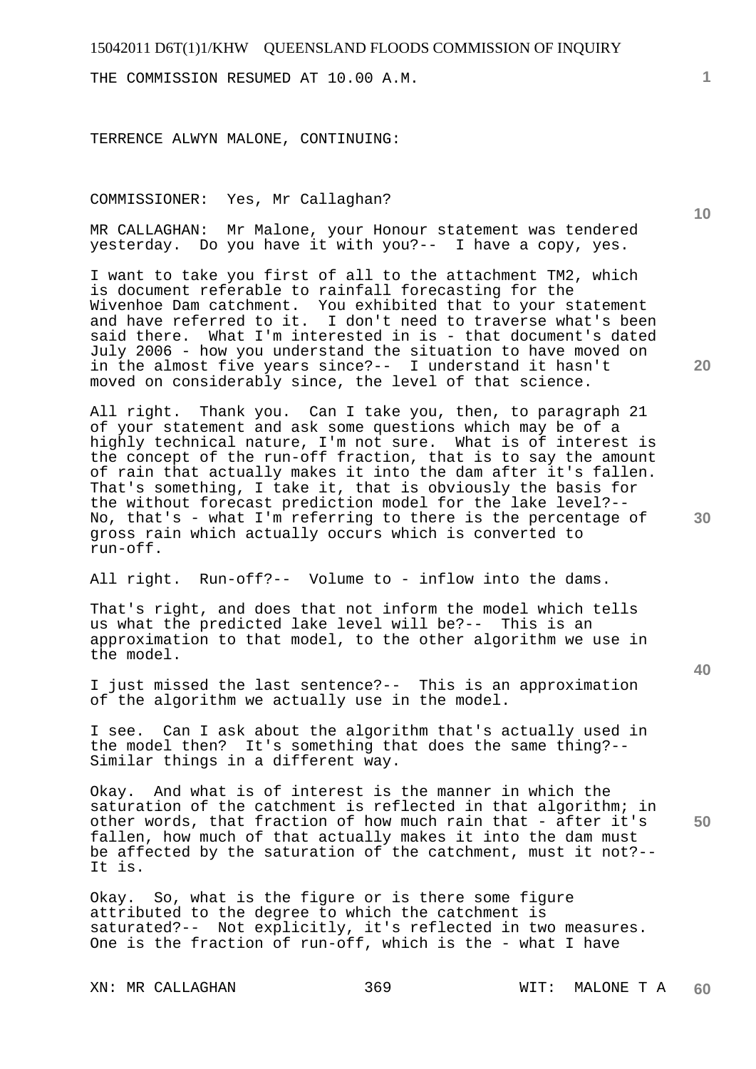THE COMMISSION RESUMED AT 10.00 A.M.

TERRENCE ALWYN MALONE, CONTINUING:

COMMISSIONER: Yes, Mr Callaghan?

MR CALLAGHAN: Mr Malone, your Honour statement was tendered yesterday. Do you have it with you?-- I have a copy, yes.

I want to take you first of all to the attachment TM2, which is document referable to rainfall forecasting for the Wivenhoe Dam catchment. You exhibited that to your statement and have referred to it. I don't need to traverse what's been said there. What I'm interested in is - that document's dated July 2006 - how you understand the situation to have moved on in the almost five years since?-- I understand it hasn't moved on considerably since, the level of that science.

All right. Thank you. Can I take you, then, to paragraph 21 of your statement and ask some questions which may be of a highly technical nature, I'm not sure. What is of interest is the concept of the run-off fraction, that is to say the amount of rain that actually makes it into the dam after it's fallen. That's something, I take it, that is obviously the basis for the without forecast prediction model for the lake level?-- No, that's - what I'm referring to there is the percentage of gross rain which actually occurs which is converted to run-off.

All right. Run-off?-- Volume to - inflow into the dams.

That's right, and does that not inform the model which tells us what the predicted lake level will be?-- This is an approximation to that model, to the other algorithm we use in the model.

I just missed the last sentence?-- This is an approximation of the algorithm we actually use in the model.

I see. Can I ask about the algorithm that's actually used in the model then? It's something that does the same thing?-- Similar things in a different way.

Okay. And what is of interest is the manner in which the saturation of the catchment is reflected in that algorithm; in other words, that fraction of how much rain that - after it's fallen, how much of that actually makes it into the dam must be affected by the saturation of the catchment, must it not?-- It is.

Okay. So, what is the figure or is there some figure attributed to the degree to which the catchment is saturated?-- Not explicitly, it's reflected in two measures. One is the fraction of run-off, which is the - what I have

XN: MR CALLAGHAN WIT: MALONE T A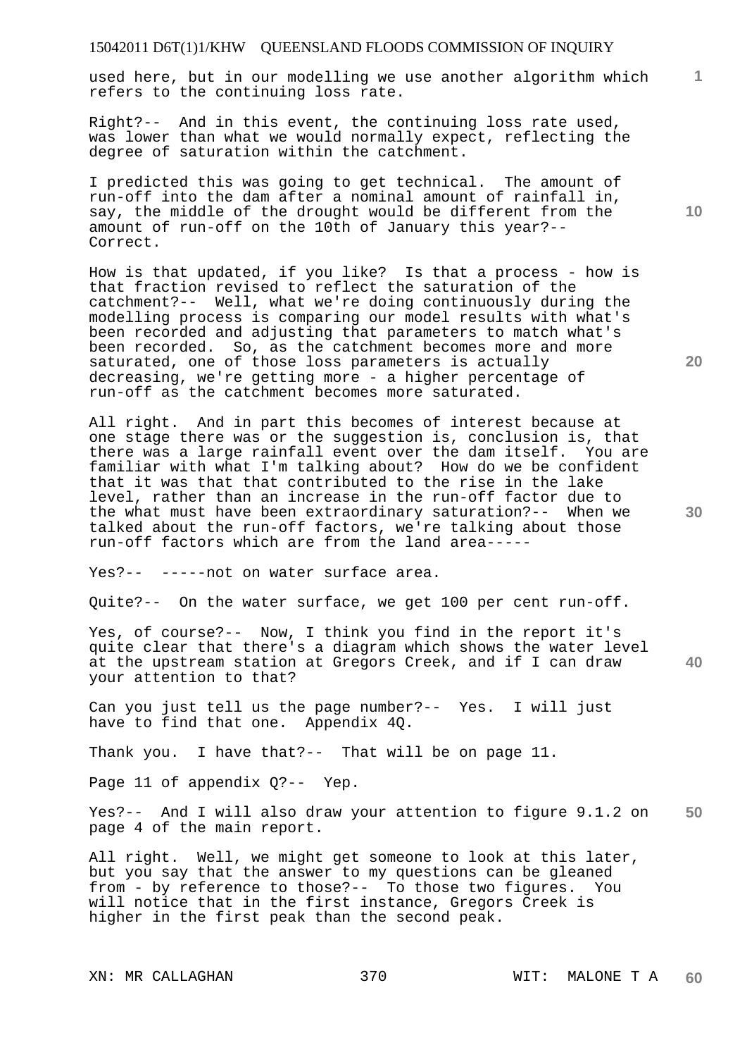used here, but in our modelling we use another algorithm which refers to the continuing loss rate.

Right?-- And in this event, the continuing loss rate used, was lower than what we would normally expect, reflecting the degree of saturation within the catchment.

I predicted this was going to get technical. The amount of run-off into the dam after a nominal amount of rainfall in, say, the middle of the drought would be different from the amount of run-off on the 10th of January this year?-- Correct.

How is that updated, if you like? Is that a process - how is that fraction revised to reflect the saturation of the catchment?-- Well, what we're doing continuously during the modelling process is comparing our model results with what's been recorded and adjusting that parameters to match what's been recorded. So, as the catchment becomes more and more saturated, one of those loss parameters is actually decreasing, we're getting more - a higher percentage of run-off as the catchment becomes more saturated.

All right. And in part this becomes of interest because at one stage there was or the suggestion is, conclusion is, that there was a large rainfall event over the dam itself. You are familiar with what I'm talking about? How do we be confident that it was that that contributed to the rise in the lake level, rather than an increase in the run-off factor due to the what must have been extraordinary saturation?-- When we talked about the run-off factors, we're talking about those run-off factors which are from the land area-----

Yes?-- -----not on water surface area.

Quite?-- On the water surface, we get 100 per cent run-off.

Yes, of course?-- Now, I think you find in the report it's quite clear that there's a diagram which shows the water level at the upstream station at Gregors Creek, and if I can draw your attention to that?

Can you just tell us the page number?-- Yes. I will just have to find that one. Appendix 4Q.

Thank you. I have that?-- That will be on page 11.

Page 11 of appendix Q?-- Yep.

Yes?-- And I will also draw your attention to figure 9.1.2 on page 4 of the main report.

All right. Well, we might get someone to look at this later, but you say that the answer to my questions can be gleaned from - by reference to those?-- To those two figures. You will notice that in the first instance, Gregors Creek is higher in the first peak than the second peak.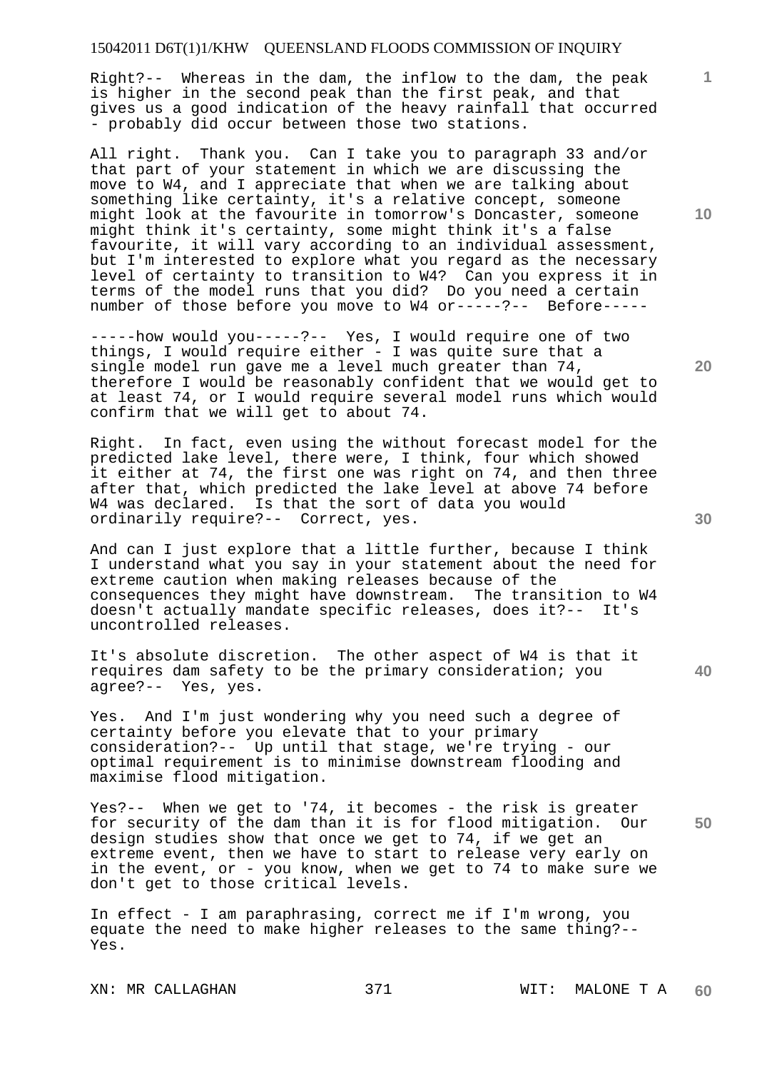Right?-- Whereas in the dam, the inflow to the dam, the peak is higher in the second peak than the first peak, and that gives us a good indication of the heavy rainfall that occurred - probably did occur between those two stations.

All right. Thank you. Can I take you to paragraph 33 and/or that part of your statement in which we are discussing the move to W4, and I appreciate that when we are talking about something like certainty, it's a relative concept, someone might look at the favourite in tomorrow's Doncaster, someone might think it's certainty, some might think it's a false favourite, it will vary according to an individual assessment, but I'm interested to explore what you regard as the necessary level of certainty to transition to W4? Can you express it in terms of the model runs that you did? Do you need a certain number of those before you move to W4 or-----?-- Before-----

-----how would you-----?-- Yes, I would require one of two things, I would require either - I was quite sure that a single model run gave me a level much greater than 74, therefore I would be reasonably confident that we would get to at least 74, or I would require several model runs which would confirm that we will get to about 74.

Right. In fact, even using the without forecast model for the predicted lake level, there were, I think, four which showed it either at 74, the first one was right on 74, and then three after that, which predicted the lake level at above 74 before W4 was declared. Is that the sort of data you would ordinarily require?-- Correct, yes.

And can I just explore that a little further, because I think I understand what you say in your statement about the need for extreme caution when making releases because of the consequences they might have downstream. The transition to W4 doesn't actually mandate specific releases, does it?-- It's uncontrolled releases.

It's absolute discretion. The other aspect of W4 is that it requires dam safety to be the primary consideration; you agree?-- Yes, yes.

Yes. And I'm just wondering why you need such a degree of certainty before you elevate that to your primary consideration?-- Up until that stage, we're trying - our optimal requirement is to minimise downstream flooding and maximise flood mitigation.

Yes?-- When we get to '74, it becomes - the risk is greater for security of the dam than it is for flood mitigation. Our design studies show that once we get to 74, if we get an extreme event, then we have to start to release very early on in the event, or - you know, when we get to 74 to make sure we don't get to those critical levels.

In effect - I am paraphrasing, correct me if I'm wrong, you equate the need to make higher releases to the same thing?-- Yes.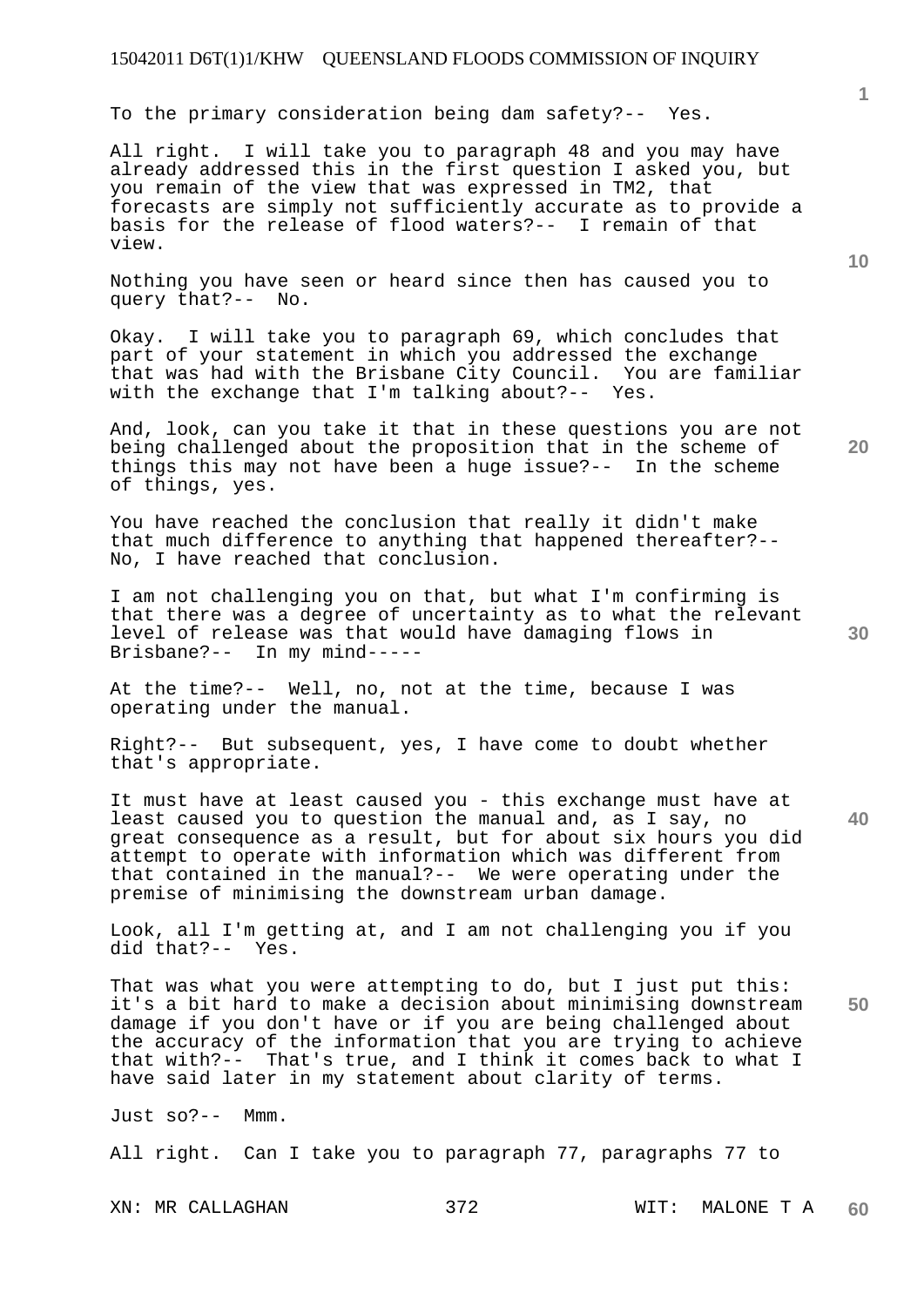To the primary consideration being dam safety?-- Yes.

All right. I will take you to paragraph 48 and you may have already addressed this in the first question I asked you, but you remain of the view that was expressed in TM2, that forecasts are simply not sufficiently accurate as to provide a basis for the release of flood waters?-- I remain of that view.

Nothing you have seen or heard since then has caused you to query that?-- No.

Okay. I will take you to paragraph 69, which concludes that part of your statement in which you addressed the exchange that was had with the Brisbane City Council. You are familiar with the exchange that I'm talking about?-- Yes.

And, look, can you take it that in these questions you are not being challenged about the proposition that in the scheme of things this may not have been a huge issue?-- In the scheme of things, yes.

You have reached the conclusion that really it didn't make that much difference to anything that happened thereafter?-- No, I have reached that conclusion.

I am not challenging you on that, but what I'm confirming is that there was a degree of uncertainty as to what the relevant level of release was that would have damaging flows in Brisbane?-- In my mind-----

At the time?-- Well, no, not at the time, because I was operating under the manual.

Right?-- But subsequent, yes, I have come to doubt whether that's appropriate.

It must have at least caused you - this exchange must have at least caused you to question the manual and, as I say, no great consequence as a result, but for about six hours you did attempt to operate with information which was different from that contained in the manual?-- We were operating under the premise of minimising the downstream urban damage.

Look, all I'm getting at, and I am not challenging you if you did that?-- Yes.

That was what you were attempting to do, but I just put this: it's a bit hard to make a decision about minimising downstream damage if you don't have or if you are being challenged about the accuracy of the information that you are trying to achieve that with?-- That's true, and I think it comes back to what I have said later in my statement about clarity of terms.

Just so?-- Mmm.

All right. Can I take you to paragraph 77, paragraphs 77 to

XN: MR CALLAGHAN WIT: MALONE T A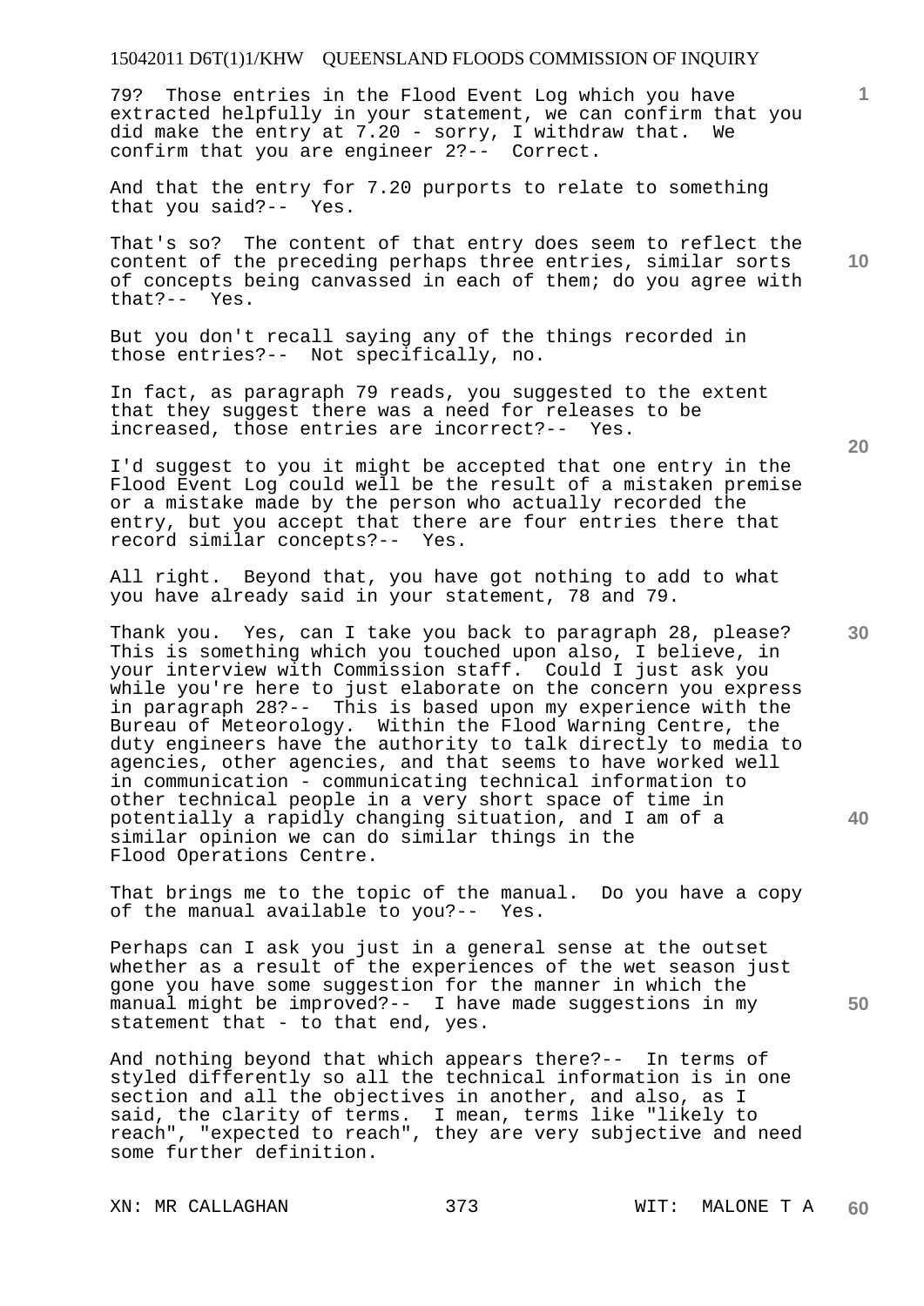79? Those entries in the Flood Event Log which you have extracted helpfully in your statement, we can confirm that you did make the entry at 7.20 - sorry, I withdraw that. We confirm that you are engineer 2?-- Correct.

And that the entry for 7.20 purports to relate to something that you said?-- Yes.

That's so? The content of that entry does seem to reflect the content of the preceding perhaps three entries, similar sorts of concepts being canvassed in each of them; do you agree with that?-- Yes.

But you don't recall saying any of the things recorded in those entries?-- Not specifically, no.

In fact, as paragraph 79 reads, you suggested to the extent that they suggest there was a need for releases to be increased, those entries are incorrect?-- Yes.

I'd suggest to you it might be accepted that one entry in the Flood Event Log could well be the result of a mistaken premise or a mistake made by the person who actually recorded the entry, but you accept that there are four entries there that record similar concepts?-- Yes.

All right. Beyond that, you have got nothing to add to what you have already said in your statement, 78 and 79.

Thank you. Yes, can I take you back to paragraph 28, please? This is something which you touched upon also, I believe, in your interview with Commission staff. Could I just ask you while you're here to just elaborate on the concern you express in paragraph 28?-- This is based upon my experience with the Bureau of Meteorology. Within the Flood Warning Centre, the duty engineers have the authority to talk directly to media to agencies, other agencies, and that seems to have worked well in communication - communicating technical information to other technical people in a very short space of time in potentially a rapidly changing situation, and I am of a similar opinion we can do similar things in the Flood Operations Centre.

That brings me to the topic of the manual. Do you have a copy of the manual available to you?-- Yes.

Perhaps can I ask you just in a general sense at the outset whether as a result of the experiences of the wet season just gone you have some suggestion for the manner in which the manual might be improved?-- I have made suggestions in my statement that - to that end, yes.

And nothing beyond that which appears there?-- In terms of styled differently so all the technical information is in one section and all the objectives in another, and also, as I said, the clarity of terms. I mean, terms like "likely to reach", "expected to reach", they are very subjective and need some further definition.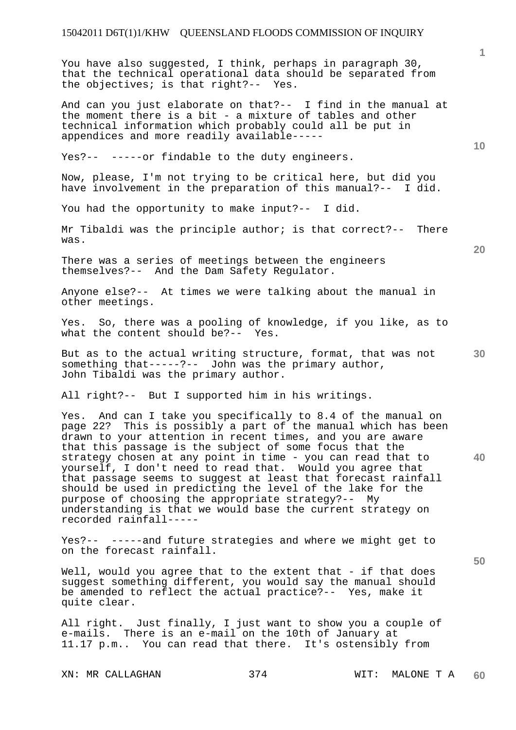You have also suggested, I think, perhaps in paragraph 30, that the technical operational data should be separated from the objectives; is that right?-- Yes.

And can you just elaborate on that?-- I find in the manual at the moment there is a bit - a mixture of tables and other technical information which probably could all be put in appendices and more readily available-----

Yes?-- -----or findable to the duty engineers.

Now, please, I'm not trying to be critical here, but did you have involvement in the preparation of this manual?-- I did.

You had the opportunity to make input?-- I did.

Mr Tibaldi was the principle author; is that correct?-- There was.

There was a series of meetings between the engineers themselves?-- And the Dam Safety Regulator.

Anyone else?-- At times we were talking about the manual in other meetings.

Yes. So, there was a pooling of knowledge, if you like, as to what the content should be?-- Yes.

But as to the actual writing structure, format, that was not something that-----?-- John was the primary author, John Tibaldi was the primary author.

All right?-- But I supported him in his writings.

Yes. And can I take you specifically to 8.4 of the manual on page 22? This is possibly a part of the manual which has been drawn to your attention in recent times, and you are aware that this passage is the subject of some focus that the strategy chosen at any point in time - you can read that to yourself, I don't need to read that. Would you agree that that passage seems to suggest at least that forecast rainfall should be used in predicting the level of the lake for the purpose of choosing the appropriate strategy?-- My understanding is that we would base the current strategy on recorded rainfall-----

Yes?-- -----and future strategies and where we might get to on the forecast rainfall.

Well, would you agree that to the extent that - if that does suggest something different, you would say the manual should be amended to reflect the actual practice?-- Yes, make it quite clear.

All right. Just finally, I just want to show you a couple of e-mails. There is an e-mail on the 10th of January at 11.17 p.m.. You can read that there. It's ostensibly from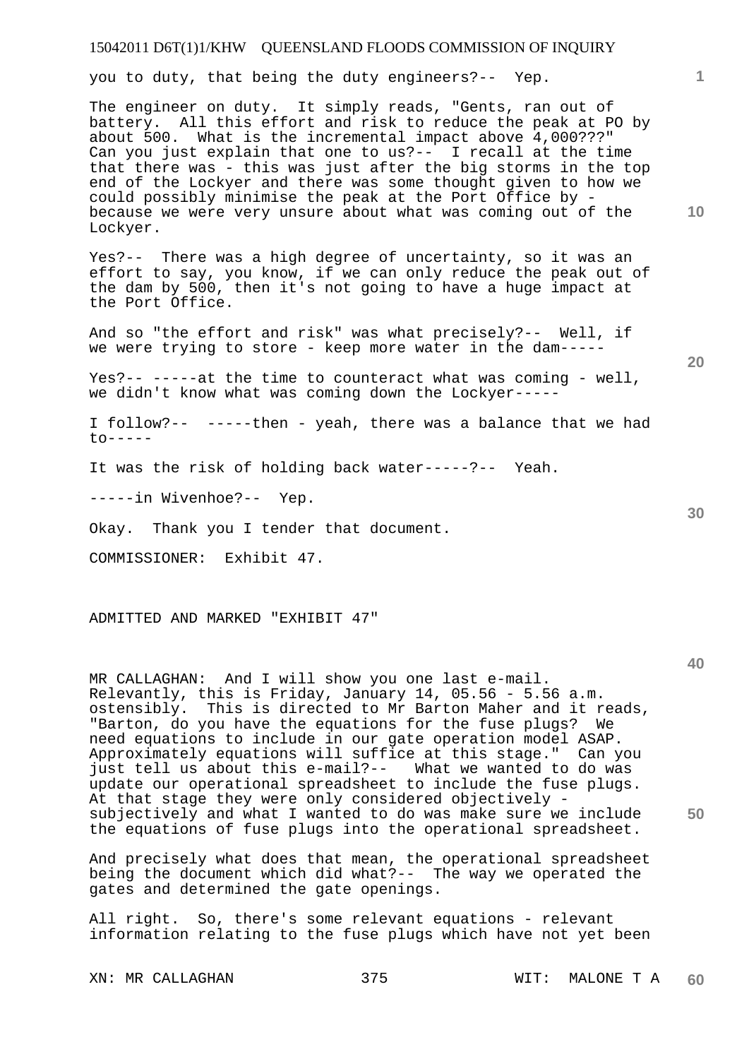you to duty, that being the duty engineers?-- Yep.

The engineer on duty. It simply reads, "Gents, ran out of battery. All this effort and risk to reduce the peak at PO by about 500. What is the incremental impact above 4,000???" Can you just explain that one to us?-- I recall at the time that there was - this was just after the big storms in the top end of the Lockyer and there was some thought given to how we could possibly minimise the peak at the Port Office by - because we were very unsure about what was coming out of the Lockyer.

Yes?-- There was a high degree of uncertainty, so it was an effort to say, you know, if we can only reduce the peak out of the dam by 500, then it's not going to have a huge impact at the Port Office.

And so "the effort and risk" was what precisely?-- Well, if we were trying to store - keep more water in the dam-----

Yes?-- -----at the time to counteract what was coming - well, we didn't know what was coming down the Lockyer-----

I follow?-- -----then - yeah, there was a balance that we had to-----

It was the risk of holding back water-----?-- Yeah.

-----in Wivenhoe?-- Yep.

Okay. Thank you I tender that document.

COMMISSIONER: Exhibit 47.

ADMITTED AND MARKED "EXHIBIT 47"

MR CALLAGHAN: And I will show you one last e-mail. Relevantly, this is Friday, January 14, 05.56 - 5.56 a.m. ostensibly. This is directed to Mr Barton Maher and it reads, "Barton, do you have the equations for the fuse plugs? We need equations to include in our gate operation model ASAP. Approximately equations will suffice at this stage." Can you just tell us about this e-mail?-- What we wanted to do was update our operational spreadsheet to include the fuse plugs. At that stage they were only considered objectively - subjectively and what I wanted to do was make sure we include the equations of fuse plugs into the operational spreadsheet.

And precisely what does that mean, the operational spreadsheet being the document which did what?-- The way we operated the gates and determined the gate openings.

All right. So, there's some relevant equations - relevant information relating to the fuse plugs which have not yet been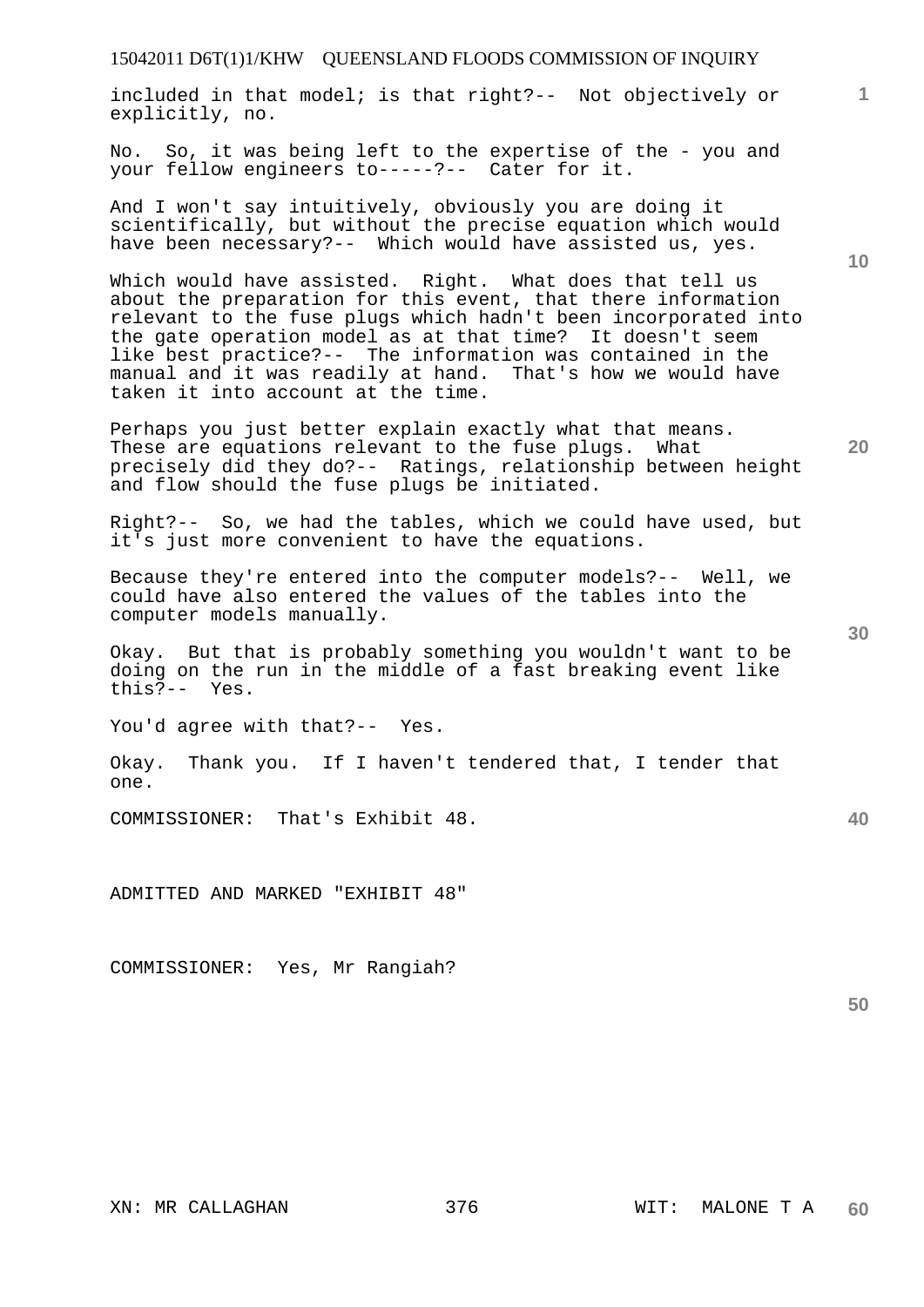included in that model; is that right?-- Not objectively or explicitly, no.

No. So, it was being left to the expertise of the - you and your fellow engineers to-----?-- Cater for it.

And I won't say intuitively, obviously you are doing it scientifically, but without the precise equation which would have been necessary?-- Which would have assisted us, yes.

Which would have assisted. Right. What does that tell us about the preparation for this event, that there information relevant to the fuse plugs which hadn't been incorporated into the gate operation model as at that time? It doesn't seem like best practice?-- The information was contained in the manual and it was readily at hand. That's how we would have taken it into account at the time.

Perhaps you just better explain exactly what that means. These are equations relevant to the fuse plugs. What precisely did they do?-- Ratings, relationship between height and flow should the fuse plugs be initiated.

Right?-- So, we had the tables, which we could have used, but it's just more convenient to have the equations.

Because they're entered into the computer models?-- Well, we could have also entered the values of the tables into the computer models manually.

Okay. But that is probably something you wouldn't want to be doing on the run in the middle of a fast breaking event like this?-- Yes.

You'd agree with that?-- Yes.

Okay. Thank you. If I haven't tendered that, I tender that one.

COMMISSIONER: That's Exhibit 48.

ADMITTED AND MARKED "EXHIBIT 48"

COMMISSIONER: Yes, Mr Rangiah?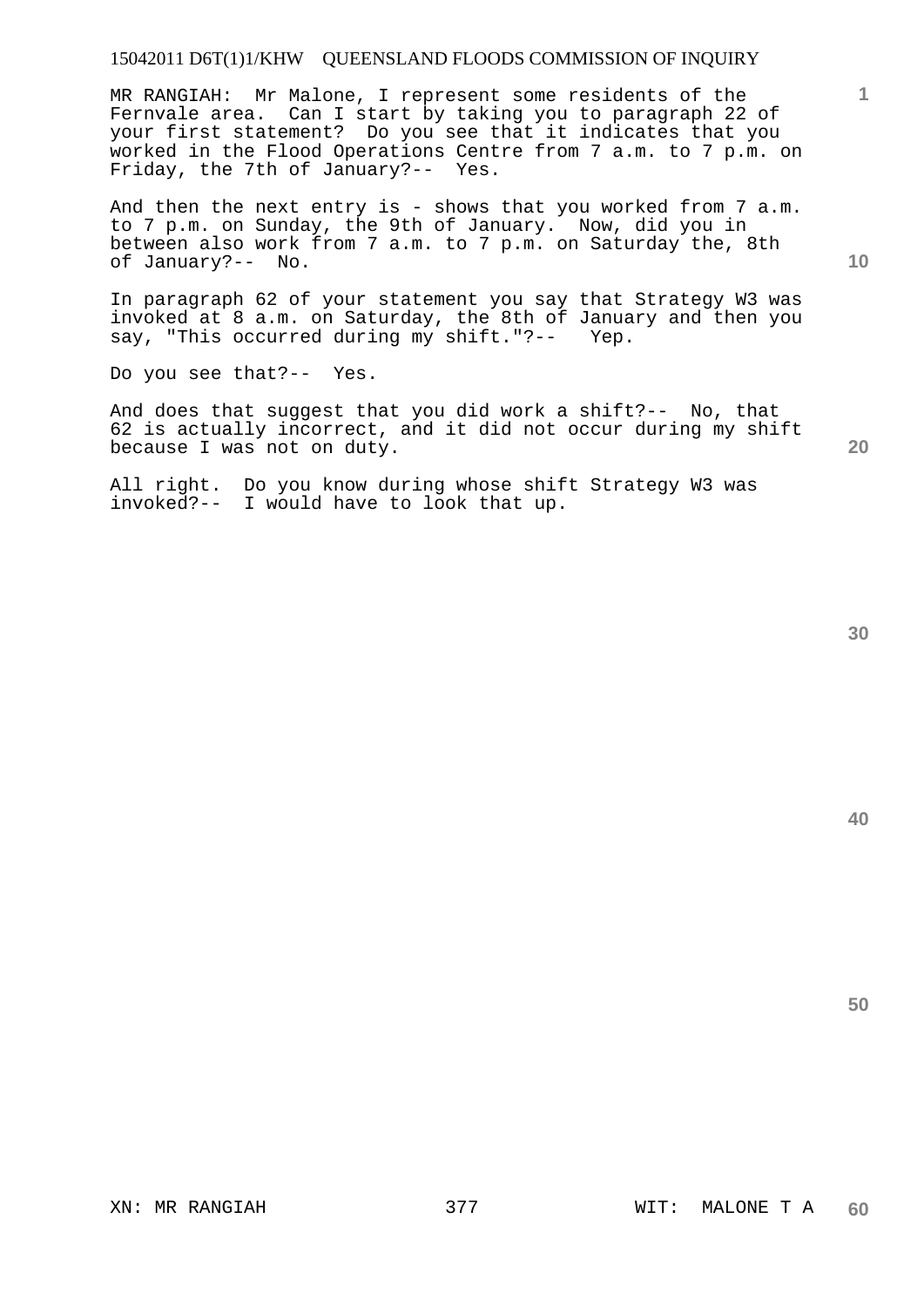MR RANGIAH: Mr Malone, I represent some residents of the Fernvale area. Can I start by taking you to paragraph 22 of your first statement? Do you see that it indicates that you worked in the Flood Operations Centre from 7 a.m. to 7 p.m. on Friday, the 7th of January?-- Yes.

And then the next entry is - shows that you worked from 7 a.m. to 7 p.m. on Sunday, the 9th of January. Now, did you in between also work from 7 a.m. to 7 p.m. on Saturday the, 8th of January?-- No.

In paragraph 62 of your statement you say that Strategy W3 was invoked at 8 a.m. on Saturday, the 8th of January and then you say, "This occurred during my shift."?-- Yep.

Do you see that?-- Yes.

And does that suggest that you did work a shift?-- No, that 62 is actually incorrect, and it did not occur during my shift because I was not on duty.

All right. Do you know during whose shift Strategy W3 was invoked?-- I would have to look that up.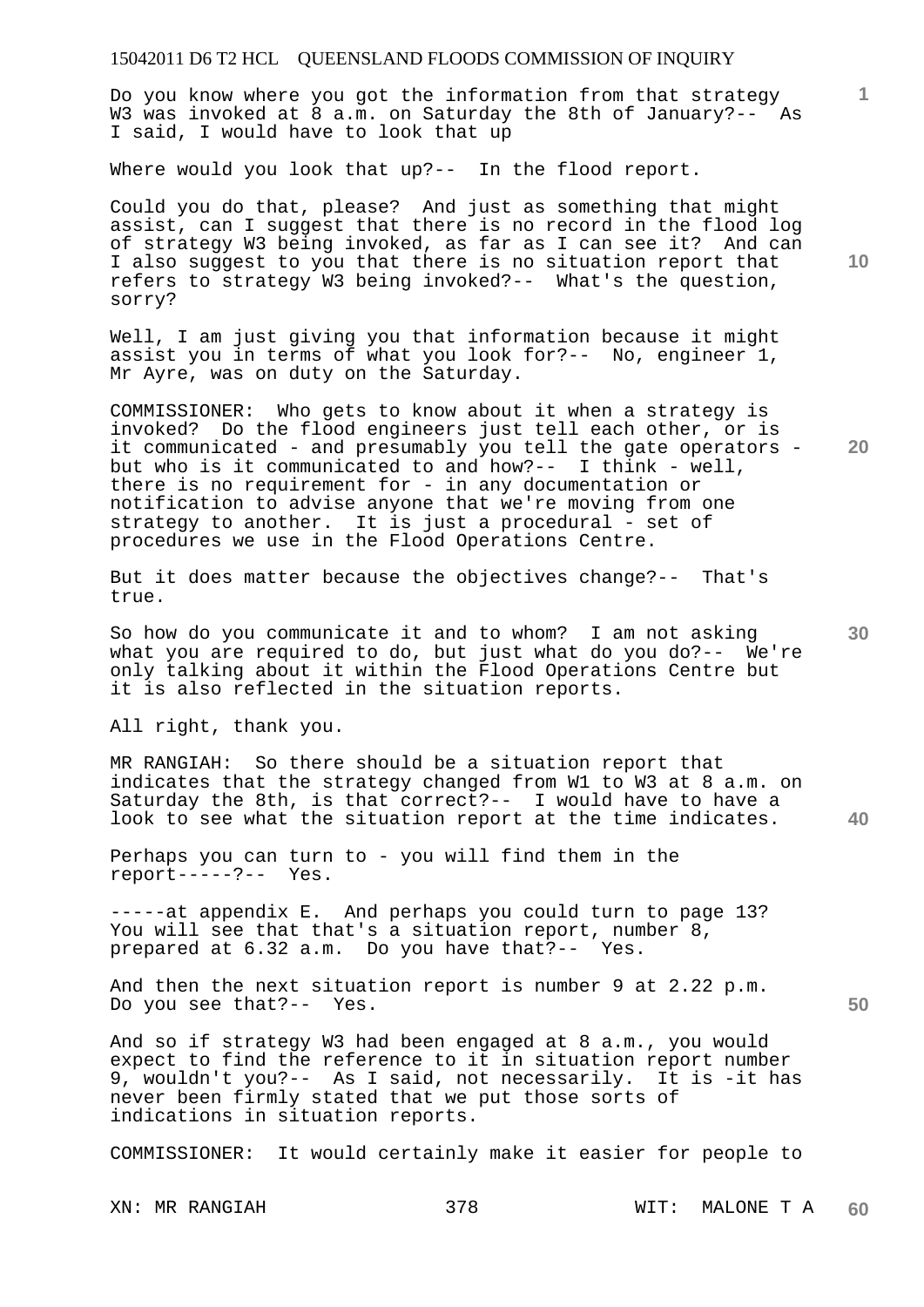Do you know where you got the information from that strategy W3 was invoked at 8 a.m. on Saturday the 8th of January?-- As I said, I would have to look that up

Where would you look that up?-- In the flood report.

Could you do that, please? And just as something that might assist, can I suggest that there is no record in the flood log of strategy W3 being invoked, as far as I can see it? And can I also suggest to you that there is no situation report that refers to strategy W3 being invoked?-- What's the question, sorry?

Well, I am just giving you that information because it might assist you in terms of what you look for?-- No, engineer 1, Mr Ayre, was on duty on the Saturday.

COMMISSIONER: Who gets to know about it when a strategy is invoked? Do the flood engineers just tell each other, or is it communicated - and presumably you tell the gate operators - but who is it communicated to and how?-- I think - well, there is no requirement for - in any documentation or notification to advise anyone that we're moving from one strategy to another. It is just a procedural - set of procedures we use in the Flood Operations Centre.

But it does matter because the objectives change?-- That's true.

So how do you communicate it and to whom? I am not asking what you are required to do, but just what do you do?-- We're only talking about it within the Flood Operations Centre but it is also reflected in the situation reports.

All right, thank you.

MR RANGIAH: So there should be a situation report that indicates that the strategy changed from W1 to W3 at 8 a.m. on Saturday the 8th, is that correct?-- I would have to have a look to see what the situation report at the time indicates.

Perhaps you can turn to - you will find them in the report-----?-- Yes.

-----at appendix E. And perhaps you could turn to page 13? You will see that that's a situation report, number 8, prepared at 6.32 a.m. Do you have that?-- Yes.

And then the next situation report is number 9 at 2.22 p.m. Do you see that?-- Yes.

And so if strategy W3 had been engaged at 8 a.m., you would expect to find the reference to it in situation report number 9, wouldn't you?-- As I said, not necessarily. It is -it has never been firmly stated that we put those sorts of indications in situation reports.

COMMISSIONER: It would certainly make it easier for people to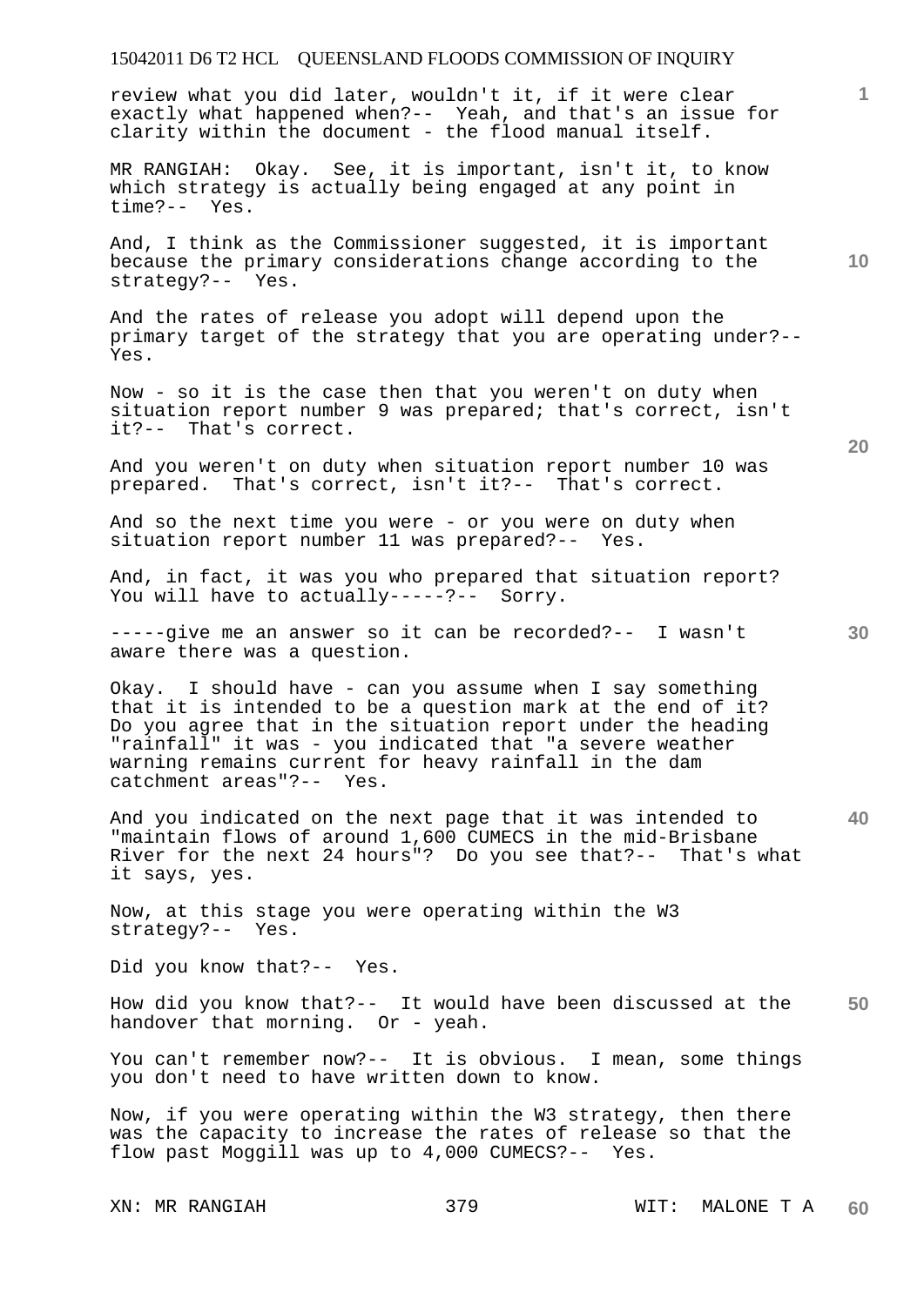review what you did later, wouldn't it, if it were clear exactly what happened when?-- Yeah, and that's an issue for clarity within the document - the flood manual itself.

MR RANGIAH: Okay. See, it is important, isn't it, to know which strategy is actually being engaged at any point in time?-- Yes.

And, I think as the Commissioner suggested, it is important because the primary considerations change according to the strategy?-- Yes.

And the rates of release you adopt will depend upon the primary target of the strategy that you are operating under?-- Yes.

Now - so it is the case then that you weren't on duty when situation report number 9 was prepared; that's correct, isn't it?-- That's correct.

And you weren't on duty when situation report number 10 was prepared. That's correct, isn't it?-- That's correct.

And so the next time you were - or you were on duty when situation report number 11 was prepared?-- Yes.

And, in fact, it was you who prepared that situation report? You will have to actually-----?-- Sorry.

-----give me an answer so it can be recorded?-- I wasn't aware there was a question.

Okay. I should have - can you assume when I say something that it is intended to be a question mark at the end of it? Do you agree that in the situation report under the heading "rainfall" it was - you indicated that "a severe weather warning remains current for heavy rainfall in the dam catchment areas"?-- Yes.

And you indicated on the next page that it was intended to "maintain flows of around 1,600 CUMECS in the mid-Brisbane River for the next 24 hours"? Do you see that?-- That's what it says, yes.

Now, at this stage you were operating within the W3 strategy?-- Yes.

Did you know that?-- Yes.

How did you know that?-- It would have been discussed at the handover that morning. Or - yeah.

You can't remember now?-- It is obvious. I mean, some things you don't need to have written down to know.

Now, if you were operating within the W3 strategy, then there was the capacity to increase the rates of release so that the flow past Moggill was up to 4,000 CUMECS?-- Yes.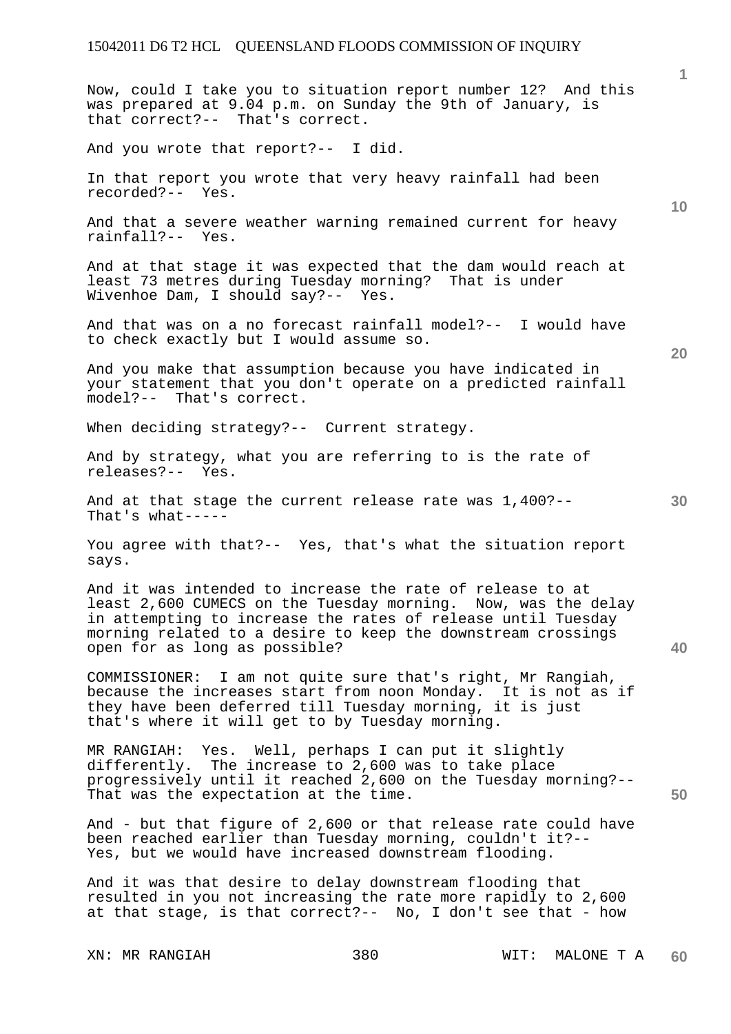Now, could I take you to situation report number 12? And this was prepared at 9.04 p.m. on Sunday the 9th of January, is that correct?-- That's correct.

And you wrote that report?-- I did.

In that report you wrote that very heavy rainfall had been recorded?-- Yes.

And that a severe weather warning remained current for heavy rainfall?-- Yes.

And at that stage it was expected that the dam would reach at least 73 metres during Tuesday morning? That is under Wivenhoe Dam, I should say?-- Yes.

And that was on a no forecast rainfall model?-- I would have to check exactly but I would assume so.

And you make that assumption because you have indicated in your statement that you don't operate on a predicted rainfall model?-- That's correct.

When deciding strategy?-- Current strategy.

And by strategy, what you are referring to is the rate of releases?-- Yes.

And at that stage the current release rate was 1,400?-- That's what-----

You agree with that?-- Yes, that's what the situation report says.

And it was intended to increase the rate of release to at least 2,600 CUMECS on the Tuesday morning. Now, was the delay in attempting to increase the rates of release until Tuesday morning related to a desire to keep the downstream crossings open for as long as possible?

COMMISSIONER: I am not quite sure that's right, Mr Rangiah, because the increases start from noon Monday. It is not as if they have been deferred till Tuesday morning, it is just that's where it will get to by Tuesday morning.

MR RANGIAH: Yes. Well, perhaps I can put it slightly differently. The increase to 2,600 was to take place progressively until it reached 2,600 on the Tuesday morning?-- That was the expectation at the time.

And - but that figure of 2,600 or that release rate could have been reached earlier than Tuesday morning, couldn't it?-- Yes, but we would have increased downstream flooding.

And it was that desire to delay downstream flooding that resulted in you not increasing the rate more rapidly to 2,600 at that stage, is that correct?-- No, I don't see that - how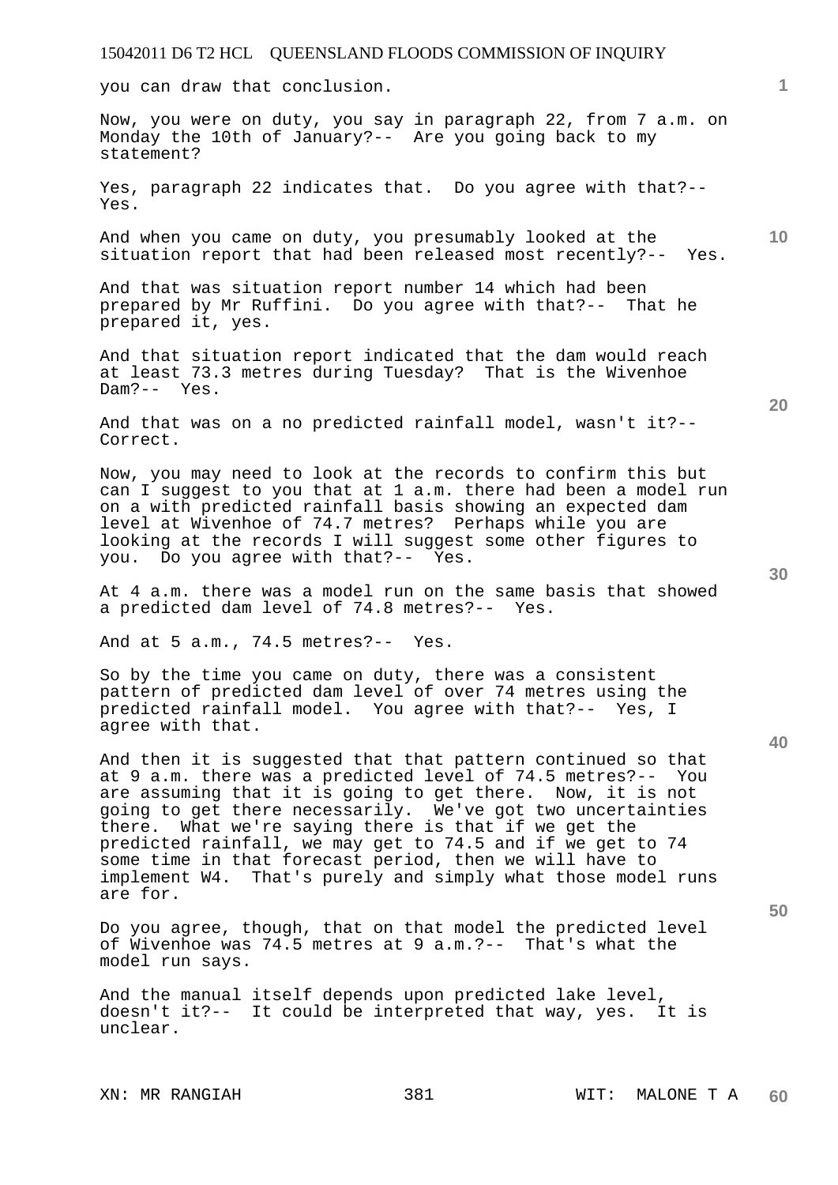you can draw that conclusion.

Now, you were on duty, you say in paragraph 22, from 7 a.m. on Monday the 10th of January?-- Are you going back to my statement?

Yes, paragraph 22 indicates that. Do you agree with that?-- Yes.

And when you came on duty, you presumably looked at the situation report that had been released most recently?-- Yes.

And that was situation report number 14 which had been prepared by Mr Ruffini. Do you agree with that?-- That he prepared it, yes.

And that situation report indicated that the dam would reach at least 73.3 metres during Tuesday? That is the Wivenhoe Dam?-- Yes.

And that was on a no predicted rainfall model, wasn't it?-- Correct.

Now, you may need to look at the records to confirm this but can I suggest to you that at 1 a.m. there had been a model run on a with predicted rainfall basis showing an expected dam level at Wivenhoe of 74.7 metres? Perhaps while you are looking at the records I will suggest some other figures to you. Do you agree with that?-- Yes.

At 4 a.m. there was a model run on the same basis that showed a predicted dam level of 74.8 metres?-- Yes.

And at 5 a.m., 74.5 metres?-- Yes.

So by the time you came on duty, there was a consistent pattern of predicted dam level of over 74 metres using the predicted rainfall model. You agree with that?-- Yes, I agree with that.

And then it is suggested that that pattern continued so that at 9 a.m. there was a predicted level of 74.5 metres?-- You are assuming that it is going to get there. Now, it is not going to get there necessarily. We've got two uncertainties there. What we're saying there is that if we get the predicted rainfall, we may get to 74.5 and if we get to 74 some time in that forecast period, then we will have to implement W4. That's purely and simply what those model runs are for.

Do you agree, though, that on that model the predicted level of Wivenhoe was 74.5 metres at 9 a.m.?-- That's what the model run says.

And the manual itself depends upon predicted lake level, doesn't it?-- It could be interpreted that way, yes. It is unclear.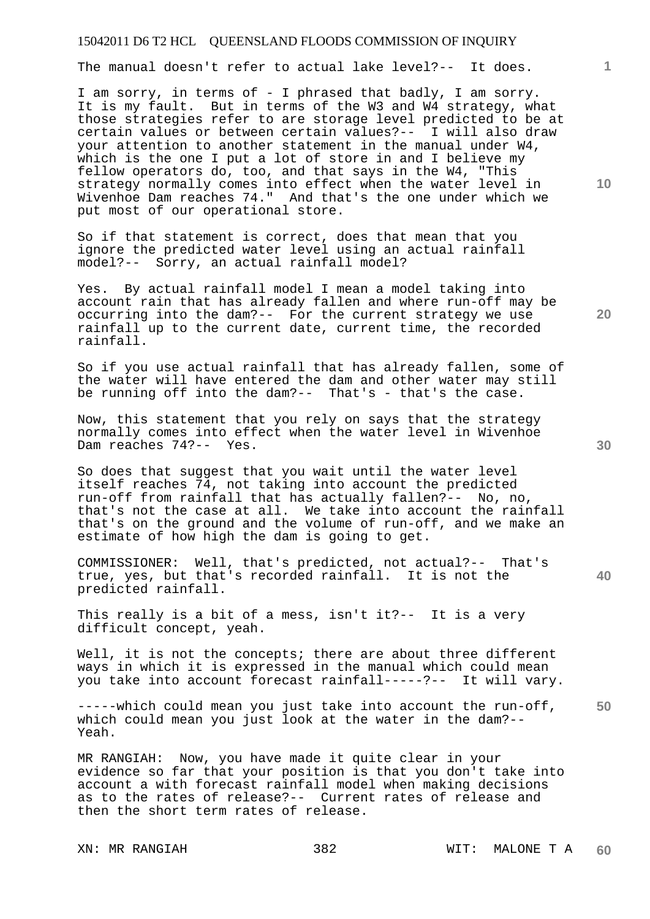The manual doesn't refer to actual lake level?-- It does.

I am sorry, in terms of - I phrased that badly, I am sorry. It is my fault. But in terms of the W3 and W4 strategy, what those strategies refer to are storage level predicted to be at certain values or between certain values?-- I will also draw your attention to another statement in the manual under W4, which is the one I put a lot of store in and I believe my fellow operators do, too, and that says in the W4, "This strategy normally comes into effect when the water level in Wivenhoe Dam reaches 74." And that's the one under which we put most of our operational store.

So if that statement is correct, does that mean that you ignore the predicted water level using an actual rainfall model?-- Sorry, an actual rainfall model?

Yes. By actual rainfall model I mean a model taking into account rain that has already fallen and where run-off may be occurring into the dam?-- For the current strategy we use rainfall up to the current date, current time, the recorded rainfall.

So if you use actual rainfall that has already fallen, some of the water will have entered the dam and other water may still be running off into the dam?-- That's - that's the case.

Now, this statement that you rely on says that the strategy normally comes into effect when the water level in Wivenhoe Dam reaches 74?-- Yes.

So does that suggest that you wait until the water level itself reaches 74, not taking into account the predicted run-off from rainfall that has actually fallen?-- No, no, that's not the case at all. We take into account the rainfall that's on the ground and the volume of run-off, and we make an estimate of how high the dam is going to get.

COMMISSIONER: Well, that's predicted, not actual?-- That's true, yes, but that's recorded rainfall. It is not the predicted rainfall.

This really is a bit of a mess, isn't it?-- It is a very difficult concept, yeah.

Well, it is not the concepts; there are about three different ways in which it is expressed in the manual which could mean you take into account forecast rainfall-----?-- It will vary.

-----which could mean you just take into account the run-off, which could mean you just look at the water in the dam?-- Yeah.

MR RANGIAH: Now, you have made it quite clear in your evidence so far that your position is that you don't take into account a with forecast rainfall model when making decisions as to the rates of release?-- Current rates of release and then the short term rates of release.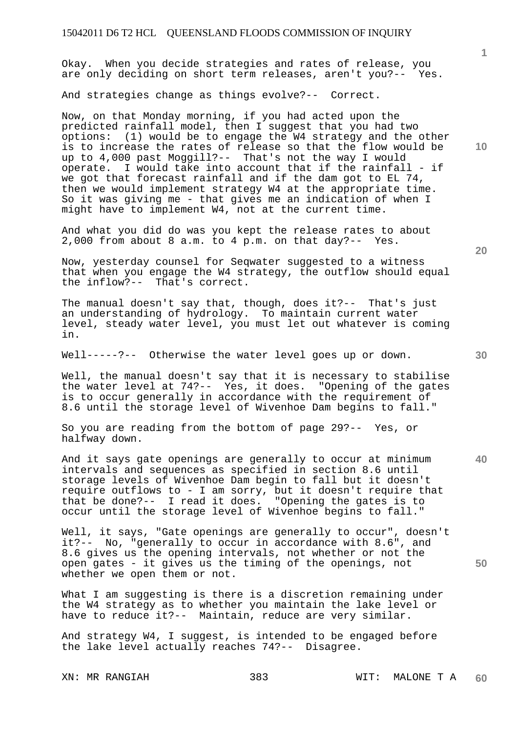Okay. When you decide strategies and rates of release, you are only deciding on short term releases, aren't you?-- Yes.

And strategies change as things evolve?-- Correct.

Now, on that Monday morning, if you had acted upon the predicted rainfall model, then I suggest that you had two options: (1) would be to engage the W4 strategy and the other is to increase the rates of release so that the flow would be up to 4,000 past Moggill?-- That's not the way I would operate. I would take into account that if the rainfall - if we got that forecast rainfall and if the dam got to EL 74, then we would implement strategy W4 at the appropriate time. So it was giving me - that gives me an indication of when I might have to implement W4, not at the current time.

And what you did do was you kept the release rates to about 2,000 from about 8 a.m. to 4 p.m. on that day?-- Yes.

Now, yesterday counsel for Seqwater suggested to a witness that when you engage the W4 strategy, the outflow should equal the inflow?-- That's correct.

The manual doesn't say that, though, does it?-- That's just an understanding of hydrology. To maintain current water level, steady water level, you must let out whatever is coming in.

Well-----?-- Otherwise the water level goes up or down.

Well, the manual doesn't say that it is necessary to stabilise the water level at 74?-- Yes, it does. "Opening of the gates is to occur generally in accordance with the requirement of 8.6 until the storage level of Wivenhoe Dam begins to fall."

So you are reading from the bottom of page 29?-- Yes, or halfway down.

And it says gate openings are generally to occur at minimum intervals and sequences as specified in section 8.6 until storage levels of Wivenhoe Dam begin to fall but it doesn't require outflows to - I am sorry, but it doesn't require that that be done?-- I read it does. "Opening the gates is to occur until the storage level of Wivenhoe begins to fall."

Well, it says, "Gate openings are generally to occur", doesn't it?-- No, "generally to occur in accordance with 8.6", and 8.6 gives us the opening intervals, not whether or not the open gates - it gives us the timing of the openings, not whether we open them or not.

What I am suggesting is there is a discretion remaining under the W4 strategy as to whether you maintain the lake level or have to reduce it?-- Maintain, reduce are very similar.

And strategy W4, I suggest, is intended to be engaged before the lake level actually reaches 74?-- Disagree.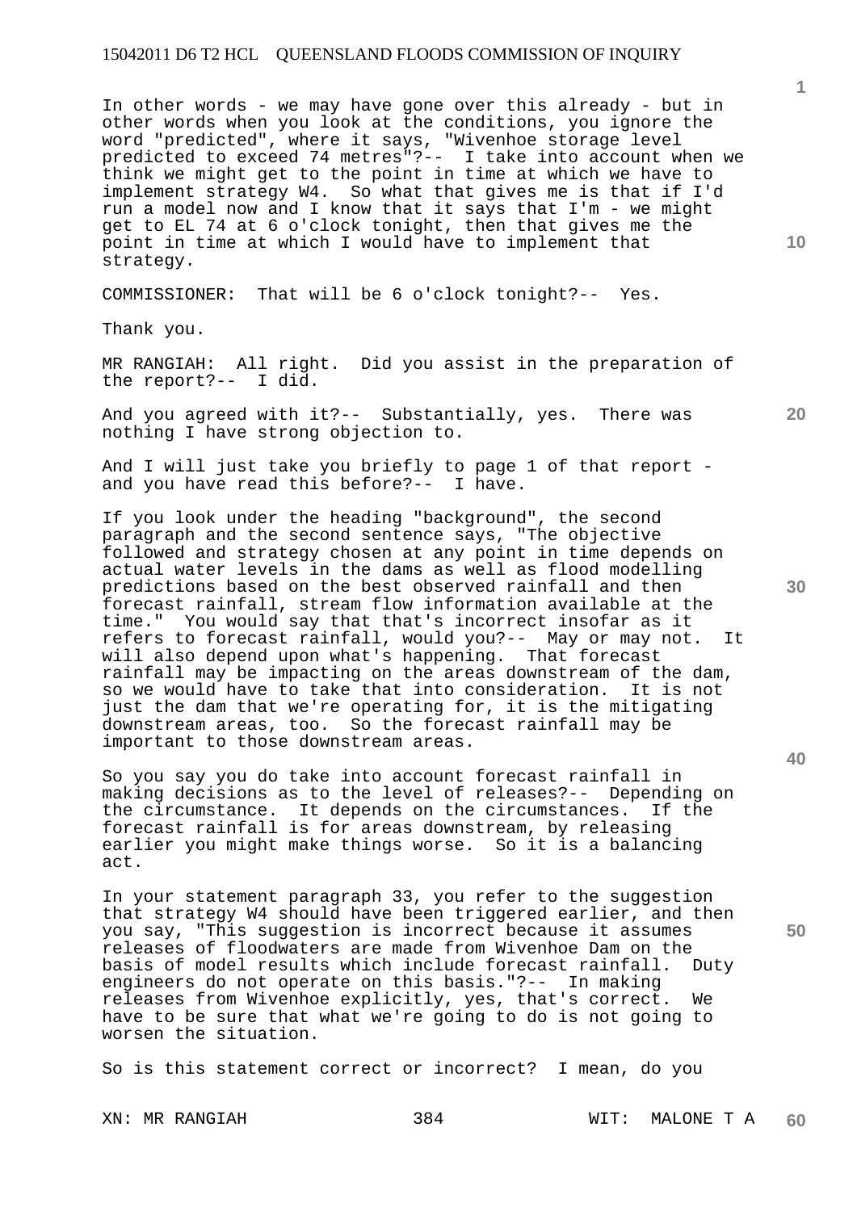In other words - we may have gone over this already - but in other words when you look at the conditions, you ignore the word "predicted", where it says, "Wivenhoe storage level predicted to exceed 74 metres"?-- I take into account when we think we might get to the point in time at which we have to implement strategy W4. So what that gives me is that if I'd run a model now and I know that it says that I'm - we might get to EL 74 at 6 o'clock tonight, then that gives me the point in time at which I would have to implement that strategy.

COMMISSIONER: That will be 6 o'clock tonight?-- Yes.

Thank you.

MR RANGIAH: All right. Did you assist in the preparation of the report?-- I did.

And you agreed with it?-- Substantially, yes. There was nothing I have strong objection to.

And I will just take you briefly to page 1 of that report - and you have read this before?-- I have.

If you look under the heading "background", the second paragraph and the second sentence says, "The objective followed and strategy chosen at any point in time depends on actual water levels in the dams as well as flood modelling predictions based on the best observed rainfall and then forecast rainfall, stream flow information available at the time." You would say that that's incorrect insofar as it refers to forecast rainfall, would you?-- May or may not. It will also depend upon what's happening. That forecast rainfall may be impacting on the areas downstream of the dam, so we would have to take that into consideration. It is not just the dam that we're operating for, it is the mitigating downstream areas, too. So the forecast rainfall may be important to those downstream areas.

So you say you do take into account forecast rainfall in making decisions as to the level of releases?-- Depending on the circumstance. It depends on the circumstances. If the forecast rainfall is for areas downstream, by releasing earlier you might make things worse. So it is a balancing act.

In your statement paragraph 33, you refer to the suggestion that strategy W4 should have been triggered earlier, and then you say, "This suggestion is incorrect because it assumes releases of floodwaters are made from Wivenhoe Dam on the basis of model results which include forecast rainfall. Duty engineers do not operate on this basis."?-- In making releases from Wivenhoe explicitly, yes, that's correct. We have to be sure that what we're going to do is not going to worsen the situation.

So is this statement correct or incorrect? I mean, do you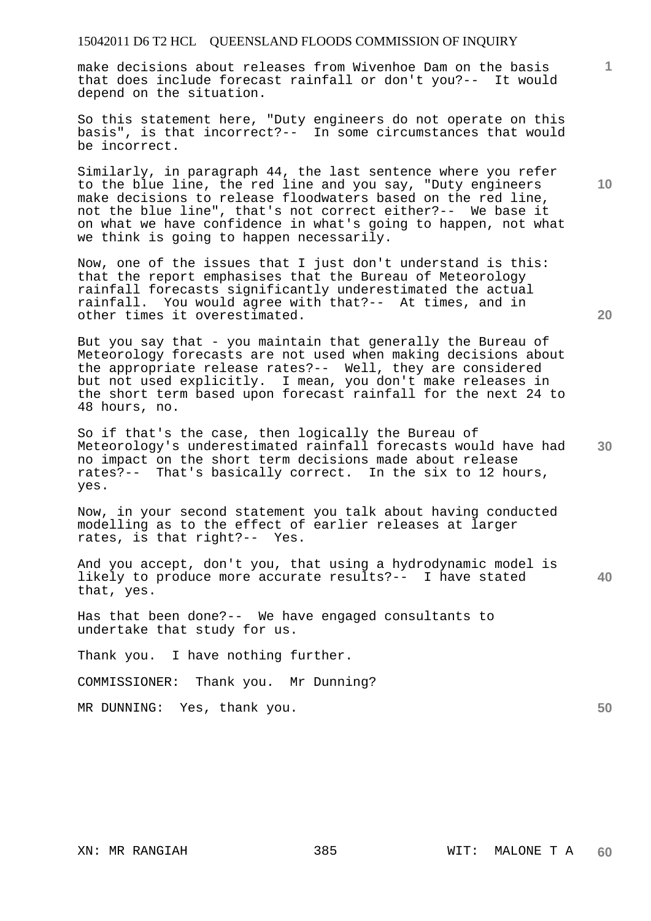make decisions about releases from Wivenhoe Dam on the basis that does include forecast rainfall or don't you?-- It would depend on the situation.

So this statement here, "Duty engineers do not operate on this basis", is that incorrect?-- In some circumstances that would be incorrect.

Similarly, in paragraph 44, the last sentence where you refer to the blue line, the red line and you say, "Duty engineers make decisions to release floodwaters based on the red line, not the blue line", that's not correct either?-- We base it on what we have confidence in what's going to happen, not what we think is going to happen necessarily.

Now, one of the issues that I just don't understand is this: that the report emphasises that the Bureau of Meteorology rainfall forecasts significantly underestimated the actual rainfall. You would agree with that?-- At times, and in other times it overestimated.

But you say that - you maintain that generally the Bureau of Meteorology forecasts are not used when making decisions about the appropriate release rates?-- Well, they are considered but not used explicitly. I mean, you don't make releases in the short term based upon forecast rainfall for the next 24 to 48 hours, no.

So if that's the case, then logically the Bureau of Meteorology's underestimated rainfall forecasts would have had no impact on the short term decisions made about release rates?-- That's basically correct. In the six to 12 hours, yes.

Now, in your second statement you talk about having conducted modelling as to the effect of earlier releases at larger rates, is that right?-- Yes.

And you accept, don't you, that using a hydrodynamic model is likely to produce more accurate results?-- I have stated that, yes.

Has that been done?-- We have engaged consultants to undertake that study for us.

Thank you. I have nothing further.

COMMISSIONER: Thank you. Mr Dunning?

MR DUNNING: Yes, thank you.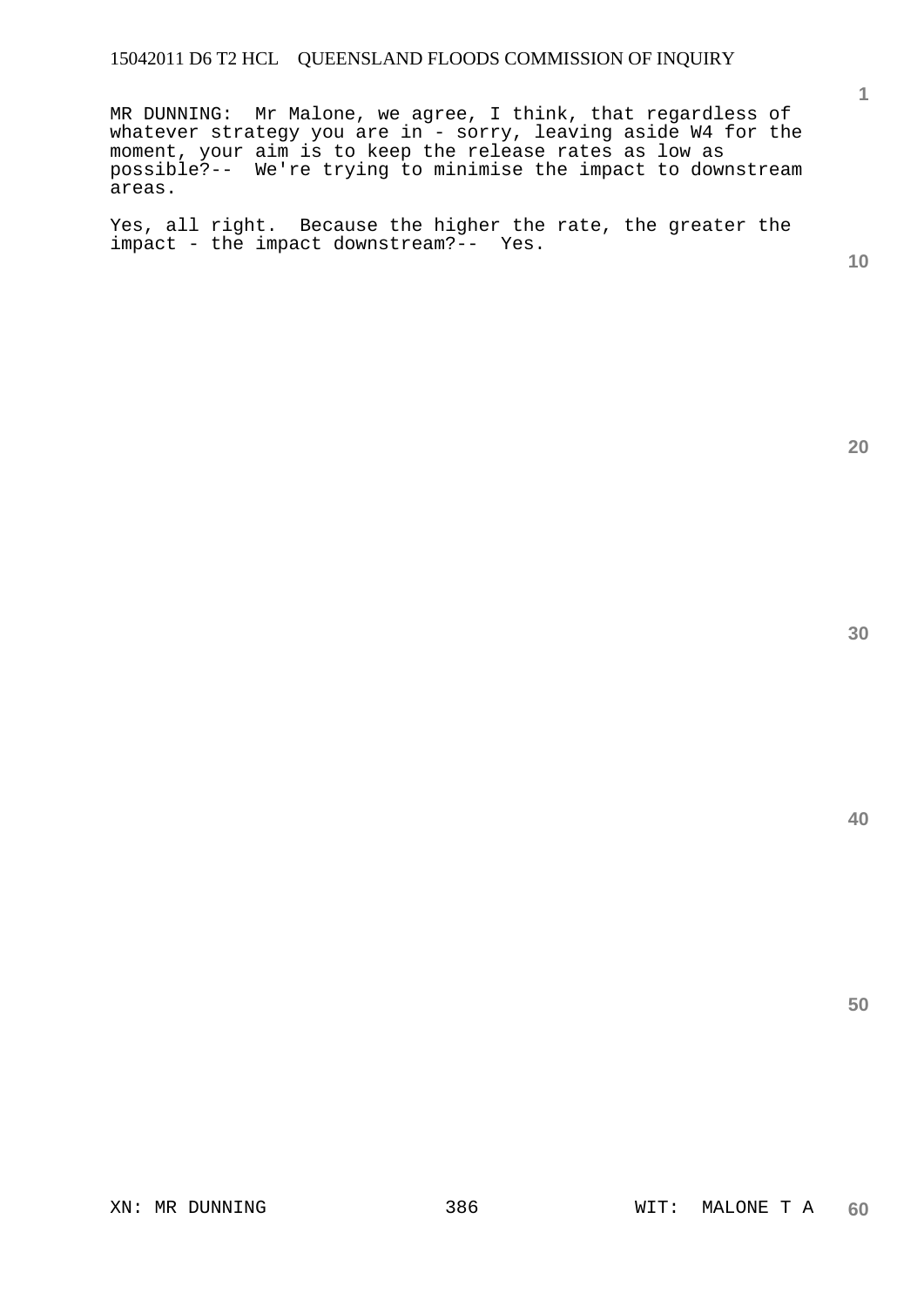MR DUNNING: Mr Malone, we agree, I think, that regardless of whatever strategy you are in - sorry, leaving aside W4 for the moment, your aim is to keep the release rates as low as possible?-- We're trying to minimise the impact to downstream areas.

Yes, all right. Because the higher the rate, the greater the impact - the impact downstream?-- Yes.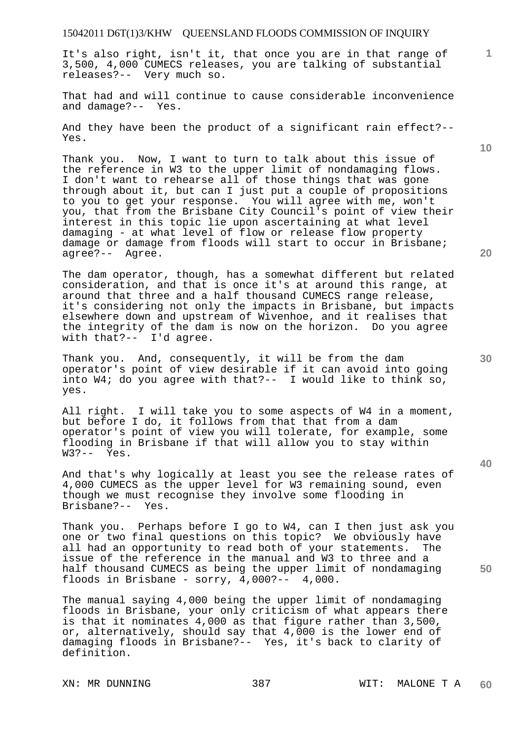It's also right, isn't it, that once you are in that range of 3,500, 4,000 CUMECS releases, you are talking of substantial releases?-- Very much so.

That had and will continue to cause considerable inconvenience and damage?-- Yes.

And they have been the product of a significant rain effect?-- Yes.

Thank you. Now, I want to turn to talk about this issue of the reference in W3 to the upper limit of nondamaging flows. I don't want to rehearse all of those things that was gone through about it, but can I just put a couple of propositions to you to get your response. You will agree with me, won't you, that from the Brisbane City Council's point of view their interest in this topic lie upon ascertaining at what level damaging - at what level of flow or release flow property damage or damage from floods will start to occur in Brisbane; agree?-- Agree.

The dam operator, though, has a somewhat different but related consideration, and that is once it's at around this range, at around that three and a half thousand CUMECS range release, it's considering not only the impacts in Brisbane, but impacts elsewhere down and upstream of Wivenhoe, and it realises that the integrity of the dam is now on the horizon. Do you agree with that?-- I'd agree.

Thank you. And, consequently, it will be from the dam operator's point of view desirable if it can avoid into going into W4; do you agree with that?-- I would like to think so, yes.

All right. I will take you to some aspects of W4 in a moment, but before I do, it follows from that that from a dam operator's point of view you will tolerate, for example, some flooding in Brisbane if that will allow you to stay within W3?-- Yes.

And that's why logically at least you see the release rates of 4,000 CUMECS as the upper level for W3 remaining sound, even though we must recognise they involve some flooding in Brisbane?-- Yes.

Thank you. Perhaps before I go to W4, can I then just ask you one or two final questions on this topic? We obviously have all had an opportunity to read both of your statements. The issue of the reference in the manual and W3 to three and a half thousand CUMECS as being the upper limit of nondamaging floods in Brisbane - sorry, 4,000?-- 4,000.

The manual saying 4,000 being the upper limit of nondamaging floods in Brisbane, your only criticism of what appears there is that it nominates 4,000 as that figure rather than 3,500, or, alternatively, should say that 4,000 is the lower end of damaging floods in Brisbane?-- Yes, it's back to clarity of definition.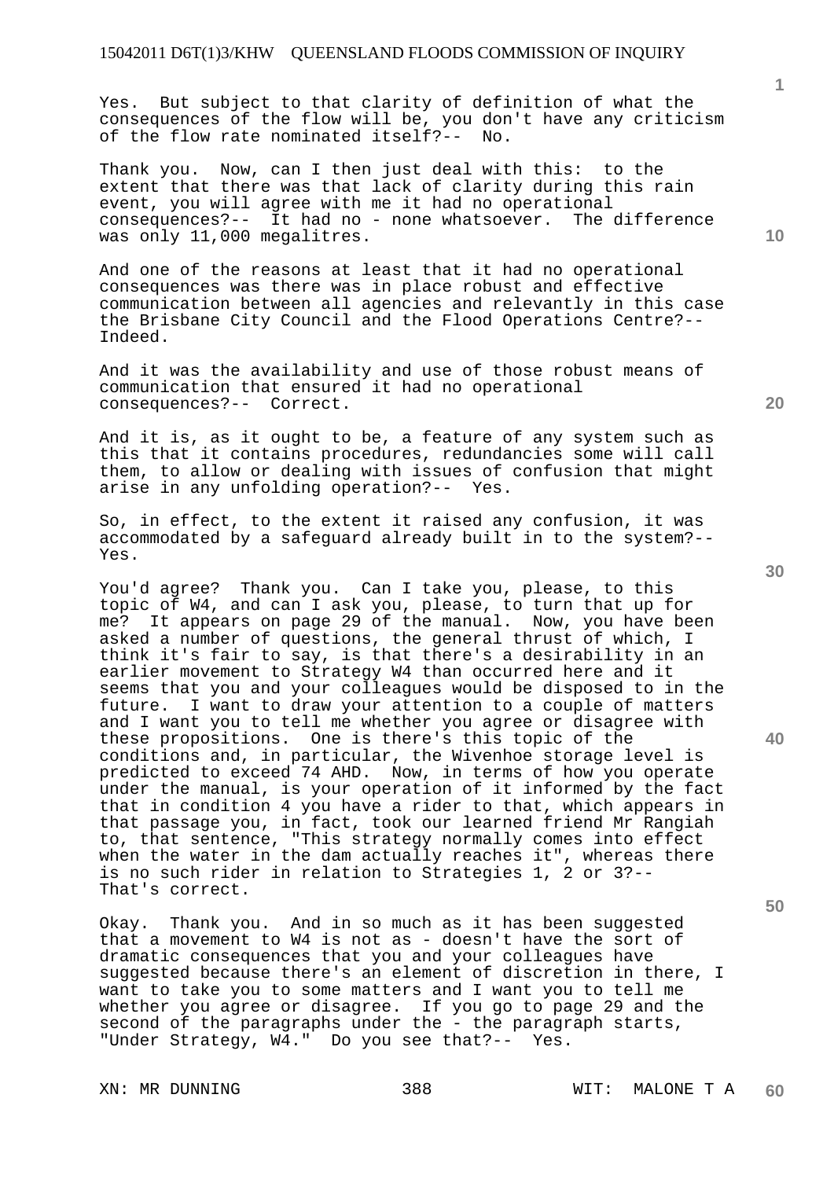Yes. But subject to that clarity of definition of what the consequences of the flow will be, you don't have any criticism of the flow rate nominated itself?-- No.

Thank you. Now, can I then just deal with this: to the extent that there was that lack of clarity during this rain event, you will agree with me it had no operational consequences?-- It had no - none whatsoever. The difference was only 11,000 megalitres.

And one of the reasons at least that it had no operational consequences was there was in place robust and effective communication between all agencies and relevantly in this case the Brisbane City Council and the Flood Operations Centre?-- Indeed.

And it was the availability and use of those robust means of communication that ensured it had no operational consequences?-- Correct.

And it is, as it ought to be, a feature of any system such as this that it contains procedures, redundancies some will call them, to allow or dealing with issues of confusion that might arise in any unfolding operation?-- Yes.

So, in effect, to the extent it raised any confusion, it was accommodated by a safeguard already built in to the system?-- Yes.

You'd agree? Thank you. Can I take you, please, to this topic of W4, and can I ask you, please, to turn that up for me? It appears on page 29 of the manual. Now, you have been asked a number of questions, the general thrust of which, I think it's fair to say, is that there's a desirability in an earlier movement to Strategy W4 than occurred here and it seems that you and your colleagues would be disposed to in the future. I want to draw your attention to a couple of matters and I want you to tell me whether you agree or disagree with these propositions. One is there's this topic of the conditions and, in particular, the Wivenhoe storage level is predicted to exceed 74 AHD. Now, in terms of how you operate under the manual, is your operation of it informed by the fact that in condition 4 you have a rider to that, which appears in that passage you, in fact, took our learned friend Mr Rangiah to, that sentence, "This strategy normally comes into effect when the water in the dam actually reaches it", whereas there is no such rider in relation to Strategies 1, 2 or 3?-- That's correct.

Okay. Thank you. And in so much as it has been suggested that a movement to W4 is not as - doesn't have the sort of dramatic consequences that you and your colleagues have suggested because there's an element of discretion in there, I want to take you to some matters and I want you to tell me whether you agree or disagree. If you go to page 29 and the second of the paragraphs under the - the paragraph starts, "Under Strategy, W4." Do you see that?-- Yes.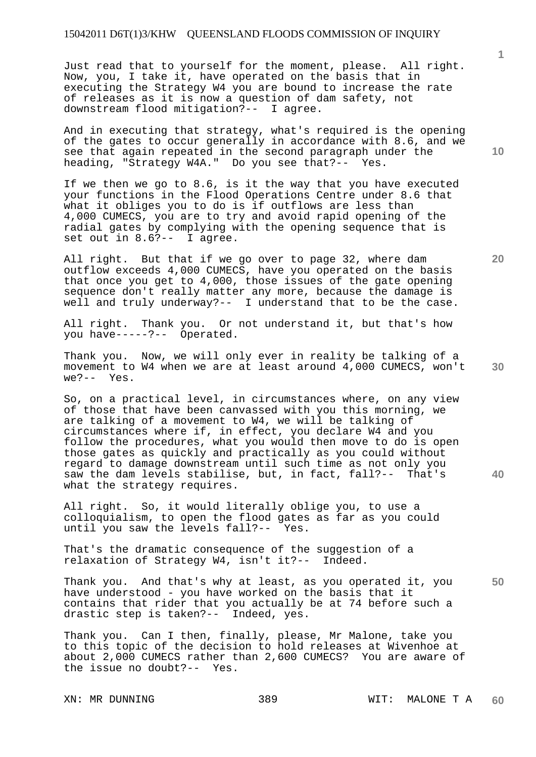Just read that to yourself for the moment, please. All right. Now, you, I take it, have operated on the basis that in executing the Strategy W4 you are bound to increase the rate of releases as it is now a question of dam safety, not downstream flood mitigation?-- I agree.

And in executing that strategy, what's required is the opening of the gates to occur generally in accordance with 8.6, and we see that again repeated in the second paragraph under the heading, "Strategy W4A." Do you see that?-- Yes.

If we then we go to 8.6, is it the way that you have executed your functions in the Flood Operations Centre under 8.6 that what it obliges you to do is if outflows are less than 4,000 CUMECS, you are to try and avoid rapid opening of the radial gates by complying with the opening sequence that is set out in 8.6?-- I agree.

All right. But that if we go over to page 32, where dam outflow exceeds 4,000 CUMECS, have you operated on the basis that once you get to 4,000, those issues of the gate opening sequence don't really matter any more, because the damage is well and truly underway?-- I understand that to be the case.

All right. Thank you. Or not understand it, but that's how you have-----?-- Operated.

Thank you. Now, we will only ever in reality be talking of a movement to W4 when we are at least around 4,000 CUMECS, won't we?-- Yes.

So, on a practical level, in circumstances where, on any view of those that have been canvassed with you this morning, we are talking of a movement to W4, we will be talking of circumstances where if, in effect, you declare W4 and you follow the procedures, what you would then move to do is open those gates as quickly and practically as you could without regard to damage downstream until such time as not only you saw the dam levels stabilise, but, in fact, fall?-- That's what the strategy requires.

All right. So, it would literally oblige you, to use a colloquialism, to open the flood gates as far as you could until you saw the levels fall?-- Yes.

That's the dramatic consequence of the suggestion of a relaxation of Strategy W4, isn't it?-- Indeed.

Thank you. And that's why at least, as you operated it, you have understood - you have worked on the basis that it contains that rider that you actually be at 74 before such a drastic step is taken?-- Indeed, yes.

Thank you. Can I then, finally, please, Mr Malone, take you to this topic of the decision to hold releases at Wivenhoe at about 2,000 CUMECS rather than 2,600 CUMECS? You are aware of the issue no doubt?-- Yes.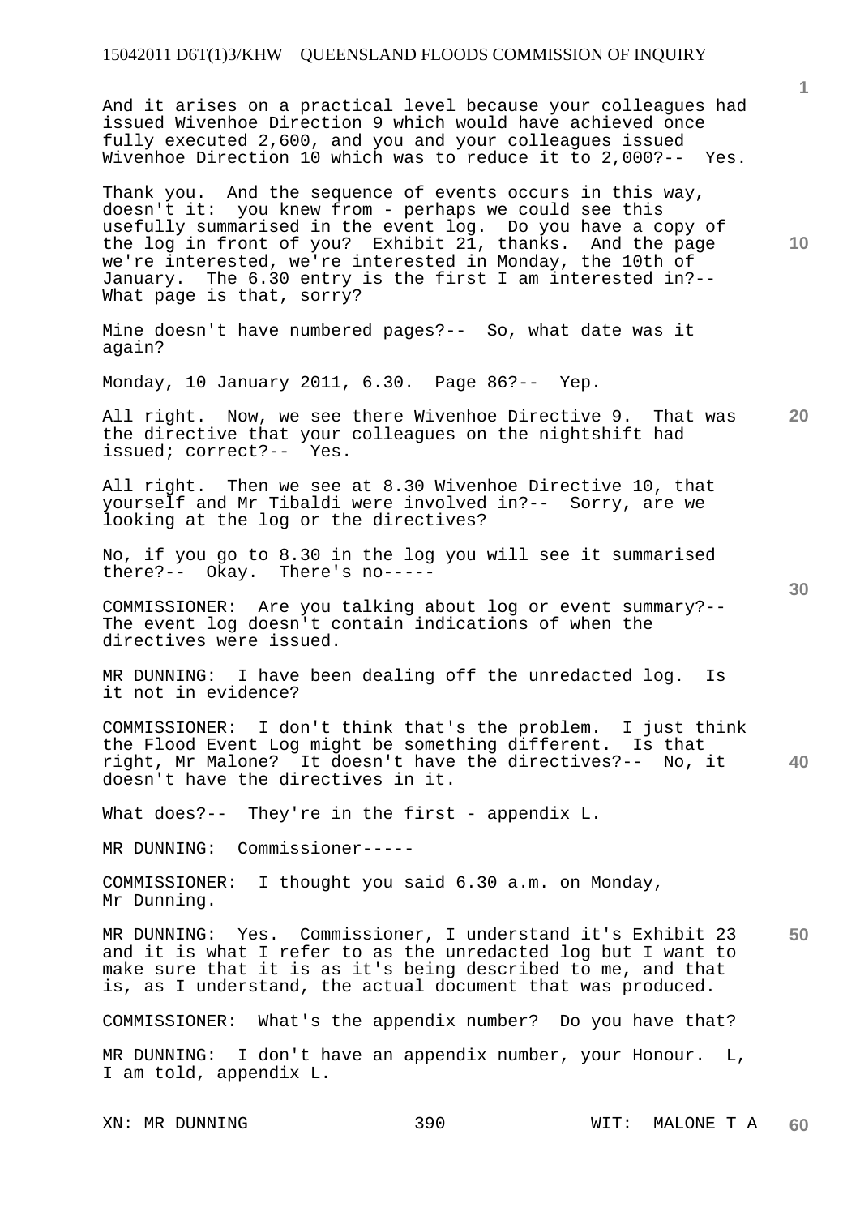And it arises on a practical level because your colleagues had issued Wivenhoe Direction 9 which would have achieved once fully executed 2,600, and you and your colleagues issued Wivenhoe Direction 10 which was to reduce it to 2,000?-- Yes.

Thank you. And the sequence of events occurs in this way, doesn't it: you knew from - perhaps we could see this usefully summarised in the event log. Do you have a copy of the log in front of you? Exhibit 21, thanks. And the page we're interested, we're interested in Monday, the 10th of January. The 6.30 entry is the first I am interested in?-- What page is that, sorry?

Mine doesn't have numbered pages?-- So, what date was it again?

Monday, 10 January 2011, 6.30. Page 86?-- Yep.

All right. Now, we see there Wivenhoe Directive 9. That was the directive that your colleagues on the nightshift had issued; correct?-- Yes.

All right. Then we see at 8.30 Wivenhoe Directive 10, that yourself and Mr Tibaldi were involved in?-- Sorry, are we looking at the log or the directives?

No, if you go to 8.30 in the log you will see it summarised there?-- Okay. There's no-----

COMMISSIONER: Are you talking about log or event summary?-- The event log doesn't contain indications of when the directives were issued.

MR DUNNING: I have been dealing off the unredacted log. Is it not in evidence?

COMMISSIONER: I don't think that's the problem. I just think the Flood Event Log might be something different. Is that right, Mr Malone? It doesn't have the directives?-- No, it doesn't have the directives in it.

What does?-- They're in the first - appendix L.

MR DUNNING: Commissioner-----

COMMISSIONER: I thought you said 6.30 a.m. on Monday, Mr Dunning.

MR DUNNING: Yes. Commissioner, I understand it's Exhibit 23 and it is what I refer to as the unredacted log but I want to make sure that it is as it's being described to me, and that is, as I understand, the actual document that was produced.

COMMISSIONER: What's the appendix number? Do you have that?

MR DUNNING: I don't have an appendix number, your Honour. L, I am told, appendix L.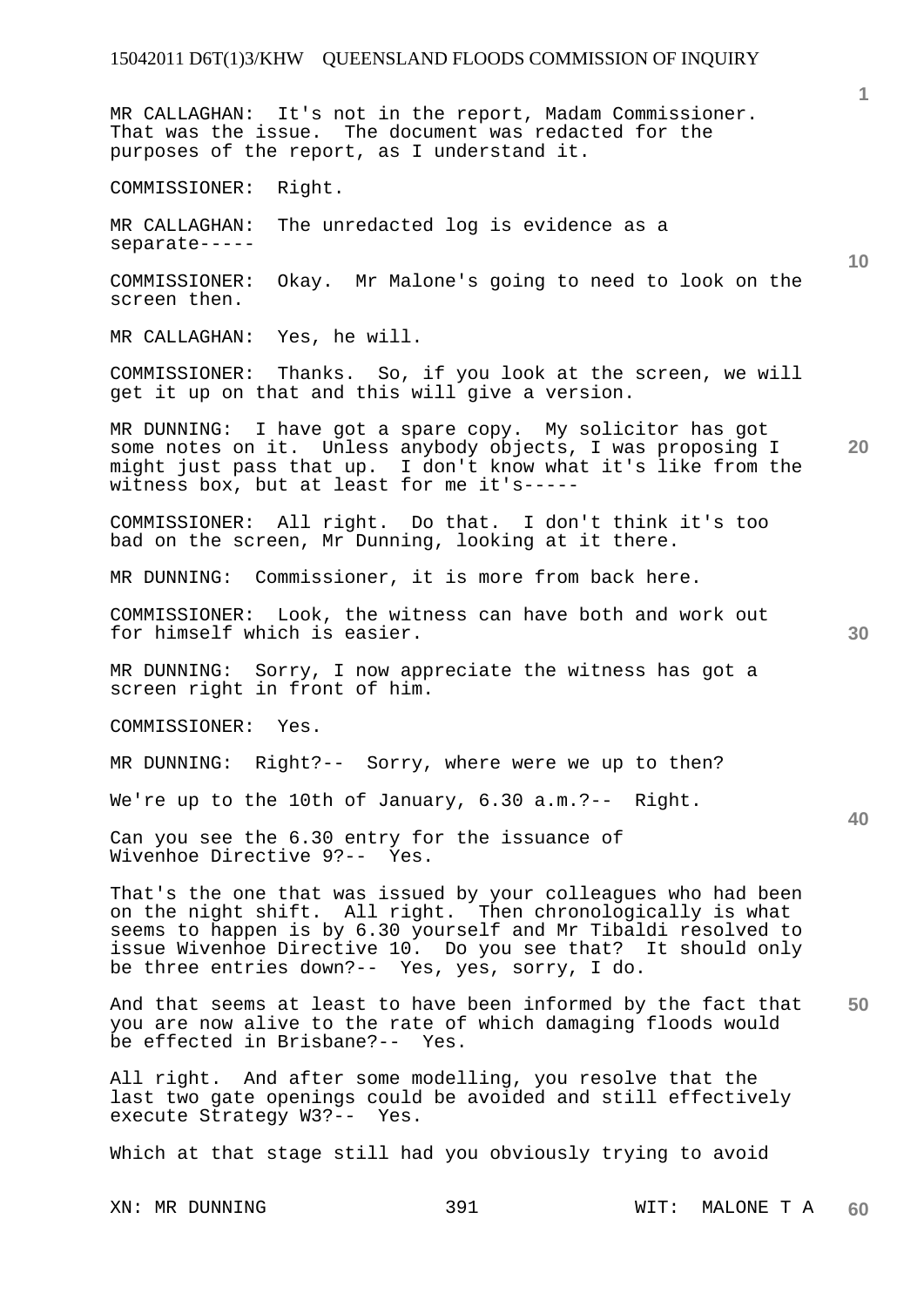MR CALLAGHAN: It's not in the report, Madam Commissioner. That was the issue. The document was redacted for the purposes of the report, as I understand it.

COMMISSIONER: Right.

MR CALLAGHAN: The unredacted log is evidence as a separate-----

COMMISSIONER: Okay. Mr Malone's going to need to look on the screen then.

MR CALLAGHAN: Yes, he will.

COMMISSIONER: Thanks. So, if you look at the screen, we will get it up on that and this will give a version.

MR DUNNING: I have got a spare copy. My solicitor has got some notes on it. Unless anybody objects, I was proposing I might just pass that up. I don't know what it's like from the witness box, but at least for me it's-----

COMMISSIONER: All right. Do that. I don't think it's too bad on the screen, Mr Dunning, looking at it there.

MR DUNNING: Commissioner, it is more from back here.

COMMISSIONER: Look, the witness can have both and work out for himself which is easier.

MR DUNNING: Sorry, I now appreciate the witness has got a screen right in front of him.

COMMISSIONER: Yes.

MR DUNNING: Right?-- Sorry, where were we up to then?

We're up to the 10th of January, 6.30 a.m.?-- Right.

Can you see the 6.30 entry for the issuance of Wivenhoe Directive 9?-- Yes.

That's the one that was issued by your colleagues who had been on the night shift. All right. Then chronologically is what seems to happen is by 6.30 yourself and Mr Tibaldi resolved to issue Wivenhoe Directive 10. Do you see that? It should only be three entries down?-- Yes, yes, sorry, I do.

And that seems at least to have been informed by the fact that you are now alive to the rate of which damaging floods would be effected in Brisbane?-- Yes.

All right. And after some modelling, you resolve that the last two gate openings could be avoided and still effectively execute Strategy W3?-- Yes.

Which at that stage still had you obviously trying to avoid

XN: MR DUNNING WIT: MALONE T A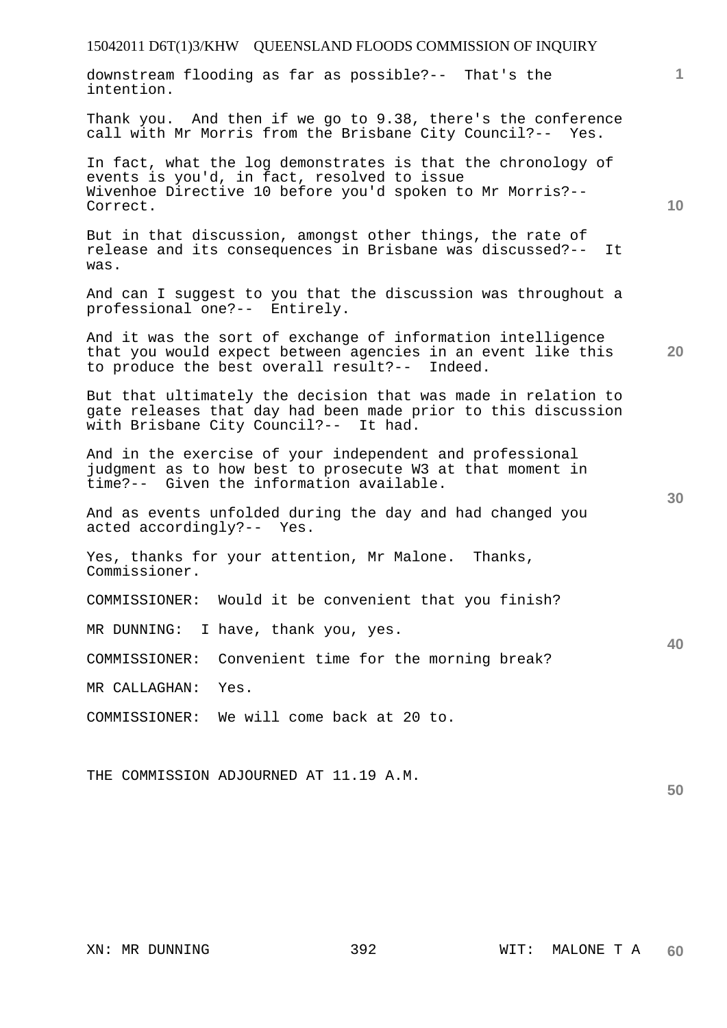downstream flooding as far as possible?-- That's the intention.

Thank you. And then if we go to 9.38, there's the conference call with Mr Morris from the Brisbane City Council?-- Yes.

In fact, what the log demonstrates is that the chronology of events is you'd, in fact, resolved to issue Wivenhoe Directive 10 before you'd spoken to Mr Morris?-- Correct.

But in that discussion, amongst other things, the rate of release and its consequences in Brisbane was discussed?-- It was.

And can I suggest to you that the discussion was throughout a professional one?-- Entirely.

And it was the sort of exchange of information intelligence that you would expect between agencies in an event like this to produce the best overall result?-- Indeed.

But that ultimately the decision that was made in relation to gate releases that day had been made prior to this discussion with Brisbane City Council?-- It had.

And in the exercise of your independent and professional judgment as to how best to prosecute W3 at that moment in time?-- Given the information available.

And as events unfolded during the day and had changed you acted accordingly?-- Yes.

Yes, thanks for your attention, Mr Malone. Thanks, Commissioner.

COMMISSIONER: Would it be convenient that you finish?

MR DUNNING: I have, thank you, yes.

COMMISSIONER: Convenient time for the morning break?

MR CALLAGHAN: Yes.

COMMISSIONER: We will come back at 20 to.

THE COMMISSION ADJOURNED AT 11.19 A.M.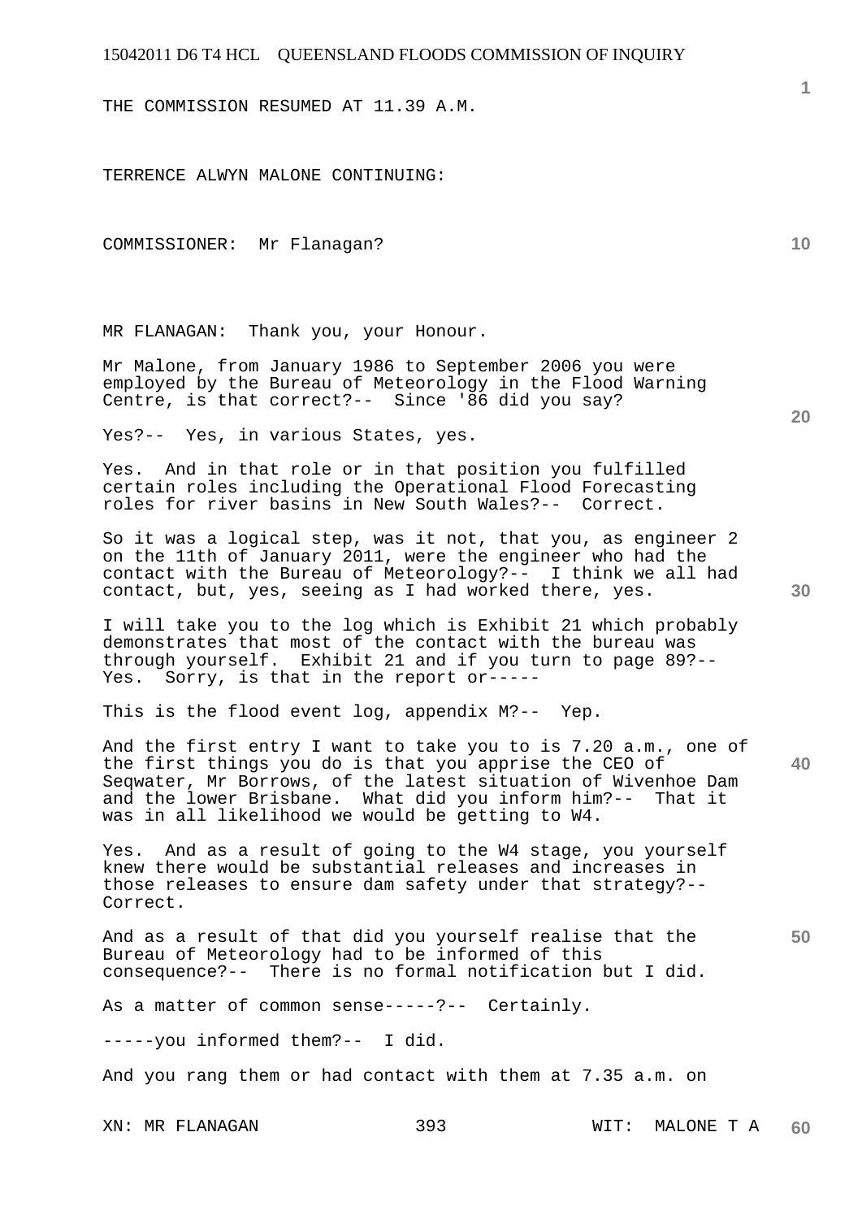THE COMMISSION RESUMED AT 11.39 A.M.

TERRENCE ALWYN MALONE CONTINUING:

COMMISSIONER: Mr Flanagan?

MR FLANAGAN: Thank you, your Honour.

Mr Malone, from January 1986 to September 2006 you were employed by the Bureau of Meteorology in the Flood Warning Centre, is that correct?-- Since '86 did you say?

Yes?-- Yes, in various States, yes.

Yes. And in that role or in that position you fulfilled certain roles including the Operational Flood Forecasting roles for river basins in New South Wales?-- Correct.

So it was a logical step, was it not, that you, as engineer 2 on the 11th of January 2011, were the engineer who had the contact with the Bureau of Meteorology?-- I think we all had contact, but, yes, seeing as I had worked there, yes.

I will take you to the log which is Exhibit 21 which probably demonstrates that most of the contact with the bureau was through yourself. Exhibit 21 and if you turn to page 89?-- Yes. Sorry, is that in the report or-----

This is the flood event log, appendix M?-- Yep.

And the first entry I want to take you to is 7.20 a.m., one of the first things you do is that you apprise the CEO of Seqwater, Mr Borrows, of the latest situation of Wivenhoe Dam and the lower Brisbane. What did you inform him?-- That it was in all likelihood we would be getting to W4.

Yes. And as a result of going to the W4 stage, you yourself knew there would be substantial releases and increases in those releases to ensure dam safety under that strategy?-- Correct.

And as a result of that did you yourself realise that the Bureau of Meteorology had to be informed of this consequence?-- There is no formal notification but I did.

As a matter of common sense-----?-- Certainly.

-----you informed them?-- I did.

And you rang them or had contact with them at 7.35 a.m. on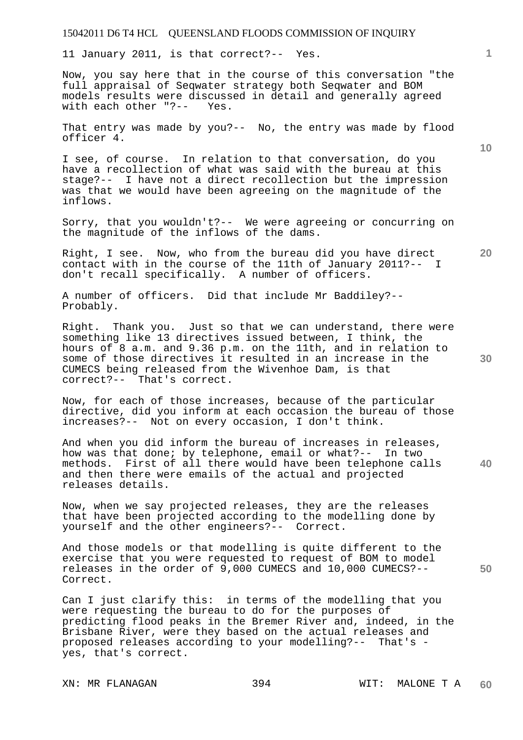11 January 2011, is that correct?-- Yes.

Now, you say here that in the course of this conversation "the full appraisal of Seqwater strategy both Seqwater and BOM models results were discussed in detail and generally agreed with each other "?-- Yes.

That entry was made by you?-- No, the entry was made by flood officer 4.

I see, of course. In relation to that conversation, do you have a recollection of what was said with the bureau at this stage?-- I have not a direct recollection but the impression was that we would have been agreeing on the magnitude of the inflows.

Sorry, that you wouldn't?-- We were agreeing or concurring on the magnitude of the inflows of the dams.

Right, I see. Now, who from the bureau did you have direct contact with in the course of the 11th of January 2011?-- I don't recall specifically. A number of officers.

A number of officers. Did that include Mr Baddiley?-- Probably.

Right. Thank you. Just so that we can understand, there were something like 13 directives issued between, I think, the hours of 8 a.m. and 9.36 p.m. on the 11th, and in relation to some of those directives it resulted in an increase in the CUMECS being released from the Wivenhoe Dam, is that correct?-- That's correct.

Now, for each of those increases, because of the particular directive, did you inform at each occasion the bureau of those increases?-- Not on every occasion, I don't think.

And when you did inform the bureau of increases in releases, how was that done; by telephone, email or what?-- In two methods. First of all there would have been telephone calls and then there were emails of the actual and projected releases details.

Now, when we say projected releases, they are the releases that have been projected according to the modelling done by yourself and the other engineers?-- Correct.

And those models or that modelling is quite different to the exercise that you were requested to request of BOM to model releases in the order of 9,000 CUMECS and 10,000 CUMECS?-- Correct.

Can I just clarify this: in terms of the modelling that you were requesting the bureau to do for the purposes of predicting flood peaks in the Bremer River and, indeed, in the Brisbane River, were they based on the actual releases and proposed releases according to your modelling?-- That's - yes, that's correct.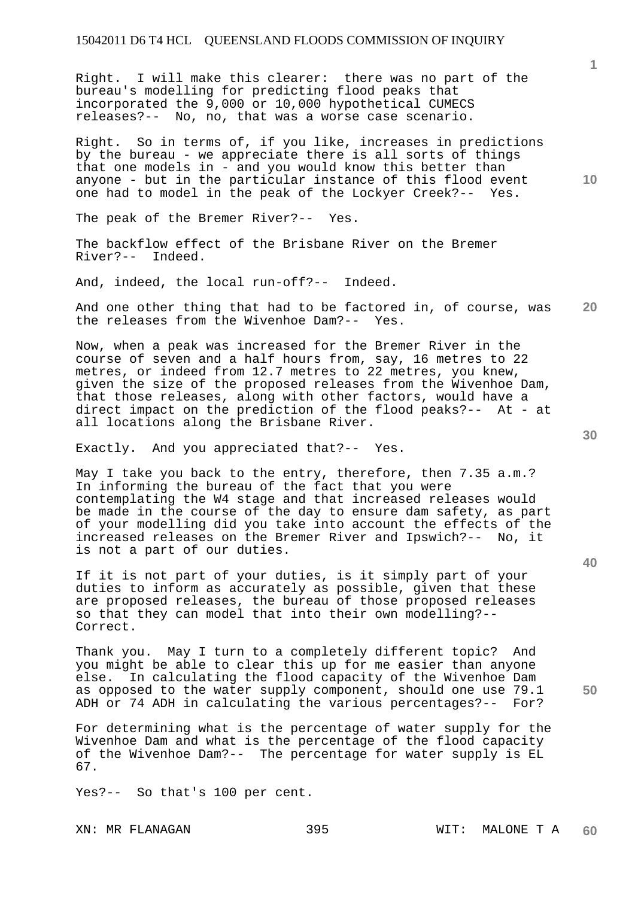Right. I will make this clearer: there was no part of the bureau's modelling for predicting flood peaks that incorporated the 9,000 or 10,000 hypothetical CUMECS releases?-- No, no, that was a worse case scenario.

Right. So in terms of, if you like, increases in predictions by the bureau - we appreciate there is all sorts of things that one models in - and you would know this better than anyone - but in the particular instance of this flood event one had to model in the peak of the Lockyer Creek?-- Yes.

The peak of the Bremer River?-- Yes.

The backflow effect of the Brisbane River on the Bremer River?-- Indeed.

And, indeed, the local run-off?-- Indeed.

And one other thing that had to be factored in, of course, was the releases from the Wivenhoe Dam?-- Yes.

Now, when a peak was increased for the Bremer River in the course of seven and a half hours from, say, 16 metres to 22 metres, or indeed from 12.7 metres to 22 metres, you knew, given the size of the proposed releases from the Wivenhoe Dam, that those releases, along with other factors, would have a direct impact on the prediction of the flood peaks?-- At - at all locations along the Brisbane River.

Exactly. And you appreciated that?-- Yes.

May I take you back to the entry, therefore, then 7.35 a.m.? In informing the bureau of the fact that you were contemplating the W4 stage and that increased releases would be made in the course of the day to ensure dam safety, as part of your modelling did you take into account the effects of the increased releases on the Bremer River and Ipswich?-- No, it is not a part of our duties.

If it is not part of your duties, is it simply part of your duties to inform as accurately as possible, given that these are proposed releases, the bureau of those proposed releases so that they can model that into their own modelling?-- Correct.

Thank you. May I turn to a completely different topic? And you might be able to clear this up for me easier than anyone else. In calculating the flood capacity of the Wivenhoe Dam as opposed to the water supply component, should one use 79.1 ADH or 74 ADH in calculating the various percentages?-- For?

For determining what is the percentage of water supply for the Wivenhoe Dam and what is the percentage of the flood capacity of the Wivenhoe Dam?-- The percentage for water supply is EL 67.

Yes?-- So that's 100 per cent.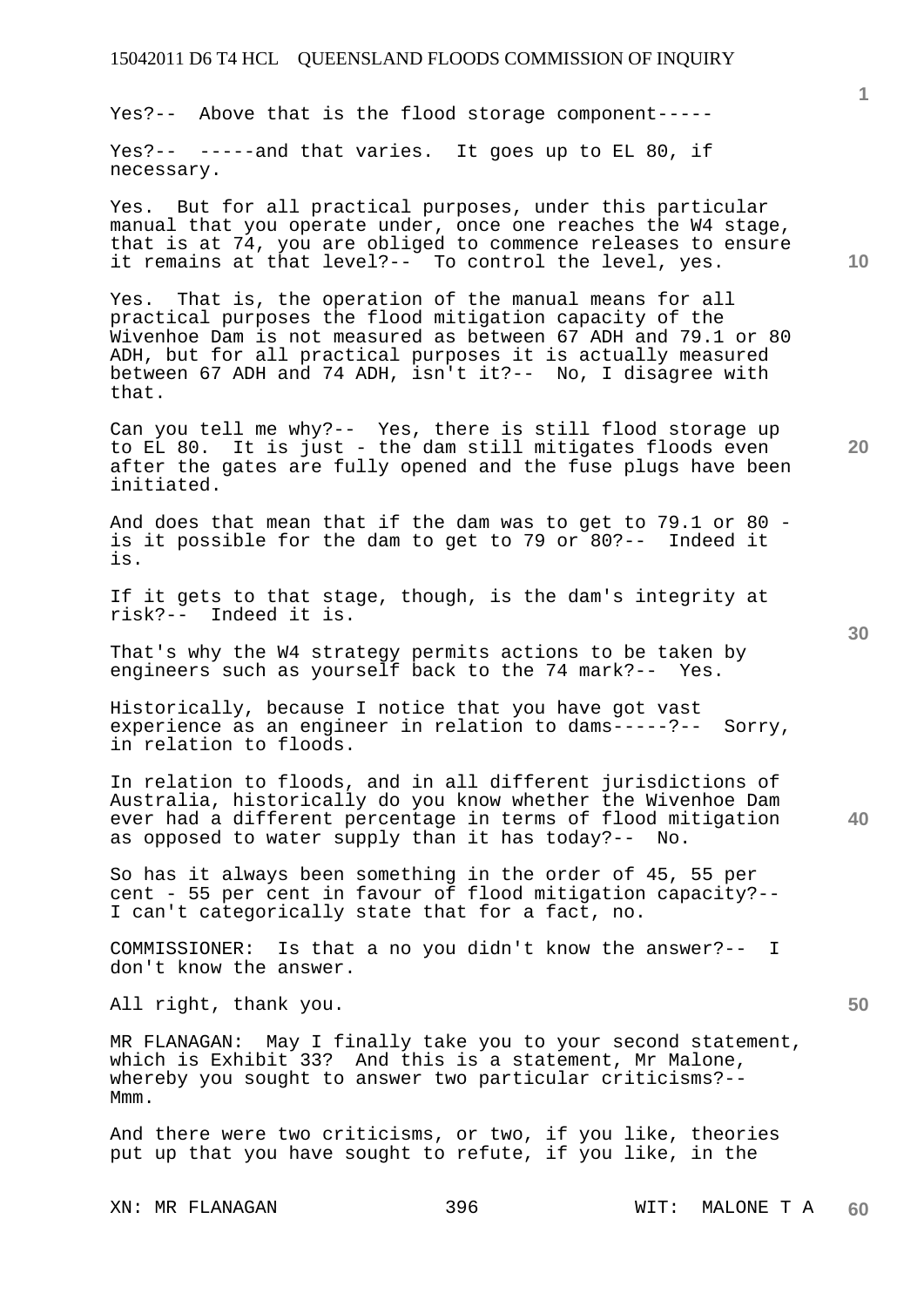Yes?-- Above that is the flood storage component-----

Yes?-- -----and that varies. It goes up to EL 80, if necessary.

Yes. But for all practical purposes, under this particular manual that you operate under, once one reaches the W4 stage, that is at 74, you are obliged to commence releases to ensure it remains at that level?-- To control the level, yes.

Yes. That is, the operation of the manual means for all practical purposes the flood mitigation capacity of the Wivenhoe Dam is not measured as between 67 ADH and 79.1 or 80 ADH, but for all practical purposes it is actually measured between 67 ADH and 74 ADH, isn't it?-- No, I disagree with that.

Can you tell me why?-- Yes, there is still flood storage up to EL 80. It is just - the dam still mitigates floods even after the gates are fully opened and the fuse plugs have been initiated.

And does that mean that if the dam was to get to 79.1 or 80 - is it possible for the dam to get to 79 or 80?-- Indeed it is.

If it gets to that stage, though, is the dam's integrity at risk?-- Indeed it is.

That's why the W4 strategy permits actions to be taken by engineers such as yourself back to the 74 mark?-- Yes.

Historically, because I notice that you have got vast experience as an engineer in relation to dams-----?-- Sorry, in relation to floods.

In relation to floods, and in all different jurisdictions of Australia, historically do you know whether the Wivenhoe Dam ever had a different percentage in terms of flood mitigation as opposed to water supply than it has today?-- No.

So has it always been something in the order of 45, 55 per cent - 55 per cent in favour of flood mitigation capacity?-- I can't categorically state that for a fact, no.

COMMISSIONER: Is that a no you didn't know the answer?-- I don't know the answer.

All right, thank you.

MR FLANAGAN: May I finally take you to your second statement, which is Exhibit 33? And this is a statement, Mr Malone, whereby you sought to answer two particular criticisms?-- Mmm.

And there were two criticisms, or two, if you like, theories put up that you have sought to refute, if you like, in the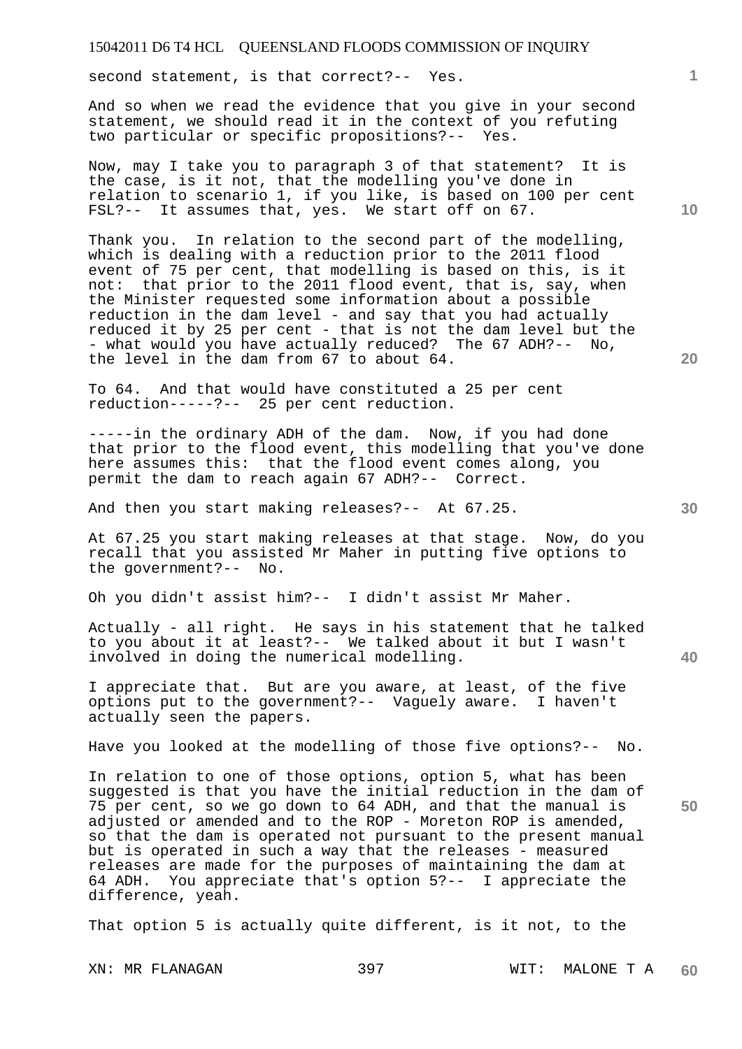second statement, is that correct?-- Yes.

And so when we read the evidence that you give in your second statement, we should read it in the context of you refuting two particular or specific propositions?-- Yes.

Now, may I take you to paragraph 3 of that statement? It is the case, is it not, that the modelling you've done in relation to scenario 1, if you like, is based on 100 per cent FSL?-- It assumes that, yes. We start off on 67.

Thank you. In relation to the second part of the modelling, which is dealing with a reduction prior to the 2011 flood event of 75 per cent, that modelling is based on this, is it not: that prior to the 2011 flood event, that is, say, when the Minister requested some information about a possible reduction in the dam level - and say that you had actually reduced it by 25 per cent - that is not the dam level but the - what would you have actually reduced? The 67 ADH?-- No, the level in the dam from 67 to about 64.

To 64. And that would have constituted a 25 per cent reduction-----?-- 25 per cent reduction.

-----in the ordinary ADH of the dam. Now, if you had done that prior to the flood event, this modelling that you've done here assumes this: that the flood event comes along, you permit the dam to reach again 67 ADH?-- Correct.

And then you start making releases?-- At 67.25.

At 67.25 you start making releases at that stage. Now, do you recall that you assisted Mr Maher in putting five options to the government?-- No.

Oh you didn't assist him?-- I didn't assist Mr Maher.

Actually - all right. He says in his statement that he talked to you about it at least?-- We talked about it but I wasn't involved in doing the numerical modelling.

I appreciate that. But are you aware, at least, of the five options put to the government?-- Vaguely aware. I haven't actually seen the papers.

Have you looked at the modelling of those five options?-- No.

In relation to one of those options, option 5, what has been suggested is that you have the initial reduction in the dam of 75 per cent, so we go down to 64 ADH, and that the manual is adjusted or amended and to the ROP - Moreton ROP is amended, so that the dam is operated not pursuant to the present manual but is operated in such a way that the releases - measured releases are made for the purposes of maintaining the dam at 64 ADH. You appreciate that's option 5?-- I appreciate the difference, yeah.

That option 5 is actually quite different, is it not, to the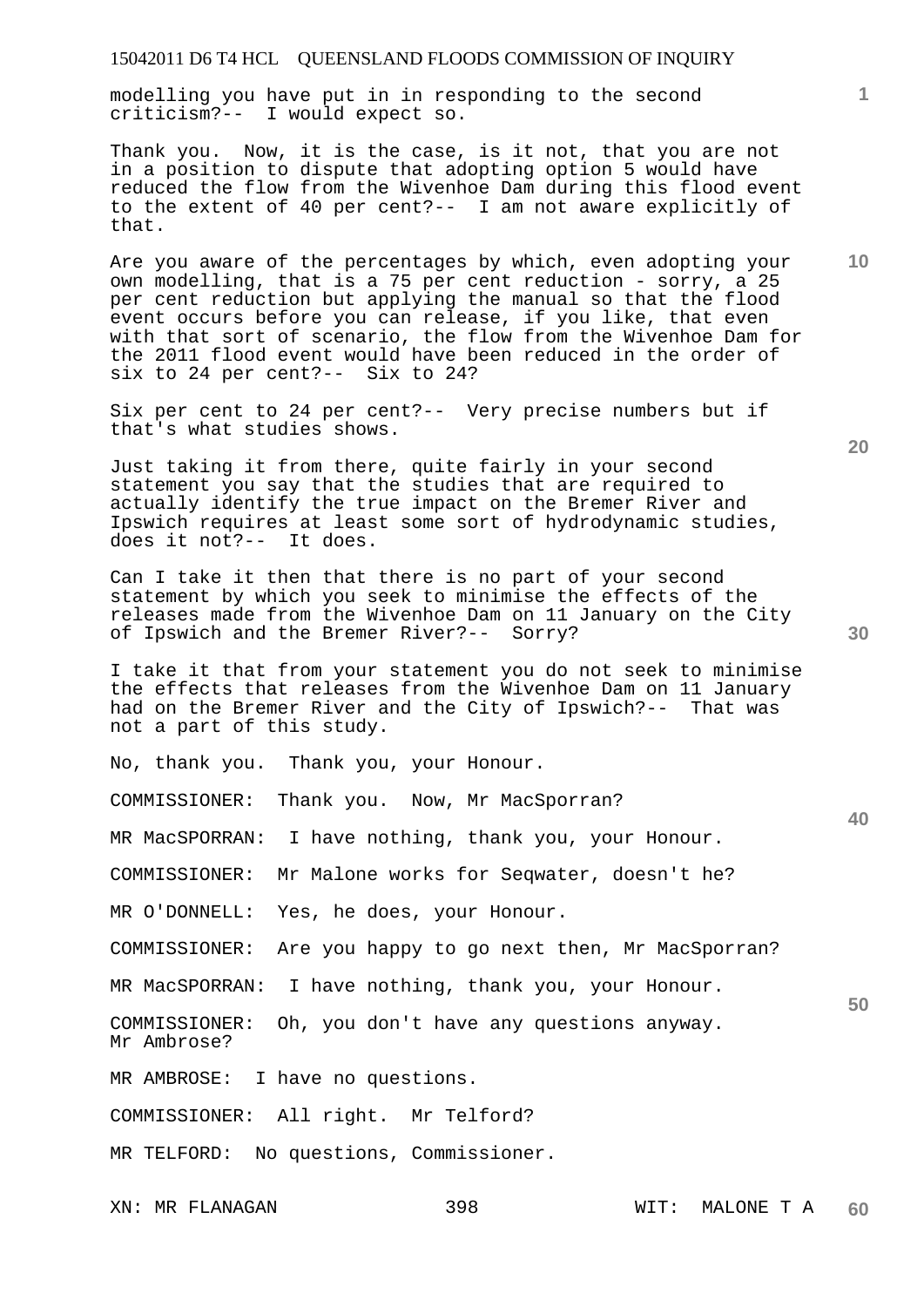modelling you have put in in responding to the second criticism?-- I would expect so.

Thank you. Now, it is the case, is it not, that you are not in a position to dispute that adopting option 5 would have reduced the flow from the Wivenhoe Dam during this flood event to the extent of 40 per cent?-- I am not aware explicitly of that.

Are you aware of the percentages by which, even adopting your own modelling, that is a 75 per cent reduction - sorry, a 25 per cent reduction but applying the manual so that the flood event occurs before you can release, if you like, that even with that sort of scenario, the flow from the Wivenhoe Dam for the 2011 flood event would have been reduced in the order of six to 24 per cent?-- Six to 24?

Six per cent to 24 per cent?-- Very precise numbers but if that's what studies shows.

Just taking it from there, quite fairly in your second statement you say that the studies that are required to actually identify the true impact on the Bremer River and Ipswich requires at least some sort of hydrodynamic studies, does it not?-- It does.

Can I take it then that there is no part of your second statement by which you seek to minimise the effects of the releases made from the Wivenhoe Dam on 11 January on the City of Ipswich and the Bremer River?-- Sorry?

I take it that from your statement you do not seek to minimise the effects that releases from the Wivenhoe Dam on 11 January had on the Bremer River and the City of Ipswich?-- That was not a part of this study.

No, thank you. Thank you, your Honour.

COMMISSIONER: Thank you. Now, Mr MacSporran?

MR MacSPORRAN: I have nothing, thank you, your Honour.

COMMISSIONER: Mr Malone works for Seqwater, doesn't he?

MR O'DONNELL: Yes, he does, your Honour.

COMMISSIONER: Are you happy to go next then, Mr MacSporran?

MR MacSPORRAN: I have nothing, thank you, your Honour.

COMMISSIONER: Oh, you don't have any questions anyway. Mr Ambrose?

MR AMBROSE: I have no questions.

COMMISSIONER: All right. Mr Telford?

MR TELFORD: No questions, Commissioner.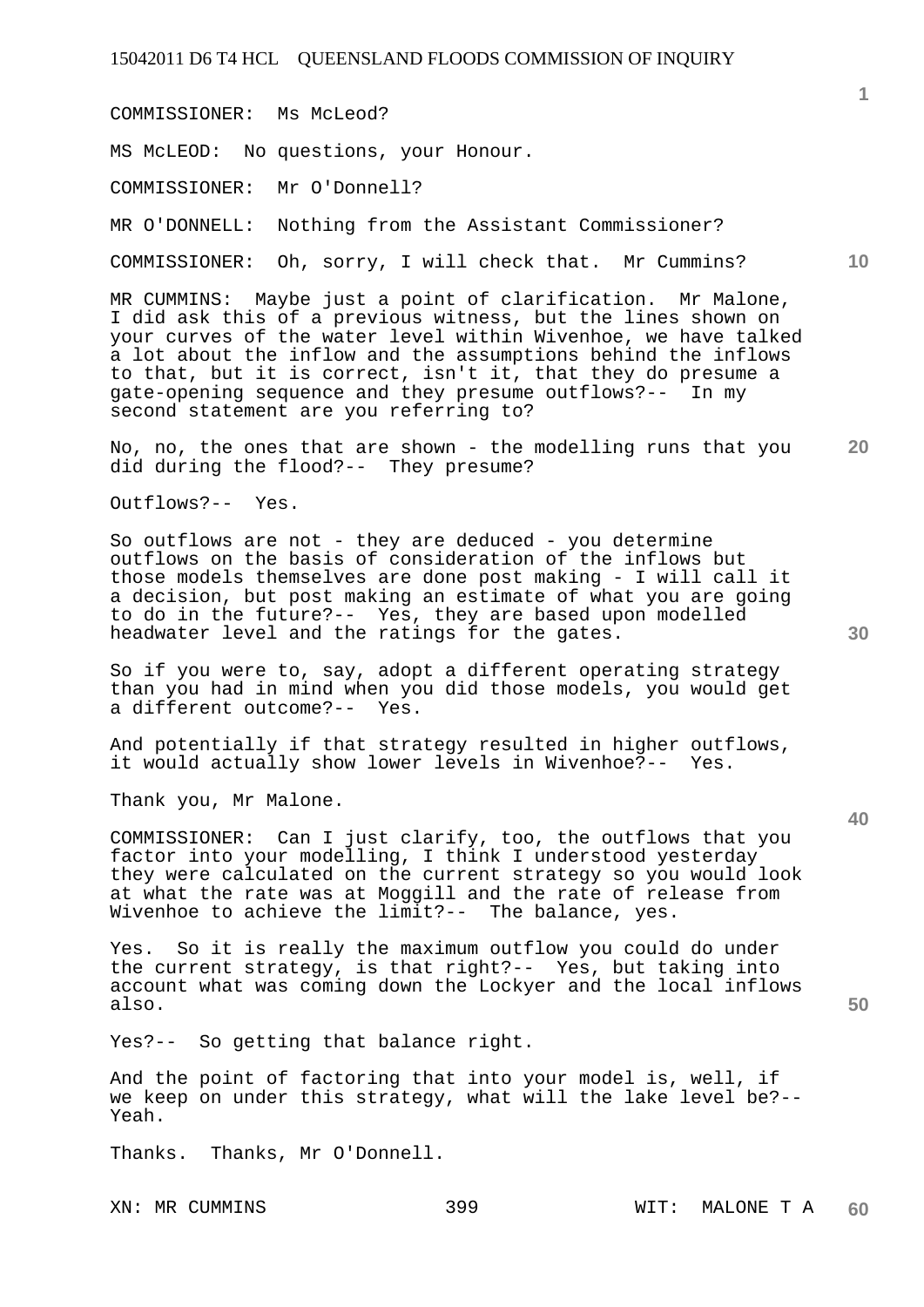COMMISSIONER: Ms McLeod?

MS McLEOD: No questions, your Honour.

COMMISSIONER: Mr O'Donnell?

MR O'DONNELL: Nothing from the Assistant Commissioner?

COMMISSIONER: Oh, sorry, I will check that. Mr Cummins?

MR CUMMINS: Maybe just a point of clarification. Mr Malone, I did ask this of a previous witness, but the lines shown on your curves of the water level within Wivenhoe, we have talked a lot about the inflow and the assumptions behind the inflows to that, but it is correct, isn't it, that they do presume a gate-opening sequence and they presume outflows?-- In my second statement are you referring to?

No, no, the ones that are shown - the modelling runs that you did during the flood?-- They presume?

Outflows?-- Yes.

So outflows are not - they are deduced - you determine outflows on the basis of consideration of the inflows but those models themselves are done post making - I will call it a decision, but post making an estimate of what you are going to do in the future?-- Yes, they are based upon modelled headwater level and the ratings for the gates.

So if you were to, say, adopt a different operating strategy than you had in mind when you did those models, you would get a different outcome?-- Yes.

And potentially if that strategy resulted in higher outflows, it would actually show lower levels in Wivenhoe?-- Yes.

Thank you, Mr Malone.

COMMISSIONER: Can I just clarify, too, the outflows that you factor into your modelling, I think I understood yesterday they were calculated on the current strategy so you would look at what the rate was at Moggill and the rate of release from Wivenhoe to achieve the limit?-- The balance, yes.

Yes. So it is really the maximum outflow you could do under the current strategy, is that right?-- Yes, but taking into account what was coming down the Lockyer and the local inflows also.

Yes?-- So getting that balance right.

And the point of factoring that into your model is, well, if we keep on under this strategy, what will the lake level be?-- Yeah.

Thanks. Thanks, Mr O'Donnell.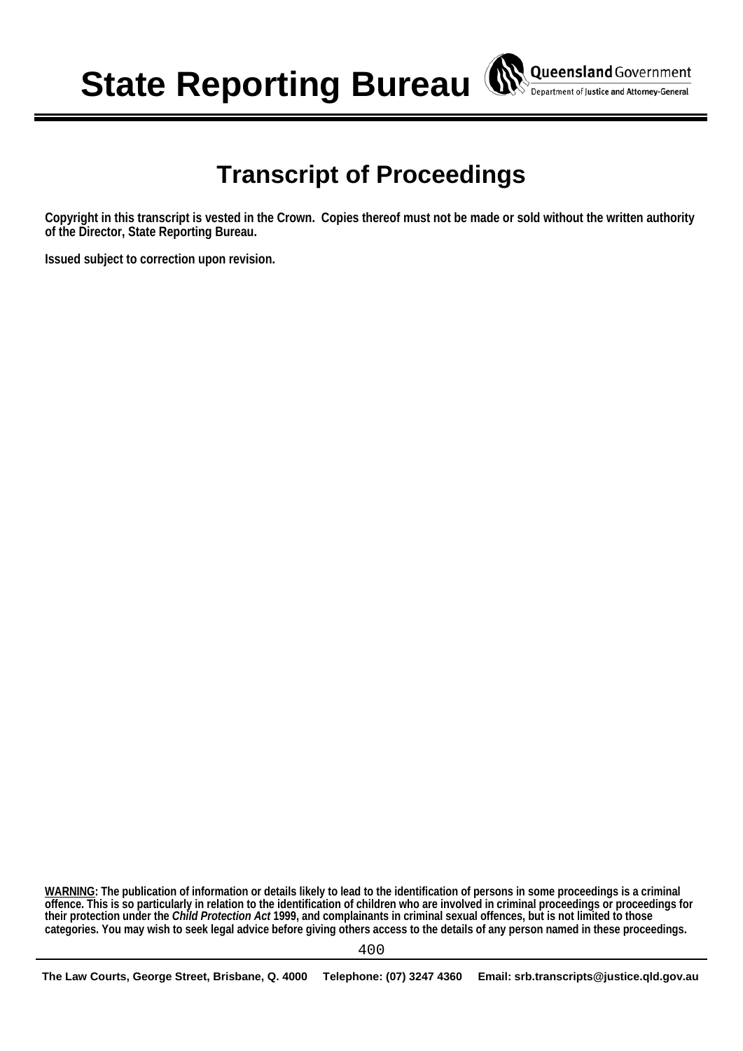# State Reporting Bureau

Queensland Government
Department of Justice and Attorney-General

## Transcript of Proceedings

**Copyright in this transcript is vested in the Crown. Copies thereof must not be made or sold without the written authority of the Director, State Reporting Bureau.**

**Issued subject to correction upon revision.**

**WARNING: The publication of information or details likely to lead to the identification of persons in some proceedings is a criminal offence. This is so particularly in relation to the identification of children who are involved in criminal proceedings or proceedings for their protection under the *Child Protection Act* 1999, and complainants in criminal sexual offences, but is not limited to those categories. You may wish to seek legal advice before giving others access to the details of any person named in these proceedings.**

**The Law Courts, George Street, Brisbane, Q. 4000 Telephone: (07) 3247 4360 Email: srb.transcripts@justice.qld.gov.au**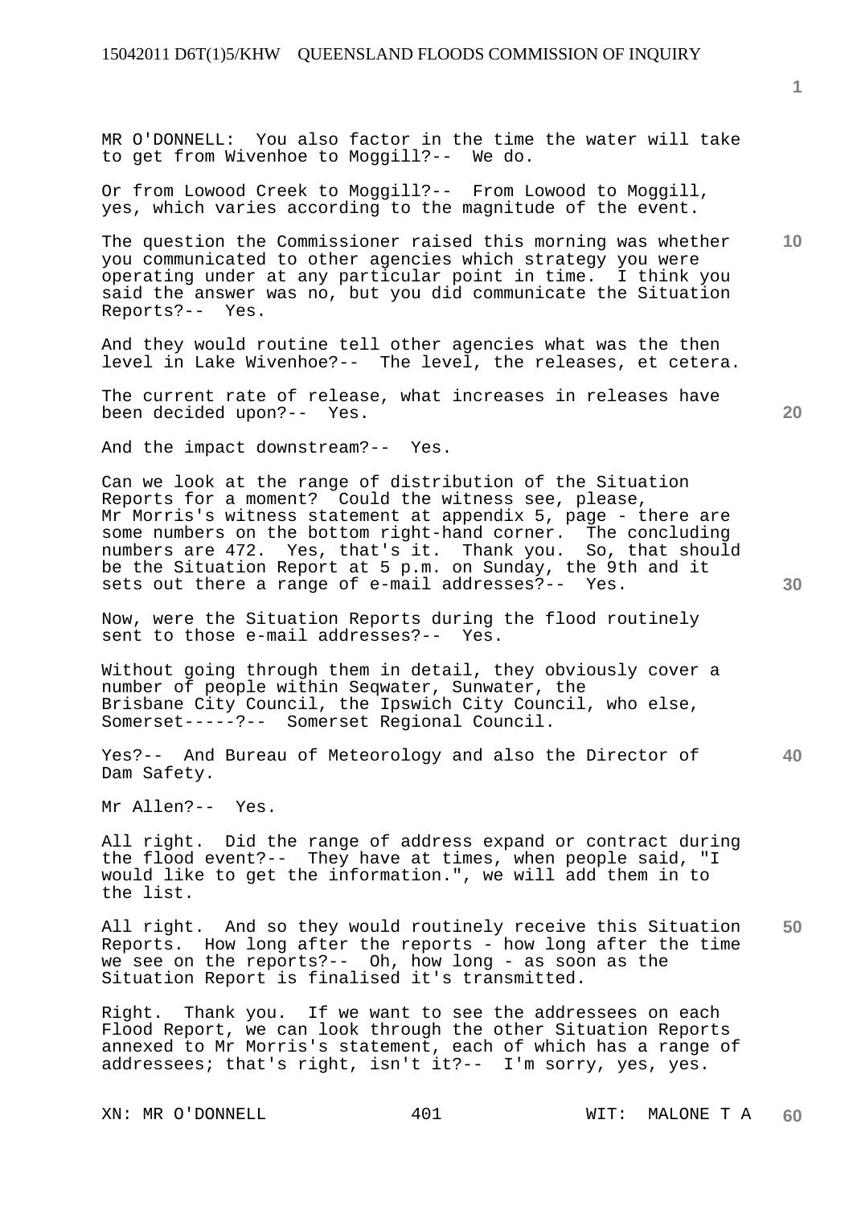MR O'DONNELL: You also factor in the time the water will take to get from Wivenhoe to Moggill?-- We do.

Or from Lowood Creek to Moggill?-- From Lowood to Moggill, yes, which varies according to the magnitude of the event.

The question the Commissioner raised this morning was whether you communicated to other agencies which strategy you were operating under at any particular point in time. I think you said the answer was no, but you did communicate the Situation Reports?-- Yes.

And they would routine tell other agencies what was the then level in Lake Wivenhoe?-- The level, the releases, et cetera.

The current rate of release, what increases in releases have been decided upon?-- Yes.

And the impact downstream?-- Yes.

Can we look at the range of distribution of the Situation Reports for a moment? Could the witness see, please, Mr Morris's witness statement at appendix 5, page - there are some numbers on the bottom right-hand corner. The concluding numbers are 472. Yes, that's it. Thank you. So, that should be the Situation Report at 5 p.m. on Sunday, the 9th and it sets out there a range of e-mail addresses?-- Yes.

Now, were the Situation Reports during the flood routinely sent to those e-mail addresses?-- Yes.

Without going through them in detail, they obviously cover a number of people within Seqwater, Sunwater, the Brisbane City Council, the Ipswich City Council, who else, Somerset-----?-- Somerset Regional Council.

Yes?-- And Bureau of Meteorology and also the Director of Dam Safety.

Mr Allen?-- Yes.

All right. Did the range of address expand or contract during the flood event?-- They have at times, when people said, "I would like to get the information.", we will add them in to the list.

All right. And so they would routinely receive this Situation Reports. How long after the reports - how long after the time we see on the reports?-- Oh, how long - as soon as the Situation Report is finalised it's transmitted.

Right. Thank you. If we want to see the addressees on each Flood Report, we can look through the other Situation Reports annexed to Mr Morris's statement, each of which has a range of addressees; that's right, isn't it?-- I'm sorry, yes, yes.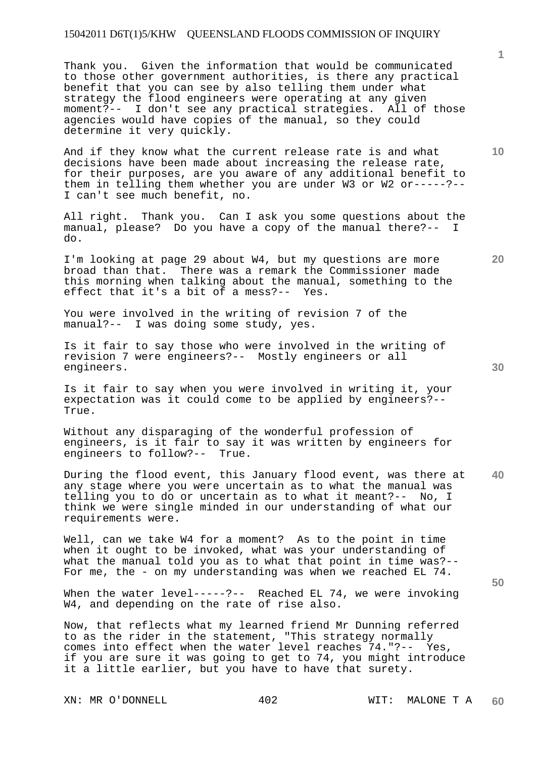Thank you. Given the information that would be communicated to those other government authorities, is there any practical benefit that you can see by also telling them under what strategy the flood engineers were operating at any given moment?-- I don't see any practical strategies. All of those agencies would have copies of the manual, so they could determine it very quickly.

And if they know what the current release rate is and what decisions have been made about increasing the release rate, for their purposes, are you aware of any additional benefit to them in telling them whether you are under W3 or W2 or-----?-- I can't see much benefit, no.

All right. Thank you. Can I ask you some questions about the manual, please? Do you have a copy of the manual there?-- I do.

I'm looking at page 29 about W4, but my questions are more broad than that. There was a remark the Commissioner made this morning when talking about the manual, something to the effect that it's a bit of a mess?-- Yes.

You were involved in the writing of revision 7 of the manual?-- I was doing some study, yes.

Is it fair to say those who were involved in the writing of revision 7 were engineers?-- Mostly engineers or all engineers.

Is it fair to say when you were involved in writing it, your expectation was it could come to be applied by engineers?-- True.

Without any disparaging of the wonderful profession of engineers, is it fair to say it was written by engineers for engineers to follow?-- True.

During the flood event, this January flood event, was there at any stage where you were uncertain as to what the manual was telling you to do or uncertain as to what it meant?-- No, I think we were single minded in our understanding of what our requirements were.

Well, can we take W4 for a moment? As to the point in time when it ought to be invoked, what was your understanding of what the manual told you as to what that point in time was?-- For me, the - on my understanding was when we reached EL 74.

When the water level-----?-- Reached EL 74, we were invoking W4, and depending on the rate of rise also.

Now, that reflects what my learned friend Mr Dunning referred to as the rider in the statement, "This strategy normally comes into effect when the water level reaches 74."?-- Yes, if you are sure it was going to get to 74, you might introduce it a little earlier, but you have to have that surety.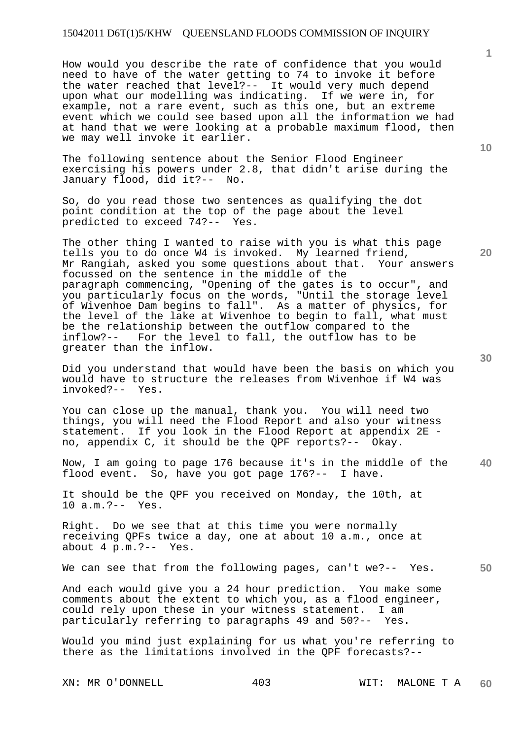How would you describe the rate of confidence that you would need to have of the water getting to 74 to invoke it before the water reached that level?-- It would very much depend upon what our modelling was indicating. If we were in, for example, not a rare event, such as this one, but an extreme event which we could see based upon all the information we had at hand that we were looking at a probable maximum flood, then we may well invoke it earlier.

The following sentence about the Senior Flood Engineer exercising his powers under 2.8, that didn't arise during the January flood, did it?-- No.

So, do you read those two sentences as qualifying the dot point condition at the top of the page about the level predicted to exceed 74?-- Yes.

The other thing I wanted to raise with you is what this page tells you to do once W4 is invoked. My learned friend, Mr Rangiah, asked you some questions about that. Your answers focussed on the sentence in the middle of the paragraph commencing, "Opening of the gates is to occur", and you particularly focus on the words, "Until the storage level of Wivenhoe Dam begins to fall". As a matter of physics, for the level of the lake at Wivenhoe to begin to fall, what must be the relationship between the outflow compared to the inflow?-- For the level to fall, the outflow has to be greater than the inflow.

Did you understand that would have been the basis on which you would have to structure the releases from Wivenhoe if W4 was invoked?-- Yes.

You can close up the manual, thank you. You will need two things, you will need the Flood Report and also your witness statement. If you look in the Flood Report at appendix 2E - no, appendix C, it should be the QPF reports?-- Okay.

Now, I am going to page 176 because it's in the middle of the flood event. So, have you got page 176?-- I have.

It should be the QPF you received on Monday, the 10th, at 10 a.m.?-- Yes.

Right. Do we see that at this time you were normally receiving QPFs twice a day, one at about 10 a.m., once at about 4 p.m.?-- Yes.

We can see that from the following pages, can't we?-- Yes.

And each would give you a 24 hour prediction. You make some comments about the extent to which you, as a flood engineer, could rely upon these in your witness statement. I am particularly referring to paragraphs 49 and 50?-- Yes.

Would you mind just explaining for us what you're referring to there as the limitations involved in the QPF forecasts?--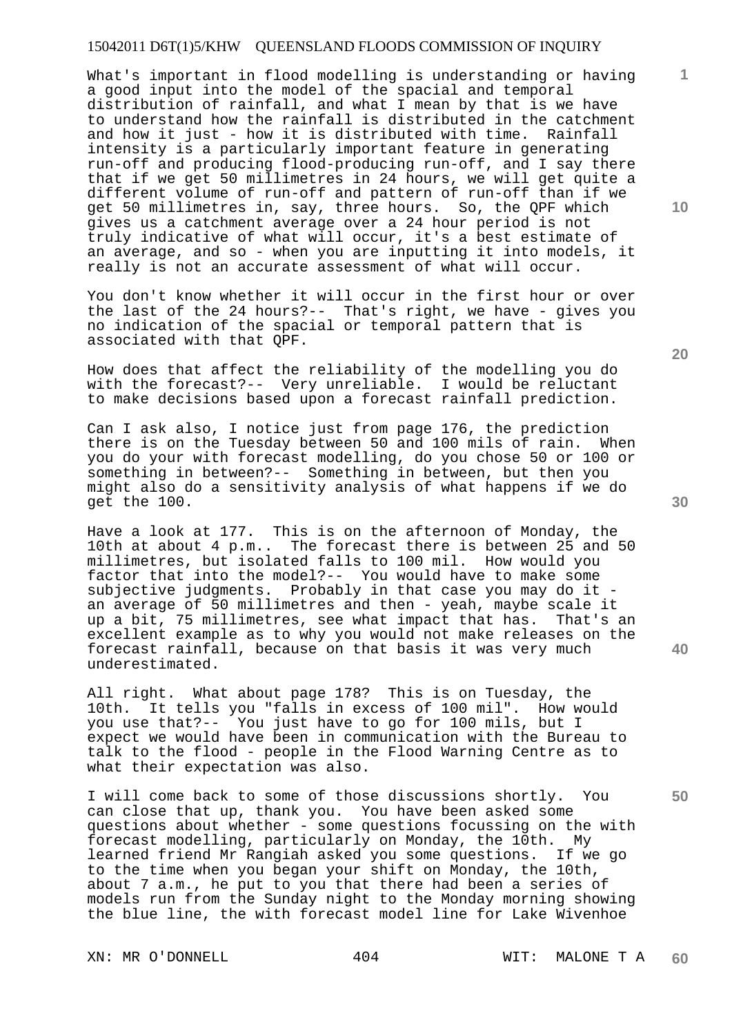What's important in flood modelling is understanding or having a good input into the model of the spacial and temporal distribution of rainfall, and what I mean by that is we have to understand how the rainfall is distributed in the catchment and how it just - how it is distributed with time. Rainfall intensity is a particularly important feature in generating run-off and producing flood-producing run-off, and I say there that if we get 50 millimetres in 24 hours, we will get quite a different volume of run-off and pattern of run-off than if we get 50 millimetres in, say, three hours. So, the QPF which gives us a catchment average over a 24 hour period is not truly indicative of what will occur, it's a best estimate of an average, and so - when you are inputting it into models, it really is not an accurate assessment of what will occur.

You don't know whether it will occur in the first hour or over the last of the 24 hours?-- That's right, we have - gives you no indication of the spacial or temporal pattern that is associated with that QPF.

How does that affect the reliability of the modelling you do with the forecast?-- Very unreliable. I would be reluctant to make decisions based upon a forecast rainfall prediction.

Can I ask also, I notice just from page 176, the prediction there is on the Tuesday between 50 and 100 mils of rain. When you do your with forecast modelling, do you chose 50 or 100 or something in between?-- Something in between, but then you might also do a sensitivity analysis of what happens if we do get the 100.

Have a look at 177. This is on the afternoon of Monday, the 10th at about 4 p.m.. The forecast there is between 25 and 50 millimetres, but isolated falls to 100 mil. How would you factor that into the model?-- You would have to make some subjective judgments. Probably in that case you may do it - an average of 50 millimetres and then - yeah, maybe scale it up a bit, 75 millimetres, see what impact that has. That's an excellent example as to why you would not make releases on the forecast rainfall, because on that basis it was very much underestimated.

All right. What about page 178? This is on Tuesday, the 10th. It tells you "falls in excess of 100 mil". How would you use that?-- You just have to go for 100 mils, but I expect we would have been in communication with the Bureau to talk to the flood - people in the Flood Warning Centre as to what their expectation was also.

I will come back to some of those discussions shortly. You can close that up, thank you. You have been asked some questions about whether - some questions focussing on the with forecast modelling, particularly on Monday, the 10th. My learned friend Mr Rangiah asked you some questions. If we go to the time when you began your shift on Monday, the 10th, about 7 a.m., he put to you that there had been a series of models run from the Sunday night to the Monday morning showing the blue line, the with forecast model line for Lake Wivenhoe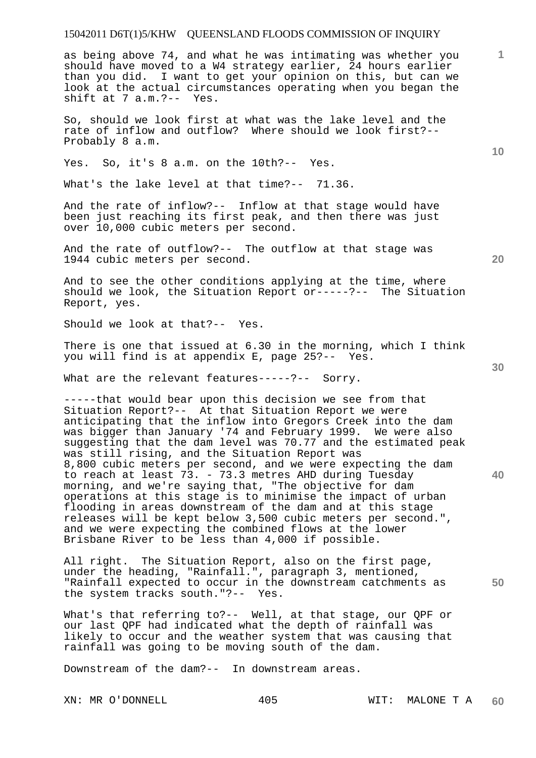as being above 74, and what he was intimating was whether you should have moved to a W4 strategy earlier, 24 hours earlier than you did. I want to get your opinion on this, but can we look at the actual circumstances operating when you began the shift at 7 a.m.?-- Yes.

So, should we look first at what was the lake level and the rate of inflow and outflow? Where should we look first?-- Probably 8 a.m.

Yes. So, it's 8 a.m. on the 10th?-- Yes.

What's the lake level at that time?-- 71.36.

And the rate of inflow?-- Inflow at that stage would have been just reaching its first peak, and then there was just over 10,000 cubic meters per second.

And the rate of outflow?-- The outflow at that stage was 1944 cubic meters per second.

And to see the other conditions applying at the time, where should we look, the Situation Report or-----?-- The Situation Report, yes.

Should we look at that?-- Yes.

There is one that issued at 6.30 in the morning, which I think you will find is at appendix E, page 25?-- Yes.

What are the relevant features-----?-- Sorry.

-----that would bear upon this decision we see from that Situation Report?-- At that Situation Report we were anticipating that the inflow into Gregors Creek into the dam was bigger than January '74 and February 1999. We were also suggesting that the dam level was 70.77 and the estimated peak was still rising, and the Situation Report was 8,800 cubic meters per second, and we were expecting the dam to reach at least 73. - 73.3 metres AHD during Tuesday morning, and we're saying that, "The objective for dam operations at this stage is to minimise the impact of urban flooding in areas downstream of the dam and at this stage releases will be kept below 3,500 cubic meters per second.", and we were expecting the combined flows at the lower Brisbane River to be less than 4,000 if possible.

All right. The Situation Report, also on the first page, under the heading, "Rainfall.", paragraph 3, mentioned, "Rainfall expected to occur in the downstream catchments as the system tracks south."?-- Yes.

What's that referring to?-- Well, at that stage, our QPF or our last QPF had indicated what the depth of rainfall was likely to occur and the weather system that was causing that rainfall was going to be moving south of the dam.

Downstream of the dam?-- In downstream areas.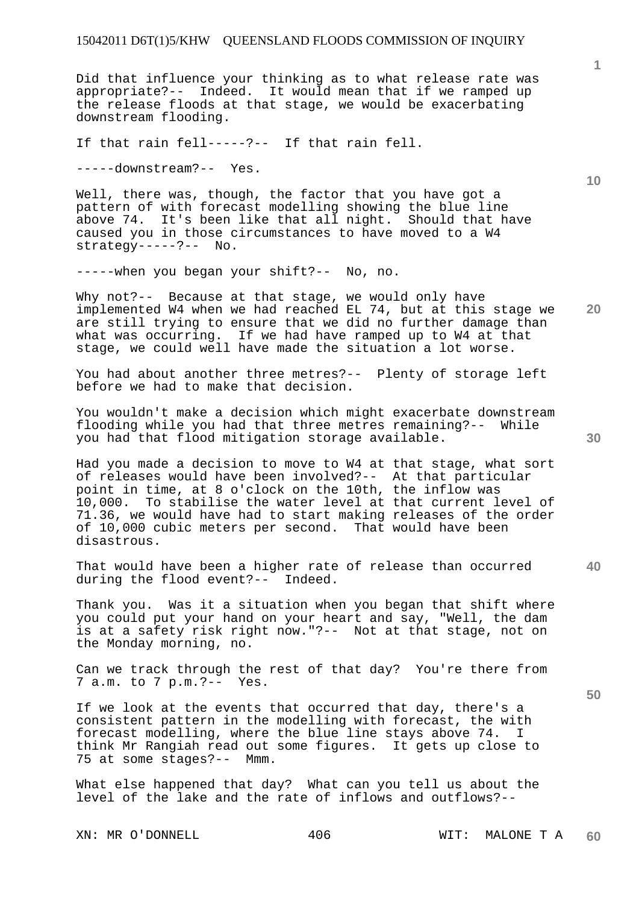Did that influence your thinking as to what release rate was appropriate?-- Indeed. It would mean that if we ramped up the release floods at that stage, we would be exacerbating downstream flooding.

If that rain fell-----?-- If that rain fell.

-----downstream?-- Yes.

Well, there was, though, the factor that you have got a pattern of with forecast modelling showing the blue line above 74. It's been like that all night. Should that have caused you in those circumstances to have moved to a W4 strategy-----?-- No.

-----when you began your shift?-- No, no.

Why not?-- Because at that stage, we would only have implemented W4 when we had reached EL 74, but at this stage we are still trying to ensure that we did no further damage than what was occurring. If we had have ramped up to W4 at that stage, we could well have made the situation a lot worse.

You had about another three metres?-- Plenty of storage left before we had to make that decision.

You wouldn't make a decision which might exacerbate downstream flooding while you had that three metres remaining?-- While you had that flood mitigation storage available.

Had you made a decision to move to W4 at that stage, what sort of releases would have been involved?-- At that particular point in time, at 8 o'clock on the 10th, the inflow was 10,000. To stabilise the water level at that current level of 71.36, we would have had to start making releases of the order of 10,000 cubic meters per second. That would have been disastrous.

That would have been a higher rate of release than occurred during the flood event?-- Indeed.

Thank you. Was it a situation when you began that shift where you could put your hand on your heart and say, "Well, the dam is at a safety risk right now."?-- Not at that stage, not on the Monday morning, no.

Can we track through the rest of that day? You're there from 7 a.m. to 7 p.m.?-- Yes.

If we look at the events that occurred that day, there's a consistent pattern in the modelling with forecast, the with forecast modelling, where the blue line stays above 74. I think Mr Rangiah read out some figures. It gets up close to 75 at some stages?-- Mmm.

What else happened that day? What can you tell us about the level of the lake and the rate of inflows and outflows?--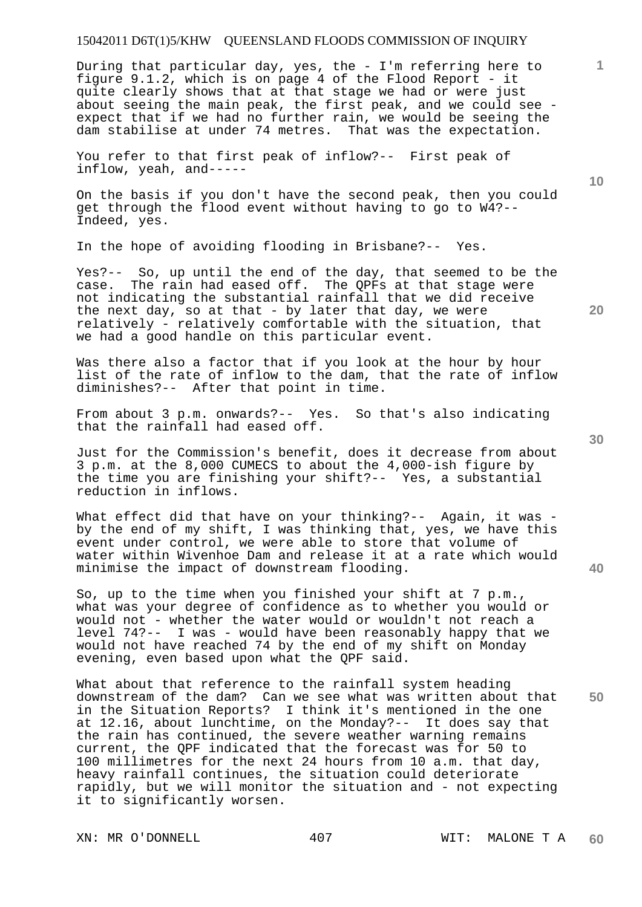During that particular day, yes, the - I'm referring here to figure 9.1.2, which is on page 4 of the Flood Report - it quite clearly shows that at that stage we had or were just about seeing the main peak, the first peak, and we could see - expect that if we had no further rain, we would be seeing the dam stabilise at under 74 metres. That was the expectation.

You refer to that first peak of inflow?-- First peak of inflow, yeah, and-----

On the basis if you don't have the second peak, then you could get through the flood event without having to go to W4?-- Indeed, yes.

In the hope of avoiding flooding in Brisbane?-- Yes.

Yes?-- So, up until the end of the day, that seemed to be the case. The rain had eased off. The QPFs at that stage were not indicating the substantial rainfall that we did receive the next day, so at that - by later that day, we were relatively - relatively comfortable with the situation, that we had a good handle on this particular event.

Was there also a factor that if you look at the hour by hour list of the rate of inflow to the dam, that the rate of inflow diminishes?-- After that point in time.

From about 3 p.m. onwards?-- Yes. So that's also indicating that the rainfall had eased off.

Just for the Commission's benefit, does it decrease from about 3 p.m. at the 8,000 CUMECS to about the 4,000-ish figure by the time you are finishing your shift?-- Yes, a substantial reduction in inflows.

What effect did that have on your thinking?-- Again, it was - by the end of my shift, I was thinking that, yes, we have this event under control, we were able to store that volume of water within Wivenhoe Dam and release it at a rate which would minimise the impact of downstream flooding.

So, up to the time when you finished your shift at 7 p.m., what was your degree of confidence as to whether you would or would not - whether the water would or wouldn't not reach a level 74?-- I was - would have been reasonably happy that we would not have reached 74 by the end of my shift on Monday evening, even based upon what the QPF said.

What about that reference to the rainfall system heading downstream of the dam? Can we see what was written about that in the Situation Reports? I think it's mentioned in the one at 12.16, about lunchtime, on the Monday?-- It does say that the rain has continued, the severe weather warning remains current, the QPF indicated that the forecast was for 50 to 100 millimetres for the next 24 hours from 10 a.m. that day, heavy rainfall continues, the situation could deteriorate rapidly, but we will monitor the situation and - not expecting it to significantly worsen.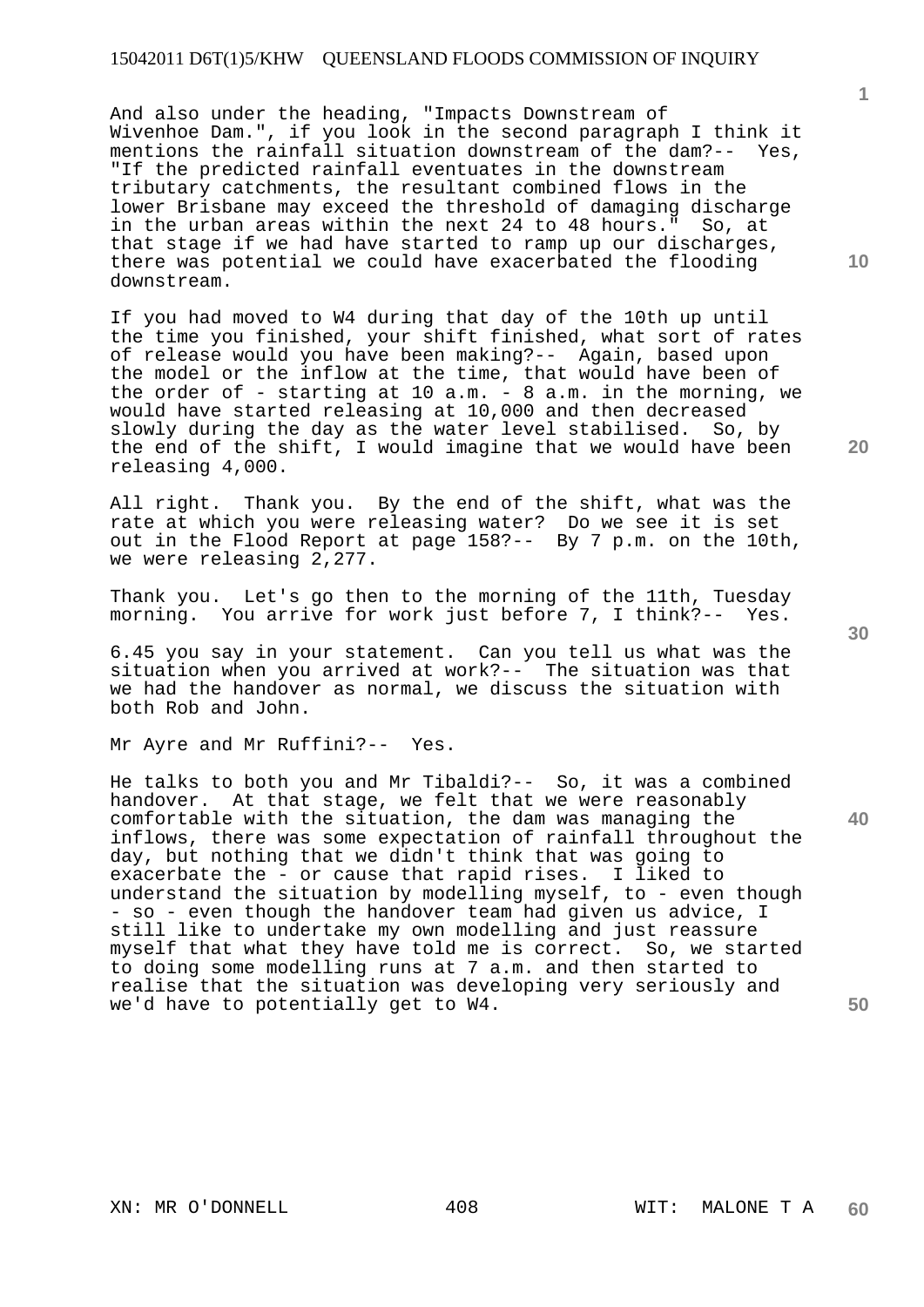And also under the heading, "Impacts Downstream of Wivenhoe Dam.", if you look in the second paragraph I think it mentions the rainfall situation downstream of the dam?-- Yes, "If the predicted rainfall eventuates in the downstream tributary catchments, the resultant combined flows in the lower Brisbane may exceed the threshold of damaging discharge in the urban areas within the next 24 to 48 hours." So, at that stage if we had have started to ramp up our discharges, there was potential we could have exacerbated the flooding downstream.

If you had moved to W4 during that day of the 10th up until the time you finished, your shift finished, what sort of rates of release would you have been making?-- Again, based upon the model or the inflow at the time, that would have been of the order of - starting at 10 a.m. - 8 a.m. in the morning, we would have started releasing at 10,000 and then decreased slowly during the day as the water level stabilised. So, by the end of the shift, I would imagine that we would have been releasing 4,000.

All right. Thank you. By the end of the shift, what was the rate at which you were releasing water? Do we see it is set out in the Flood Report at page 158?-- By 7 p.m. on the 10th, we were releasing 2,277.

Thank you. Let's go then to the morning of the 11th, Tuesday morning. You arrive for work just before 7, I think?-- Yes.

6.45 you say in your statement. Can you tell us what was the situation when you arrived at work?-- The situation was that we had the handover as normal, we discuss the situation with both Rob and John.

Mr Ayre and Mr Ruffini?-- Yes.

He talks to both you and Mr Tibaldi?-- So, it was a combined handover. At that stage, we felt that we were reasonably comfortable with the situation, the dam was managing the inflows, there was some expectation of rainfall throughout the day, but nothing that we didn't think that was going to exacerbate the - or cause that rapid rises. I liked to understand the situation by modelling myself, to - even though - so - even though the handover team had given us advice, I still like to undertake my own modelling and just reassure myself that what they have told me is correct. So, we started to doing some modelling runs at 7 a.m. and then started to realise that the situation was developing very seriously and we'd have to potentially get to W4.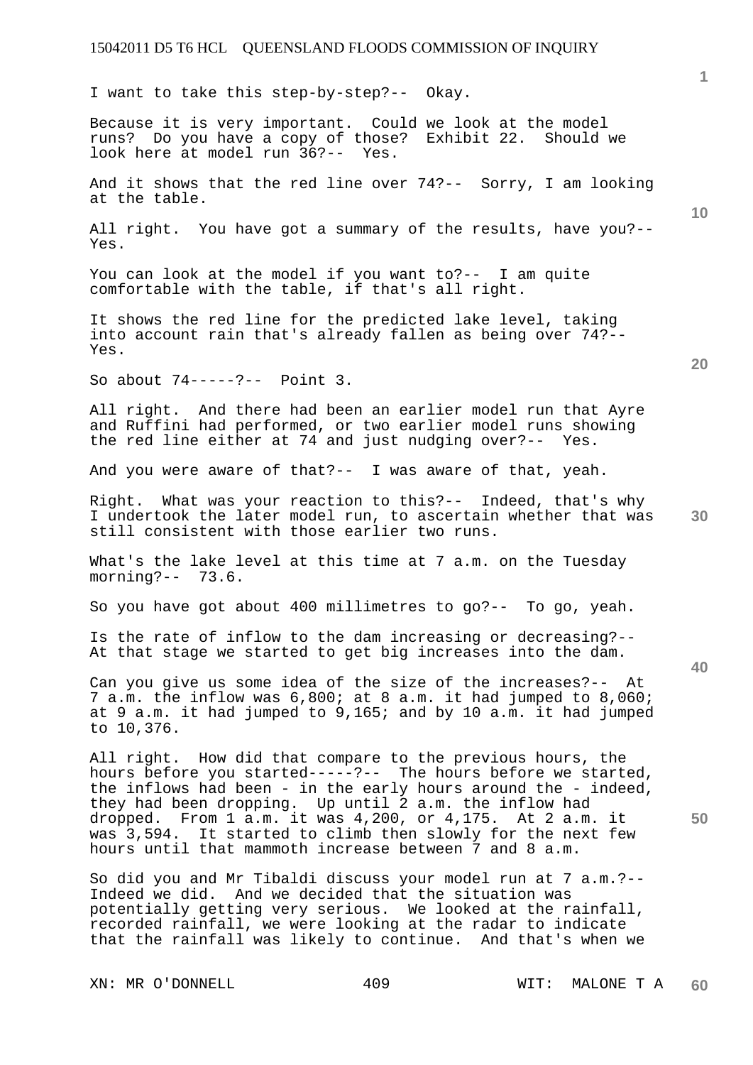I want to take this step-by-step?-- Okay.

Because it is very important. Could we look at the model runs? Do you have a copy of those? Exhibit 22. Should we look here at model run 36?-- Yes.

And it shows that the red line over 74?-- Sorry, I am looking at the table.

All right. You have got a summary of the results, have you?-- Yes.

You can look at the model if you want to?-- I am quite comfortable with the table, if that's all right.

It shows the red line for the predicted lake level, taking into account rain that's already fallen as being over 74?-- Yes.

So about 74-----?-- Point 3.

All right. And there had been an earlier model run that Ayre and Ruffini had performed, or two earlier model runs showing the red line either at 74 and just nudging over?-- Yes.

And you were aware of that?-- I was aware of that, yeah.

Right. What was your reaction to this?-- Indeed, that's why I undertook the later model run, to ascertain whether that was still consistent with those earlier two runs.

What's the lake level at this time at 7 a.m. on the Tuesday morning?-- 73.6.

So you have got about 400 millimetres to go?-- To go, yeah.

Is the rate of inflow to the dam increasing or decreasing?-- At that stage we started to get big increases into the dam.

Can you give us some idea of the size of the increases?-- At 7 a.m. the inflow was 6,800; at 8 a.m. it had jumped to 8,060; at 9 a.m. it had jumped to 9,165; and by 10 a.m. it had jumped to 10,376.

All right. How did that compare to the previous hours, the hours before you started-----?-- The hours before we started, the inflows had been - in the early hours around the - indeed, they had been dropping. Up until 2 a.m. the inflow had dropped. From 1 a.m. it was 4,200, or 4,175. At 2 a.m. it was 3,594. It started to climb then slowly for the next few hours until that mammoth increase between 7 and 8 a.m.

So did you and Mr Tibaldi discuss your model run at 7 a.m.?-- Indeed we did. And we decided that the situation was potentially getting very serious. We looked at the rainfall, recorded rainfall, we were looking at the radar to indicate that the rainfall was likely to continue. And that's when we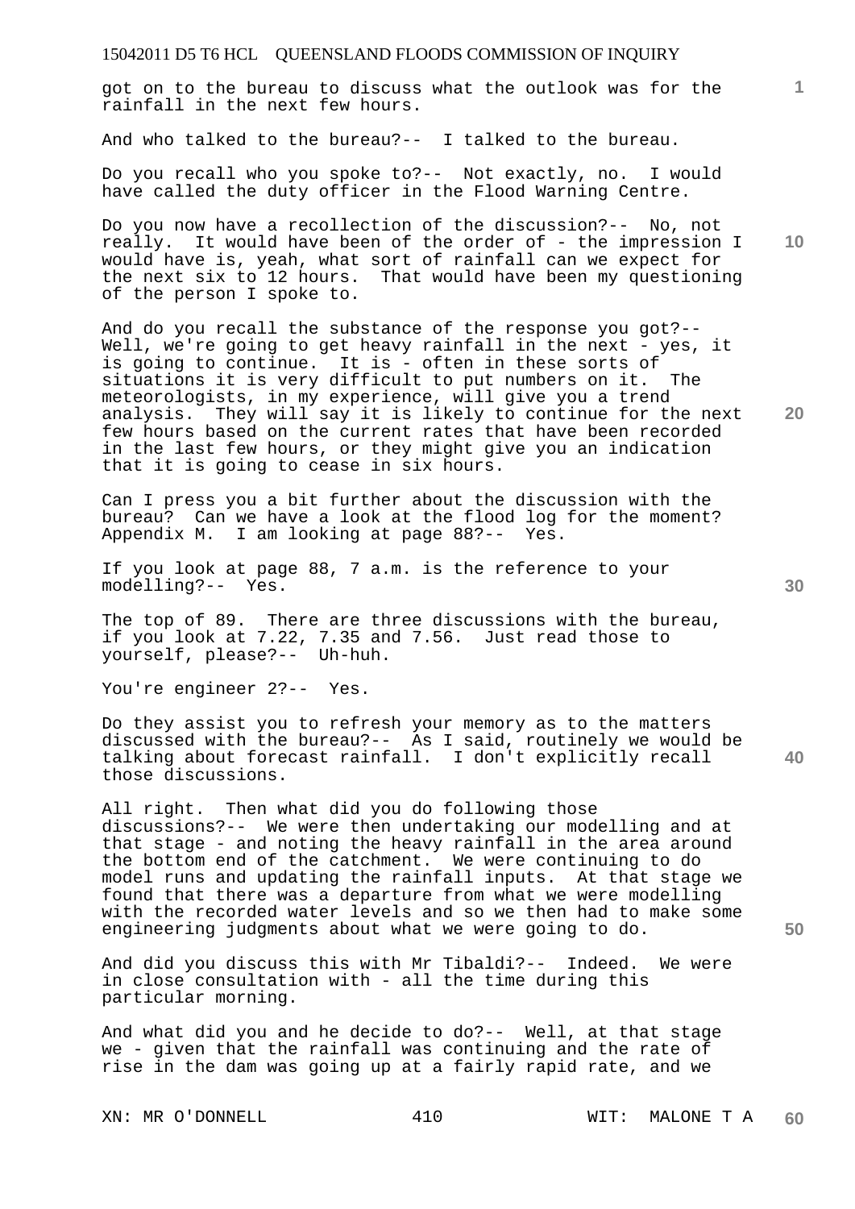got on to the bureau to discuss what the outlook was for the rainfall in the next few hours.

And who talked to the bureau?-- I talked to the bureau.

Do you recall who you spoke to?-- Not exactly, no. I would have called the duty officer in the Flood Warning Centre.

Do you now have a recollection of the discussion?-- No, not really. It would have been of the order of - the impression I would have is, yeah, what sort of rainfall can we expect for the next six to 12 hours. That would have been my questioning of the person I spoke to.

And do you recall the substance of the response you got?-- Well, we're going to get heavy rainfall in the next - yes, it is going to continue. It is - often in these sorts of situations it is very difficult to put numbers on it. The meteorologists, in my experience, will give you a trend analysis. They will say it is likely to continue for the next few hours based on the current rates that have been recorded in the last few hours, or they might give you an indication that it is going to cease in six hours.

Can I press you a bit further about the discussion with the bureau? Can we have a look at the flood log for the moment? Appendix M. I am looking at page 88?-- Yes.

If you look at page 88, 7 a.m. is the reference to your modelling?-- Yes.

The top of 89. There are three discussions with the bureau, if you look at 7.22, 7.35 and 7.56. Just read those to yourself, please?-- Uh-huh.

You're engineer 2?-- Yes.

Do they assist you to refresh your memory as to the matters discussed with the bureau?-- As I said, routinely we would be talking about forecast rainfall. I don't explicitly recall those discussions.

All right. Then what did you do following those discussions?-- We were then undertaking our modelling and at that stage - and noting the heavy rainfall in the area around the bottom end of the catchment. We were continuing to do model runs and updating the rainfall inputs. At that stage we found that there was a departure from what we were modelling with the recorded water levels and so we then had to make some engineering judgments about what we were going to do.

And did you discuss this with Mr Tibaldi?-- Indeed. We were in close consultation with - all the time during this particular morning.

And what did you and he decide to do?-- Well, at that stage we - given that the rainfall was continuing and the rate of rise in the dam was going up at a fairly rapid rate, and we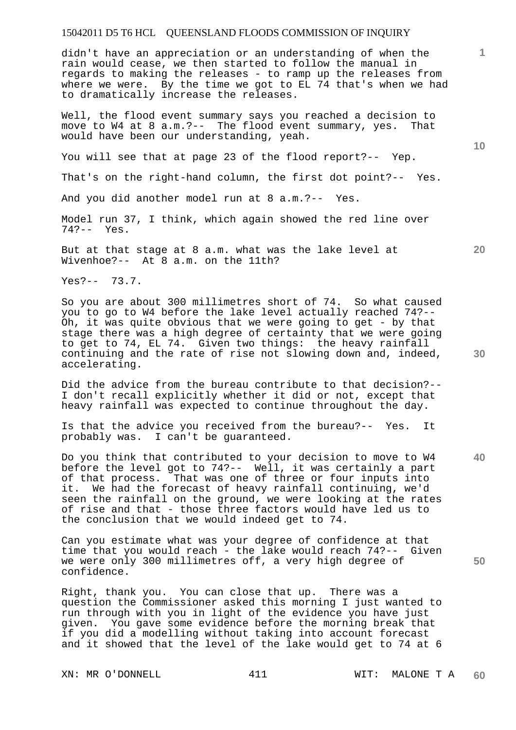didn't have an appreciation or an understanding of when the rain would cease, we then started to follow the manual in regards to making the releases - to ramp up the releases from where we were. By the time we got to EL 74 that's when we had to dramatically increase the releases.

Well, the flood event summary says you reached a decision to move to W4 at 8 a.m.?-- The flood event summary, yes. That would have been our understanding, yeah.

You will see that at page 23 of the flood report?-- Yep.

That's on the right-hand column, the first dot point?-- Yes.

And you did another model run at 8 a.m.?-- Yes.

Model run 37, I think, which again showed the red line over 74?-- Yes.

But at that stage at 8 a.m. what was the lake level at Wivenhoe?-- At 8 a.m. on the 11th?

Yes?-- 73.7.

So you are about 300 millimetres short of 74. So what caused you to go to W4 before the lake level actually reached 74?-- Oh, it was quite obvious that we were going to get - by that stage there was a high degree of certainty that we were going to get to 74, EL 74. Given two things: the heavy rainfall continuing and the rate of rise not slowing down and, indeed, accelerating.

Did the advice from the bureau contribute to that decision?-- I don't recall explicitly whether it did or not, except that heavy rainfall was expected to continue throughout the day.

Is that the advice you received from the bureau?-- Yes. It probably was. I can't be guaranteed.

Do you think that contributed to your decision to move to W4 before the level got to 74?-- Well, it was certainly a part of that process. That was one of three or four inputs into it. We had the forecast of heavy rainfall continuing, we'd seen the rainfall on the ground, we were looking at the rates of rise and that - those three factors would have led us to the conclusion that we would indeed get to 74.

Can you estimate what was your degree of confidence at that time that you would reach - the lake would reach 74?-- Given we were only 300 millimetres off, a very high degree of confidence.

Right, thank you. You can close that up. There was a question the Commissioner asked this morning I just wanted to run through with you in light of the evidence you have just given. You gave some evidence before the morning break that if you did a modelling without taking into account forecast and it showed that the level of the lake would get to 74 at 6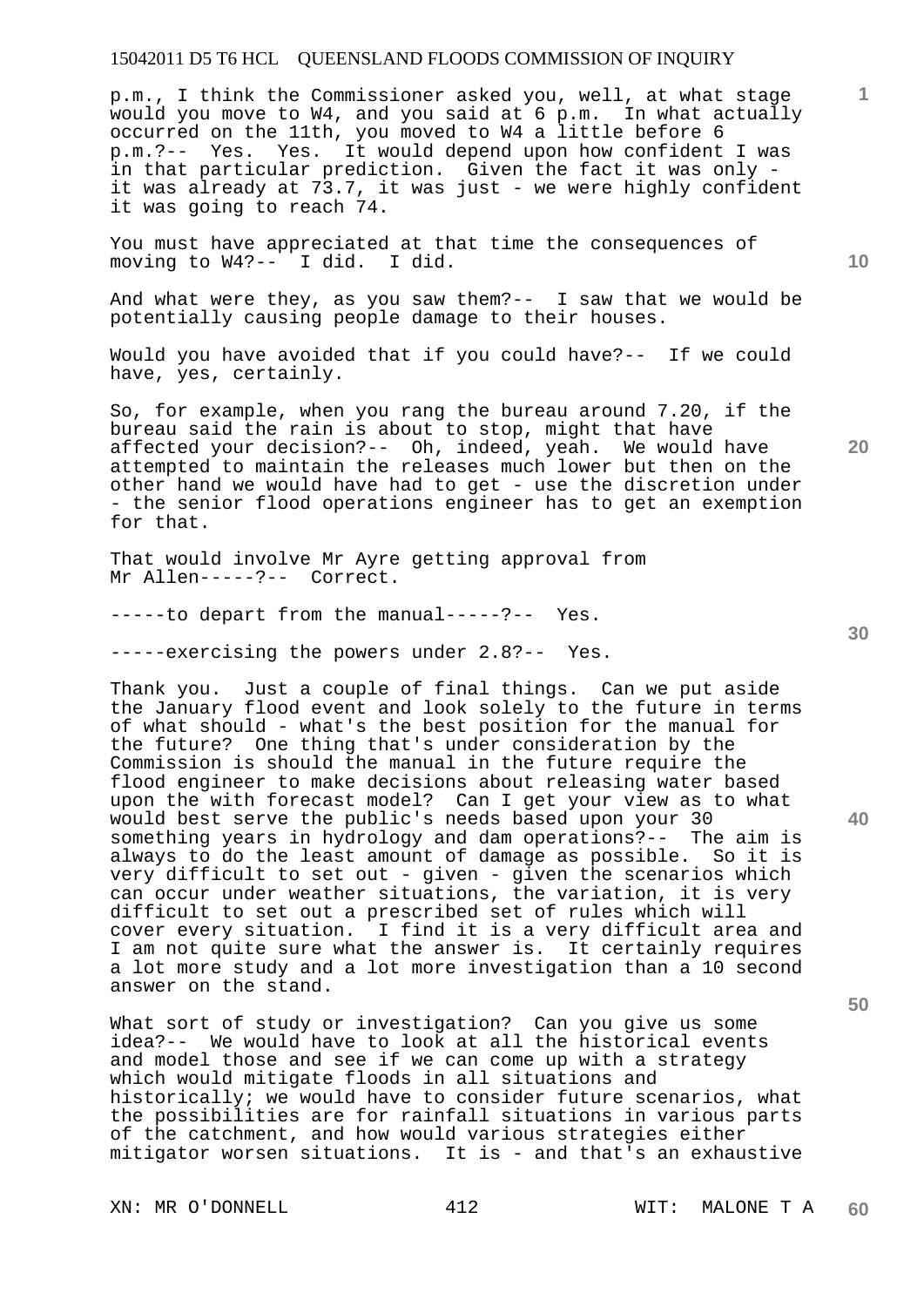p.m., I think the Commissioner asked you, well, at what stage would you move to W4, and you said at 6 p.m. In what actually occurred on the 11th, you moved to W4 a little before 6 p.m.?-- Yes. Yes. It would depend upon how confident I was in that particular prediction. Given the fact it was only - it was already at 73.7, it was just - we were highly confident it was going to reach 74.

You must have appreciated at that time the consequences of moving to W4?-- I did. I did.

And what were they, as you saw them?-- I saw that we would be potentially causing people damage to their houses.

Would you have avoided that if you could have?-- If we could have, yes, certainly.

So, for example, when you rang the bureau around 7.20, if the bureau said the rain is about to stop, might that have affected your decision?-- Oh, indeed, yeah. We would have attempted to maintain the releases much lower but then on the other hand we would have had to get - use the discretion under - the senior flood operations engineer has to get an exemption for that.

That would involve Mr Ayre getting approval from Mr Allen-----?-- Correct.

-----to depart from the manual-----?-- Yes.

-----exercising the powers under 2.8?-- Yes.

Thank you. Just a couple of final things. Can we put aside the January flood event and look solely to the future in terms of what should - what's the best position for the manual for the future? One thing that's under consideration by the Commission is should the manual in the future require the flood engineer to make decisions about releasing water based upon the with forecast model? Can I get your view as to what would best serve the public's needs based upon your 30 something years in hydrology and dam operations?-- The aim is always to do the least amount of damage as possible. So it is very difficult to set out - given - given the scenarios which can occur under weather situations, the variation, it is very difficult to set out a prescribed set of rules which will cover every situation. I find it is a very difficult area and I am not quite sure what the answer is. It certainly requires a lot more study and a lot more investigation than a 10 second answer on the stand.

What sort of study or investigation? Can you give us some idea?-- We would have to look at all the historical events and model those and see if we can come up with a strategy which would mitigate floods in all situations and historically; we would have to consider future scenarios, what the possibilities are for rainfall situations in various parts of the catchment, and how would various strategies either mitigator worsen situations. It is - and that's an exhaustive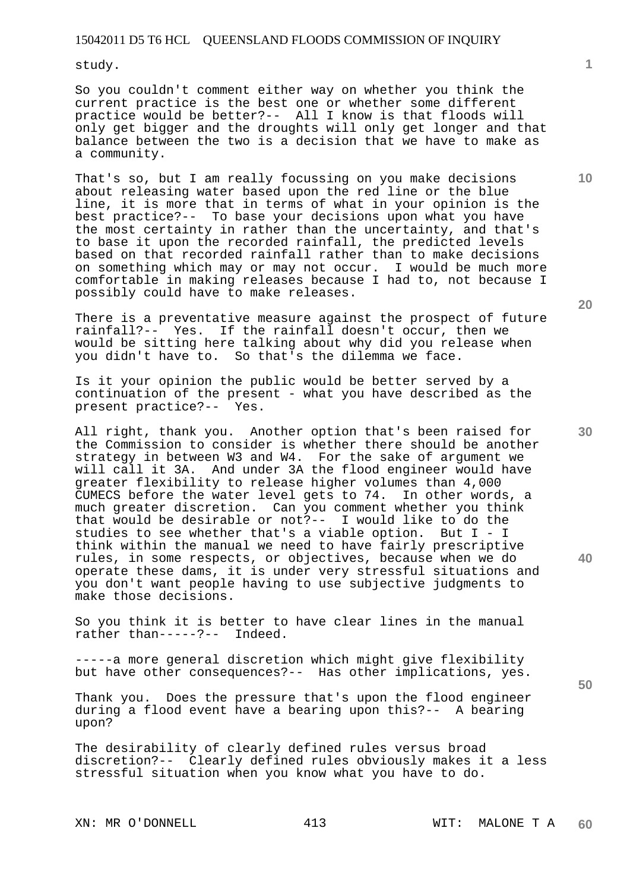study.

So you couldn't comment either way on whether you think the current practice is the best one or whether some different practice would be better?-- All I know is that floods will only get bigger and the droughts will only get longer and that balance between the two is a decision that we have to make as a community.

That's so, but I am really focussing on you make decisions about releasing water based upon the red line or the blue line, it is more that in terms of what in your opinion is the best practice?-- To base your decisions upon what you have the most certainty in rather than the uncertainty, and that's to base it upon the recorded rainfall, the predicted levels based on that recorded rainfall rather than to make decisions on something which may or may not occur. I would be much more comfortable in making releases because I had to, not because I possibly could have to make releases.

There is a preventative measure against the prospect of future rainfall?-- Yes. If the rainfall doesn't occur, then we would be sitting here talking about why did you release when you didn't have to. So that's the dilemma we face.

Is it your opinion the public would be better served by a continuation of the present - what you have described as the present practice?-- Yes.

All right, thank you. Another option that's been raised for the Commission to consider is whether there should be another strategy in between W3 and W4. For the sake of argument we will call it 3A. And under 3A the flood engineer would have greater flexibility to release higher volumes than 4,000 CUMECS before the water level gets to 74. In other words, a much greater discretion. Can you comment whether you think that would be desirable or not?-- I would like to do the studies to see whether that's a viable option. But I - I think within the manual we need to have fairly prescriptive rules, in some respects, or objectives, because when we do operate these dams, it is under very stressful situations and you don't want people having to use subjective judgments to make those decisions.

So you think it is better to have clear lines in the manual rather than-----?-- Indeed.

-----a more general discretion which might give flexibility but have other consequences?-- Has other implications, yes.

Thank you. Does the pressure that's upon the flood engineer during a flood event have a bearing upon this?-- A bearing upon?

The desirability of clearly defined rules versus broad discretion?-- Clearly defined rules obviously makes it a less stressful situation when you know what you have to do.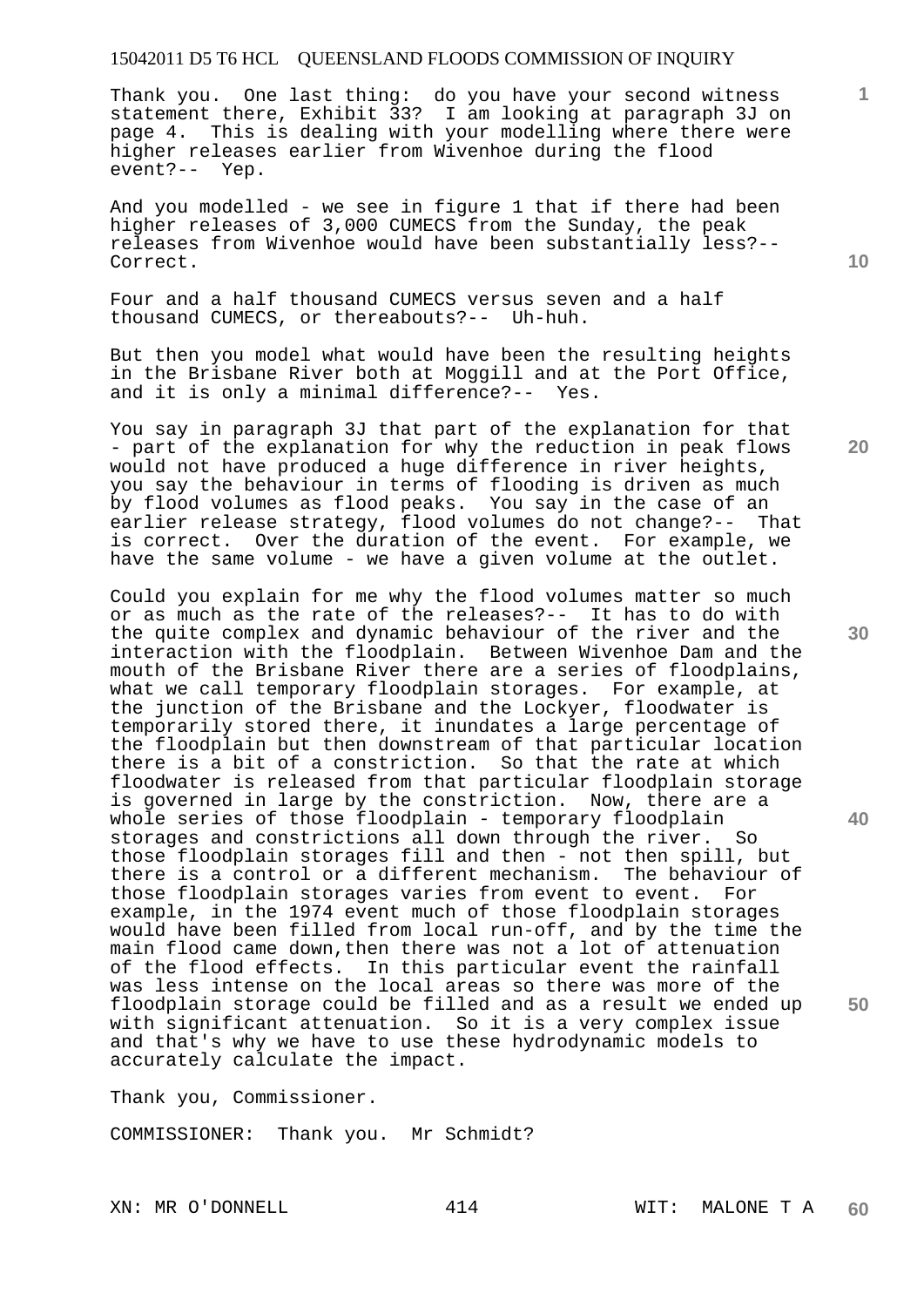Thank you. One last thing: do you have your second witness statement there, Exhibit 33? I am looking at paragraph 3J on page 4. This is dealing with your modelling where there were higher releases earlier from Wivenhoe during the flood event?-- Yep.

And you modelled - we see in figure 1 that if there had been higher releases of 3,000 CUMECS from the Sunday, the peak releases from Wivenhoe would have been substantially less?-- Correct.

Four and a half thousand CUMECS versus seven and a half thousand CUMECS, or thereabouts?-- Uh-huh.

But then you model what would have been the resulting heights in the Brisbane River both at Moggill and at the Port Office, and it is only a minimal difference?-- Yes.

You say in paragraph 3J that part of the explanation for that - part of the explanation for why the reduction in peak flows would not have produced a huge difference in river heights, you say the behaviour in terms of flooding is driven as much by flood volumes as flood peaks. You say in the case of an earlier release strategy, flood volumes do not change?-- That is correct. Over the duration of the event. For example, we have the same volume - we have a given volume at the outlet.

Could you explain for me why the flood volumes matter so much or as much as the rate of the releases?-- It has to do with the quite complex and dynamic behaviour of the river and the interaction with the floodplain. Between Wivenhoe Dam and the mouth of the Brisbane River there are a series of floodplains, what we call temporary floodplain storages. For example, at the junction of the Brisbane and the Lockyer, floodwater is temporarily stored there, it inundates a large percentage of the floodplain but then downstream of that particular location there is a bit of a constriction. So that the rate at which floodwater is released from that particular floodplain storage is governed in large by the constriction. Now, there are a whole series of those floodplain - temporary floodplain storages and constrictions all down through the river. So those floodplain storages fill and then - not then spill, but there is a control or a different mechanism. The behaviour of those floodplain storages varies from event to event. For example, in the 1974 event much of those floodplain storages would have been filled from local run-off, and by the time the main flood came down,then there was not a lot of attenuation of the flood effects. In this particular event the rainfall was less intense on the local areas so there was more of the floodplain storage could be filled and as a result we ended up with significant attenuation. So it is a very complex issue and that's why we have to use these hydrodynamic models to accurately calculate the impact.

Thank you, Commissioner.

COMMISSIONER: Thank you. Mr Schmidt?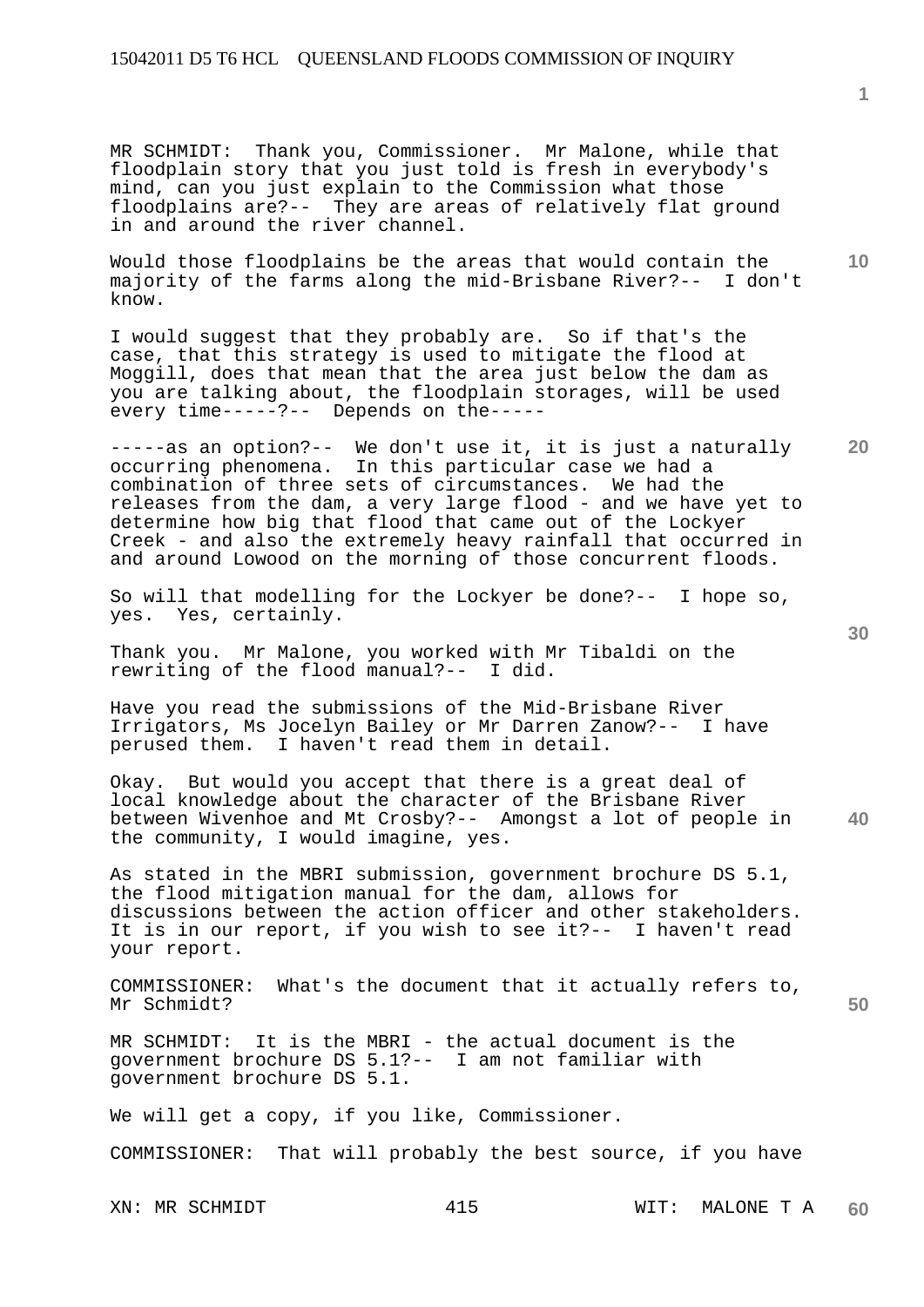MR SCHMIDT: Thank you, Commissioner. Mr Malone, while that floodplain story that you just told is fresh in everybody's mind, can you just explain to the Commission what those floodplains are?-- They are areas of relatively flat ground in and around the river channel.

Would those floodplains be the areas that would contain the majority of the farms along the mid-Brisbane River?-- I don't know.

I would suggest that they probably are. So if that's the case, that this strategy is used to mitigate the flood at Moggill, does that mean that the area just below the dam as you are talking about, the floodplain storages, will be used every time-----?-- Depends on the-----

-----as an option?-- We don't use it, it is just a naturally occurring phenomena. In this particular case we had a combination of three sets of circumstances. We had the releases from the dam, a very large flood - and we have yet to determine how big that flood that came out of the Lockyer Creek - and also the extremely heavy rainfall that occurred in and around Lowood on the morning of those concurrent floods.

So will that modelling for the Lockyer be done?-- I hope so, yes. Yes, certainly.

Thank you. Mr Malone, you worked with Mr Tibaldi on the rewriting of the flood manual?-- I did.

Have you read the submissions of the Mid-Brisbane River Irrigators, Ms Jocelyn Bailey or Mr Darren Zanow?-- I have perused them. I haven't read them in detail.

Okay. But would you accept that there is a great deal of local knowledge about the character of the Brisbane River between Wivenhoe and Mt Crosby?-- Amongst a lot of people in the community, I would imagine, yes.

As stated in the MBRI submission, government brochure DS 5.1, the flood mitigation manual for the dam, allows for discussions between the action officer and other stakeholders. It is in our report, if you wish to see it?-- I haven't read your report.

COMMISSIONER: What's the document that it actually refers to, Mr Schmidt?

MR SCHMIDT: It is the MBRI - the actual document is the government brochure DS 5.1?-- I am not familiar with government brochure DS 5.1.

We will get a copy, if you like, Commissioner.

COMMISSIONER: That will probably the best source, if you have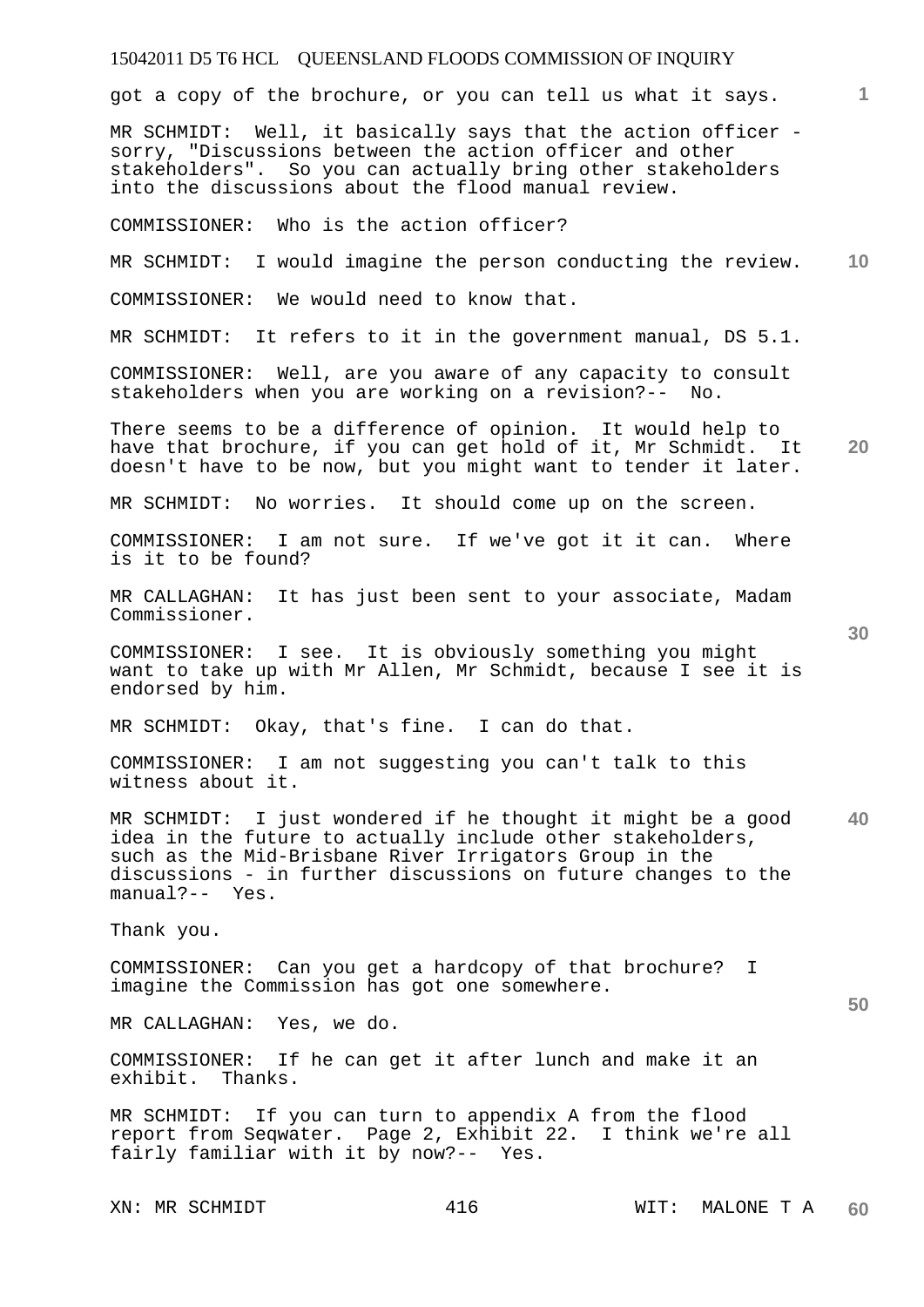got a copy of the brochure, or you can tell us what it says.

MR SCHMIDT: Well, it basically says that the action officer - sorry, "Discussions between the action officer and other stakeholders". So you can actually bring other stakeholders into the discussions about the flood manual review.

COMMISSIONER: Who is the action officer?

MR SCHMIDT: I would imagine the person conducting the review.

COMMISSIONER: We would need to know that.

MR SCHMIDT: It refers to it in the government manual, DS 5.1.

COMMISSIONER: Well, are you aware of any capacity to consult stakeholders when you are working on a revision?-- No.

There seems to be a difference of opinion. It would help to have that brochure, if you can get hold of it, Mr Schmidt. It doesn't have to be now, but you might want to tender it later.

MR SCHMIDT: No worries. It should come up on the screen.

COMMISSIONER: I am not sure. If we've got it it can. Where is it to be found?

MR CALLAGHAN: It has just been sent to your associate, Madam Commissioner.

COMMISSIONER: I see. It is obviously something you might want to take up with Mr Allen, Mr Schmidt, because I see it is endorsed by him.

MR SCHMIDT: Okay, that's fine. I can do that.

COMMISSIONER: I am not suggesting you can't talk to this witness about it.

MR SCHMIDT: I just wondered if he thought it might be a good idea in the future to actually include other stakeholders, such as the Mid-Brisbane River Irrigators Group in the discussions - in further discussions on future changes to the manual?-- Yes.

Thank you.

COMMISSIONER: Can you get a hardcopy of that brochure? I imagine the Commission has got one somewhere.

MR CALLAGHAN: Yes, we do.

COMMISSIONER: If he can get it after lunch and make it an exhibit. Thanks.

MR SCHMIDT: If you can turn to appendix A from the flood report from Seqwater. Page 2, Exhibit 22. I think we're all fairly familiar with it by now?-- Yes.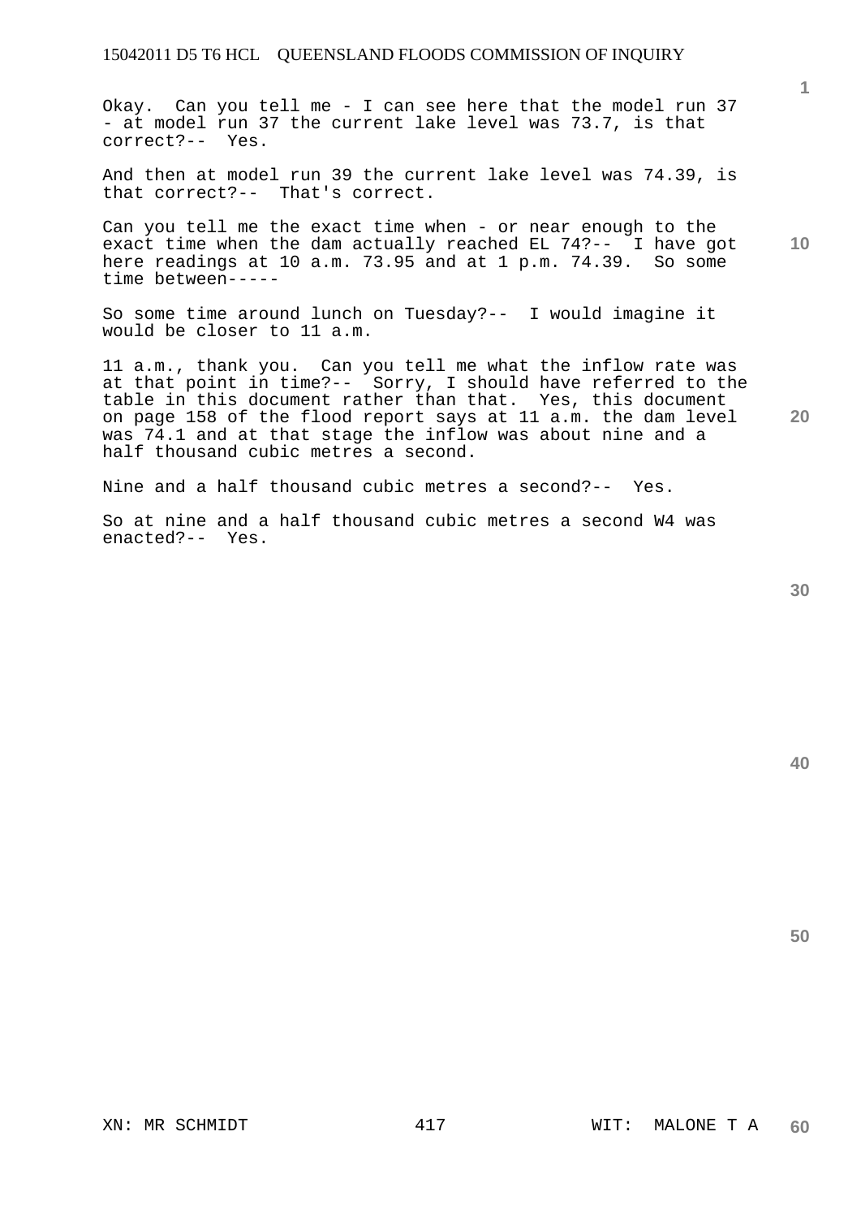Okay. Can you tell me - I can see here that the model run 37 - at model run 37 the current lake level was 73.7, is that correct?-- Yes.

And then at model run 39 the current lake level was 74.39, is that correct?-- That's correct.

Can you tell me the exact time when - or near enough to the exact time when the dam actually reached EL 74?-- I have got here readings at 10 a.m. 73.95 and at 1 p.m. 74.39. So some time between-----

So some time around lunch on Tuesday?-- I would imagine it would be closer to 11 a.m.

11 a.m., thank you. Can you tell me what the inflow rate was at that point in time?-- Sorry, I should have referred to the table in this document rather than that. Yes, this document on page 158 of the flood report says at 11 a.m. the dam level was 74.1 and at that stage the inflow was about nine and a half thousand cubic metres a second.

Nine and a half thousand cubic metres a second?-- Yes.

So at nine and a half thousand cubic metres a second W4 was enacted?-- Yes.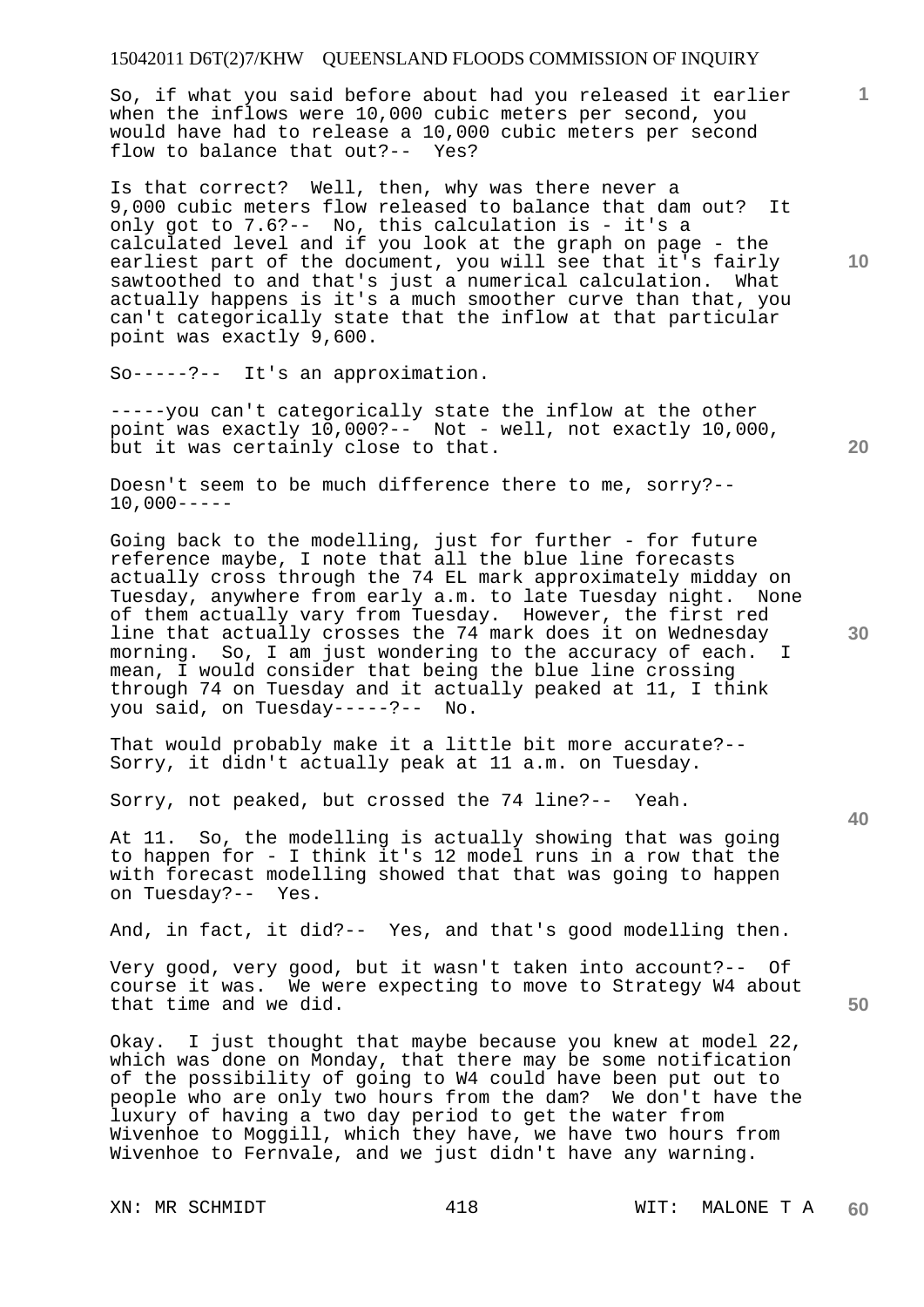So, if what you said before about had you released it earlier when the inflows were 10,000 cubic meters per second, you would have had to release a 10,000 cubic meters per second flow to balance that out?-- Yes?

Is that correct? Well, then, why was there never a 9,000 cubic meters flow released to balance that dam out? It only got to 7.6?-- No, this calculation is - it's a calculated level and if you look at the graph on page - the earliest part of the document, you will see that it's fairly sawtoothed to and that's just a numerical calculation. What actually happens is it's a much smoother curve than that, you can't categorically state that the inflow at that particular point was exactly 9,600.

So-----?-- It's an approximation.

-----you can't categorically state the inflow at the other point was exactly 10,000?-- Not - well, not exactly 10,000, but it was certainly close to that.

Doesn't seem to be much difference there to me, sorry?-- 10,000-----

Going back to the modelling, just for further - for future reference maybe, I note that all the blue line forecasts actually cross through the 74 EL mark approximately midday on Tuesday, anywhere from early a.m. to late Tuesday night. None of them actually vary from Tuesday. However, the first red line that actually crosses the 74 mark does it on Wednesday morning. So, I am just wondering to the accuracy of each. I mean, I would consider that being the blue line crossing through 74 on Tuesday and it actually peaked at 11, I think you said, on Tuesday-----?-- No.

That would probably make it a little bit more accurate?-- Sorry, it didn't actually peak at 11 a.m. on Tuesday.

Sorry, not peaked, but crossed the 74 line?-- Yeah.

At 11. So, the modelling is actually showing that was going to happen for - I think it's 12 model runs in a row that the with forecast modelling showed that that was going to happen on Tuesday?-- Yes.

And, in fact, it did?-- Yes, and that's good modelling then.

Very good, very good, but it wasn't taken into account?-- Of course it was. We were expecting to move to Strategy W4 about that time and we did.

Okay. I just thought that maybe because you knew at model 22, which was done on Monday, that there may be some notification of the possibility of going to W4 could have been put out to people who are only two hours from the dam? We don't have the luxury of having a two day period to get the water from Wivenhoe to Moggill, which they have, we have two hours from Wivenhoe to Fernvale, and we just didn't have any warning.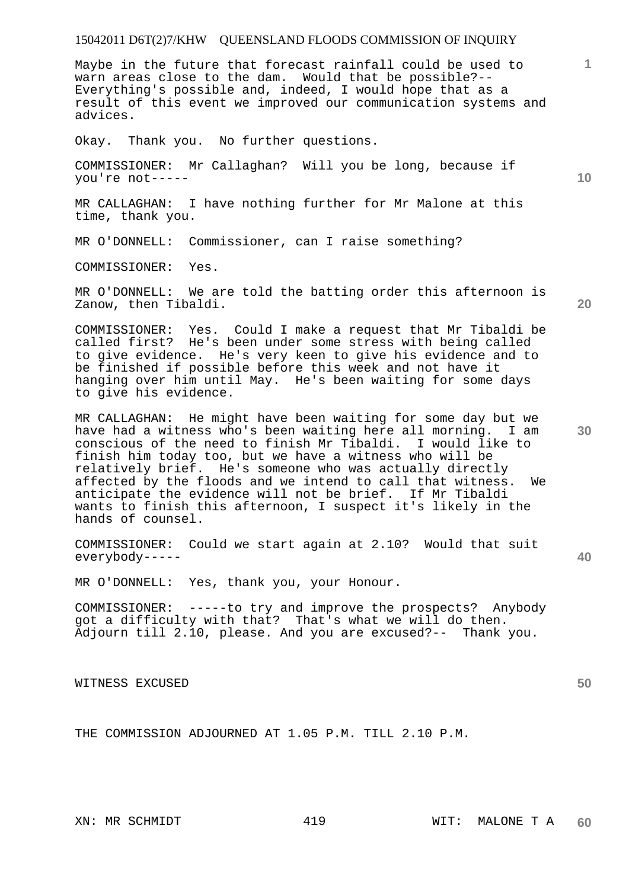Maybe in the future that forecast rainfall could be used to warn areas close to the dam. Would that be possible?-- Everything's possible and, indeed, I would hope that as a result of this event we improved our communication systems and advices.

Okay. Thank you. No further questions.

COMMISSIONER: Mr Callaghan? Will you be long, because if you're not-----

MR CALLAGHAN: I have nothing further for Mr Malone at this time, thank you.

MR O'DONNELL: Commissioner, can I raise something?

COMMISSIONER: Yes.

MR O'DONNELL: We are told the batting order this afternoon is Zanow, then Tibaldi.

COMMISSIONER: Yes. Could I make a request that Mr Tibaldi be called first? He's been under some stress with being called to give evidence. He's very keen to give his evidence and to be finished if possible before this week and not have it hanging over him until May. He's been waiting for some days to give his evidence.

MR CALLAGHAN: He might have been waiting for some day but we have had a witness who's been waiting here all morning. I am conscious of the need to finish Mr Tibaldi. I would like to finish him today too, but we have a witness who will be relatively brief. He's someone who was actually directly affected by the floods and we intend to call that witness. We anticipate the evidence will not be brief. If Mr Tibaldi wants to finish this afternoon, I suspect it's likely in the hands of counsel.

COMMISSIONER: Could we start again at 2.10? Would that suit everybody-----

MR O'DONNELL: Yes, thank you, your Honour.

COMMISSIONER: -----to try and improve the prospects? Anybody got a difficulty with that? That's what we will do then. Adjourn till 2.10, please. And you are excused?-- Thank you.

WITNESS EXCUSED

THE COMMISSION ADJOURNED AT 1.05 P.M. TILL 2.10 P.M.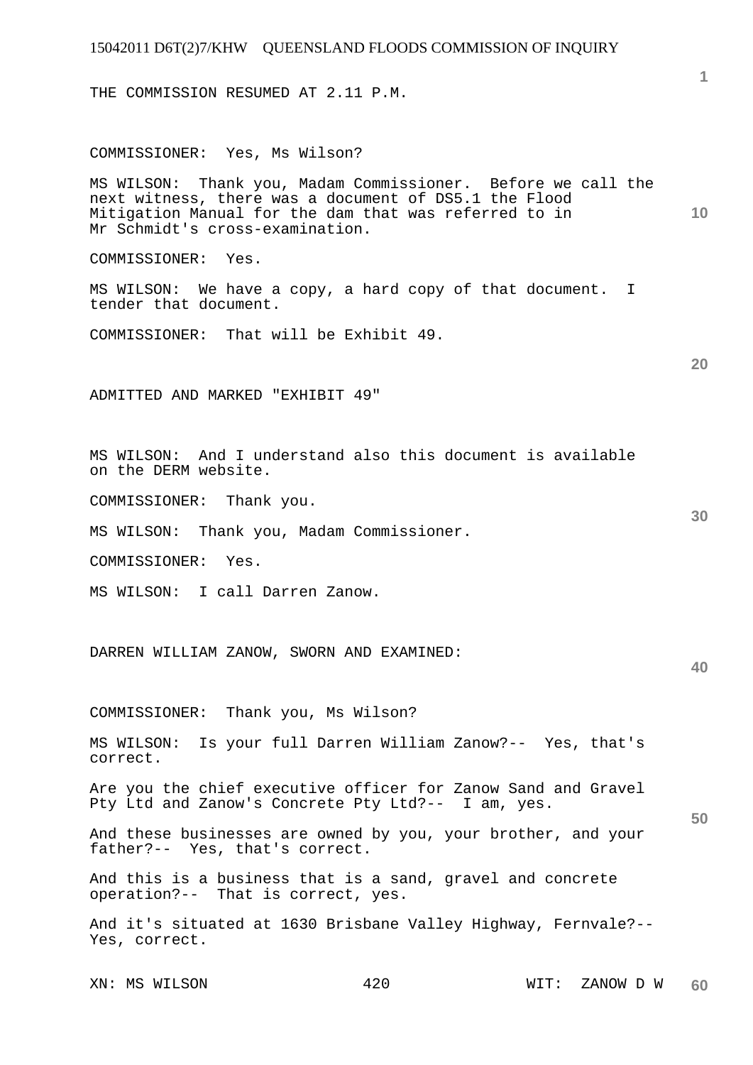THE COMMISSION RESUMED AT 2.11 P.M.

COMMISSIONER: Yes, Ms Wilson?

MS WILSON: Thank you, Madam Commissioner. Before we call the next witness, there was a document of DS5.1 the Flood Mitigation Manual for the dam that was referred to in Mr Schmidt's cross-examination.

COMMISSIONER: Yes.

MS WILSON: We have a copy, a hard copy of that document. I tender that document.

COMMISSIONER: That will be Exhibit 49.

ADMITTED AND MARKED "EXHIBIT 49"

MS WILSON: And I understand also this document is available on the DERM website.

COMMISSIONER: Thank you.

MS WILSON: Thank you, Madam Commissioner.

COMMISSIONER: Yes.

MS WILSON: I call Darren Zanow.

DARREN WILLIAM ZANOW, SWORN AND EXAMINED:

COMMISSIONER: Thank you, Ms Wilson?

MS WILSON: Is your full Darren William Zanow?-- Yes, that's correct.

Are you the chief executive officer for Zanow Sand and Gravel Pty Ltd and Zanow's Concrete Pty Ltd?-- I am, yes.

And these businesses are owned by you, your brother, and your father?-- Yes, that's correct.

And this is a business that is a sand, gravel and concrete operation?-- That is correct, yes.

And it's situated at 1630 Brisbane Valley Highway, Fernvale?-- Yes, correct.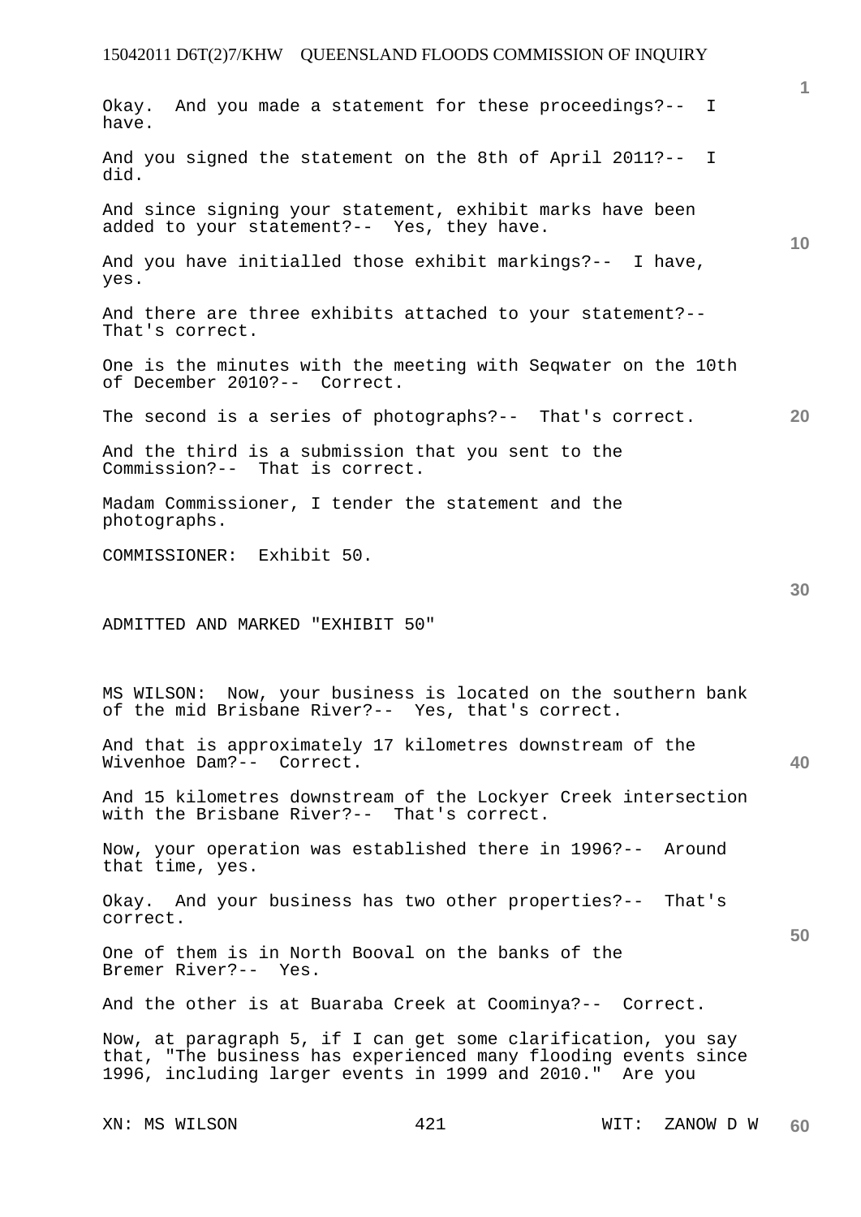Okay. And you made a statement for these proceedings?-- I have.

And you signed the statement on the 8th of April 2011?-- I did.

And since signing your statement, exhibit marks have been added to your statement?-- Yes, they have.

And you have initialled those exhibit markings?-- I have, yes.

And there are three exhibits attached to your statement?-- That's correct.

One is the minutes with the meeting with Seqwater on the 10th of December 2010?-- Correct.

The second is a series of photographs?-- That's correct.

And the third is a submission that you sent to the Commission?-- That is correct.

Madam Commissioner, I tender the statement and the photographs.

COMMISSIONER: Exhibit 50.

ADMITTED AND MARKED "EXHIBIT 50"

MS WILSON: Now, your business is located on the southern bank of the mid Brisbane River?-- Yes, that's correct.

And that is approximately 17 kilometres downstream of the Wivenhoe Dam?-- Correct.

And 15 kilometres downstream of the Lockyer Creek intersection with the Brisbane River?-- That's correct.

Now, your operation was established there in 1996?-- Around that time, yes.

Okay. And your business has two other properties?-- That's correct.

One of them is in North Booval on the banks of the Bremer River?-- Yes.

And the other is at Buaraba Creek at Coominya?-- Correct.

Now, at paragraph 5, if I can get some clarification, you say that, "The business has experienced many flooding events since 1996, including larger events in 1999 and 2010." Are you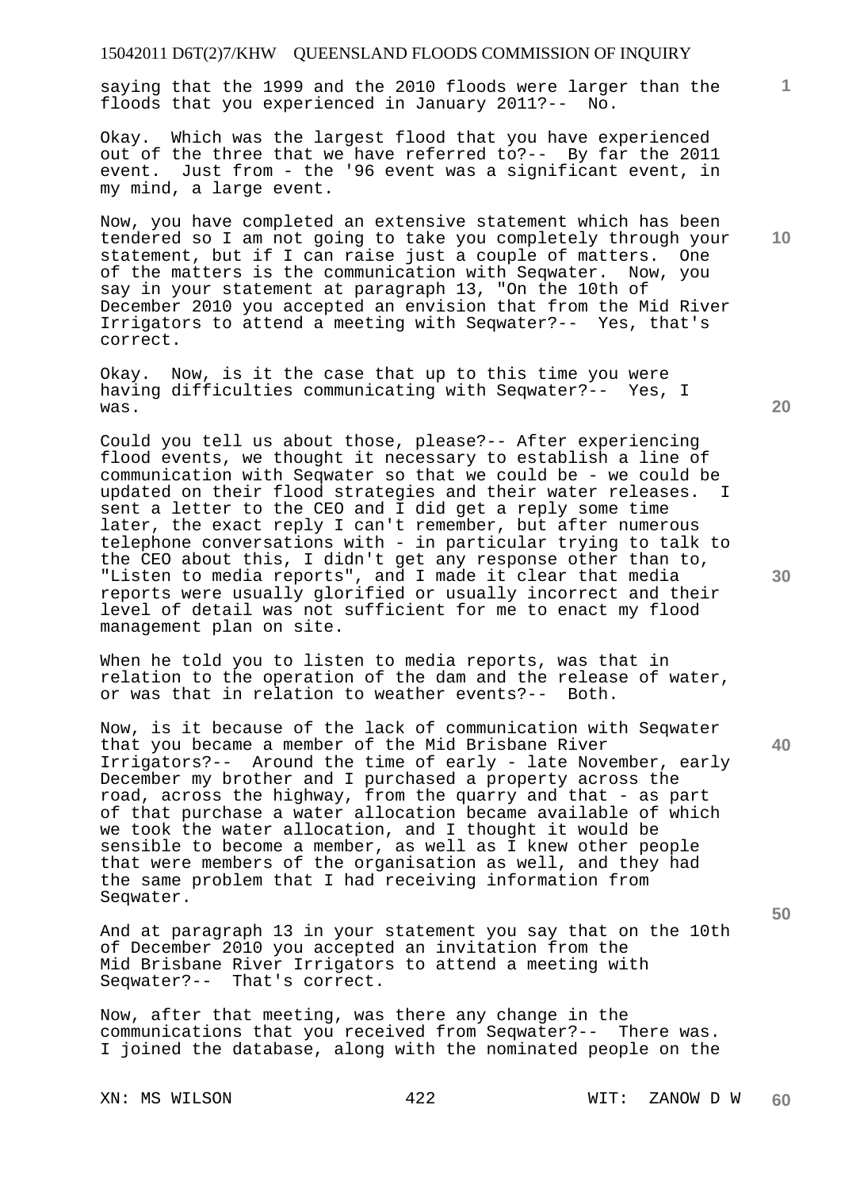saying that the 1999 and the 2010 floods were larger than the floods that you experienced in January 2011?-- No.

Okay. Which was the largest flood that you have experienced out of the three that we have referred to?-- By far the 2011 event. Just from - the '96 event was a significant event, in my mind, a large event.

Now, you have completed an extensive statement which has been tendered so I am not going to take you completely through your statement, but if I can raise just a couple of matters. One of the matters is the communication with Seqwater. Now, you say in your statement at paragraph 13, "On the 10th of December 2010 you accepted an envision that from the Mid River Irrigators to attend a meeting with Seqwater?-- Yes, that's correct.

Okay. Now, is it the case that up to this time you were having difficulties communicating with Seqwater?-- Yes, I was.

Could you tell us about those, please?-- After experiencing flood events, we thought it necessary to establish a line of communication with Seqwater so that we could be - we could be updated on their flood strategies and their water releases. I sent a letter to the CEO and I did get a reply some time later, the exact reply I can't remember, but after numerous telephone conversations with - in particular trying to talk to the CEO about this, I didn't get any response other than to, "Listen to media reports", and I made it clear that media reports were usually glorified or usually incorrect and their level of detail was not sufficient for me to enact my flood management plan on site.

When he told you to listen to media reports, was that in relation to the operation of the dam and the release of water, or was that in relation to weather events?-- Both.

Now, is it because of the lack of communication with Seqwater that you became a member of the Mid Brisbane River Irrigators?-- Around the time of early - late November, early December my brother and I purchased a property across the road, across the highway, from the quarry and that - as part of that purchase a water allocation became available of which we took the water allocation, and I thought it would be sensible to become a member, as well as I knew other people that were members of the organisation as well, and they had the same problem that I had receiving information from Seqwater.

And at paragraph 13 in your statement you say that on the 10th of December 2010 you accepted an invitation from the Mid Brisbane River Irrigators to attend a meeting with Seqwater?-- That's correct.

Now, after that meeting, was there any change in the communications that you received from Seqwater?-- There was. I joined the database, along with the nominated people on the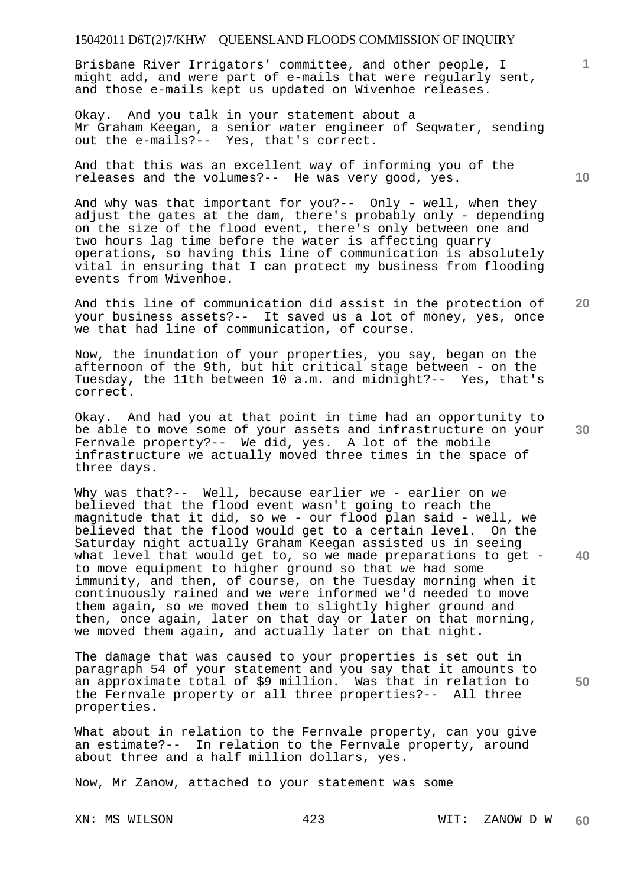Brisbane River Irrigators' committee, and other people, I might add, and were part of e-mails that were regularly sent, and those e-mails kept us updated on Wivenhoe releases.

Okay. And you talk in your statement about a Mr Graham Keegan, a senior water engineer of Seqwater, sending out the e-mails?-- Yes, that's correct.

And that this was an excellent way of informing you of the releases and the volumes?-- He was very good, yes.

And why was that important for you?-- Only - well, when they adjust the gates at the dam, there's probably only - depending on the size of the flood event, there's only between one and two hours lag time before the water is affecting quarry operations, so having this line of communication is absolutely vital in ensuring that I can protect my business from flooding events from Wivenhoe.

And this line of communication did assist in the protection of your business assets?-- It saved us a lot of money, yes, once we that had line of communication, of course.

Now, the inundation of your properties, you say, began on the afternoon of the 9th, but hit critical stage between - on the Tuesday, the 11th between 10 a.m. and midnight?-- Yes, that's correct.

Okay. And had you at that point in time had an opportunity to be able to move some of your assets and infrastructure on your Fernvale property?-- We did, yes. A lot of the mobile infrastructure we actually moved three times in the space of three days.

Why was that?-- Well, because earlier we - earlier on we believed that the flood event wasn't going to reach the magnitude that it did, so we - our flood plan said - well, we believed that the flood would get to a certain level. On the Saturday night actually Graham Keegan assisted us in seeing what level that would get to, so we made preparations to get - to move equipment to higher ground so that we had some immunity, and then, of course, on the Tuesday morning when it continuously rained and we were informed we'd needed to move them again, so we moved them to slightly higher ground and then, once again, later on that day or later on that morning, we moved them again, and actually later on that night.

The damage that was caused to your properties is set out in paragraph 54 of your statement and you say that it amounts to an approximate total of $9 million. Was that in relation to the Fernvale property or all three properties?-- All three properties.

What about in relation to the Fernvale property, can you give an estimate?-- In relation to the Fernvale property, around about three and a half million dollars, yes.

Now, Mr Zanow, attached to your statement was some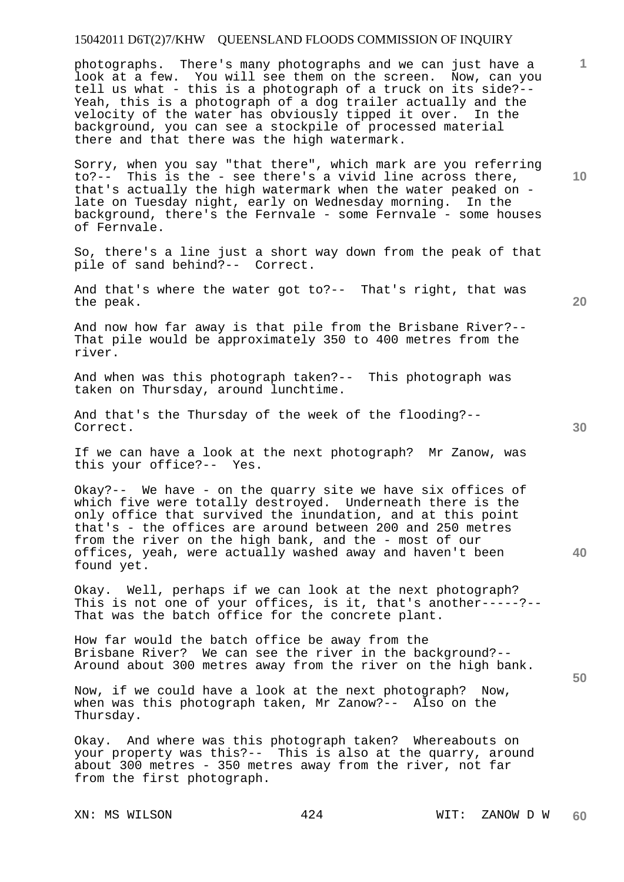photographs. There's many photographs and we can just have a look at a few. You will see them on the screen. Now, can you tell us what - this is a photograph of a truck on its side?-- Yeah, this is a photograph of a dog trailer actually and the velocity of the water has obviously tipped it over. In the background, you can see a stockpile of processed material there and that there was the high watermark.

Sorry, when you say "that there", which mark are you referring to?-- This is the - see there's a vivid line across there, that's actually the high watermark when the water peaked on - late on Tuesday night, early on Wednesday morning. In the background, there's the Fernvale - some Fernvale - some houses of Fernvale.

So, there's a line just a short way down from the peak of that pile of sand behind?-- Correct.

And that's where the water got to?-- That's right, that was the peak.

And now how far away is that pile from the Brisbane River?-- That pile would be approximately 350 to 400 metres from the river.

And when was this photograph taken?-- This photograph was taken on Thursday, around lunchtime.

And that's the Thursday of the week of the flooding?-- Correct.

If we can have a look at the next photograph? Mr Zanow, was this your office?-- Yes.

Okay?-- We have - on the quarry site we have six offices of which five were totally destroyed. Underneath there is the only office that survived the inundation, and at this point that's - the offices are around between 200 and 250 metres from the river on the high bank, and the - most of our offices, yeah, were actually washed away and haven't been found yet.

Okay. Well, perhaps if we can look at the next photograph? This is not one of your offices, is it, that's another-----?-- That was the batch office for the concrete plant.

How far would the batch office be away from the Brisbane River? We can see the river in the background?-- Around about 300 metres away from the river on the high bank.

Now, if we could have a look at the next photograph? Now, when was this photograph taken, Mr Zanow?-- Also on the Thursday.

Okay. And where was this photograph taken? Whereabouts on your property was this?-- This is also at the quarry, around about 300 metres - 350 metres away from the river, not far from the first photograph.

XN: MS WILSON WIT: ZANOW D W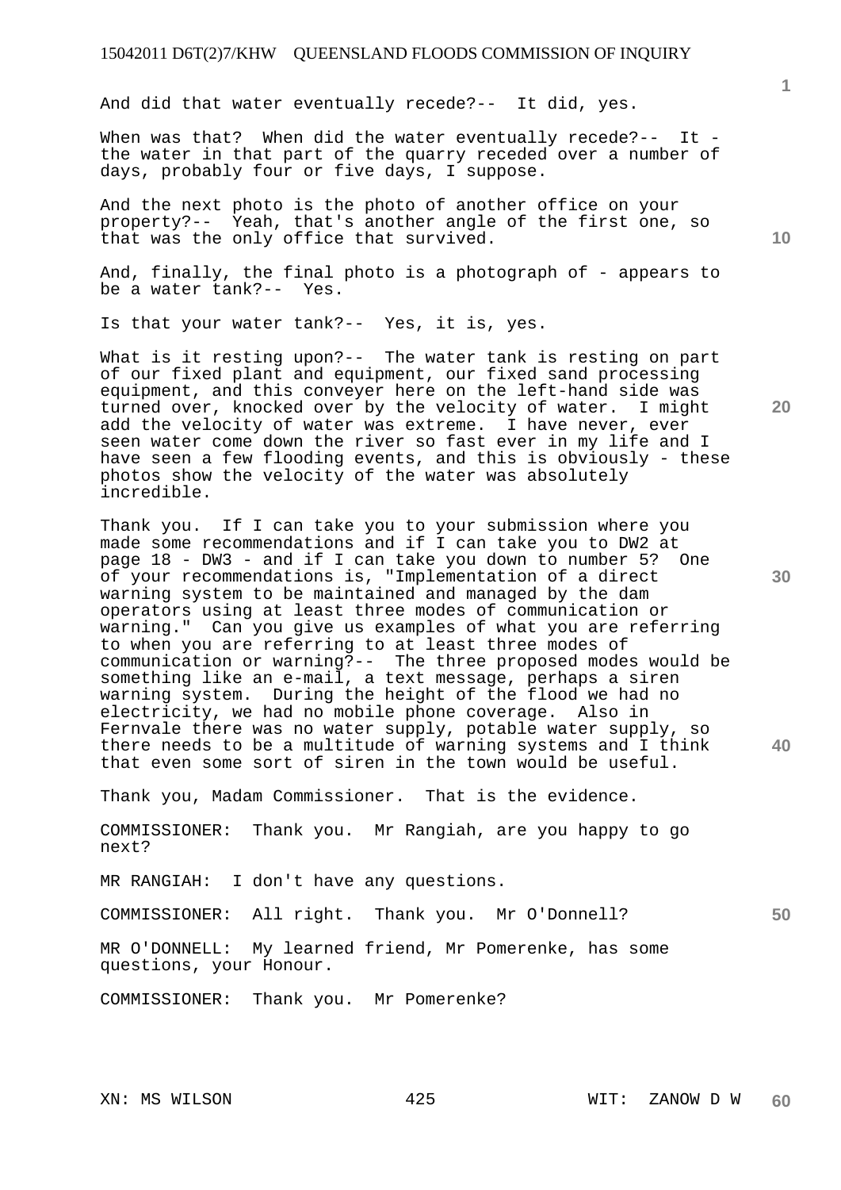And did that water eventually recede?-- It did, yes.

When was that? When did the water eventually recede?-- It - the water in that part of the quarry receded over a number of days, probably four or five days, I suppose.

And the next photo is the photo of another office on your property?-- Yeah, that's another angle of the first one, so that was the only office that survived.

And, finally, the final photo is a photograph of - appears to be a water tank?-- Yes.

Is that your water tank?-- Yes, it is, yes.

What is it resting upon?-- The water tank is resting on part of our fixed plant and equipment, our fixed sand processing equipment, and this conveyer here on the left-hand side was turned over, knocked over by the velocity of water. I might add the velocity of water was extreme. I have never, ever seen water come down the river so fast ever in my life and I have seen a few flooding events, and this is obviously - these photos show the velocity of the water was absolutely incredible.

Thank you. If I can take you to your submission where you made some recommendations and if I can take you to DW2 at page 18 - DW3 - and if I can take you down to number 5? One of your recommendations is, "Implementation of a direct warning system to be maintained and managed by the dam operators using at least three modes of communication or warning." Can you give us examples of what you are referring to when you are referring to at least three modes of communication or warning?-- The three proposed modes would be something like an e-mail, a text message, perhaps a siren warning system. During the height of the flood we had no electricity, we had no mobile phone coverage. Also in Fernvale there was no water supply, potable water supply, so there needs to be a multitude of warning systems and I think that even some sort of siren in the town would be useful.

Thank you, Madam Commissioner. That is the evidence.

COMMISSIONER: Thank you. Mr Rangiah, are you happy to go next?

MR RANGIAH: I don't have any questions.

COMMISSIONER: All right. Thank you. Mr O'Donnell?

MR O'DONNELL: My learned friend, Mr Pomerenke, has some questions, your Honour.

COMMISSIONER: Thank you. Mr Pomerenke?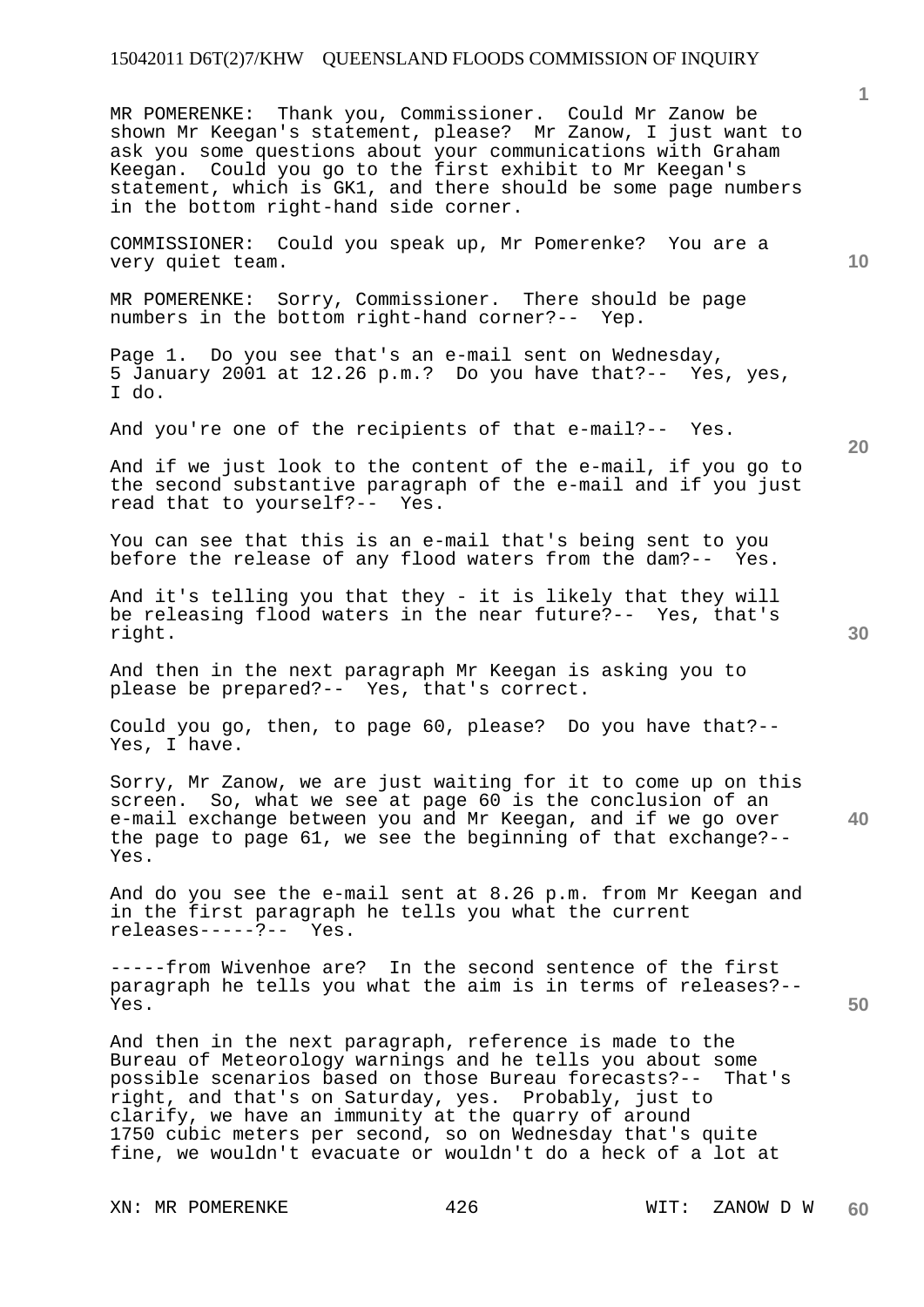MR POMERENKE: Thank you, Commissioner. Could Mr Zanow be shown Mr Keegan's statement, please? Mr Zanow, I just want to ask you some questions about your communications with Graham Keegan. Could you go to the first exhibit to Mr Keegan's statement, which is GK1, and there should be some page numbers in the bottom right-hand side corner.

COMMISSIONER: Could you speak up, Mr Pomerenke? You are a very quiet team.

MR POMERENKE: Sorry, Commissioner. There should be page numbers in the bottom right-hand corner?-- Yep.

Page 1. Do you see that's an e-mail sent on Wednesday, 5 January 2001 at 12.26 p.m.? Do you have that?-- Yes, yes, I do.

And you're one of the recipients of that e-mail?-- Yes.

And if we just look to the content of the e-mail, if you go to the second substantive paragraph of the e-mail and if you just read that to yourself?-- Yes.

You can see that this is an e-mail that's being sent to you before the release of any flood waters from the dam?-- Yes.

And it's telling you that they - it is likely that they will be releasing flood waters in the near future?-- Yes, that's right.

And then in the next paragraph Mr Keegan is asking you to please be prepared?-- Yes, that's correct.

Could you go, then, to page 60, please? Do you have that?-- Yes, I have.

Sorry, Mr Zanow, we are just waiting for it to come up on this screen. So, what we see at page 60 is the conclusion of an e-mail exchange between you and Mr Keegan, and if we go over the page to page 61, we see the beginning of that exchange?-- Yes.

And do you see the e-mail sent at 8.26 p.m. from Mr Keegan and in the first paragraph he tells you what the current releases-----?-- Yes.

-----from Wivenhoe are? In the second sentence of the first paragraph he tells you what the aim is in terms of releases?-- Yes.

And then in the next paragraph, reference is made to the Bureau of Meteorology warnings and he tells you about some possible scenarios based on those Bureau forecasts?-- That's right, and that's on Saturday, yes. Probably, just to clarify, we have an immunity at the quarry of around 1750 cubic meters per second, so on Wednesday that's quite fine, we wouldn't evacuate or wouldn't do a heck of a lot at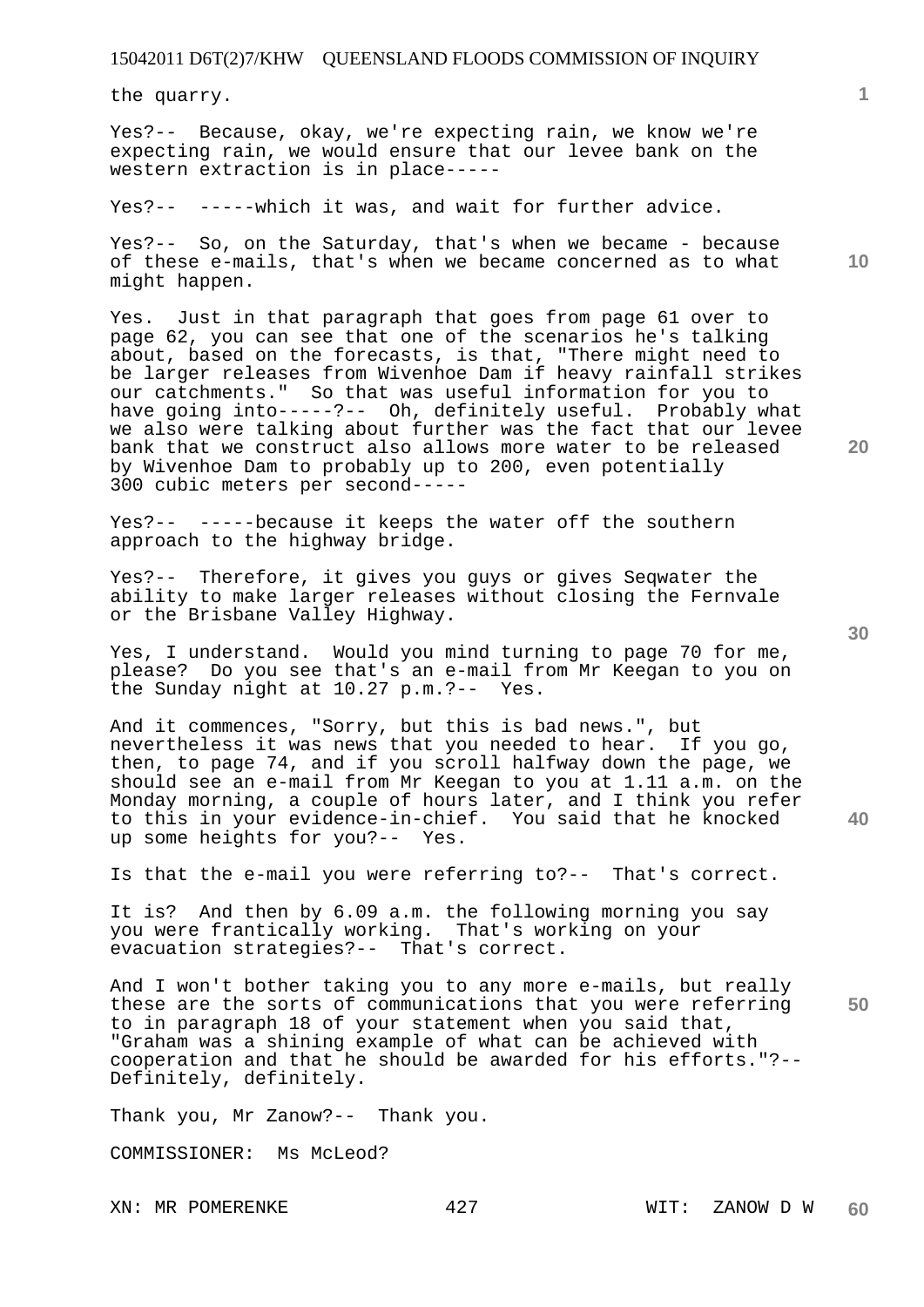the quarry.

Yes?-- Because, okay, we're expecting rain, we know we're expecting rain, we would ensure that our levee bank on the western extraction is in place-----

Yes?-- -----which it was, and wait for further advice.

Yes?-- So, on the Saturday, that's when we became - because of these e-mails, that's when we became concerned as to what might happen.

Yes. Just in that paragraph that goes from page 61 over to page 62, you can see that one of the scenarios he's talking about, based on the forecasts, is that, "There might need to be larger releases from Wivenhoe Dam if heavy rainfall strikes our catchments." So that was useful information for you to have going into-----?-- Oh, definitely useful. Probably what we also were talking about further was the fact that our levee bank that we construct also allows more water to be released by Wivenhoe Dam to probably up to 200, even potentially 300 cubic meters per second-----

Yes?-- -----because it keeps the water off the southern approach to the highway bridge.

Yes?-- Therefore, it gives you guys or gives Seqwater the ability to make larger releases without closing the Fernvale or the Brisbane Valley Highway.

Yes, I understand. Would you mind turning to page 70 for me, please? Do you see that's an e-mail from Mr Keegan to you on the Sunday night at 10.27 p.m.?-- Yes.

And it commences, "Sorry, but this is bad news.", but nevertheless it was news that you needed to hear. If you go, then, to page 74, and if you scroll halfway down the page, we should see an e-mail from Mr Keegan to you at 1.11 a.m. on the Monday morning, a couple of hours later, and I think you refer to this in your evidence-in-chief. You said that he knocked up some heights for you?-- Yes.

Is that the e-mail you were referring to?-- That's correct.

It is? And then by 6.09 a.m. the following morning you say you were frantically working. That's working on your evacuation strategies?-- That's correct.

And I won't bother taking you to any more e-mails, but really these are the sorts of communications that you were referring to in paragraph 18 of your statement when you said that, "Graham was a shining example of what can be achieved with cooperation and that he should be awarded for his efforts."?-- Definitely, definitely.

Thank you, Mr Zanow?-- Thank you.

COMMISSIONER: Ms McLeod?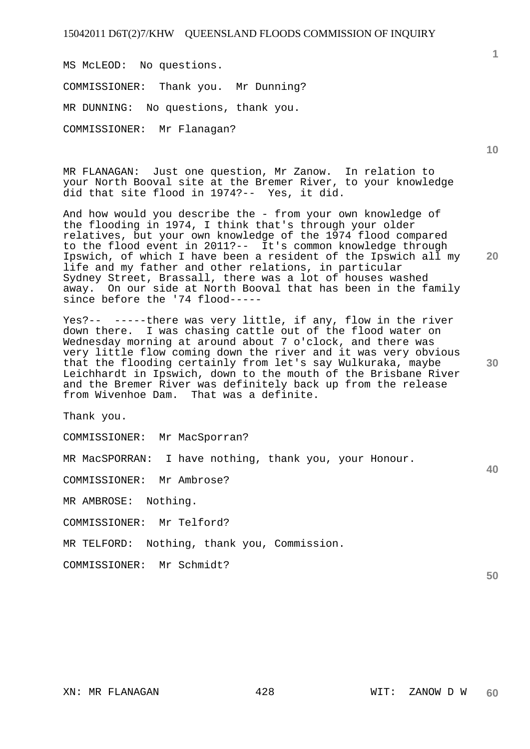MS McLEOD: No questions.

COMMISSIONER: Thank you. Mr Dunning?

MR DUNNING: No questions, thank you.

COMMISSIONER: Mr Flanagan?

MR FLANAGAN: Just one question, Mr Zanow. In relation to your North Booval site at the Bremer River, to your knowledge did that site flood in 1974?-- Yes, it did.

And how would you describe the - from your own knowledge of the flooding in 1974, I think that's through your older relatives, but your own knowledge of the 1974 flood compared to the flood event in 2011?-- It's common knowledge through Ipswich, of which I have been a resident of the Ipswich all my life and my father and other relations, in particular Sydney Street, Brassall, there was a lot of houses washed away. On our side at North Booval that has been in the family since before the '74 flood-----

Yes?-- -----there was very little, if any, flow in the river down there. I was chasing cattle out of the flood water on Wednesday morning at around about 7 o'clock, and there was very little flow coming down the river and it was very obvious that the flooding certainly from let's say Wulkuraka, maybe Leichhardt in Ipswich, down to the mouth of the Brisbane River and the Bremer River was definitely back up from the release from Wivenhoe Dam. That was a definite.

Thank you.

COMMISSIONER: Mr MacSporran?

MR MacSPORRAN: I have nothing, thank you, your Honour.

COMMISSIONER: Mr Ambrose?

MR AMBROSE: Nothing.

COMMISSIONER: Mr Telford?

MR TELFORD: Nothing, thank you, Commission.

COMMISSIONER: Mr Schmidt?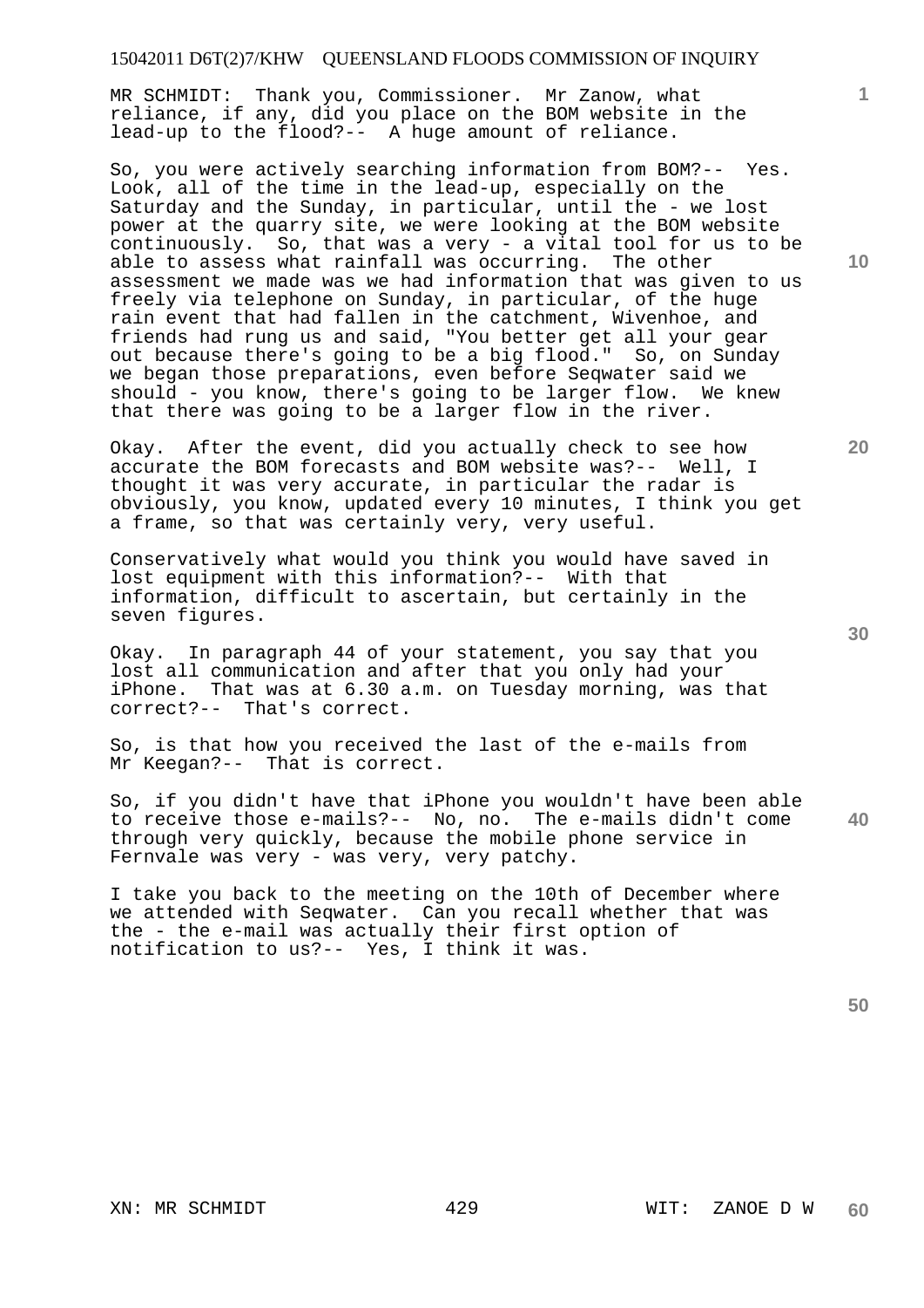MR SCHMIDT: Thank you, Commissioner. Mr Zanow, what reliance, if any, did you place on the BOM website in the lead-up to the flood?-- A huge amount of reliance.

So, you were actively searching information from BOM?-- Yes. Look, all of the time in the lead-up, especially on the Saturday and the Sunday, in particular, until the - we lost power at the quarry site, we were looking at the BOM website continuously. So, that was a very - a vital tool for us to be able to assess what rainfall was occurring. The other assessment we made was we had information that was given to us freely via telephone on Sunday, in particular, of the huge rain event that had fallen in the catchment, Wivenhoe, and friends had rung us and said, "You better get all your gear out because there's going to be a big flood." So, on Sunday we began those preparations, even before Seqwater said we should - you know, there's going to be larger flow. We knew that there was going to be a larger flow in the river.

Okay. After the event, did you actually check to see how accurate the BOM forecasts and BOM website was?-- Well, I thought it was very accurate, in particular the radar is obviously, you know, updated every 10 minutes, I think you get a frame, so that was certainly very, very useful.

Conservatively what would you think you would have saved in lost equipment with this information?-- With that information, difficult to ascertain, but certainly in the seven figures.

Okay. In paragraph 44 of your statement, you say that you lost all communication and after that you only had your iPhone. That was at 6.30 a.m. on Tuesday morning, was that correct?-- That's correct.

So, is that how you received the last of the e-mails from Mr Keegan?-- That is correct.

So, if you didn't have that iPhone you wouldn't have been able to receive those e-mails?-- No, no. The e-mails didn't come through very quickly, because the mobile phone service in Fernvale was very - was very, very patchy.

I take you back to the meeting on the 10th of December where we attended with Seqwater. Can you recall whether that was the - the e-mail was actually their first option of notification to us?-- Yes, I think it was.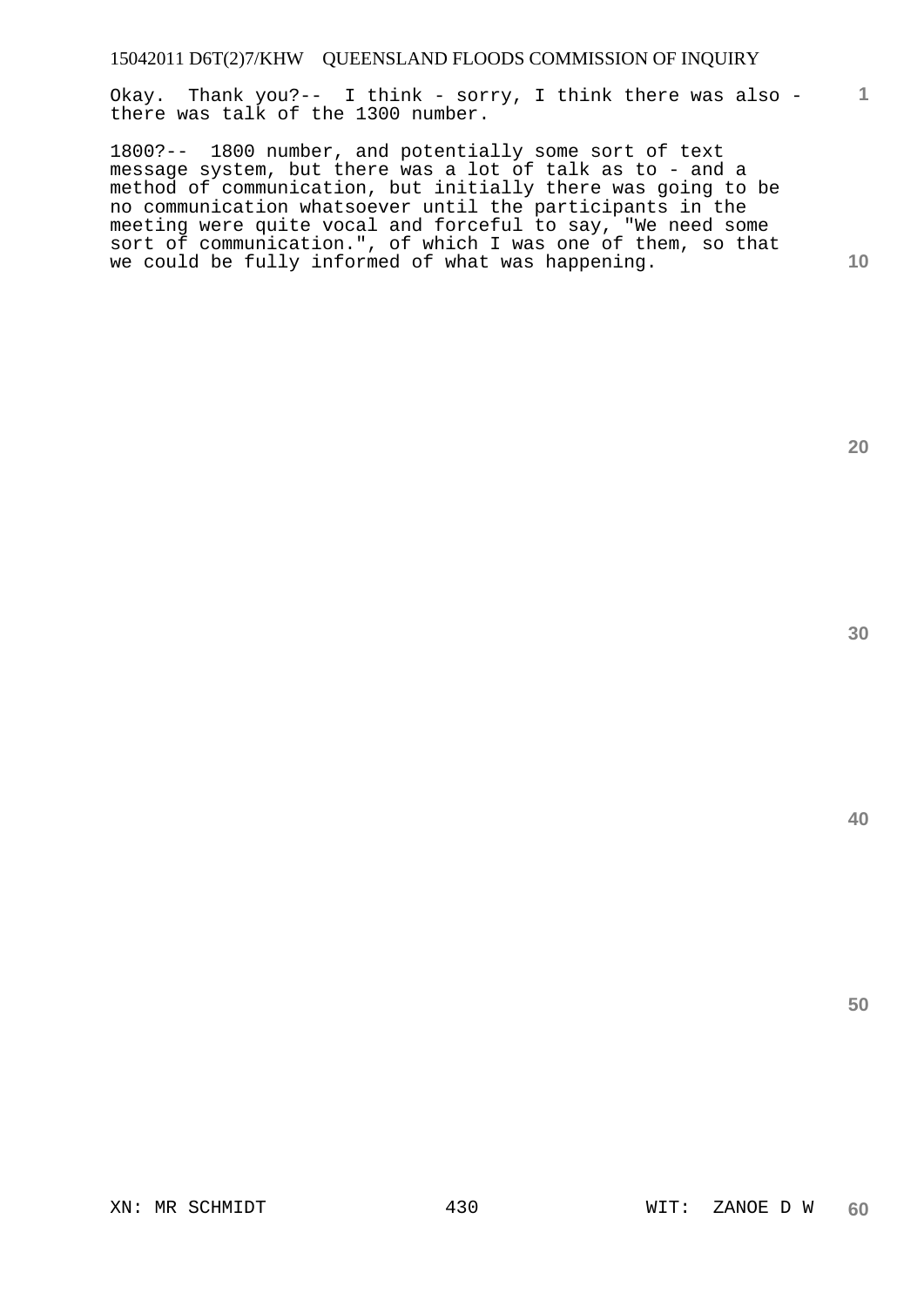Okay. Thank you?-- I think - sorry, I think there was also - there was talk of the 1300 number.

1800?-- 1800 number, and potentially some sort of text message system, but there was a lot of talk as to - and a method of communication, but initially there was going to be no communication whatsoever until the participants in the meeting were quite vocal and forceful to say, "We need some sort of communication.", of which I was one of them, so that we could be fully informed of what was happening.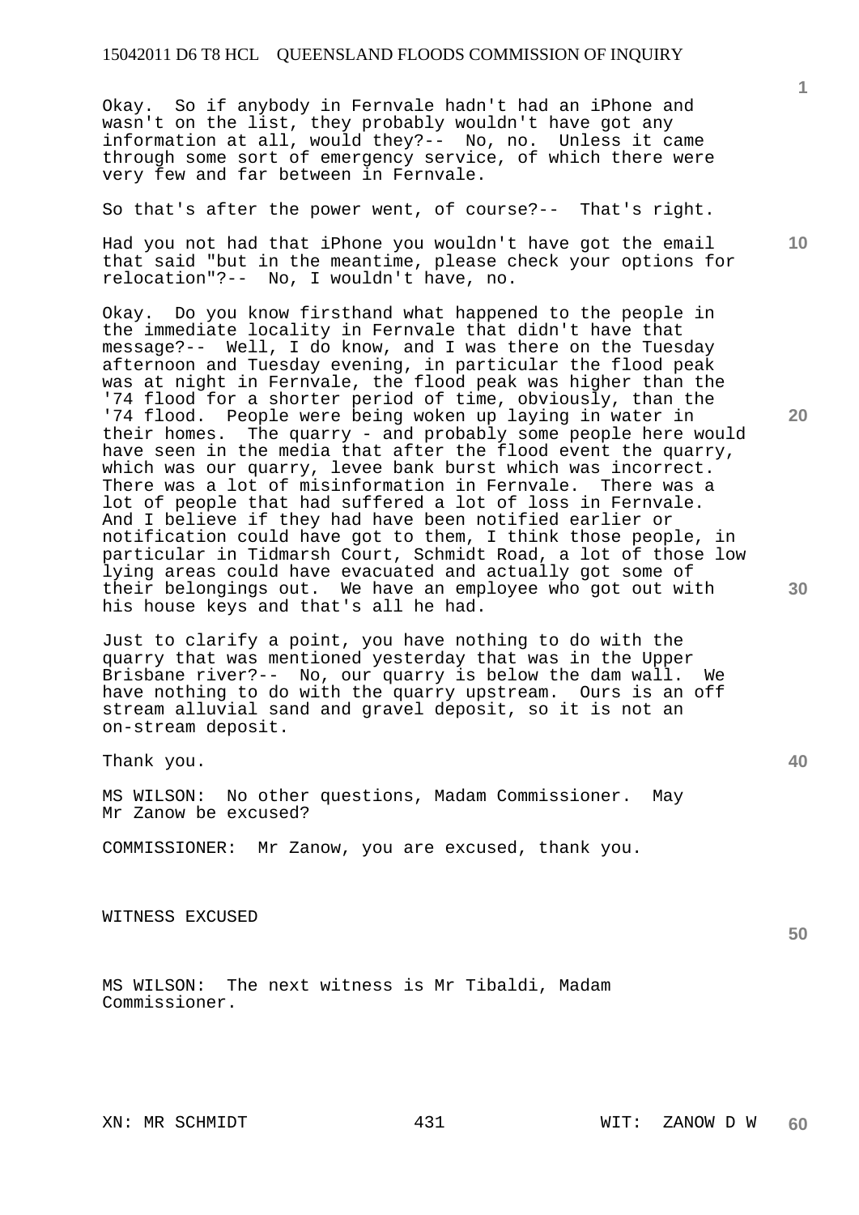Okay. So if anybody in Fernvale hadn't had an iPhone and wasn't on the list, they probably wouldn't have got any information at all, would they?-- No, no. Unless it came through some sort of emergency service, of which there were very few and far between in Fernvale.

So that's after the power went, of course?-- That's right.

Had you not had that iPhone you wouldn't have got the email that said "but in the meantime, please check your options for relocation"?-- No, I wouldn't have, no.

Okay. Do you know firsthand what happened to the people in the immediate locality in Fernvale that didn't have that message?-- Well, I do know, and I was there on the Tuesday afternoon and Tuesday evening, in particular the flood peak was at night in Fernvale, the flood peak was higher than the '74 flood for a shorter period of time, obviously, than the '74 flood. People were being woken up laying in water in their homes. The quarry - and probably some people here would have seen in the media that after the flood event the quarry, which was our quarry, levee bank burst which was incorrect. There was a lot of misinformation in Fernvale. There was a lot of people that had suffered a lot of loss in Fernvale. And I believe if they had have been notified earlier or notification could have got to them, I think those people, in particular in Tidmarsh Court, Schmidt Road, a lot of those low lying areas could have evacuated and actually got some of their belongings out. We have an employee who got out with his house keys and that's all he had.

Just to clarify a point, you have nothing to do with the quarry that was mentioned yesterday that was in the Upper Brisbane river?-- No, our quarry is below the dam wall. We have nothing to do with the quarry upstream. Ours is an off stream alluvial sand and gravel deposit, so it is not an on-stream deposit.

Thank you.

MS WILSON: No other questions, Madam Commissioner. May Mr Zanow be excused?

COMMISSIONER: Mr Zanow, you are excused, thank you.

WITNESS EXCUSED

MS WILSON: The next witness is Mr Tibaldi, Madam Commissioner.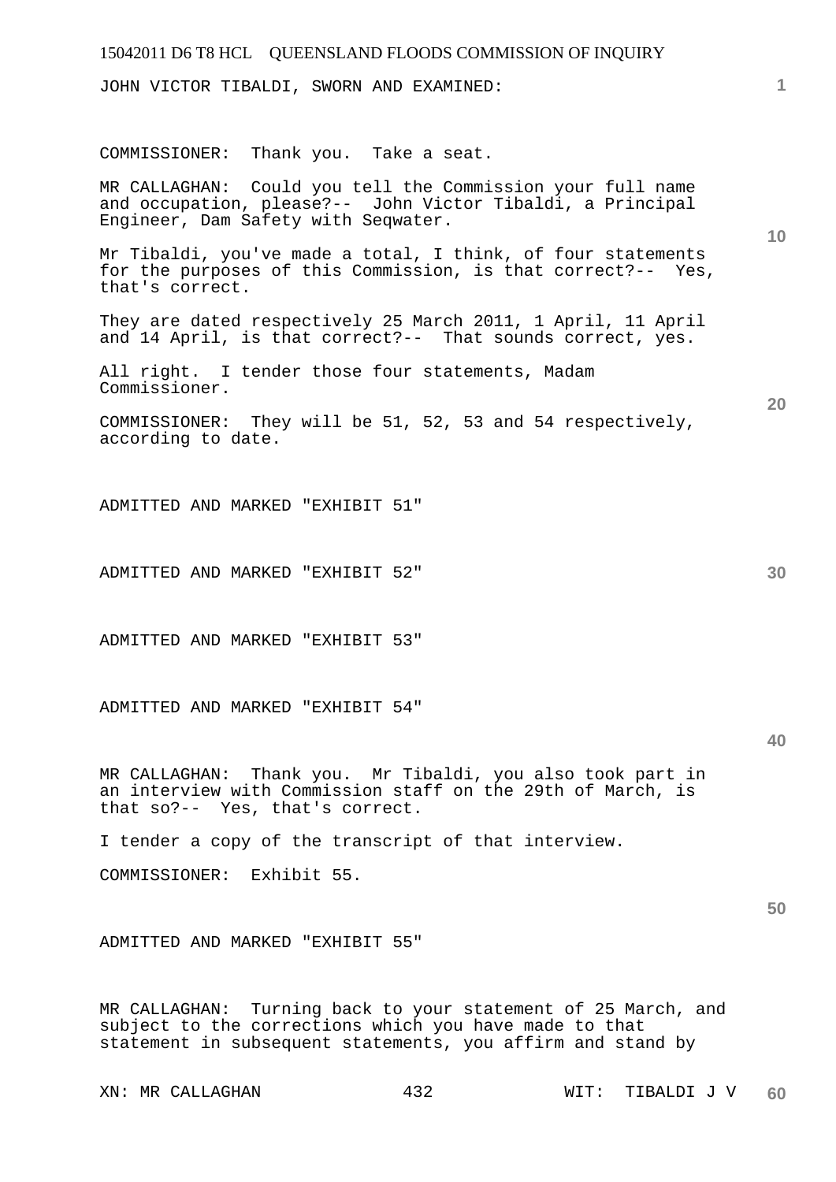JOHN VICTOR TIBALDI, SWORN AND EXAMINED:

COMMISSIONER: Thank you. Take a seat.

MR CALLAGHAN: Could you tell the Commission your full name and occupation, please?-- John Victor Tibaldi, a Principal Engineer, Dam Safety with Seqwater.

Mr Tibaldi, you've made a total, I think, of four statements for the purposes of this Commission, is that correct?-- Yes, that's correct.

They are dated respectively 25 March 2011, 1 April, 11 April and 14 April, is that correct?-- That sounds correct, yes.

All right. I tender those four statements, Madam Commissioner.

COMMISSIONER: They will be 51, 52, 53 and 54 respectively, according to date.

ADMITTED AND MARKED "EXHIBIT 51"

ADMITTED AND MARKED "EXHIBIT 52"

ADMITTED AND MARKED "EXHIBIT 53"

ADMITTED AND MARKED "EXHIBIT 54"

MR CALLAGHAN: Thank you. Mr Tibaldi, you also took part in an interview with Commission staff on the 29th of March, is that so?-- Yes, that's correct.

I tender a copy of the transcript of that interview.

COMMISSIONER: Exhibit 55.

ADMITTED AND MARKED "EXHIBIT 55"

MR CALLAGHAN: Turning back to your statement of 25 March, and subject to the corrections which you have made to that statement in subsequent statements, you affirm and stand by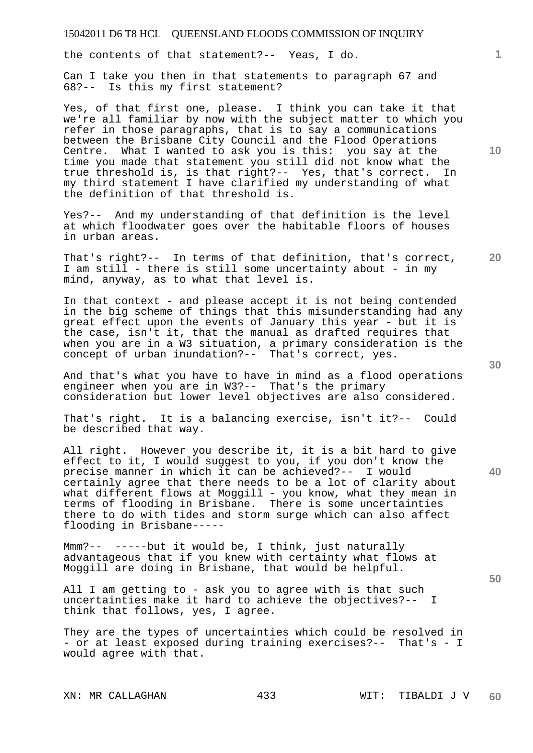the contents of that statement?-- Yeas, I do.

Can I take you then in that statements to paragraph 67 and 68?-- Is this my first statement?

Yes, of that first one, please. I think you can take it that we're all familiar by now with the subject matter to which you refer in those paragraphs, that is to say a communications between the Brisbane City Council and the Flood Operations Centre. What I wanted to ask you is this: you say at the time you made that statement you still did not know what the true threshold is, is that right?-- Yes, that's correct. In my third statement I have clarified my understanding of what the definition of that threshold is.

Yes?-- And my understanding of that definition is the level at which floodwater goes over the habitable floors of houses in urban areas.

That's right?-- In terms of that definition, that's correct, I am still - there is still some uncertainty about - in my mind, anyway, as to what that level is.

In that context - and please accept it is not being contended in the big scheme of things that this misunderstanding had any great effect upon the events of January this year - but it is the case, isn't it, that the manual as drafted requires that when you are in a W3 situation, a primary consideration is the concept of urban inundation?-- That's correct, yes.

And that's what you have to have in mind as a flood operations engineer when you are in W3?-- That's the primary consideration but lower level objectives are also considered.

That's right. It is a balancing exercise, isn't it?-- Could be described that way.

All right. However you describe it, it is a bit hard to give effect to it, I would suggest to you, if you don't know the precise manner in which it can be achieved?-- I would certainly agree that there needs to be a lot of clarity about what different flows at Moggill - you know, what they mean in terms of flooding in Brisbane. There is some uncertainties there to do with tides and storm surge which can also affect flooding in Brisbane-----

Mmm?-- -----but it would be, I think, just naturally advantageous that if you knew with certainty what flows at Moggill are doing in Brisbane, that would be helpful.

All I am getting to - ask you to agree with is that such uncertainties make it hard to achieve the objectives?-- I think that follows, yes, I agree.

They are the types of uncertainties which could be resolved in - or at least exposed during training exercises?-- That's - I would agree with that.

XN: MR CALLAGHAN WIT: TIBALDI J V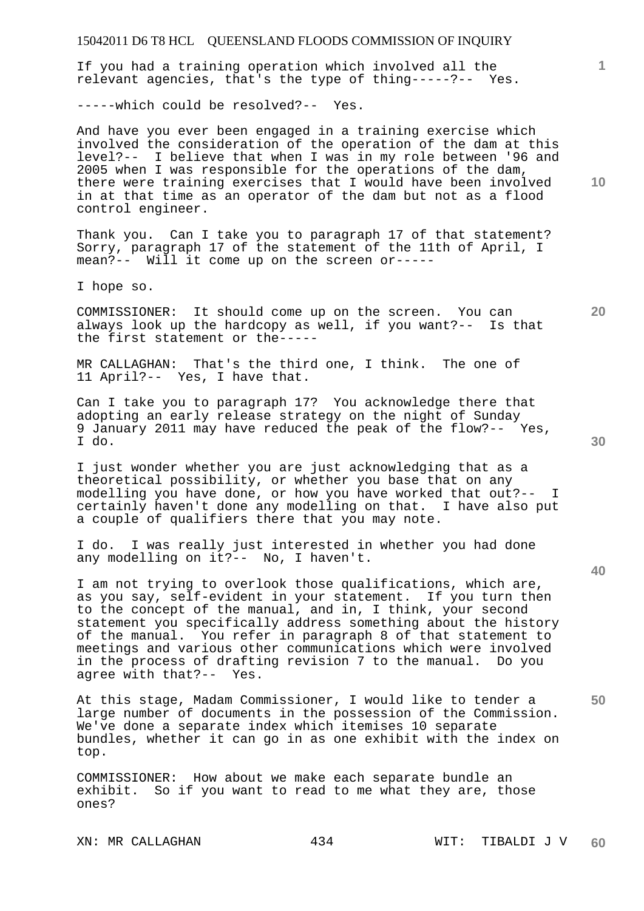If you had a training operation which involved all the relevant agencies, that's the type of thing-----?-- Yes.

-----which could be resolved?-- Yes.

And have you ever been engaged in a training exercise which involved the consideration of the operation of the dam at this level?-- I believe that when I was in my role between '96 and 2005 when I was responsible for the operations of the dam, there were training exercises that I would have been involved in at that time as an operator of the dam but not as a flood control engineer.

Thank you. Can I take you to paragraph 17 of that statement? Sorry, paragraph 17 of the statement of the 11th of April, I mean?-- Will it come up on the screen or-----

I hope so.

COMMISSIONER: It should come up on the screen. You can always look up the hardcopy as well, if you want?-- Is that the first statement or the-----

MR CALLAGHAN: That's the third one, I think. The one of 11 April?-- Yes, I have that.

Can I take you to paragraph 17? You acknowledge there that adopting an early release strategy on the night of Sunday 9 January 2011 may have reduced the peak of the flow?-- Yes, I do.

I just wonder whether you are just acknowledging that as a theoretical possibility, or whether you base that on any modelling you have done, or how you have worked that out?-- I certainly haven't done any modelling on that. I have also put a couple of qualifiers there that you may note.

I do. I was really just interested in whether you had done any modelling on it?-- No, I haven't.

I am not trying to overlook those qualifications, which are, as you say, self-evident in your statement. If you turn then to the concept of the manual, and in, I think, your second statement you specifically address something about the history of the manual. You refer in paragraph 8 of that statement to meetings and various other communications which were involved in the process of drafting revision 7 to the manual. Do you agree with that?-- Yes.

At this stage, Madam Commissioner, I would like to tender a large number of documents in the possession of the Commission. We've done a separate index which itemises 10 separate bundles, whether it can go in as one exhibit with the index on top.

COMMISSIONER: How about we make each separate bundle an exhibit. So if you want to read to me what they are, those ones?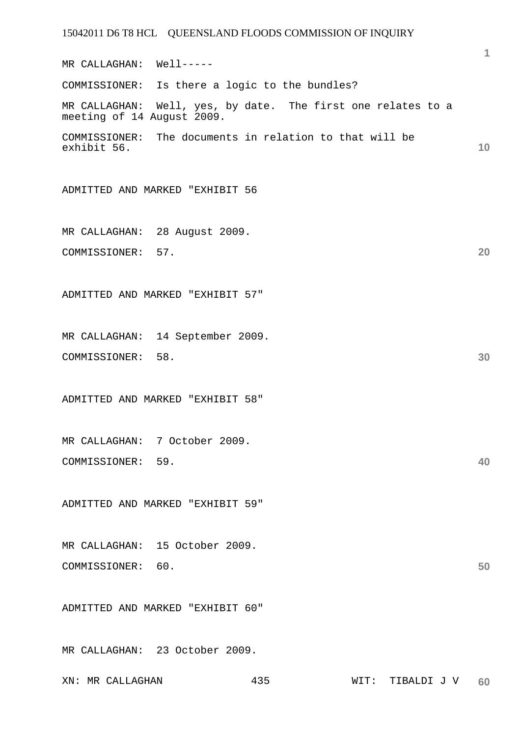MR CALLAGHAN: Well-----

COMMISSIONER: Is there a logic to the bundles?

MR CALLAGHAN: Well, yes, by date. The first one relates to a meeting of 14 August 2009.

COMMISSIONER: The documents in relation to that will be exhibit 56.

ADMITTED AND MARKED "EXHIBIT 56

MR CALLAGHAN: 28 August 2009.

COMMISSIONER: 57.

ADMITTED AND MARKED "EXHIBIT 57"

MR CALLAGHAN: 14 September 2009.

COMMISSIONER: 58.

ADMITTED AND MARKED "EXHIBIT 58"

MR CALLAGHAN: 7 October 2009.

COMMISSIONER: 59.

ADMITTED AND MARKED "EXHIBIT 59"

MR CALLAGHAN: 15 October 2009.

COMMISSIONER: 60.

ADMITTED AND MARKED "EXHIBIT 60"

MR CALLAGHAN: 23 October 2009.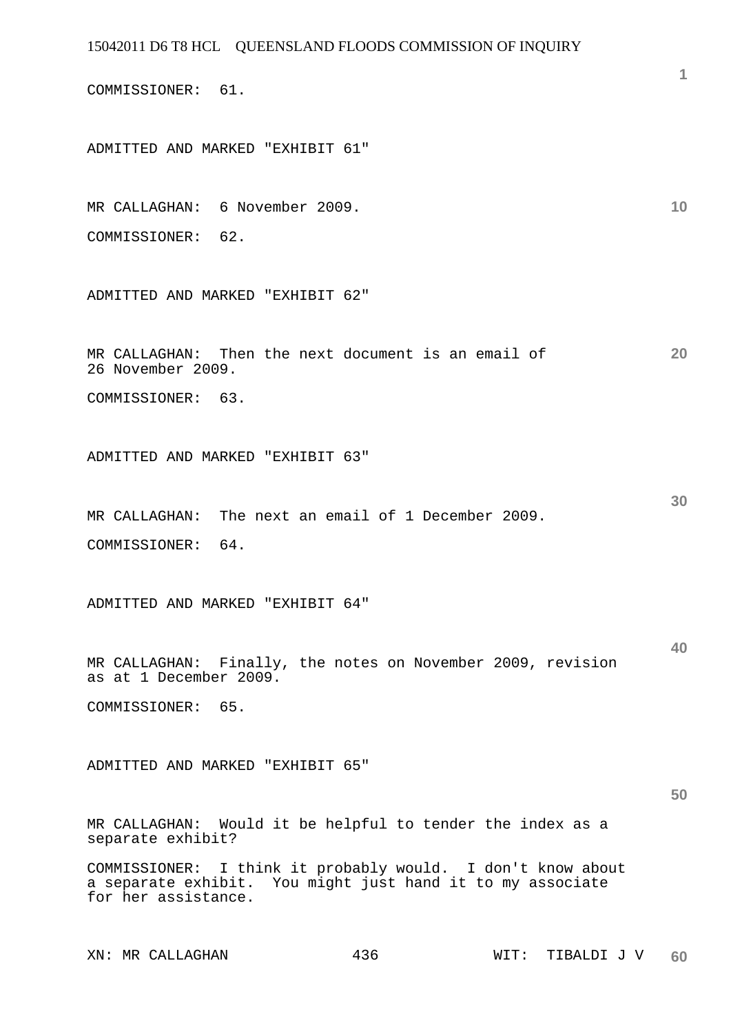COMMISSIONER: 61.

ADMITTED AND MARKED "EXHIBIT 61"

MR CALLAGHAN: 6 November 2009.

COMMISSIONER: 62.

ADMITTED AND MARKED "EXHIBIT 62"

MR CALLAGHAN: Then the next document is an email of 26 November 2009.

COMMISSIONER: 63.

ADMITTED AND MARKED "EXHIBIT 63"

MR CALLAGHAN: The next an email of 1 December 2009.

COMMISSIONER: 64.

ADMITTED AND MARKED "EXHIBIT 64"

MR CALLAGHAN: Finally, the notes on November 2009, revision as at 1 December 2009.

COMMISSIONER: 65.

ADMITTED AND MARKED "EXHIBIT 65"

MR CALLAGHAN: Would it be helpful to tender the index as a separate exhibit?

COMMISSIONER: I think it probably would. I don't know about a separate exhibit. You might just hand it to my associate for her assistance.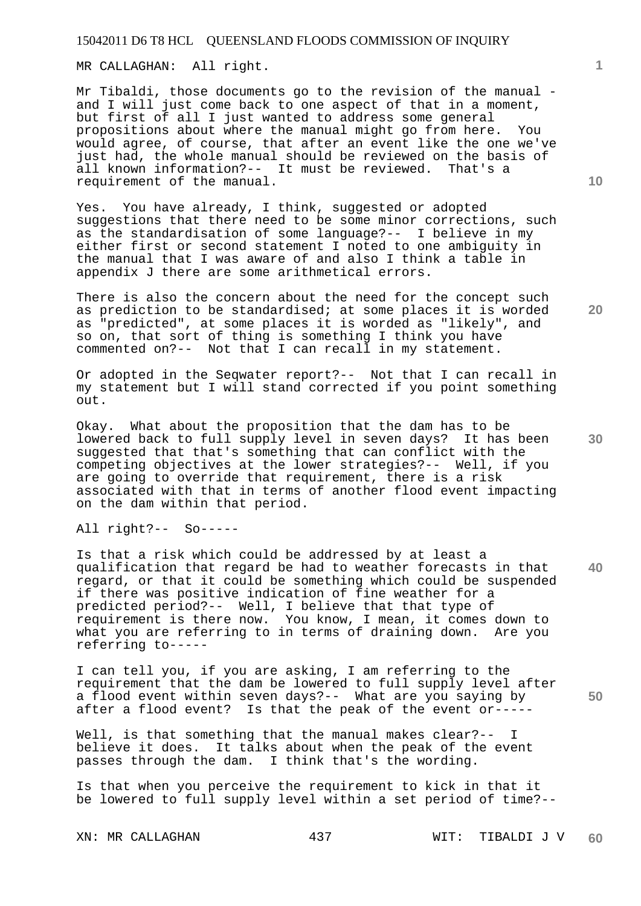MR CALLAGHAN: All right.

Mr Tibaldi, those documents go to the revision of the manual - and I will just come back to one aspect of that in a moment, but first of all I just wanted to address some general propositions about where the manual might go from here. You would agree, of course, that after an event like the one we've just had, the whole manual should be reviewed on the basis of all known information?-- It must be reviewed. That's a requirement of the manual.

Yes. You have already, I think, suggested or adopted suggestions that there need to be some minor corrections, such as the standardisation of some language?-- I believe in my either first or second statement I noted to one ambiguity in the manual that I was aware of and also I think a table in appendix J there are some arithmetical errors.

There is also the concern about the need for the concept such as prediction to be standardised; at some places it is worded as "predicted", at some places it is worded as "likely", and so on, that sort of thing is something I think you have commented on?-- Not that I can recall in my statement.

Or adopted in the Seqwater report?-- Not that I can recall in my statement but I will stand corrected if you point something out.

Okay. What about the proposition that the dam has to be lowered back to full supply level in seven days? It has been suggested that that's something that can conflict with the competing objectives at the lower strategies?-- Well, if you are going to override that requirement, there is a risk associated with that in terms of another flood event impacting on the dam within that period.

All right?-- So-----

Is that a risk which could be addressed by at least a qualification that regard be had to weather forecasts in that regard, or that it could be something which could be suspended if there was positive indication of fine weather for a predicted period?-- Well, I believe that that type of requirement is there now. You know, I mean, it comes down to what you are referring to in terms of draining down. Are you referring to-----

I can tell you, if you are asking, I am referring to the requirement that the dam be lowered to full supply level after a flood event within seven days?-- What are you saying by after a flood event? Is that the peak of the event or-----

Well, is that something that the manual makes clear?-- I believe it does. It talks about when the peak of the event passes through the dam. I think that's the wording.

Is that when you perceive the requirement to kick in that it be lowered to full supply level within a set period of time?--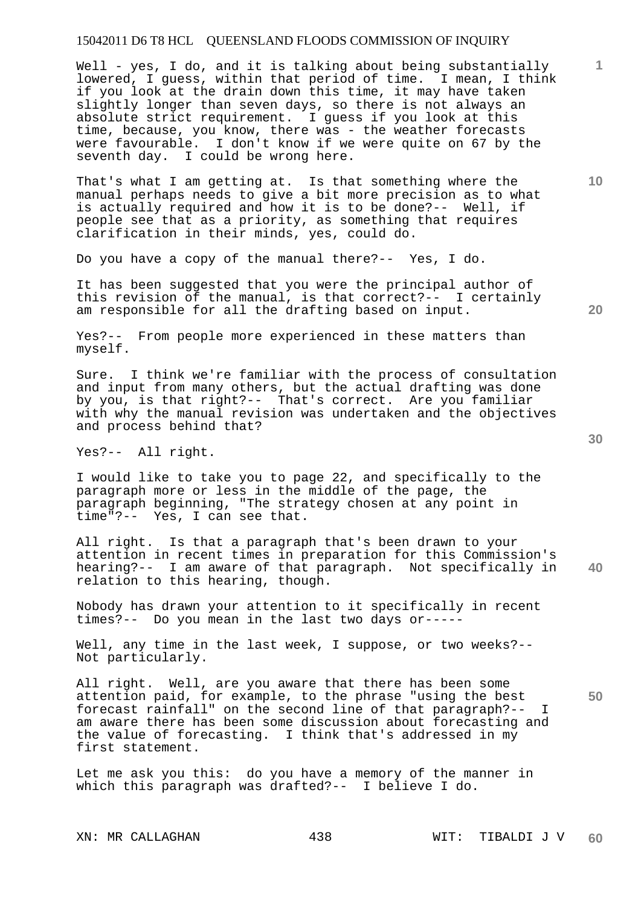Well - yes, I do, and it is talking about being substantially lowered, I guess, within that period of time. I mean, I think if you look at the drain down this time, it may have taken slightly longer than seven days, so there is not always an absolute strict requirement. I guess if you look at this time, because, you know, there was - the weather forecasts were favourable. I don't know if we were quite on 67 by the seventh day. I could be wrong here.

That's what I am getting at. Is that something where the manual perhaps needs to give a bit more precision as to what is actually required and how it is to be done?-- Well, if people see that as a priority, as something that requires clarification in their minds, yes, could do.

Do you have a copy of the manual there?-- Yes, I do.

It has been suggested that you were the principal author of this revision of the manual, is that correct?-- I certainly am responsible for all the drafting based on input.

Yes?-- From people more experienced in these matters than myself.

Sure. I think we're familiar with the process of consultation and input from many others, but the actual drafting was done by you, is that right?-- That's correct. Are you familiar with why the manual revision was undertaken and the objectives and process behind that?

Yes?-- All right.

I would like to take you to page 22, and specifically to the paragraph more or less in the middle of the page, the paragraph beginning, "The strategy chosen at any point in time"?-- Yes, I can see that.

All right. Is that a paragraph that's been drawn to your attention in recent times in preparation for this Commission's hearing?-- I am aware of that paragraph. Not specifically in relation to this hearing, though.

Nobody has drawn your attention to it specifically in recent times?-- Do you mean in the last two days or-----

Well, any time in the last week, I suppose, or two weeks?-- Not particularly.

All right. Well, are you aware that there has been some attention paid, for example, to the phrase "using the best forecast rainfall" on the second line of that paragraph?-- I am aware there has been some discussion about forecasting and the value of forecasting. I think that's addressed in my first statement.

Let me ask you this: do you have a memory of the manner in which this paragraph was drafted?-- I believe I do.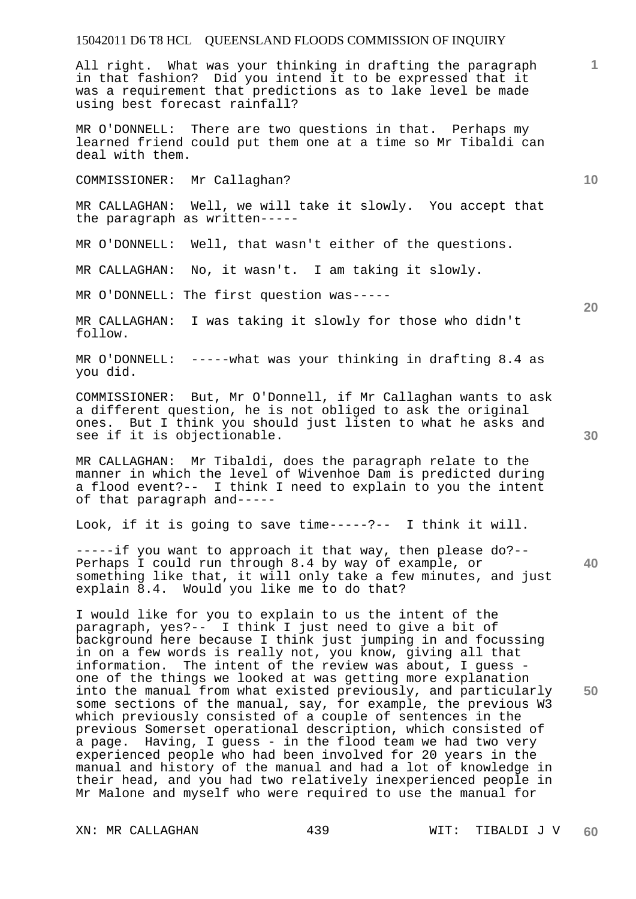All right. What was your thinking in drafting the paragraph in that fashion? Did you intend it to be expressed that it was a requirement that predictions as to lake level be made using best forecast rainfall?

MR O'DONNELL: There are two questions in that. Perhaps my learned friend could put them one at a time so Mr Tibaldi can deal with them.

COMMISSIONER: Mr Callaghan?

MR CALLAGHAN: Well, we will take it slowly. You accept that the paragraph as written-----

MR O'DONNELL: Well, that wasn't either of the questions.

MR CALLAGHAN: No, it wasn't. I am taking it slowly.

MR O'DONNELL: The first question was-----

MR CALLAGHAN: I was taking it slowly for those who didn't follow.

MR O'DONNELL: -----what was your thinking in drafting 8.4 as you did.

COMMISSIONER: But, Mr O'Donnell, if Mr Callaghan wants to ask a different question, he is not obliged to ask the original ones. But I think you should just listen to what he asks and see if it is objectionable.

MR CALLAGHAN: Mr Tibaldi, does the paragraph relate to the manner in which the level of Wivenhoe Dam is predicted during a flood event?-- I think I need to explain to you the intent of that paragraph and-----

Look, if it is going to save time-----?-- I think it will.

-----if you want to approach it that way, then please do?-- Perhaps I could run through 8.4 by way of example, or something like that, it will only take a few minutes, and just explain 8.4. Would you like me to do that?

I would like for you to explain to us the intent of the paragraph, yes?-- I think I just need to give a bit of background here because I think just jumping in and focussing in on a few words is really not, you know, giving all that information. The intent of the review was about, I guess - one of the things we looked at was getting more explanation into the manual from what existed previously, and particularly some sections of the manual, say, for example, the previous W3 which previously consisted of a couple of sentences in the previous Somerset operational description, which consisted of a page. Having, I guess - in the flood team we had two very experienced people who had been involved for 20 years in the manual and history of the manual and had a lot of knowledge in their head, and you had two relatively inexperienced people in Mr Malone and myself who were required to use the manual for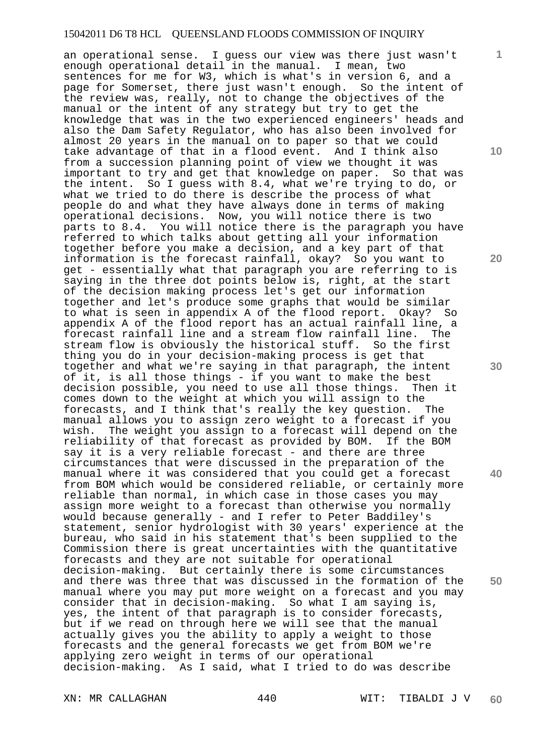an operational sense. I guess our view was there just wasn't enough operational detail in the manual. I mean, two sentences for me for W3, which is what's in version 6, and a page for Somerset, there just wasn't enough. So the intent of the review was, really, not to change the objectives of the manual or the intent of any strategy but try to get the knowledge that was in the two experienced engineers' heads and also the Dam Safety Regulator, who has also been involved for almost 20 years in the manual on to paper so that we could take advantage of that in a flood event. And I think also from a succession planning point of view we thought it was important to try and get that knowledge on paper. So that was the intent. So I guess with 8.4, what we're trying to do, or what we tried to do there is describe the process of what people do and what they have always done in terms of making operational decisions. Now, you will notice there is two parts to 8.4. You will notice there is the paragraph you have referred to which talks about getting all your information together before you make a decision, and a key part of that information is the forecast rainfall, okay? So you want to get - essentially what that paragraph you are referring to is saying in the three dot points below is, right, at the start of the decision making process let's get our information together and let's produce some graphs that would be similar to what is seen in appendix A of the flood report. Okay? So appendix A of the flood report has an actual rainfall line, a forecast rainfall line and a stream flow rainfall line. The stream flow is obviously the historical stuff. So the first thing you do in your decision-making process is get that together and what we're saying in that paragraph, the intent of it, is all those things - if you want to make the best decision possible, you need to use all those things. Then it comes down to the weight at which you will assign to the forecasts, and I think that's really the key question. The manual allows you to assign zero weight to a forecast if you wish. The weight you assign to a forecast will depend on the reliability of that forecast as provided by BOM. If the BOM say it is a very reliable forecast - and there are three circumstances that were discussed in the preparation of the manual where it was considered that you could get a forecast from BOM which would be considered reliable, or certainly more reliable than normal, in which case in those cases you may assign more weight to a forecast than otherwise you normally would because generally - and I refer to Peter Baddiley's statement, senior hydrologist with 30 years' experience at the bureau, who said in his statement that's been supplied to the Commission there is great uncertainties with the quantitative forecasts and they are not suitable for operational decision-making. But certainly there is some circumstances and there was three that was discussed in the formation of the manual where you may put more weight on a forecast and you may consider that in decision-making. So what I am saying is, yes, the intent of that paragraph is to consider forecasts, but if we read on through here we will see that the manual actually gives you the ability to apply a weight to those forecasts and the general forecasts we get from BOM we're applying zero weight in terms of our operational decision-making. As I said, what I tried to do was describe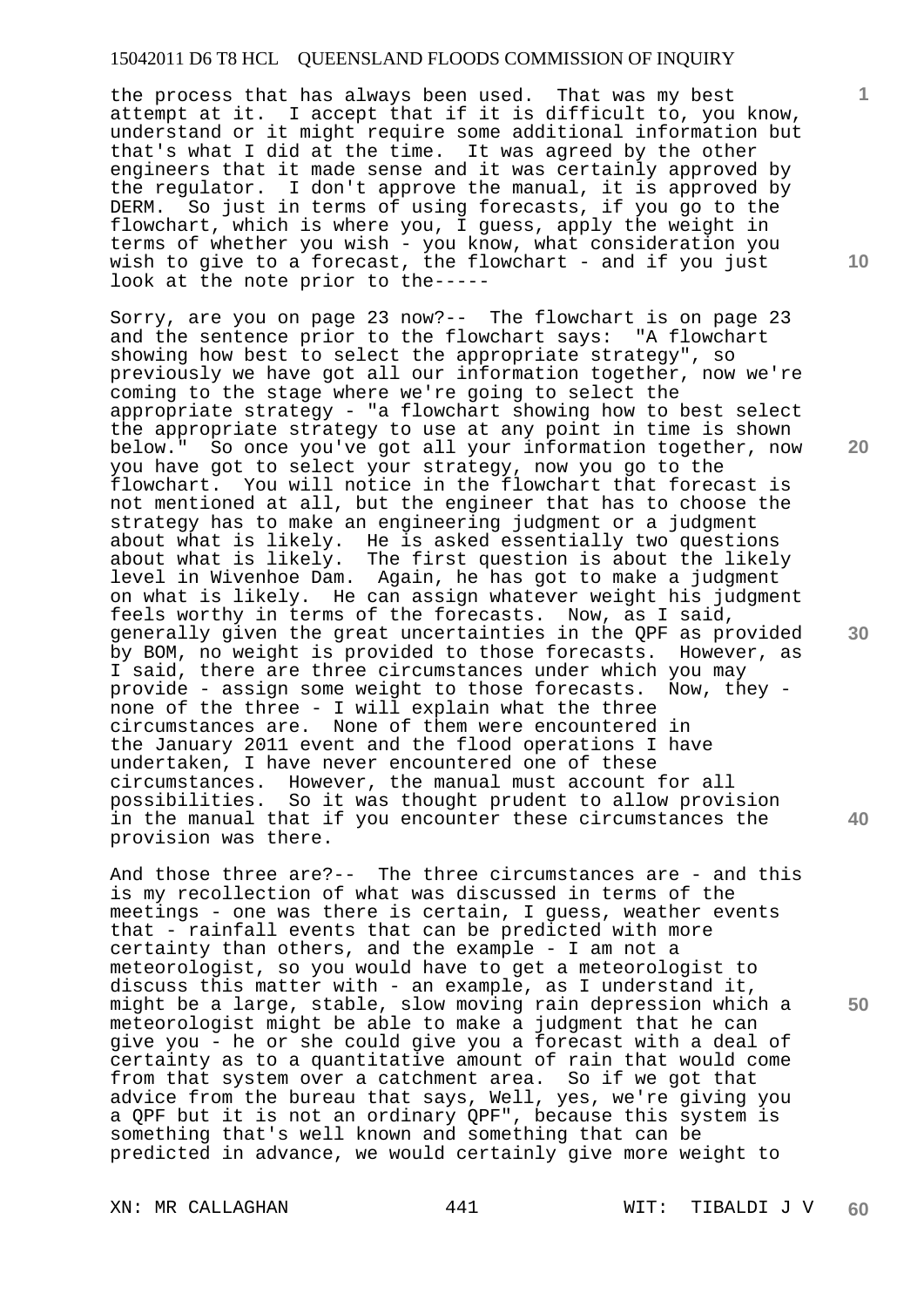the process that has always been used. That was my best attempt at it. I accept that if it is difficult to, you know, understand or it might require some additional information but that's what I did at the time. It was agreed by the other engineers that it made sense and it was certainly approved by the regulator. I don't approve the manual, it is approved by DERM. So just in terms of using forecasts, if you go to the flowchart, which is where you, I guess, apply the weight in terms of whether you wish - you know, what consideration you wish to give to a forecast, the flowchart - and if you just look at the note prior to the-----

Sorry, are you on page 23 now?-- The flowchart is on page 23 and the sentence prior to the flowchart says: "A flowchart showing how best to select the appropriate strategy", so previously we have got all our information together, now we're coming to the stage where we're going to select the appropriate strategy - "a flowchart showing how to best select the appropriate strategy to use at any point in time is shown below." So once you've got all your information together, now you have got to select your strategy, now you go to the flowchart. You will notice in the flowchart that forecast is not mentioned at all, but the engineer that has to choose the strategy has to make an engineering judgment or a judgment about what is likely. He is asked essentially two questions about what is likely. The first question is about the likely level in Wivenhoe Dam. Again, he has got to make a judgment on what is likely. He can assign whatever weight his judgment feels worthy in terms of the forecasts. Now, as I said, generally given the great uncertainties in the QPF as provided by BOM, no weight is provided to those forecasts. However, as I said, there are three circumstances under which you may provide - assign some weight to those forecasts. Now, they - none of the three - I will explain what the three circumstances are. None of them were encountered in the January 2011 event and the flood operations I have undertaken, I have never encountered one of these circumstances. However, the manual must account for all possibilities. So it was thought prudent to allow provision in the manual that if you encounter these circumstances the provision was there.

And those three are?-- The three circumstances are - and this is my recollection of what was discussed in terms of the meetings - one was there is certain, I guess, weather events that - rainfall events that can be predicted with more certainty than others, and the example - I am not a meteorologist, so you would have to get a meteorologist to discuss this matter with - an example, as I understand it, might be a large, stable, slow moving rain depression which a meteorologist might be able to make a judgment that he can give you - he or she could give you a forecast with a deal of certainty as to a quantitative amount of rain that would come from that system over a catchment area. So if we got that advice from the bureau that says, Well, yes, we're giving you a QPF but it is not an ordinary QPF", because this system is something that's well known and something that can be predicted in advance, we would certainly give more weight to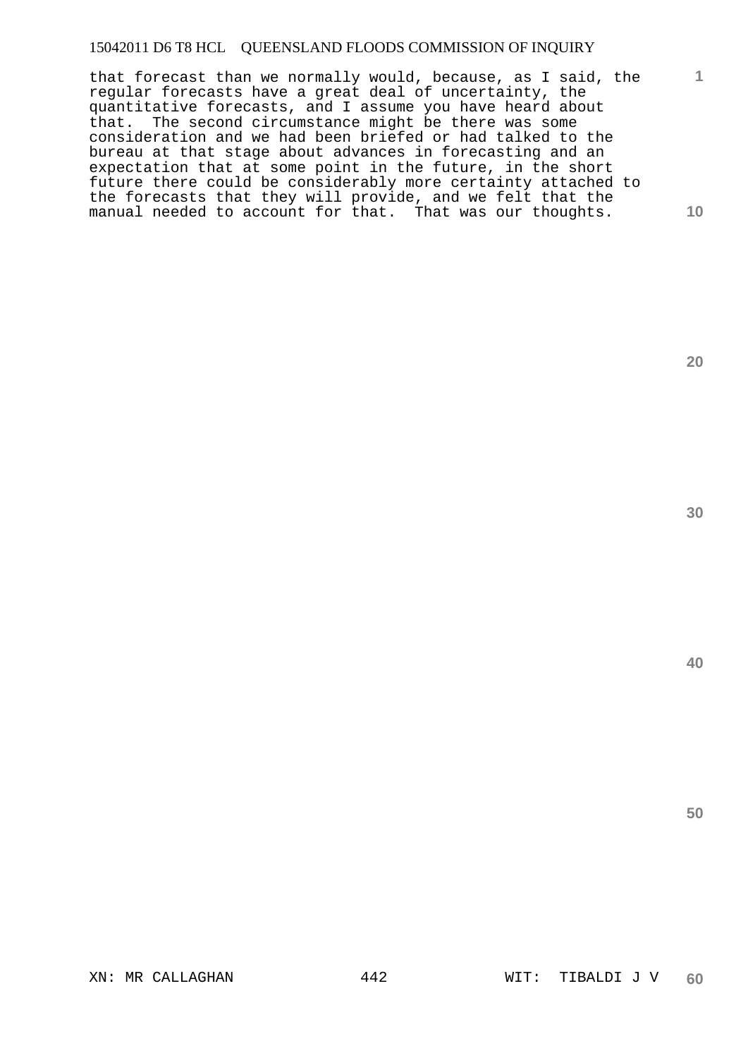that forecast than we normally would, because, as I said, the regular forecasts have a great deal of uncertainty, the quantitative forecasts, and I assume you have heard about that. The second circumstance might be there was some consideration and we had been briefed or had talked to the bureau at that stage about advances in forecasting and an expectation that at some point in the future, in the short future there could be considerably more certainty attached to the forecasts that they will provide, and we felt that the manual needed to account for that. That was our thoughts.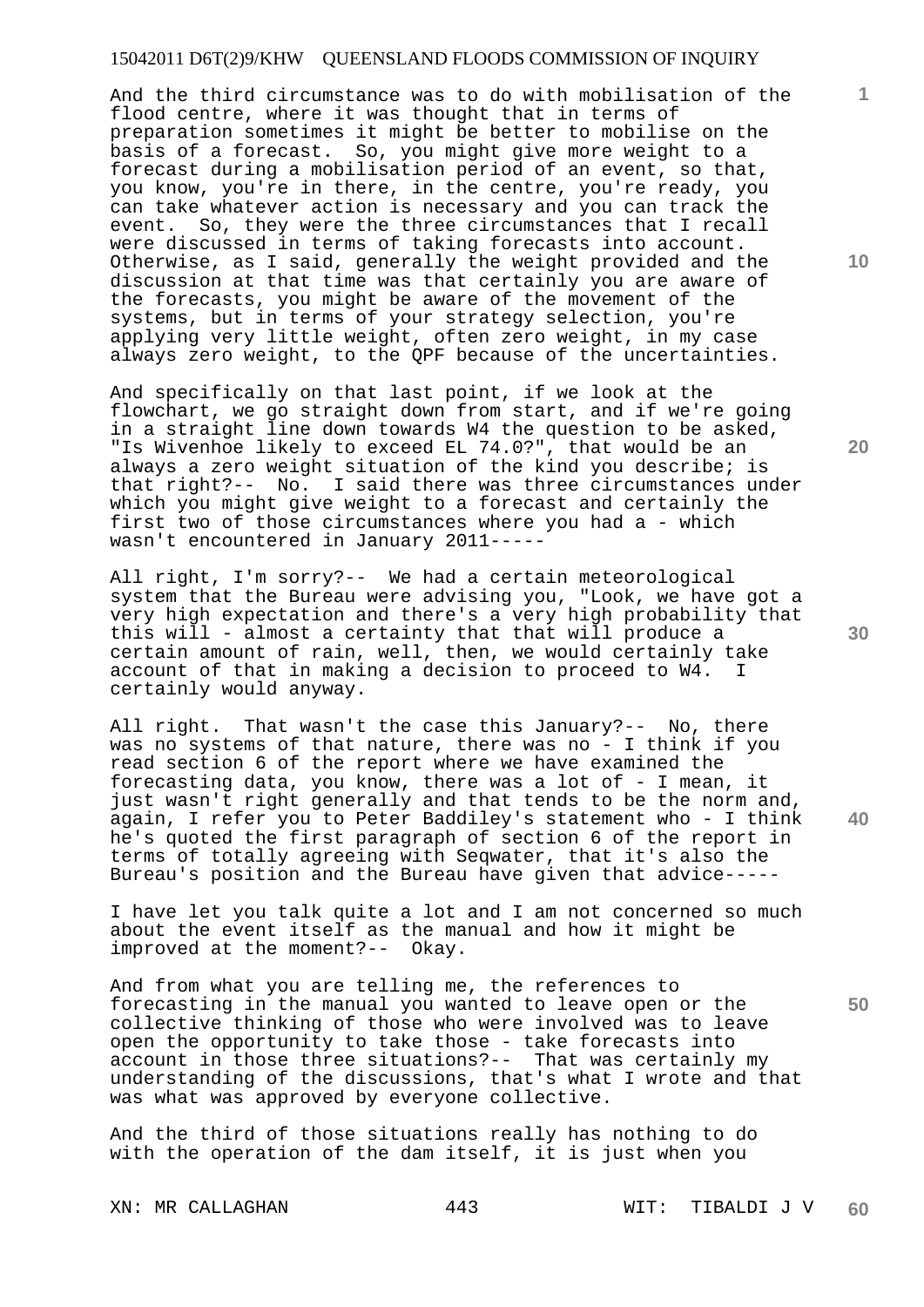And the third circumstance was to do with mobilisation of the flood centre, where it was thought that in terms of preparation sometimes it might be better to mobilise on the basis of a forecast. So, you might give more weight to a forecast during a mobilisation period of an event, so that, you know, you're in there, in the centre, you're ready, you can take whatever action is necessary and you can track the event. So, they were the three circumstances that I recall were discussed in terms of taking forecasts into account. Otherwise, as I said, generally the weight provided and the discussion at that time was that certainly you are aware of the forecasts, you might be aware of the movement of the systems, but in terms of your strategy selection, you're applying very little weight, often zero weight, in my case always zero weight, to the QPF because of the uncertainties.

And specifically on that last point, if we look at the flowchart, we go straight down from start, and if we're going in a straight line down towards W4 the question to be asked, "Is Wivenhoe likely to exceed EL 74.0?", that would be an always a zero weight situation of the kind you describe; is that right?-- No. I said there was three circumstances under which you might give weight to a forecast and certainly the first two of those circumstances where you had a - which wasn't encountered in January 2011-----

All right, I'm sorry?-- We had a certain meteorological system that the Bureau were advising you, "Look, we have got a very high expectation and there's a very high probability that this will - almost a certainty that that will produce a certain amount of rain, well, then, we would certainly take account of that in making a decision to proceed to W4. I certainly would anyway.

All right. That wasn't the case this January?-- No, there was no systems of that nature, there was no - I think if you read section 6 of the report where we have examined the forecasting data, you know, there was a lot of - I mean, it just wasn't right generally and that tends to be the norm and, again, I refer you to Peter Baddiley's statement who - I think he's quoted the first paragraph of section 6 of the report in terms of totally agreeing with Seqwater, that it's also the Bureau's position and the Bureau have given that advice-----

I have let you talk quite a lot and I am not concerned so much about the event itself as the manual and how it might be improved at the moment?-- Okay.

And from what you are telling me, the references to forecasting in the manual you wanted to leave open or the collective thinking of those who were involved was to leave open the opportunity to take those - take forecasts into account in those three situations?-- That was certainly my understanding of the discussions, that's what I wrote and that was what was approved by everyone collective.

And the third of those situations really has nothing to do with the operation of the dam itself, it is just when you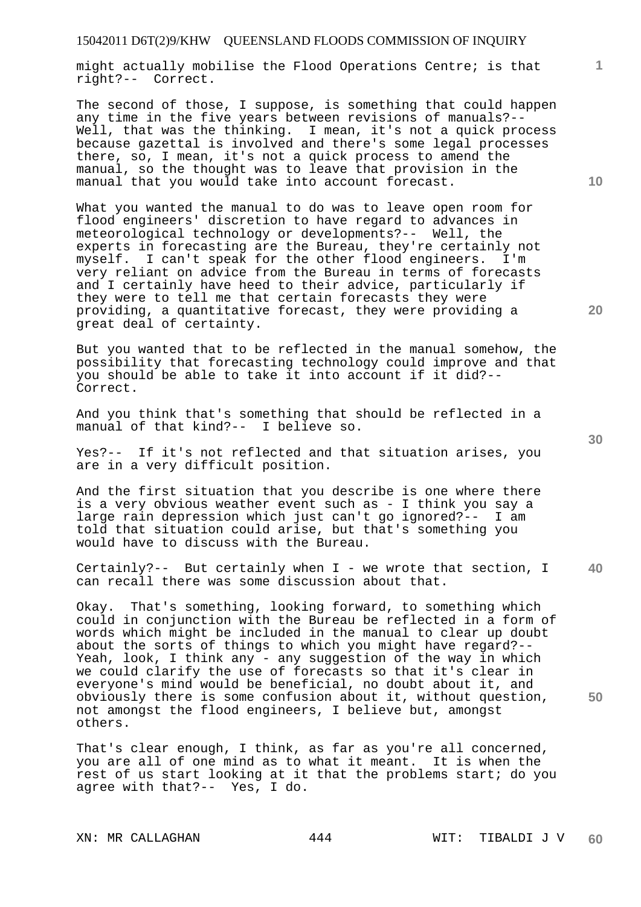might actually mobilise the Flood Operations Centre; is that right?-- Correct.

The second of those, I suppose, is something that could happen any time in the five years between revisions of manuals?-- Well, that was the thinking. I mean, it's not a quick process because gazettal is involved and there's some legal processes there, so, I mean, it's not a quick process to amend the manual, so the thought was to leave that provision in the manual that you would take into account forecast.

What you wanted the manual to do was to leave open room for flood engineers' discretion to have regard to advances in meteorological technology or developments?-- Well, the experts in forecasting are the Bureau, they're certainly not myself. I can't speak for the other flood engineers. I'm very reliant on advice from the Bureau in terms of forecasts and I certainly have heed to their advice, particularly if they were to tell me that certain forecasts they were providing, a quantitative forecast, they were providing a great deal of certainty.

But you wanted that to be reflected in the manual somehow, the possibility that forecasting technology could improve and that you should be able to take it into account if it did?-- Correct.

And you think that's something that should be reflected in a manual of that kind?-- I believe so.

Yes?-- If it's not reflected and that situation arises, you are in a very difficult position.

And the first situation that you describe is one where there is a very obvious weather event such as - I think you say a large rain depression which just can't go ignored?-- I am told that situation could arise, but that's something you would have to discuss with the Bureau.

Certainly?-- But certainly when I - we wrote that section, I can recall there was some discussion about that.

Okay. That's something, looking forward, to something which could in conjunction with the Bureau be reflected in a form of words which might be included in the manual to clear up doubt about the sorts of things to which you might have regard?-- Yeah, look, I think any - any suggestion of the way in which we could clarify the use of forecasts so that it's clear in everyone's mind would be beneficial, no doubt about it, and obviously there is some confusion about it, without question, not amongst the flood engineers, I believe but, amongst others.

That's clear enough, I think, as far as you're all concerned, you are all of one mind as to what it meant. It is when the rest of us start looking at it that the problems start; do you agree with that?-- Yes, I do.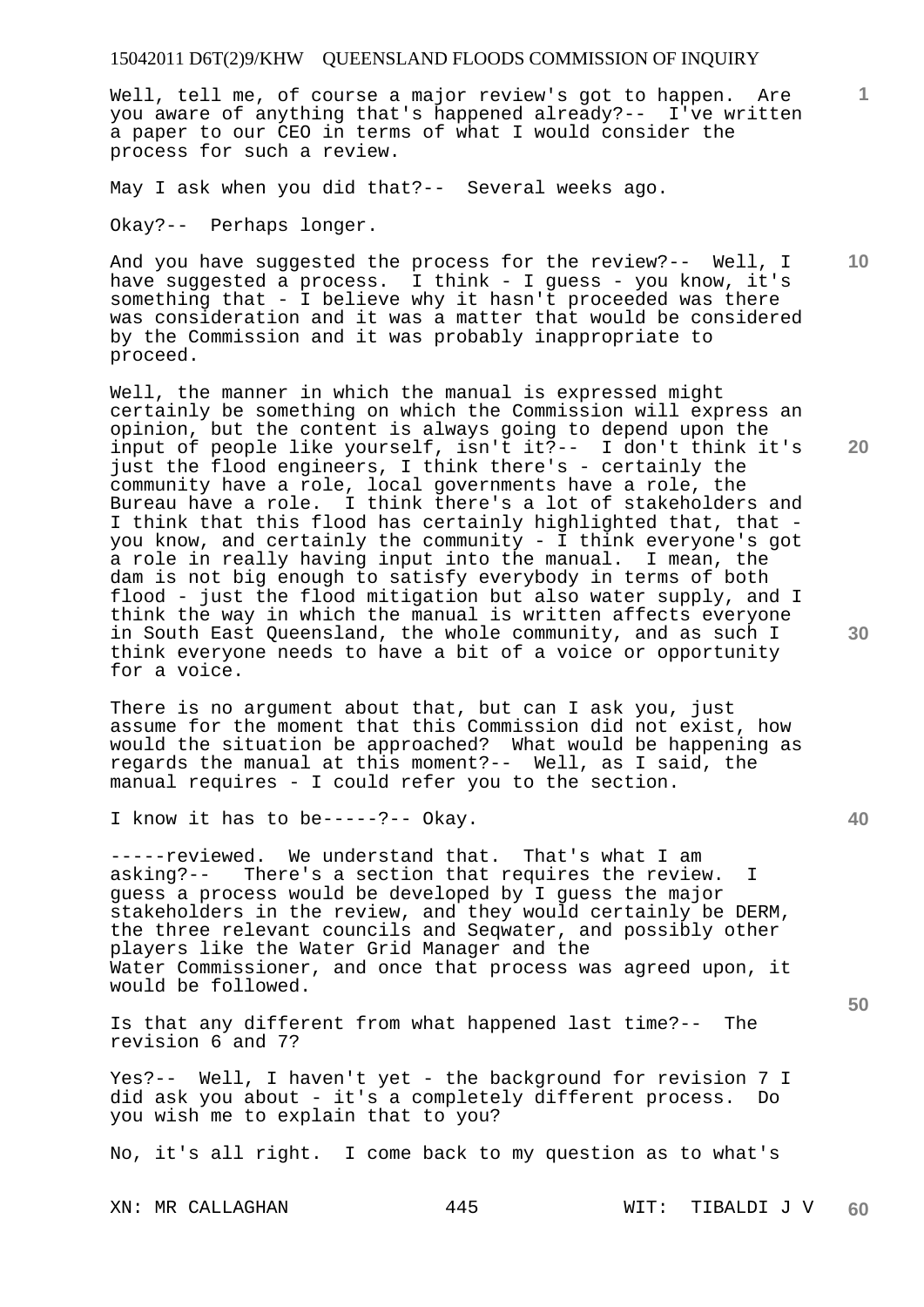Well, tell me, of course a major review's got to happen. Are you aware of anything that's happened already?-- I've written a paper to our CEO in terms of what I would consider the process for such a review.

May I ask when you did that?-- Several weeks ago.

Okay?-- Perhaps longer.

And you have suggested the process for the review?-- Well, I have suggested a process. I think - I guess - you know, it's something that - I believe why it hasn't proceeded was there was consideration and it was a matter that would be considered by the Commission and it was probably inappropriate to proceed.

Well, the manner in which the manual is expressed might certainly be something on which the Commission will express an opinion, but the content is always going to depend upon the input of people like yourself, isn't it?-- I don't think it's just the flood engineers, I think there's - certainly the community have a role, local governments have a role, the Bureau have a role. I think there's a lot of stakeholders and I think that this flood has certainly highlighted that, that - you know, and certainly the community - I think everyone's got a role in really having input into the manual. I mean, the dam is not big enough to satisfy everybody in terms of both flood - just the flood mitigation but also water supply, and I think the way in which the manual is written affects everyone in South East Queensland, the whole community, and as such I think everyone needs to have a bit of a voice or opportunity for a voice.

There is no argument about that, but can I ask you, just assume for the moment that this Commission did not exist, how would the situation be approached? What would be happening as regards the manual at this moment?-- Well, as I said, the manual requires - I could refer you to the section.

I know it has to be-----?-- Okay.

-----reviewed. We understand that. That's what I am asking?-- There's a section that requires the review. I guess a process would be developed by I guess the major stakeholders in the review, and they would certainly be DERM, the three relevant councils and Seqwater, and possibly other players like the Water Grid Manager and the Water Commissioner, and once that process was agreed upon, it would be followed.

Is that any different from what happened last time?-- The revision 6 and 7?

Yes?-- Well, I haven't yet - the background for revision 7 I did ask you about - it's a completely different process. Do you wish me to explain that to you?

No, it's all right. I come back to my question as to what's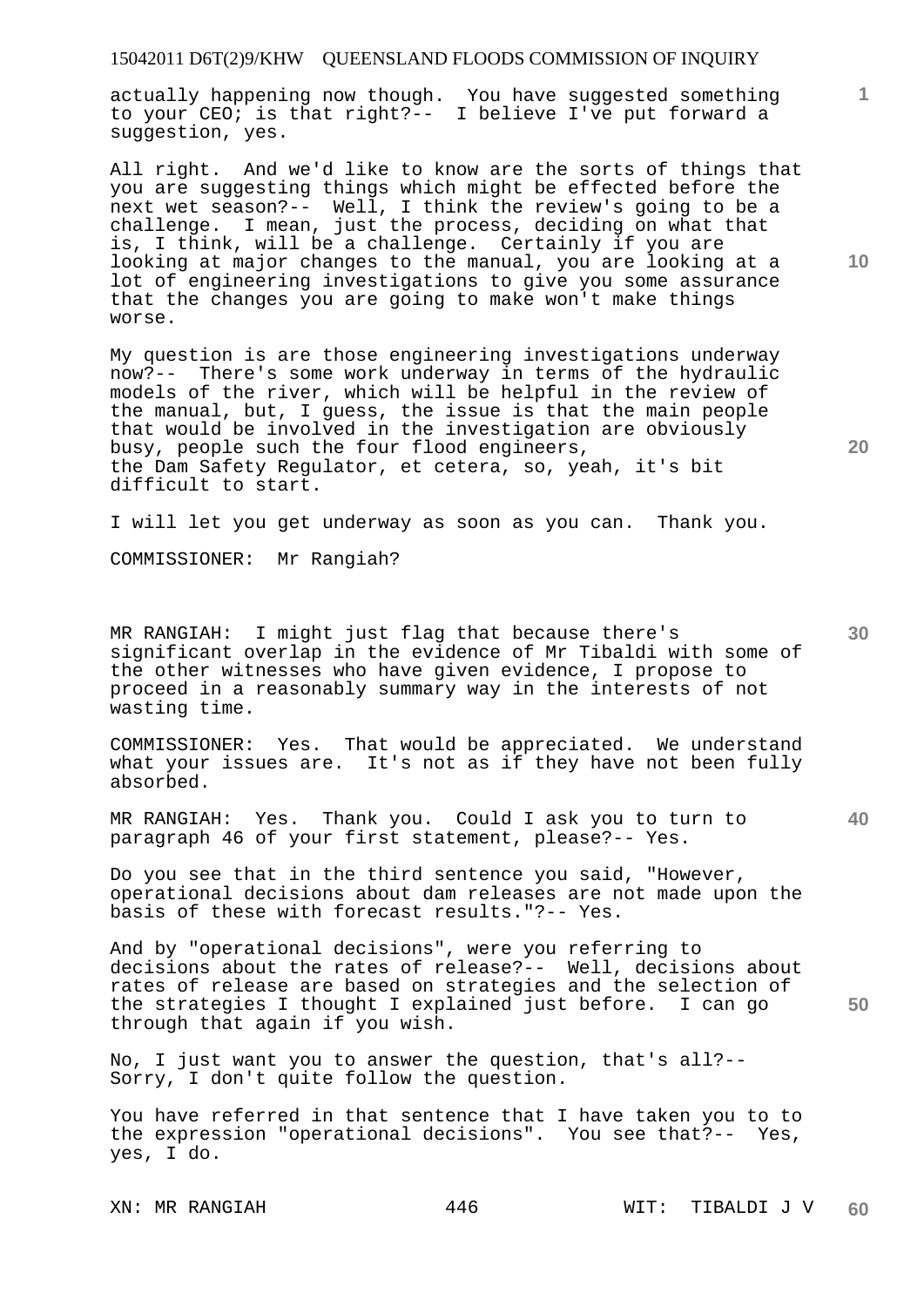actually happening now though. You have suggested something to your CEO; is that right?-- I believe I've put forward a suggestion, yes.

All right. And we'd like to know are the sorts of things that you are suggesting things which might be effected before the next wet season?-- Well, I think the review's going to be a challenge. I mean, just the process, deciding on what that is, I think, will be a challenge. Certainly if you are looking at major changes to the manual, you are looking at a lot of engineering investigations to give you some assurance that the changes you are going to make won't make things worse.

My question is are those engineering investigations underway now?-- There's some work underway in terms of the hydraulic models of the river, which will be helpful in the review of the manual, but, I guess, the issue is that the main people that would be involved in the investigation are obviously busy, people such the four flood engineers, the Dam Safety Regulator, et cetera, so, yeah, it's bit difficult to start.

I will let you get underway as soon as you can. Thank you.

COMMISSIONER: Mr Rangiah?

MR RANGIAH: I might just flag that because there's significant overlap in the evidence of Mr Tibaldi with some of the other witnesses who have given evidence, I propose to proceed in a reasonably summary way in the interests of not wasting time.

COMMISSIONER: Yes. That would be appreciated. We understand what your issues are. It's not as if they have not been fully absorbed.

MR RANGIAH: Yes. Thank you. Could I ask you to turn to paragraph 46 of your first statement, please?-- Yes.

Do you see that in the third sentence you said, "However, operational decisions about dam releases are not made upon the basis of these with forecast results."?-- Yes.

And by "operational decisions", were you referring to decisions about the rates of release?-- Well, decisions about rates of release are based on strategies and the selection of the strategies I thought I explained just before. I can go through that again if you wish.

No, I just want you to answer the question, that's all?-- Sorry, I don't quite follow the question.

You have referred in that sentence that I have taken you to to the expression "operational decisions". You see that?-- Yes, yes, I do.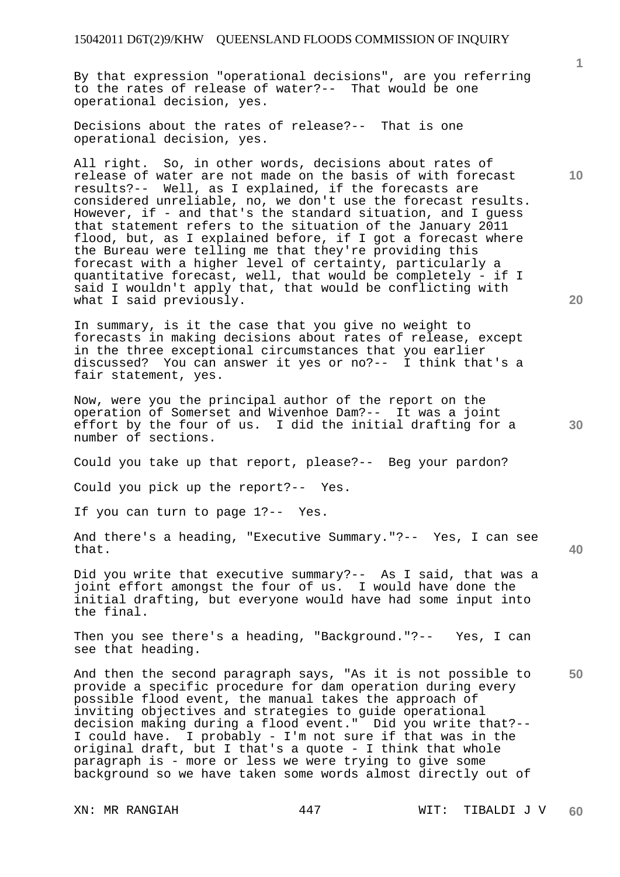By that expression "operational decisions", are you referring to the rates of release of water?-- That would be one operational decision, yes.

Decisions about the rates of release?-- That is one operational decision, yes.

All right. So, in other words, decisions about rates of release of water are not made on the basis of with forecast results?-- Well, as I explained, if the forecasts are considered unreliable, no, we don't use the forecast results. However, if - and that's the standard situation, and I guess that statement refers to the situation of the January 2011 flood, but, as I explained before, if I got a forecast where the Bureau were telling me that they're providing this forecast with a higher level of certainty, particularly a quantitative forecast, well, that would be completely - if I said I wouldn't apply that, that would be conflicting with what I said previously.

In summary, is it the case that you give no weight to forecasts in making decisions about rates of release, except in the three exceptional circumstances that you earlier discussed? You can answer it yes or no?-- I think that's a fair statement, yes.

Now, were you the principal author of the report on the operation of Somerset and Wivenhoe Dam?-- It was a joint effort by the four of us. I did the initial drafting for a number of sections.

Could you take up that report, please?-- Beg your pardon?

Could you pick up the report?-- Yes.

If you can turn to page 1?-- Yes.

And there's a heading, "Executive Summary."?-- Yes, I can see that.

Did you write that executive summary?-- As I said, that was a joint effort amongst the four of us. I would have done the initial drafting, but everyone would have had some input into the final.

Then you see there's a heading, "Background."?-- Yes, I can see that heading.

And then the second paragraph says, "As it is not possible to provide a specific procedure for dam operation during every possible flood event, the manual takes the approach of inviting objectives and strategies to guide operational decision making during a flood event." Did you write that?-- I could have. I probably - I'm not sure if that was in the original draft, but I that's a quote - I think that whole paragraph is - more or less we were trying to give some background so we have taken some words almost directly out of

XN: MR RANGIAH 447 WIT: TIBALDI J V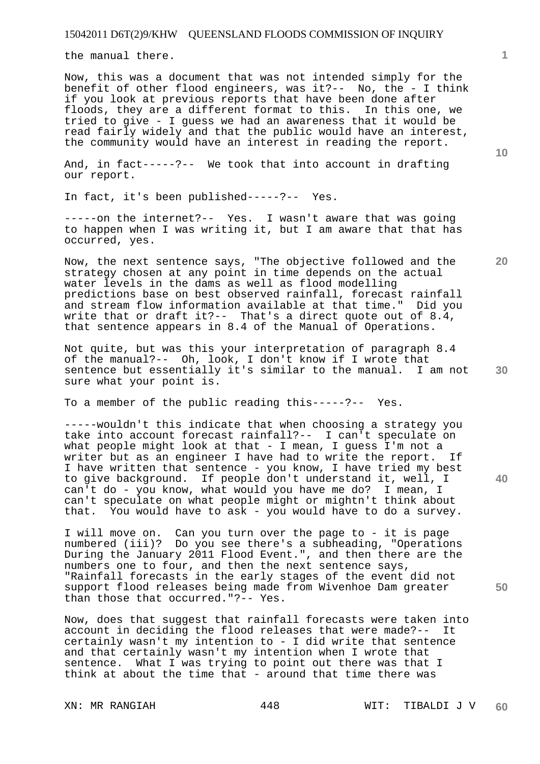the manual there.

Now, this was a document that was not intended simply for the benefit of other flood engineers, was it?-- No, the - I think if you look at previous reports that have been done after floods, they are a different format to this. In this one, we tried to give - I guess we had an awareness that it would be read fairly widely and that the public would have an interest, the community would have an interest in reading the report.

And, in fact-----?-- We took that into account in drafting our report.

In fact, it's been published-----?-- Yes.

-----on the internet?-- Yes. I wasn't aware that was going to happen when I was writing it, but I am aware that that has occurred, yes.

Now, the next sentence says, "The objective followed and the strategy chosen at any point in time depends on the actual water levels in the dams as well as flood modelling predictions base on best observed rainfall, forecast rainfall and stream flow information available at that time." Did you write that or draft it?-- That's a direct quote out of 8.4, that sentence appears in 8.4 of the Manual of Operations.

Not quite, but was this your interpretation of paragraph 8.4 of the manual?-- Oh, look, I don't know if I wrote that sentence but essentially it's similar to the manual. I am not sure what your point is.

To a member of the public reading this-----?-- Yes.

-----wouldn't this indicate that when choosing a strategy you take into account forecast rainfall?-- I can't speculate on what people might look at that - I mean, I guess I'm not a writer but as an engineer I have had to write the report. If I have written that sentence - you know, I have tried my best to give background. If people don't understand it, well, I can't do - you know, what would you have me do? I mean, I can't speculate on what people might or mightn't think about that. You would have to ask - you would have to do a survey.

I will move on. Can you turn over the page to - it is page numbered (iii)? Do you see there's a subheading, "Operations During the January 2011 Flood Event.", and then there are the numbers one to four, and then the next sentence says, "Rainfall forecasts in the early stages of the event did not support flood releases being made from Wivenhoe Dam greater than those that occurred."?-- Yes.

Now, does that suggest that rainfall forecasts were taken into account in deciding the flood releases that were made?-- It certainly wasn't my intention to - I did write that sentence and that certainly wasn't my intention when I wrote that sentence. What I was trying to point out there was that I think at about the time that - around that time there was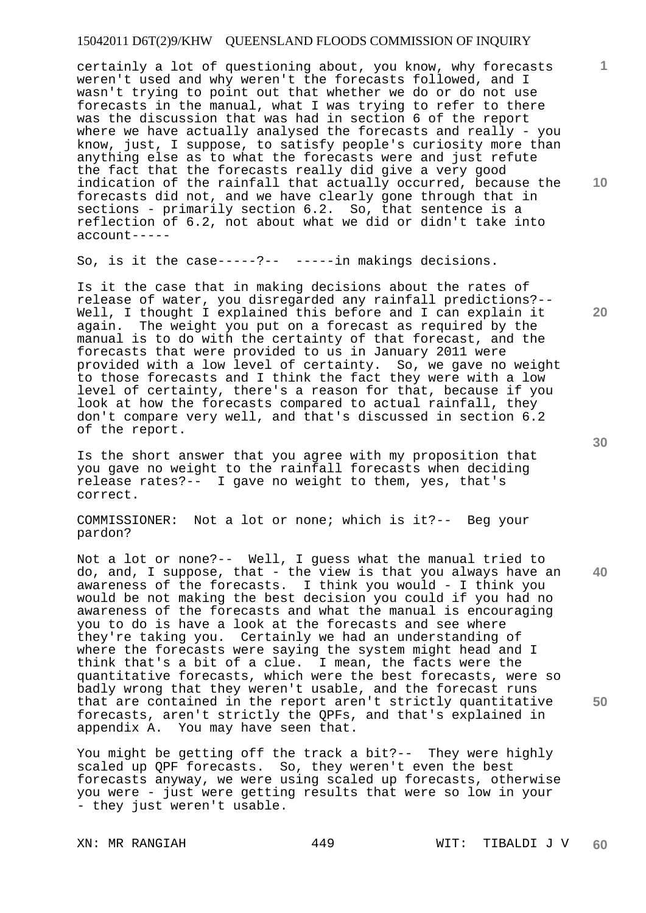certainly a lot of questioning about, you know, why forecasts weren't used and why weren't the forecasts followed, and I wasn't trying to point out that whether we do or do not use forecasts in the manual, what I was trying to refer to there was the discussion that was had in section 6 of the report where we have actually analysed the forecasts and really - you know, just, I suppose, to satisfy people's curiosity more than anything else as to what the forecasts were and just refute the fact that the forecasts really did give a very good indication of the rainfall that actually occurred, because the forecasts did not, and we have clearly gone through that in sections - primarily section 6.2. So, that sentence is a reflection of 6.2, not about what we did or didn't take into account-----

So, is it the case-----?-- -----in makings decisions.

Is it the case that in making decisions about the rates of release of water, you disregarded any rainfall predictions?-- Well, I thought I explained this before and I can explain it again. The weight you put on a forecast as required by the manual is to do with the certainty of that forecast, and the forecasts that were provided to us in January 2011 were provided with a low level of certainty. So, we gave no weight to those forecasts and I think the fact they were with a low level of certainty, there's a reason for that, because if you look at how the forecasts compared to actual rainfall, they don't compare very well, and that's discussed in section 6.2 of the report.

Is the short answer that you agree with my proposition that you gave no weight to the rainfall forecasts when deciding release rates?-- I gave no weight to them, yes, that's correct.

COMMISSIONER: Not a lot or none; which is it?-- Beg your pardon?

Not a lot or none?-- Well, I guess what the manual tried to do, and, I suppose, that - the view is that you always have an awareness of the forecasts. I think you would - I think you would be not making the best decision you could if you had no awareness of the forecasts and what the manual is encouraging you to do is have a look at the forecasts and see where they're taking you. Certainly we had an understanding of where the forecasts were saying the system might head and I think that's a bit of a clue. I mean, the facts were the quantitative forecasts, which were the best forecasts, were so badly wrong that they weren't usable, and the forecast runs that are contained in the report aren't strictly quantitative forecasts, aren't strictly the QPFs, and that's explained in appendix A. You may have seen that.

You might be getting off the track a bit?-- They were highly scaled up QPF forecasts. So, they weren't even the best forecasts anyway, we were using scaled up forecasts, otherwise you were - just were getting results that were so low in your - they just weren't usable.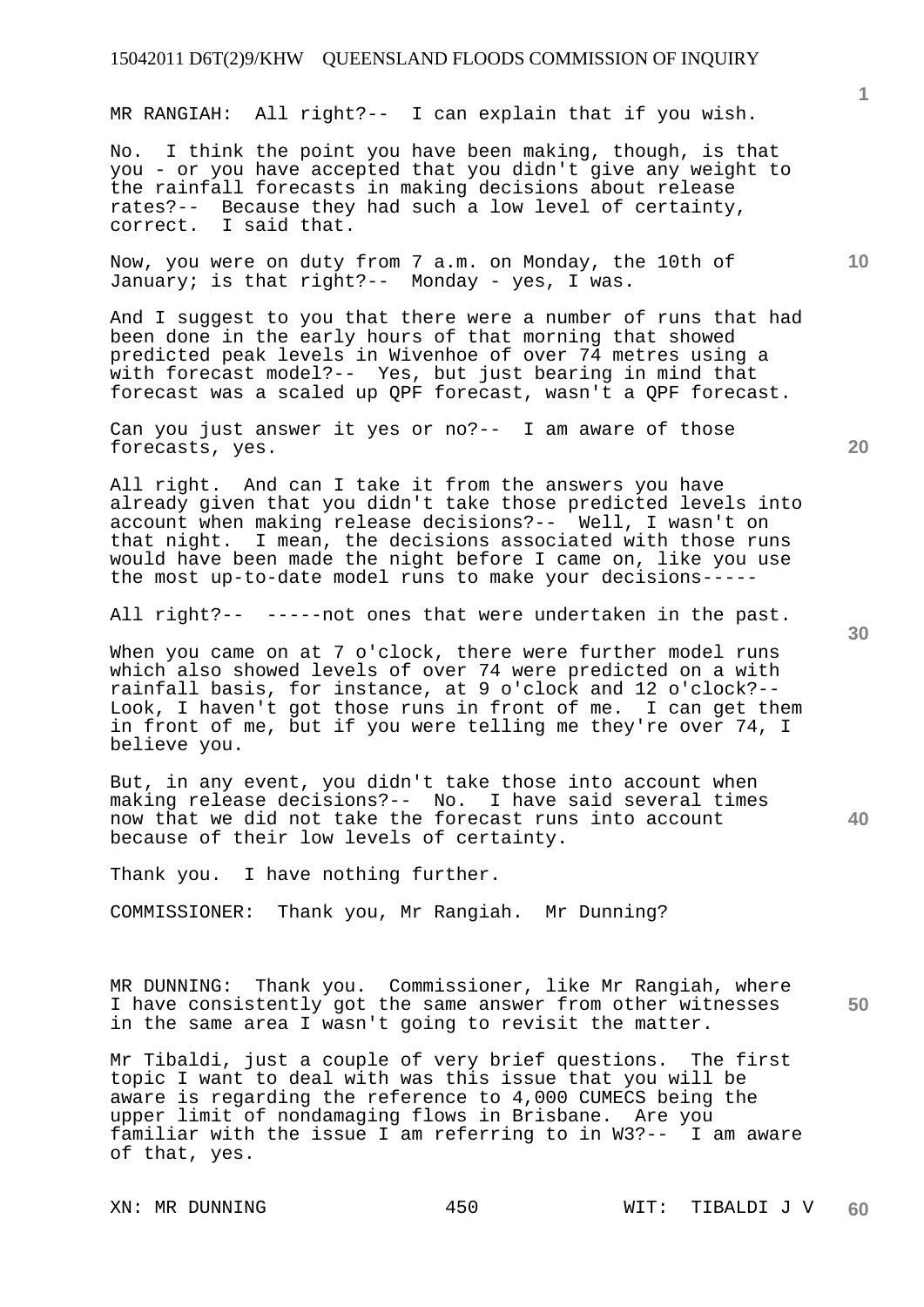MR RANGIAH: All right?-- I can explain that if you wish.

No. I think the point you have been making, though, is that you - or you have accepted that you didn't give any weight to the rainfall forecasts in making decisions about release rates?-- Because they had such a low level of certainty, correct. I said that.

Now, you were on duty from 7 a.m. on Monday, the 10th of January; is that right?-- Monday - yes, I was.

And I suggest to you that there were a number of runs that had been done in the early hours of that morning that showed predicted peak levels in Wivenhoe of over 74 metres using a with forecast model?-- Yes, but just bearing in mind that forecast was a scaled up QPF forecast, wasn't a QPF forecast.

Can you just answer it yes or no?-- I am aware of those forecasts, yes.

All right. And can I take it from the answers you have already given that you didn't take those predicted levels into account when making release decisions?-- Well, I wasn't on that night. I mean, the decisions associated with those runs would have been made the night before I came on, like you use the most up-to-date model runs to make your decisions-----

All right?-- -----not ones that were undertaken in the past.

When you came on at 7 o'clock, there were further model runs which also showed levels of over 74 were predicted on a with rainfall basis, for instance, at 9 o'clock and 12 o'clock?-- Look, I haven't got those runs in front of me. I can get them in front of me, but if you were telling me they're over 74, I believe you.

But, in any event, you didn't take those into account when making release decisions?-- No. I have said several times now that we did not take the forecast runs into account because of their low levels of certainty.

Thank you. I have nothing further.

COMMISSIONER: Thank you, Mr Rangiah. Mr Dunning?

MR DUNNING: Thank you. Commissioner, like Mr Rangiah, where I have consistently got the same answer from other witnesses in the same area I wasn't going to revisit the matter.

Mr Tibaldi, just a couple of very brief questions. The first topic I want to deal with was this issue that you will be aware is regarding the reference to 4,000 CUMECS being the upper limit of nondamaging flows in Brisbane. Are you familiar with the issue I am referring to in W3?-- I am aware of that, yes.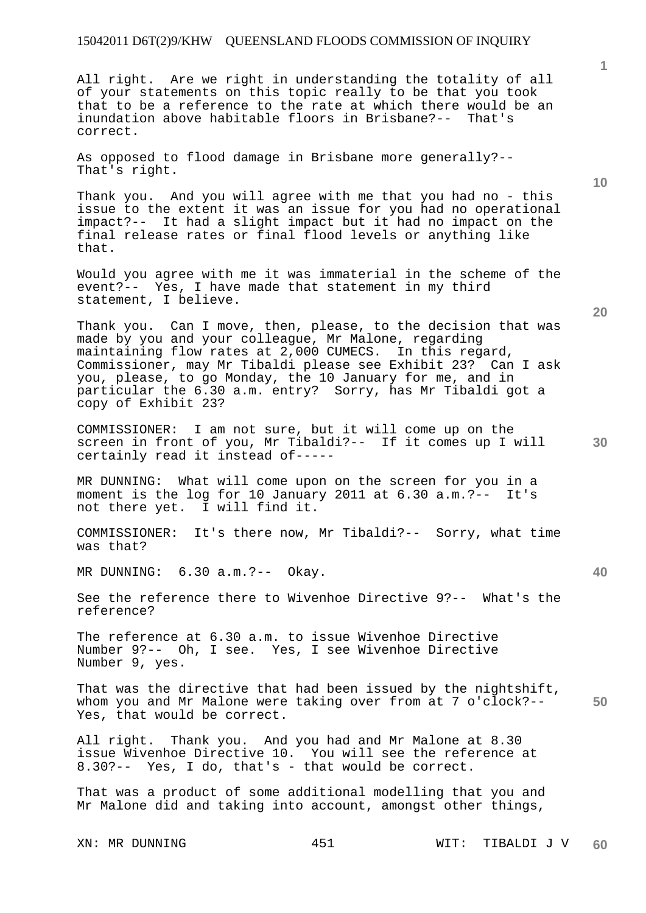All right. Are we right in understanding the totality of all of your statements on this topic really to be that you took that to be a reference to the rate at which there would be an inundation above habitable floors in Brisbane?-- That's correct.

As opposed to flood damage in Brisbane more generally?-- That's right.

Thank you. And you will agree with me that you had no - this issue to the extent it was an issue for you had no operational impact?-- It had a slight impact but it had no impact on the final release rates or final flood levels or anything like that.

Would you agree with me it was immaterial in the scheme of the event?-- Yes, I have made that statement in my third statement, I believe.

Thank you. Can I move, then, please, to the decision that was made by you and your colleague, Mr Malone, regarding maintaining flow rates at 2,000 CUMECS. In this regard, Commissioner, may Mr Tibaldi please see Exhibit 23? Can I ask you, please, to go Monday, the 10 January for me, and in particular the 6.30 a.m. entry? Sorry, has Mr Tibaldi got a copy of Exhibit 23?

COMMISSIONER: I am not sure, but it will come up on the screen in front of you, Mr Tibaldi?-- If it comes up I will certainly read it instead of-----

MR DUNNING: What will come upon on the screen for you in a moment is the log for 10 January 2011 at 6.30 a.m.?-- It's not there yet. I will find it.

COMMISSIONER: It's there now, Mr Tibaldi?-- Sorry, what time was that?

MR DUNNING: 6.30 a.m.?-- Okay.

See the reference there to Wivenhoe Directive 9?-- What's the reference?

The reference at 6.30 a.m. to issue Wivenhoe Directive Number 9?-- Oh, I see. Yes, I see Wivenhoe Directive Number 9, yes.

That was the directive that had been issued by the nightshift, whom you and Mr Malone were taking over from at 7 o'clock?-- Yes, that would be correct.

All right. Thank you. And you had and Mr Malone at 8.30 issue Wivenhoe Directive 10. You will see the reference at 8.30?-- Yes, I do, that's - that would be correct.

That was a product of some additional modelling that you and Mr Malone did and taking into account, amongst other things,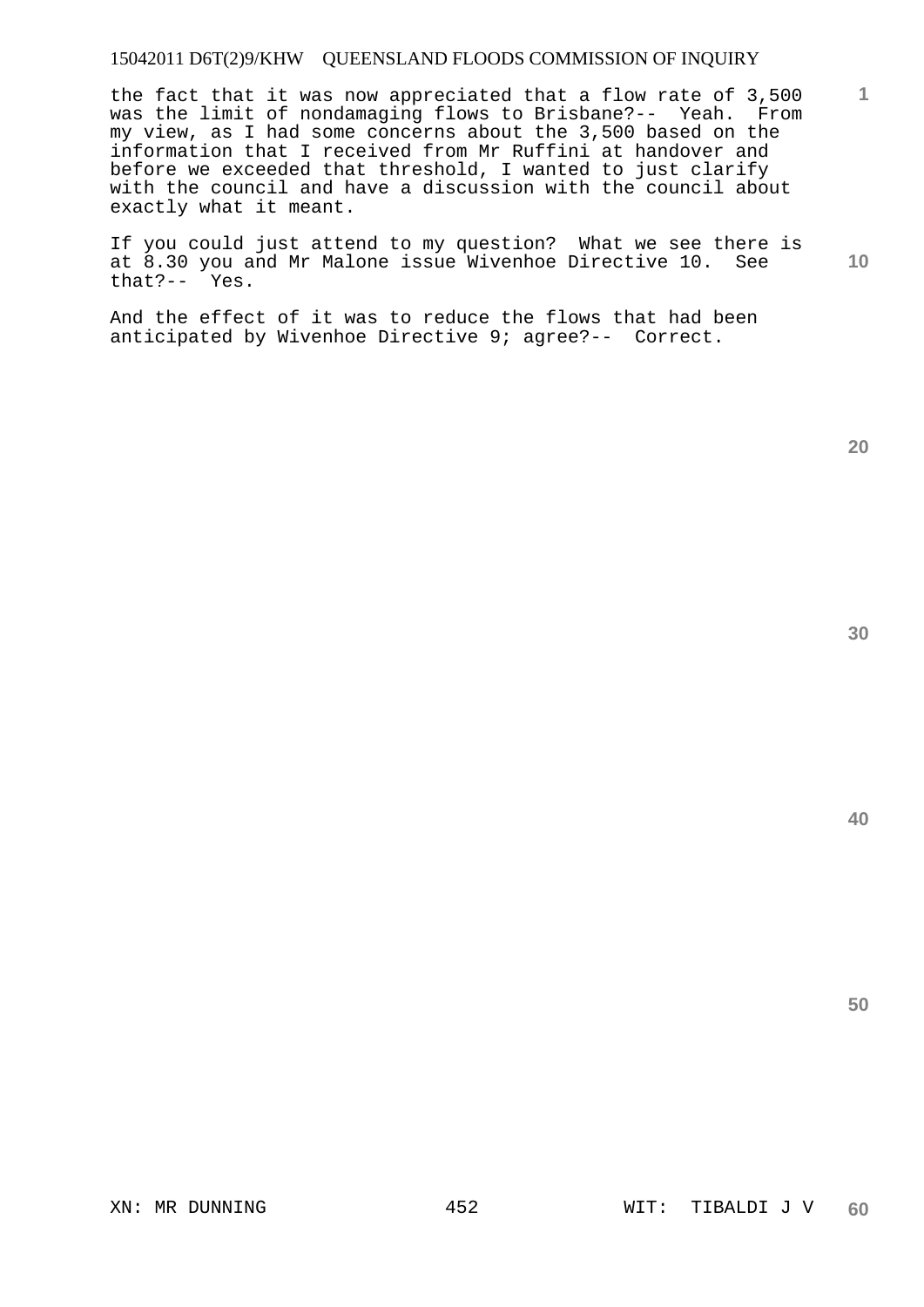the fact that it was now appreciated that a flow rate of 3,500 was the limit of nondamaging flows to Brisbane?-- Yeah. From my view, as I had some concerns about the 3,500 based on the information that I received from Mr Ruffini at handover and before we exceeded that threshold, I wanted to just clarify with the council and have a discussion with the council about exactly what it meant.

If you could just attend to my question? What we see there is at 8.30 you and Mr Malone issue Wivenhoe Directive 10. See that?-- Yes.

And the effect of it was to reduce the flows that had been anticipated by Wivenhoe Directive 9; agree?-- Correct.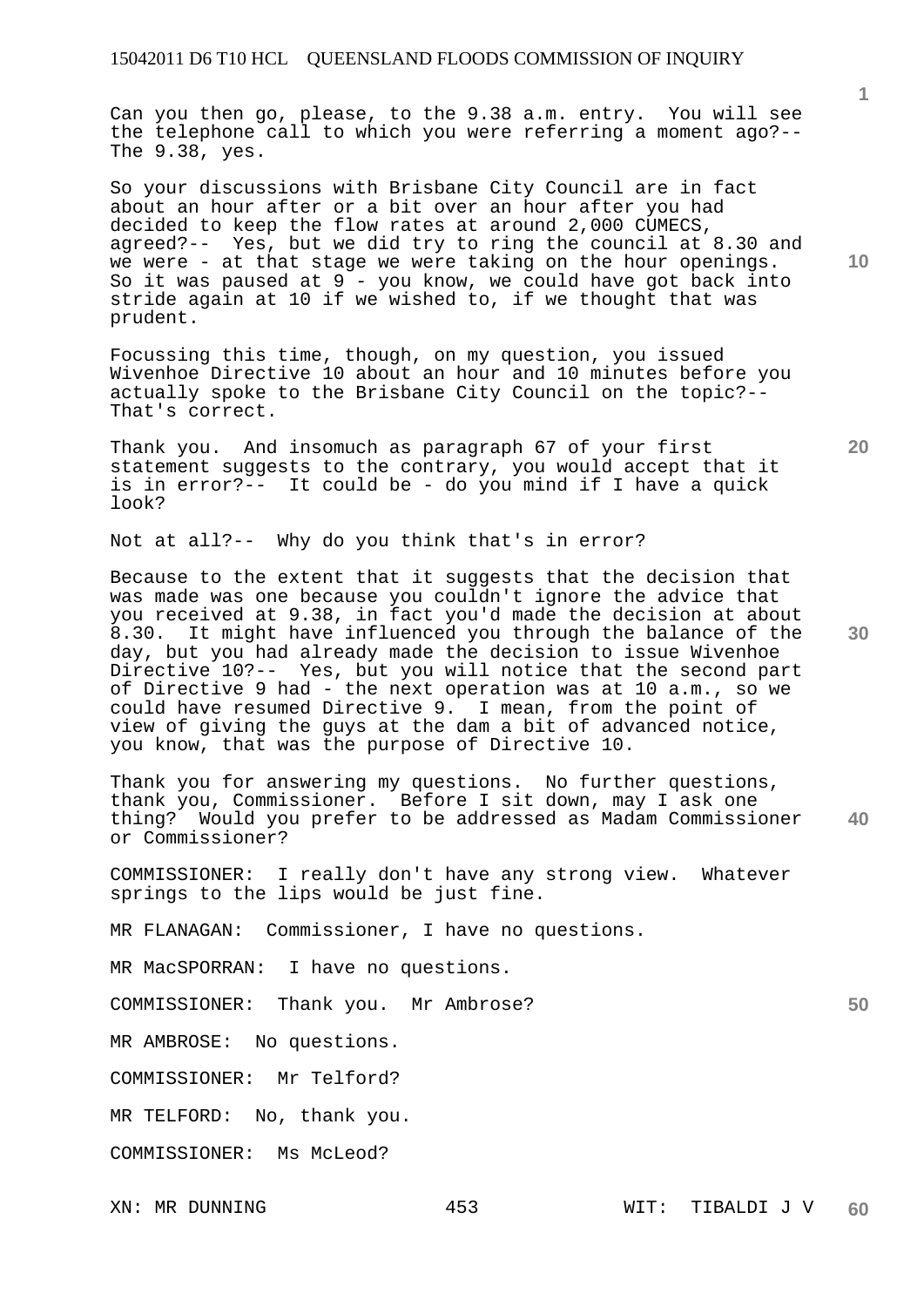Can you then go, please, to the 9.38 a.m. entry. You will see the telephone call to which you were referring a moment ago?-- The 9.38, yes.

So your discussions with Brisbane City Council are in fact about an hour after or a bit over an hour after you had decided to keep the flow rates at around 2,000 CUMECS, agreed?-- Yes, but we did try to ring the council at 8.30 and we were - at that stage we were taking on the hour openings. So it was paused at 9 - you know, we could have got back into stride again at 10 if we wished to, if we thought that was prudent.

Focussing this time, though, on my question, you issued Wivenhoe Directive 10 about an hour and 10 minutes before you actually spoke to the Brisbane City Council on the topic?-- That's correct.

Thank you. And insomuch as paragraph 67 of your first statement suggests to the contrary, you would accept that it is in error?-- It could be - do you mind if I have a quick look?

Not at all?-- Why do you think that's in error?

Because to the extent that it suggests that the decision that was made was one because you couldn't ignore the advice that you received at 9.38, in fact you'd made the decision at about 8.30. It might have influenced you through the balance of the day, but you had already made the decision to issue Wivenhoe Directive 10?-- Yes, but you will notice that the second part of Directive 9 had - the next operation was at 10 a.m., so we could have resumed Directive 9. I mean, from the point of view of giving the guys at the dam a bit of advanced notice, you know, that was the purpose of Directive 10.

Thank you for answering my questions. No further questions, thank you, Commissioner. Before I sit down, may I ask one thing? Would you prefer to be addressed as Madam Commissioner or Commissioner?

COMMISSIONER: I really don't have any strong view. Whatever springs to the lips would be just fine.

MR FLANAGAN: Commissioner, I have no questions.

MR MacSPORRAN: I have no questions.

COMMISSIONER: Thank you. Mr Ambrose?

MR AMBROSE: No questions.

COMMISSIONER: Mr Telford?

MR TELFORD: No, thank you.

COMMISSIONER: Ms McLeod?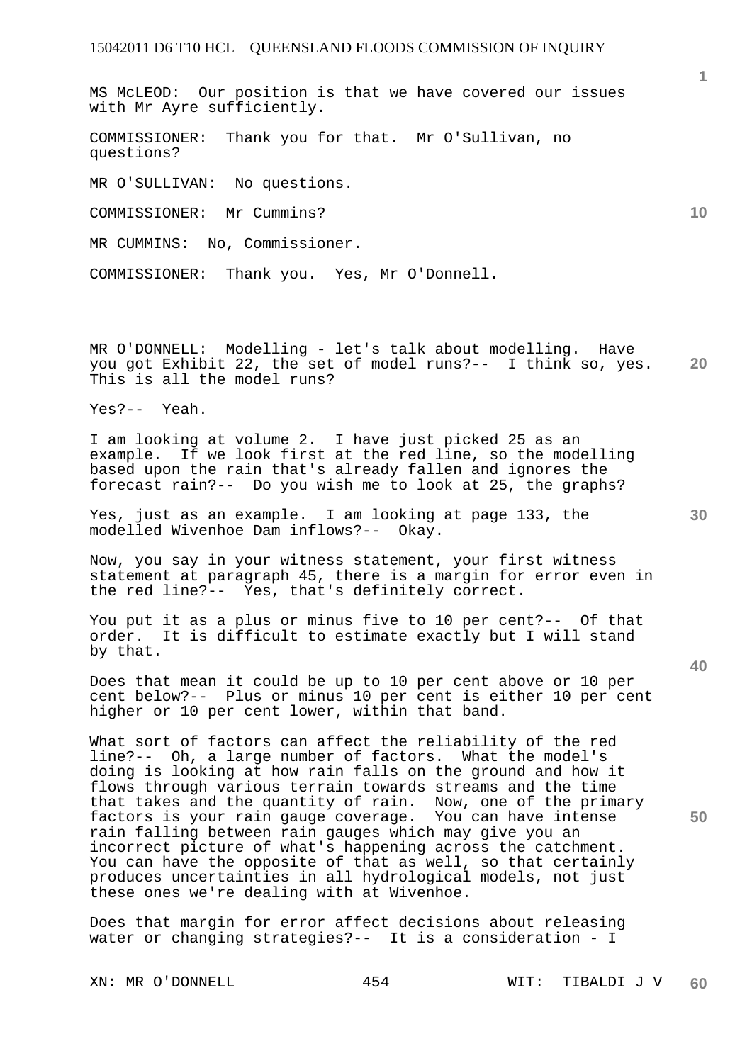MS McLEOD: Our position is that we have covered our issues with Mr Ayre sufficiently.

COMMISSIONER: Thank you for that. Mr O'Sullivan, no questions?

MR O'SULLIVAN: No questions.

COMMISSIONER: Mr Cummins?

MR CUMMINS: No, Commissioner.

COMMISSIONER: Thank you. Yes, Mr O'Donnell.

MR O'DONNELL: Modelling - let's talk about modelling. Have you got Exhibit 22, the set of model runs?-- I think so, yes. This is all the model runs?

Yes?-- Yeah.

I am looking at volume 2. I have just picked 25 as an example. If we look first at the red line, so the modelling based upon the rain that's already fallen and ignores the forecast rain?-- Do you wish me to look at 25, the graphs?

Yes, just as an example. I am looking at page 133, the modelled Wivenhoe Dam inflows?-- Okay.

Now, you say in your witness statement, your first witness statement at paragraph 45, there is a margin for error even in the red line?-- Yes, that's definitely correct.

You put it as a plus or minus five to 10 per cent?-- Of that order. It is difficult to estimate exactly but I will stand by that.

Does that mean it could be up to 10 per cent above or 10 per cent below?-- Plus or minus 10 per cent is either 10 per cent higher or 10 per cent lower, within that band.

What sort of factors can affect the reliability of the red line?-- Oh, a large number of factors. What the model's doing is looking at how rain falls on the ground and how it flows through various terrain towards streams and the time that takes and the quantity of rain. Now, one of the primary factors is your rain gauge coverage. You can have intense rain falling between rain gauges which may give you an incorrect picture of what's happening across the catchment. You can have the opposite of that as well, so that certainly produces uncertainties in all hydrological models, not just these ones we're dealing with at Wivenhoe.

Does that margin for error affect decisions about releasing water or changing strategies?-- It is a consideration - I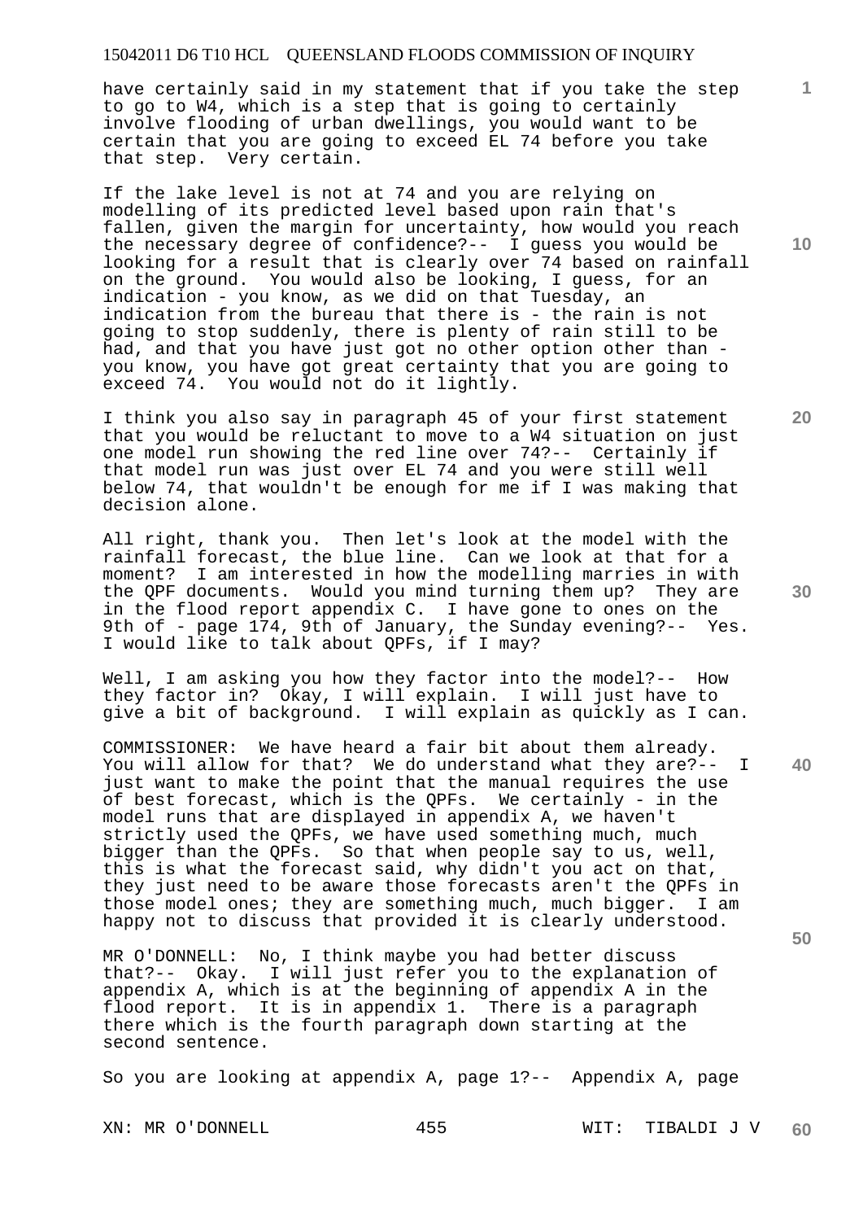have certainly said in my statement that if you take the step to go to W4, which is a step that is going to certainly involve flooding of urban dwellings, you would want to be certain that you are going to exceed EL 74 before you take that step. Very certain.

If the lake level is not at 74 and you are relying on modelling of its predicted level based upon rain that's fallen, given the margin for uncertainty, how would you reach the necessary degree of confidence?-- I guess you would be looking for a result that is clearly over 74 based on rainfall on the ground. You would also be looking, I guess, for an indication - you know, as we did on that Tuesday, an indication from the bureau that there is - the rain is not going to stop suddenly, there is plenty of rain still to be had, and that you have just got no other option other than - you know, you have got great certainty that you are going to exceed 74. You would not do it lightly.

I think you also say in paragraph 45 of your first statement that you would be reluctant to move to a W4 situation on just one model run showing the red line over 74?-- Certainly if that model run was just over EL 74 and you were still well below 74, that wouldn't be enough for me if I was making that decision alone.

All right, thank you. Then let's look at the model with the rainfall forecast, the blue line. Can we look at that for a moment? I am interested in how the modelling marries in with the QPF documents. Would you mind turning them up? They are in the flood report appendix C. I have gone to ones on the 9th of - page 174, 9th of January, the Sunday evening?-- Yes. I would like to talk about QPFs, if I may?

Well, I am asking you how they factor into the model?-- How they factor in? Okay, I will explain. I will just have to give a bit of background. I will explain as quickly as I can.

COMMISSIONER: We have heard a fair bit about them already. You will allow for that? We do understand what they are?-- I just want to make the point that the manual requires the use of best forecast, which is the QPFs. We certainly - in the model runs that are displayed in appendix A, we haven't strictly used the QPFs, we have used something much, much bigger than the QPFs. So that when people say to us, well, this is what the forecast said, why didn't you act on that, they just need to be aware those forecasts aren't the QPFs in those model ones; they are something much, much bigger. I am happy not to discuss that provided it is clearly understood.

MR O'DONNELL: No, I think maybe you had better discuss that?-- Okay. I will just refer you to the explanation of appendix A, which is at the beginning of appendix A in the flood report. It is in appendix 1. There is a paragraph there which is the fourth paragraph down starting at the second sentence.

So you are looking at appendix A, page 1?-- Appendix A, page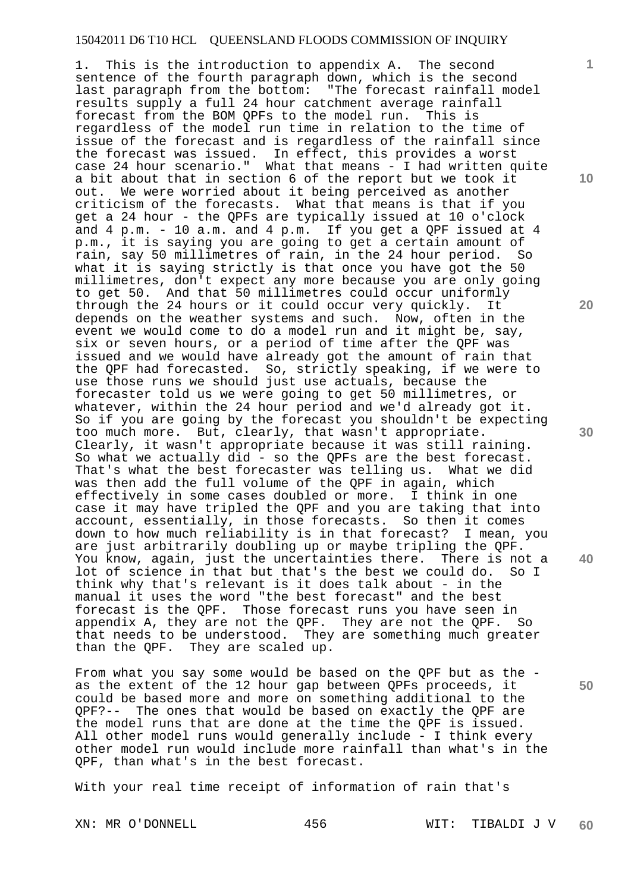1. This is the introduction to appendix A. The second sentence of the fourth paragraph down, which is the second last paragraph from the bottom: "The forecast rainfall model results supply a full 24 hour catchment average rainfall forecast from the BOM QPFs to the model run. This is regardless of the model run time in relation to the time of issue of the forecast and is regardless of the rainfall since the forecast was issued. In effect, this provides a worst case 24 hour scenario." What that means - I had written quite a bit about that in section 6 of the report but we took it out. We were worried about it being perceived as another criticism of the forecasts. What that means is that if you get a 24 hour - the QPFs are typically issued at 10 o'clock and 4 p.m. - 10 a.m. and 4 p.m. If you get a QPF issued at 4 p.m., it is saying you are going to get a certain amount of rain, say 50 millimetres of rain, in the 24 hour period. So what it is saying strictly is that once you have got the 50 millimetres, don't expect any more because you are only going to get 50. And that 50 millimetres could occur uniformly through the 24 hours or it could occur very quickly. It depends on the weather systems and such. Now, often in the event we would come to do a model run and it might be, say, six or seven hours, or a period of time after the QPF was issued and we would have already got the amount of rain that the QPF had forecasted. So, strictly speaking, if we were to use those runs we should just use actuals, because the forecaster told us we were going to get 50 millimetres, or whatever, within the 24 hour period and we'd already got it. So if you are going by the forecast you shouldn't be expecting too much more. But, clearly, that wasn't appropriate. Clearly, it wasn't appropriate because it was still raining. So what we actually did - so the QPFs are the best forecast. That's what the best forecaster was telling us. What we did was then add the full volume of the QPF in again, which effectively in some cases doubled or more. I think in one case it may have tripled the QPF and you are taking that into account, essentially, in those forecasts. So then it comes down to how much reliability is in that forecast? I mean, you are just arbitrarily doubling up or maybe tripling the QPF. You know, again, just the uncertainties there. There is not a lot of science in that but that's the best we could do. So I think why that's relevant is it does talk about - in the manual it uses the word "the best forecast" and the best forecast is the QPF. Those forecast runs you have seen in appendix A, they are not the QPF. They are not the QPF. So that needs to be understood. They are something much greater than the QPF. They are scaled up.

From what you say some would be based on the QPF but as the - as the extent of the 12 hour gap between QPFs proceeds, it could be based more and more on something additional to the QPF?-- The ones that would be based on exactly the QPF are the model runs that are done at the time the QPF is issued. All other model runs would generally include - I think every other model run would include more rainfall than what's in the QPF, than what's in the best forecast.

With your real time receipt of information of rain that's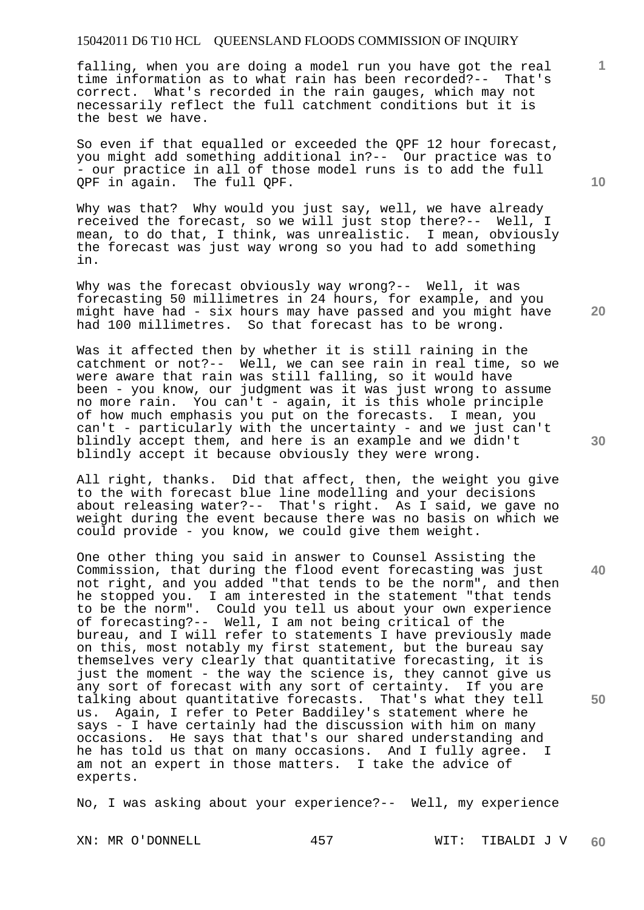falling, when you are doing a model run you have got the real time information as to what rain has been recorded?-- That's correct. What's recorded in the rain gauges, which may not necessarily reflect the full catchment conditions but it is the best we have.

So even if that equalled or exceeded the QPF 12 hour forecast, you might add something additional in?-- Our practice was to - our practice in all of those model runs is to add the full QPF in again. The full QPF.

Why was that? Why would you just say, well, we have already received the forecast, so we will just stop there?-- Well, I mean, to do that, I think, was unrealistic. I mean, obviously the forecast was just way wrong so you had to add something in.

Why was the forecast obviously way wrong?-- Well, it was forecasting 50 millimetres in 24 hours, for example, and you might have had - six hours may have passed and you might have had 100 millimetres. So that forecast has to be wrong.

Was it affected then by whether it is still raining in the catchment or not?-- Well, we can see rain in real time, so we were aware that rain was still falling, so it would have been - you know, our judgment was it was just wrong to assume no more rain. You can't - again, it is this whole principle of how much emphasis you put on the forecasts. I mean, you can't - particularly with the uncertainty - and we just can't blindly accept them, and here is an example and we didn't blindly accept it because obviously they were wrong.

All right, thanks. Did that affect, then, the weight you give to the with forecast blue line modelling and your decisions about releasing water?-- That's right. As I said, we gave no weight during the event because there was no basis on which we could provide - you know, we could give them weight.

One other thing you said in answer to Counsel Assisting the Commission, that during the flood event forecasting was just not right, and you added "that tends to be the norm", and then he stopped you. I am interested in the statement "that tends to be the norm". Could you tell us about your own experience of forecasting?-- Well, I am not being critical of the bureau, and I will refer to statements I have previously made on this, most notably my first statement, but the bureau say themselves very clearly that quantitative forecasting, it is just the moment - the way the science is, they cannot give us any sort of forecast with any sort of certainty. If you are talking about quantitative forecasts. That's what they tell us. Again, I refer to Peter Baddiley's statement where he says - I have certainly had the discussion with him on many occasions. He says that that's our shared understanding and he has told us that on many occasions. And I fully agree. I am not an expert in those matters. I take the advice of experts.

No, I was asking about your experience?-- Well, my experience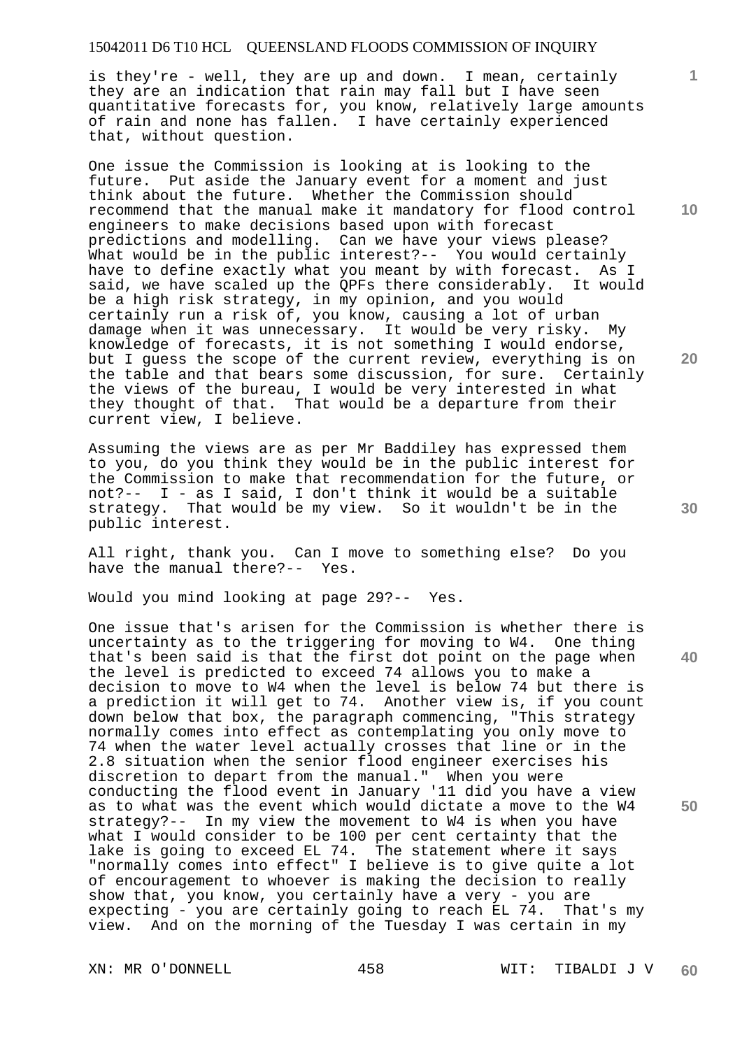is they're - well, they are up and down. I mean, certainly they are an indication that rain may fall but I have seen quantitative forecasts for, you know, relatively large amounts of rain and none has fallen. I have certainly experienced that, without question.

One issue the Commission is looking at is looking to the future. Put aside the January event for a moment and just think about the future. Whether the Commission should recommend that the manual make it mandatory for flood control engineers to make decisions based upon with forecast predictions and modelling. Can we have your views please? What would be in the public interest?-- You would certainly have to define exactly what you meant by with forecast. As I said, we have scaled up the QPFs there considerably. It would be a high risk strategy, in my opinion, and you would certainly run a risk of, you know, causing a lot of urban damage when it was unnecessary. It would be very risky. My knowledge of forecasts, it is not something I would endorse, but I guess the scope of the current review, everything is on the table and that bears some discussion, for sure. Certainly the views of the bureau, I would be very interested in what they thought of that. That would be a departure from their current view, I believe.

Assuming the views are as per Mr Baddiley has expressed them to you, do you think they would be in the public interest for the Commission to make that recommendation for the future, or not?-- I - as I said, I don't think it would be a suitable strategy. That would be my view. So it wouldn't be in the public interest.

All right, thank you. Can I move to something else? Do you have the manual there?-- Yes.

Would you mind looking at page 29?-- Yes.

One issue that's arisen for the Commission is whether there is uncertainty as to the triggering for moving to W4. One thing that's been said is that the first dot point on the page when the level is predicted to exceed 74 allows you to make a decision to move to W4 when the level is below 74 but there is a prediction it will get to 74. Another view is, if you count down below that box, the paragraph commencing, "This strategy normally comes into effect as contemplating you only move to 74 when the water level actually crosses that line or in the 2.8 situation when the senior flood engineer exercises his discretion to depart from the manual." When you were conducting the flood event in January '11 did you have a view as to what was the event which would dictate a move to the W4 strategy?-- In my view the movement to W4 is when you have what I would consider to be 100 per cent certainty that the lake is going to exceed EL 74. The statement where it says "normally comes into effect" I believe is to give quite a lot of encouragement to whoever is making the decision to really show that, you know, you certainly have a very - you are expecting - you are certainly going to reach EL 74. That's my view. And on the morning of the Tuesday I was certain in my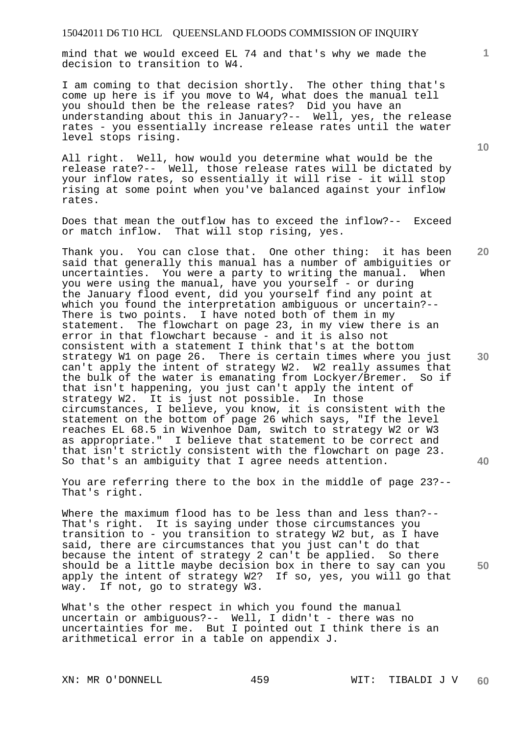mind that we would exceed EL 74 and that's why we made the decision to transition to W4.

I am coming to that decision shortly. The other thing that's come up here is if you move to W4, what does the manual tell you should then be the release rates? Did you have an understanding about this in January?-- Well, yes, the release rates - you essentially increase release rates until the water level stops rising.

All right. Well, how would you determine what would be the release rate?-- Well, those release rates will be dictated by your inflow rates, so essentially it will rise - it will stop rising at some point when you've balanced against your inflow rates.

Does that mean the outflow has to exceed the inflow?-- Exceed or match inflow. That will stop rising, yes.

Thank you. You can close that. One other thing: it has been said that generally this manual has a number of ambiguities or uncertainties. You were a party to writing the manual. When you were using the manual, have you yourself - or during the January flood event, did you yourself find any point at which you found the interpretation ambiguous or uncertain?-- There is two points. I have noted both of them in my statement. The flowchart on page 23, in my view there is an error in that flowchart because - and it is also not consistent with a statement I think that's at the bottom strategy W1 on page 26. There is certain times where you just can't apply the intent of strategy W2. W2 really assumes that the bulk of the water is emanating from Lockyer/Bremer. So if that isn't happening, you just can't apply the intent of strategy W2. It is just not possible. In those circumstances, I believe, you know, it is consistent with the statement on the bottom of page 26 which says, "If the level reaches EL 68.5 in Wivenhoe Dam, switch to strategy W2 or W3 as appropriate." I believe that statement to be correct and that isn't strictly consistent with the flowchart on page 23. So that's an ambiguity that I agree needs attention.

You are referring there to the box in the middle of page 23?-- That's right.

Where the maximum flood has to be less than and less than?-- That's right. It is saying under those circumstances you transition to - you transition to strategy W2 but, as I have said, there are circumstances that you just can't do that because the intent of strategy 2 can't be applied. So there should be a little maybe decision box in there to say can you apply the intent of strategy W2? If so, yes, you will go that way. If not, go to strategy W3.

What's the other respect in which you found the manual uncertain or ambiguous?-- Well, I didn't - there was no uncertainties for me. But I pointed out I think there is an arithmetical error in a table on appendix J.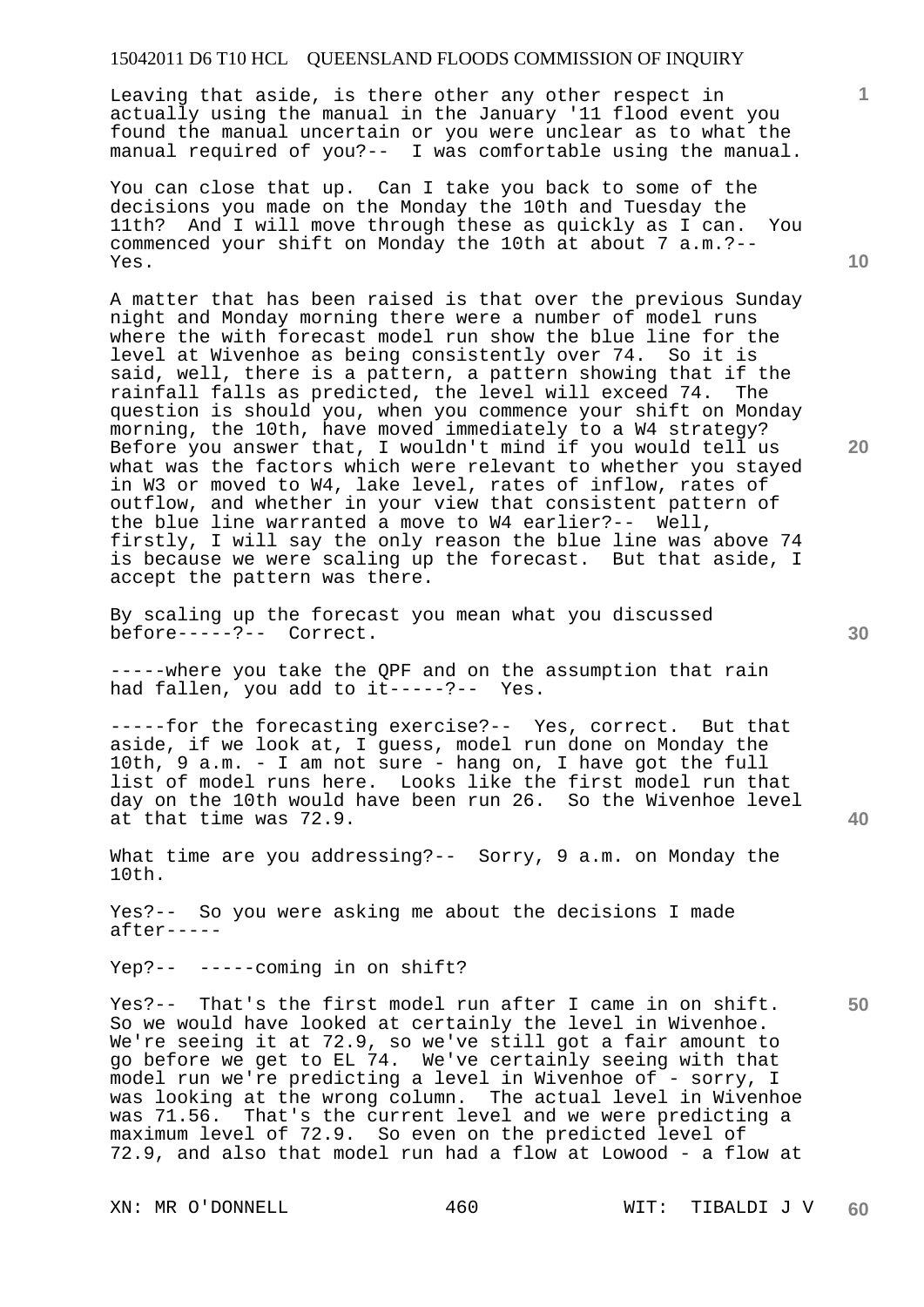Leaving that aside, is there other any other respect in actually using the manual in the January '11 flood event you found the manual uncertain or you were unclear as to what the manual required of you?-- I was comfortable using the manual.

You can close that up. Can I take you back to some of the decisions you made on the Monday the 10th and Tuesday the 11th? And I will move through these as quickly as I can. You commenced your shift on Monday the 10th at about 7 a.m.?-- Yes.

A matter that has been raised is that over the previous Sunday night and Monday morning there were a number of model runs where the with forecast model run show the blue line for the level at Wivenhoe as being consistently over 74. So it is said, well, there is a pattern, a pattern showing that if the rainfall falls as predicted, the level will exceed 74. The question is should you, when you commence your shift on Monday morning, the 10th, have moved immediately to a W4 strategy? Before you answer that, I wouldn't mind if you would tell us what was the factors which were relevant to whether you stayed in W3 or moved to W4, lake level, rates of inflow, rates of outflow, and whether in your view that consistent pattern of the blue line warranted a move to W4 earlier?-- Well, firstly, I will say the only reason the blue line was above 74 is because we were scaling up the forecast. But that aside, I accept the pattern was there.

By scaling up the forecast you mean what you discussed before-----?-- Correct.

-----where you take the QPF and on the assumption that rain had fallen, you add to it-----?-- Yes.

-----for the forecasting exercise?-- Yes, correct. But that aside, if we look at, I guess, model run done on Monday the 10th, 9 a.m. - I am not sure - hang on, I have got the full list of model runs here. Looks like the first model run that day on the 10th would have been run 26. So the Wivenhoe level at that time was 72.9.

What time are you addressing?-- Sorry, 9 a.m. on Monday the 10th.

Yes?-- So you were asking me about the decisions I made after-----

Yep?-- -----coming in on shift?

Yes?-- That's the first model run after I came in on shift. So we would have looked at certainly the level in Wivenhoe. We're seeing it at 72.9, so we've still got a fair amount to go before we get to EL 74. We've certainly seeing with that model run we're predicting a level in Wivenhoe of - sorry, I was looking at the wrong column. The actual level in Wivenhoe was 71.56. That's the current level and we were predicting a maximum level of 72.9. So even on the predicted level of 72.9, and also that model run had a flow at Lowood - a flow at

XN: MR O'DONNELL WIT: TIBALDI J V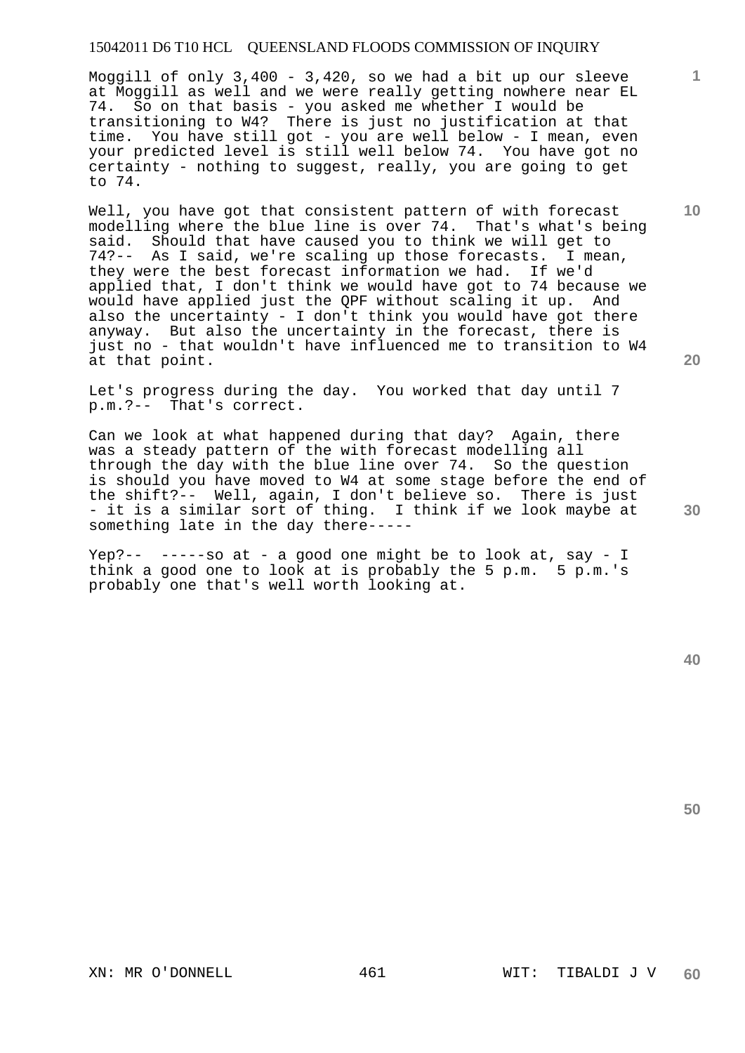Moggill of only 3,400 - 3,420, so we had a bit up our sleeve at Moggill as well and we were really getting nowhere near EL 74. So on that basis - you asked me whether I would be transitioning to W4? There is just no justification at that time. You have still got - you are well below - I mean, even your predicted level is still well below 74. You have got no certainty - nothing to suggest, really, you are going to get to 74.

Well, you have got that consistent pattern of with forecast modelling where the blue line is over 74. That's what's being said. Should that have caused you to think we will get to 74?-- As I said, we're scaling up those forecasts. I mean, they were the best forecast information we had. If we'd applied that, I don't think we would have got to 74 because we would have applied just the QPF without scaling it up. And also the uncertainty - I don't think you would have got there anyway. But also the uncertainty in the forecast, there is just no - that wouldn't have influenced me to transition to W4 at that point.

Let's progress during the day. You worked that day until 7 p.m.?-- That's correct.

Can we look at what happened during that day? Again, there was a steady pattern of the with forecast modelling all through the day with the blue line over 74. So the question is should you have moved to W4 at some stage before the end of the shift?-- Well, again, I don't believe so. There is just - it is a similar sort of thing. I think if we look maybe at something late in the day there-----

Yep?-- -----so at - a good one might be to look at, say - I think a good one to look at is probably the 5 p.m. 5 p.m.'s probably one that's well worth looking at.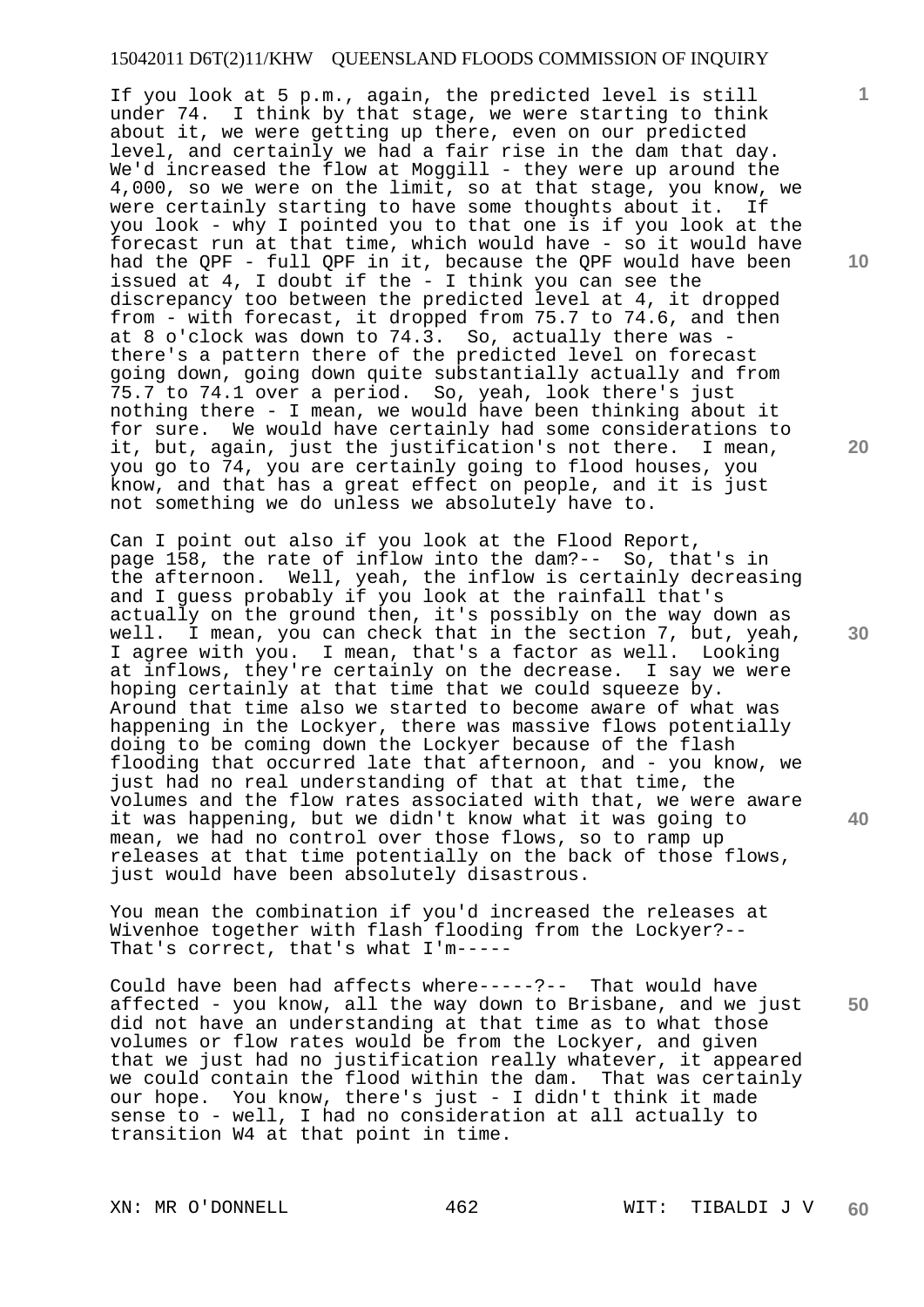If you look at 5 p.m., again, the predicted level is still under 74. I think by that stage, we were starting to think about it, we were getting up there, even on our predicted level, and certainly we had a fair rise in the dam that day. We'd increased the flow at Moggill - they were up around the 4,000, so we were on the limit, so at that stage, you know, we were certainly starting to have some thoughts about it. If you look - why I pointed you to that one is if you look at the forecast run at that time, which would have - so it would have had the QPF - full QPF in it, because the QPF would have been issued at 4, I doubt if the - I think you can see the discrepancy too between the predicted level at 4, it dropped from - with forecast, it dropped from 75.7 to 74.6, and then at 8 o'clock was down to 74.3. So, actually there was - there's a pattern there of the predicted level on forecast going down, going down quite substantially actually and from 75.7 to 74.1 over a period. So, yeah, look there's just nothing there - I mean, we would have been thinking about it for sure. We would have certainly had some considerations to it, but, again, just the justification's not there. I mean, you go to 74, you are certainly going to flood houses, you know, and that has a great effect on people, and it is just not something we do unless we absolutely have to.

Can I point out also if you look at the Flood Report, page 158, the rate of inflow into the dam?-- So, that's in the afternoon. Well, yeah, the inflow is certainly decreasing and I guess probably if you look at the rainfall that's actually on the ground then, it's possibly on the way down as well. I mean, you can check that in the section 7, but, yeah, I agree with you. I mean, that's a factor as well. Looking at inflows, they're certainly on the decrease. I say we were hoping certainly at that time that we could squeeze by. Around that time also we started to become aware of what was happening in the Lockyer, there was massive flows potentially doing to be coming down the Lockyer because of the flash flooding that occurred late that afternoon, and - you know, we just had no real understanding of that at that time, the volumes and the flow rates associated with that, we were aware it was happening, but we didn't know what it was going to mean, we had no control over those flows, so to ramp up releases at that time potentially on the back of those flows, just would have been absolutely disastrous.

You mean the combination if you'd increased the releases at Wivenhoe together with flash flooding from the Lockyer?-- That's correct, that's what I'm-----

Could have been had affects where-----?-- That would have affected - you know, all the way down to Brisbane, and we just did not have an understanding at that time as to what those volumes or flow rates would be from the Lockyer, and given that we just had no justification really whatever, it appeared we could contain the flood within the dam. That was certainly our hope. You know, there's just - I didn't think it made sense to - well, I had no consideration at all actually to transition W4 at that point in time.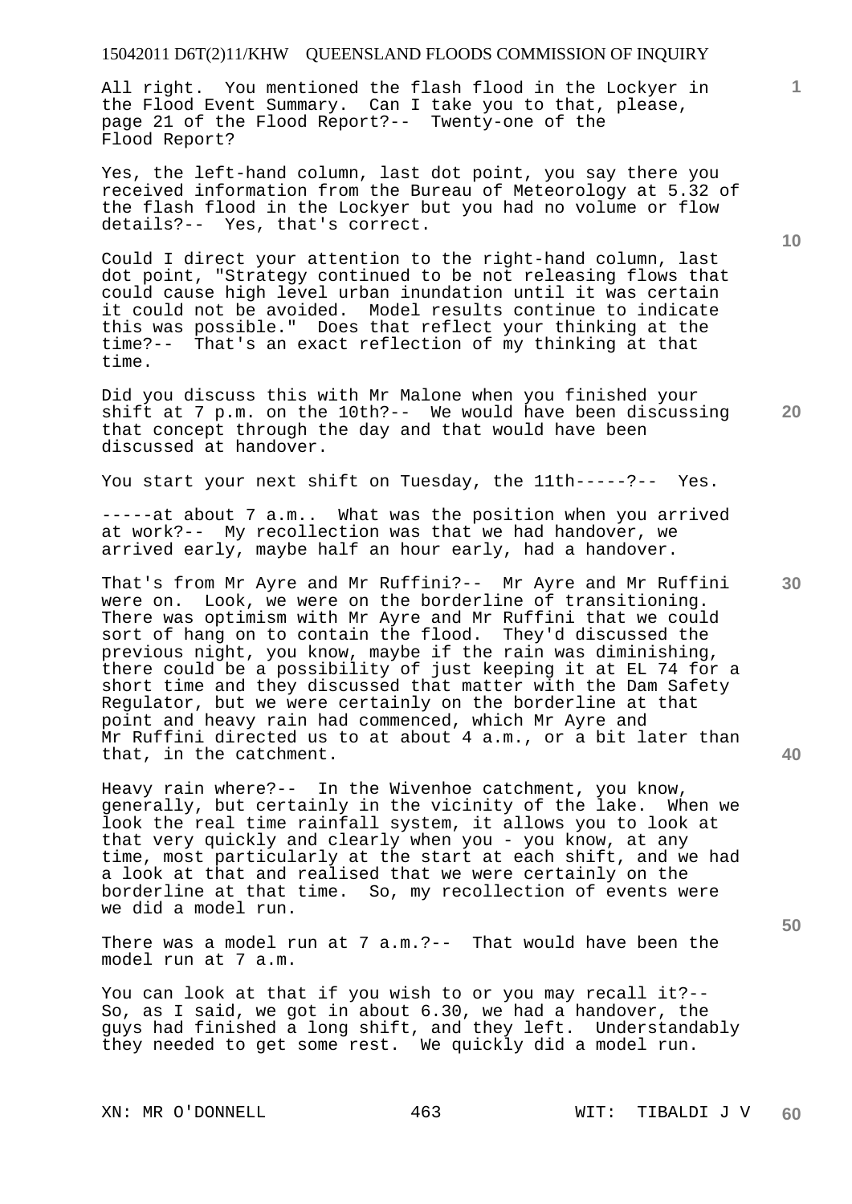All right. You mentioned the flash flood in the Lockyer in the Flood Event Summary. Can I take you to that, please, page 21 of the Flood Report?-- Twenty-one of the Flood Report?

Yes, the left-hand column, last dot point, you say there you received information from the Bureau of Meteorology at 5.32 of the flash flood in the Lockyer but you had no volume or flow details?-- Yes, that's correct.

Could I direct your attention to the right-hand column, last dot point, "Strategy continued to be not releasing flows that could cause high level urban inundation until it was certain it could not be avoided. Model results continue to indicate this was possible." Does that reflect your thinking at the time?-- That's an exact reflection of my thinking at that time.

Did you discuss this with Mr Malone when you finished your shift at 7 p.m. on the 10th?-- We would have been discussing that concept through the day and that would have been discussed at handover.

You start your next shift on Tuesday, the 11th-----?-- Yes.

-----at about 7 a.m.. What was the position when you arrived at work?-- My recollection was that we had handover, we arrived early, maybe half an hour early, had a handover.

That's from Mr Ayre and Mr Ruffini?-- Mr Ayre and Mr Ruffini were on. Look, we were on the borderline of transitioning. There was optimism with Mr Ayre and Mr Ruffini that we could sort of hang on to contain the flood. They'd discussed the previous night, you know, maybe if the rain was diminishing, there could be a possibility of just keeping it at EL 74 for a short time and they discussed that matter with the Dam Safety Regulator, but we were certainly on the borderline at that point and heavy rain had commenced, which Mr Ayre and Mr Ruffini directed us to at about 4 a.m., or a bit later than that, in the catchment.

Heavy rain where?-- In the Wivenhoe catchment, you know, generally, but certainly in the vicinity of the lake. When we look the real time rainfall system, it allows you to look at that very quickly and clearly when you - you know, at any time, most particularly at the start at each shift, and we had a look at that and realised that we were certainly on the borderline at that time. So, my recollection of events were we did a model run.

There was a model run at 7 a.m.?-- That would have been the model run at 7 a.m.

You can look at that if you wish to or you may recall it?-- So, as I said, we got in about 6.30, we had a handover, the guys had finished a long shift, and they left. Understandably they needed to get some rest. We quickly did a model run.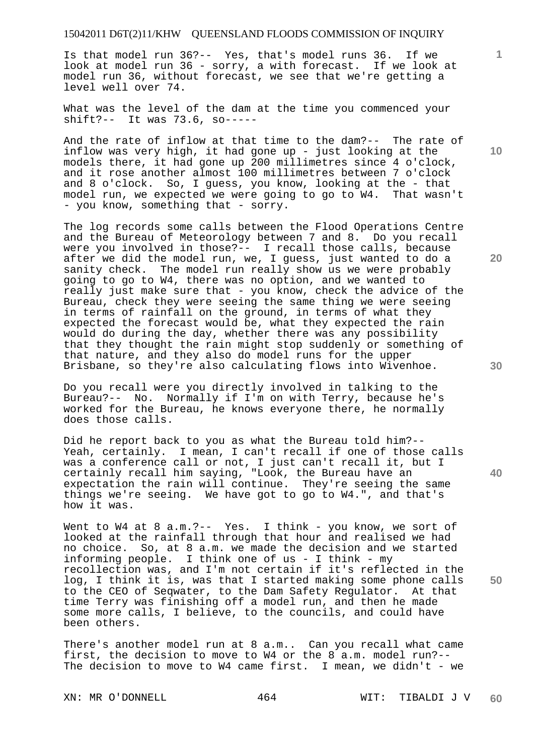Is that model run 36?-- Yes, that's model runs 36. If we look at model run 36 - sorry, a with forecast. If we look at model run 36, without forecast, we see that we're getting a level well over 74.

What was the level of the dam at the time you commenced your shift?-- It was 73.6, so-----

And the rate of inflow at that time to the dam?-- The rate of inflow was very high, it had gone up - just looking at the models there, it had gone up 200 millimetres since 4 o'clock, and it rose another almost 100 millimetres between 7 o'clock and 8 o'clock. So, I guess, you know, looking at the - that model run, we expected we were going to go to W4. That wasn't - you know, something that - sorry.

The log records some calls between the Flood Operations Centre and the Bureau of Meteorology between 7 and 8. Do you recall were you involved in those?-- I recall those calls, because after we did the model run, we, I guess, just wanted to do a sanity check. The model run really show us we were probably going to go to W4, there was no option, and we wanted to really just make sure that - you know, check the advice of the Bureau, check they were seeing the same thing we were seeing in terms of rainfall on the ground, in terms of what they expected the forecast would be, what they expected the rain would do during the day, whether there was any possibility that they thought the rain might stop suddenly or something of that nature, and they also do model runs for the upper Brisbane, so they're also calculating flows into Wivenhoe.

Do you recall were you directly involved in talking to the Bureau?-- No. Normally if I'm on with Terry, because he's worked for the Bureau, he knows everyone there, he normally does those calls.

Did he report back to you as what the Bureau told him?-- Yeah, certainly. I mean, I can't recall if one of those calls was a conference call or not, I just can't recall it, but I certainly recall him saying, "Look, the Bureau have an expectation the rain will continue. They're seeing the same things we're seeing. We have got to go to W4.", and that's how it was.

Went to W4 at 8 a.m.?-- Yes. I think - you know, we sort of looked at the rainfall through that hour and realised we had no choice. So, at 8 a.m. we made the decision and we started informing people. I think one of us - I think - my recollection was, and I'm not certain if it's reflected in the log, I think it is, was that I started making some phone calls to the CEO of Seqwater, to the Dam Safety Regulator. At that time Terry was finishing off a model run, and then he made some more calls, I believe, to the councils, and could have been others.

There's another model run at 8 a.m.. Can you recall what came first, the decision to move to W4 or the 8 a.m. model run?-- The decision to move to W4 came first. I mean, we didn't - we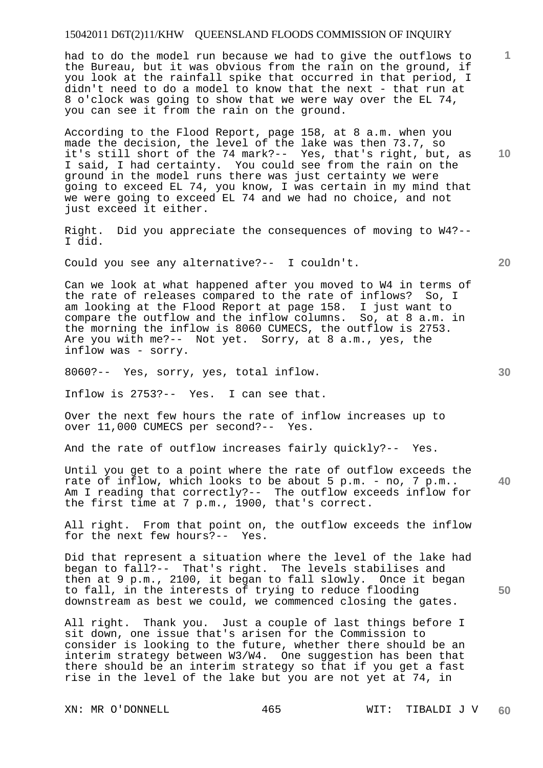had to do the model run because we had to give the outflows to the Bureau, but it was obvious from the rain on the ground, if you look at the rainfall spike that occurred in that period, I didn't need to do a model to know that the next - that run at 8 o'clock was going to show that we were way over the EL 74, you can see it from the rain on the ground.

According to the Flood Report, page 158, at 8 a.m. when you made the decision, the level of the lake was then 73.7, so it's still short of the 74 mark?-- Yes, that's right, but, as I said, I had certainty. You could see from the rain on the ground in the model runs there was just certainty we were going to exceed EL 74, you know, I was certain in my mind that we were going to exceed EL 74 and we had no choice, and not just exceed it either.

Right. Did you appreciate the consequences of moving to W4?-- I did.

Could you see any alternative?-- I couldn't.

Can we look at what happened after you moved to W4 in terms of the rate of releases compared to the rate of inflows? So, I am looking at the Flood Report at page 158. I just want to compare the outflow and the inflow columns. So, at 8 a.m. in the morning the inflow is 8060 CUMECS, the outflow is 2753. Are you with me?-- Not yet. Sorry, at 8 a.m., yes, the inflow was - sorry.

8060?-- Yes, sorry, yes, total inflow.

Inflow is 2753?-- Yes. I can see that.

Over the next few hours the rate of inflow increases up to over 11,000 CUMECS per second?-- Yes.

And the rate of outflow increases fairly quickly?-- Yes.

Until you get to a point where the rate of outflow exceeds the rate of inflow, which looks to be about 5 p.m. - no, 7 p.m.. Am I reading that correctly?-- The outflow exceeds inflow for the first time at 7 p.m., 1900, that's correct.

All right. From that point on, the outflow exceeds the inflow for the next few hours?-- Yes.

Did that represent a situation where the level of the lake had began to fall?-- That's right. The levels stabilises and then at 9 p.m., 2100, it began to fall slowly. Once it began to fall, in the interests of trying to reduce flooding downstream as best we could, we commenced closing the gates.

All right. Thank you. Just a couple of last things before I sit down, one issue that's arisen for the Commission to consider is looking to the future, whether there should be an interim strategy between W3/W4. One suggestion has been that there should be an interim strategy so that if you get a fast rise in the level of the lake but you are not yet at 74, in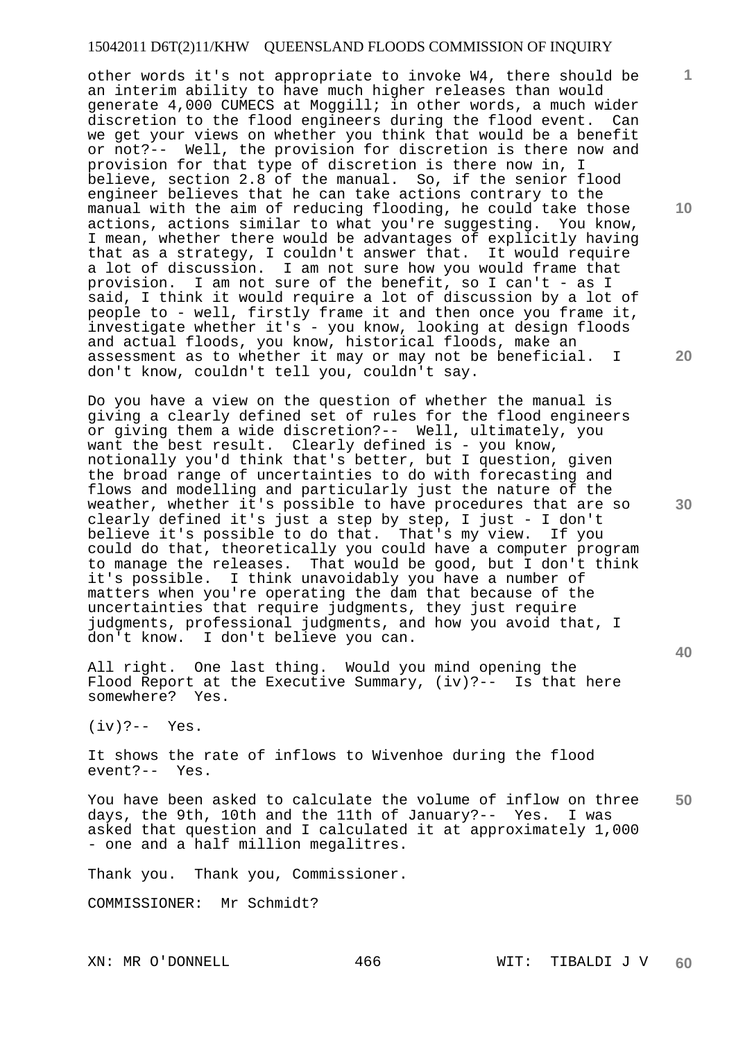other words it's not appropriate to invoke W4, there should be an interim ability to have much higher releases than would generate 4,000 CUMECS at Moggill; in other words, a much wider discretion to the flood engineers during the flood event. Can we get your views on whether you think that would be a benefit or not?-- Well, the provision for discretion is there now and provision for that type of discretion is there now in, I believe, section 2.8 of the manual. So, if the senior flood engineer believes that he can take actions contrary to the manual with the aim of reducing flooding, he could take those actions, actions similar to what you're suggesting. You know, I mean, whether there would be advantages of explicitly having that as a strategy, I couldn't answer that. It would require a lot of discussion. I am not sure how you would frame that provision. I am not sure of the benefit, so I can't - as I said, I think it would require a lot of discussion by a lot of people to - well, firstly frame it and then once you frame it, investigate whether it's - you know, looking at design floods and actual floods, you know, historical floods, make an assessment as to whether it may or may not be beneficial. I don't know, couldn't tell you, couldn't say.

Do you have a view on the question of whether the manual is giving a clearly defined set of rules for the flood engineers or giving them a wide discretion?-- Well, ultimately, you want the best result. Clearly defined is - you know, notionally you'd think that's better, but I question, given the broad range of uncertainties to do with forecasting and flows and modelling and particularly just the nature of the weather, whether it's possible to have procedures that are so clearly defined it's just a step by step, I just - I don't believe it's possible to do that. That's my view. If you could do that, theoretically you could have a computer program to manage the releases. That would be good, but I don't think it's possible. I think unavoidably you have a number of matters when you're operating the dam that because of the uncertainties that require judgments, they just require judgments, professional judgments, and how you avoid that, I don't know. I don't believe you can.

All right. One last thing. Would you mind opening the Flood Report at the Executive Summary, (iv)?-- Is that here somewhere? Yes.

(iv)?-- Yes.

It shows the rate of inflows to Wivenhoe during the flood event?-- Yes.

You have been asked to calculate the volume of inflow on three days, the 9th, 10th and the 11th of January?-- Yes. I was asked that question and I calculated it at approximately 1,000 - one and a half million megalitres.

Thank you. Thank you, Commissioner.

COMMISSIONER: Mr Schmidt?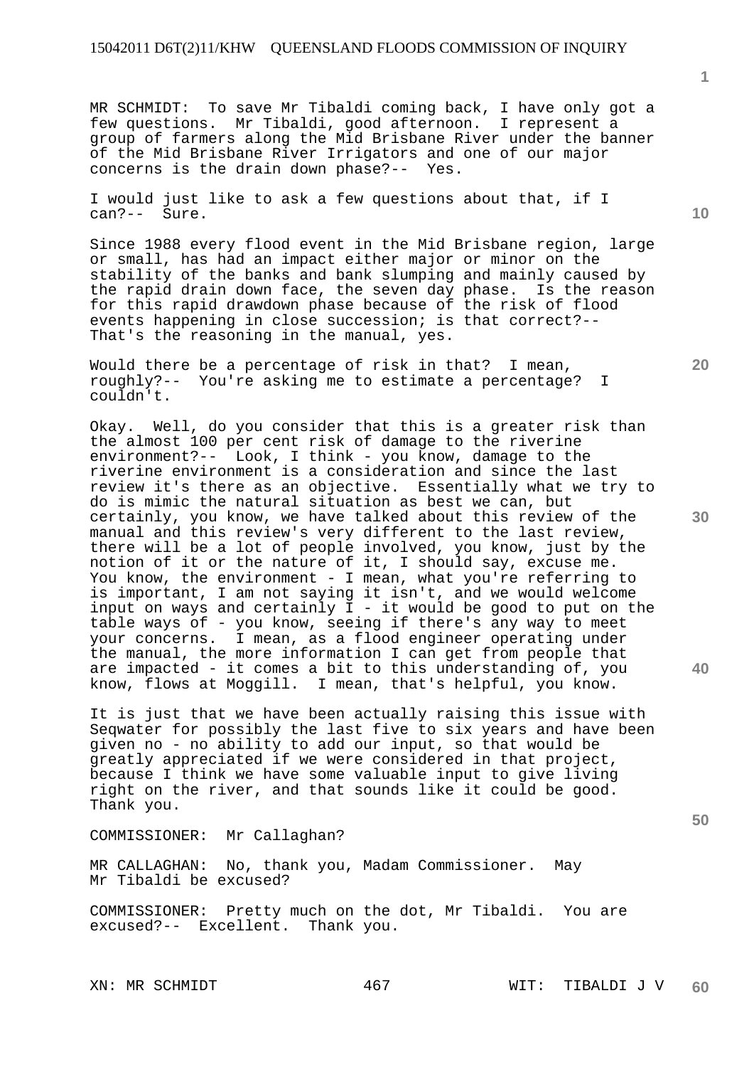MR SCHMIDT: To save Mr Tibaldi coming back, I have only got a few questions. Mr Tibaldi, good afternoon. I represent a group of farmers along the Mid Brisbane River under the banner of the Mid Brisbane River Irrigators and one of our major concerns is the drain down phase?-- Yes.

I would just like to ask a few questions about that, if I can?-- Sure.

Since 1988 every flood event in the Mid Brisbane region, large or small, has had an impact either major or minor on the stability of the banks and bank slumping and mainly caused by the rapid drain down face, the seven day phase. Is the reason for this rapid drawdown phase because of the risk of flood events happening in close succession; is that correct?-- That's the reasoning in the manual, yes.

Would there be a percentage of risk in that? I mean, roughly?-- You're asking me to estimate a percentage? I couldn't.

Okay. Well, do you consider that this is a greater risk than the almost 100 per cent risk of damage to the riverine environment?-- Look, I think - you know, damage to the riverine environment is a consideration and since the last review it's there as an objective. Essentially what we try to do is mimic the natural situation as best we can, but certainly, you know, we have talked about this review of the manual and this review's very different to the last review, there will be a lot of people involved, you know, just by the notion of it or the nature of it, I should say, excuse me. You know, the environment - I mean, what you're referring to is important, I am not saying it isn't, and we would welcome input on ways and certainly I - it would be good to put on the table ways of - you know, seeing if there's any way to meet your concerns. I mean, as a flood engineer operating under the manual, the more information I can get from people that are impacted - it comes a bit to this understanding of, you know, flows at Moggill. I mean, that's helpful, you know.

It is just that we have been actually raising this issue with Seqwater for possibly the last five to six years and have been given no - no ability to add our input, so that would be greatly appreciated if we were considered in that project, because I think we have some valuable input to give living right on the river, and that sounds like it could be good. Thank you.

COMMISSIONER: Mr Callaghan?

MR CALLAGHAN: No, thank you, Madam Commissioner. May Mr Tibaldi be excused?

COMMISSIONER: Pretty much on the dot, Mr Tibaldi. You are excused?-- Excellent. Thank you.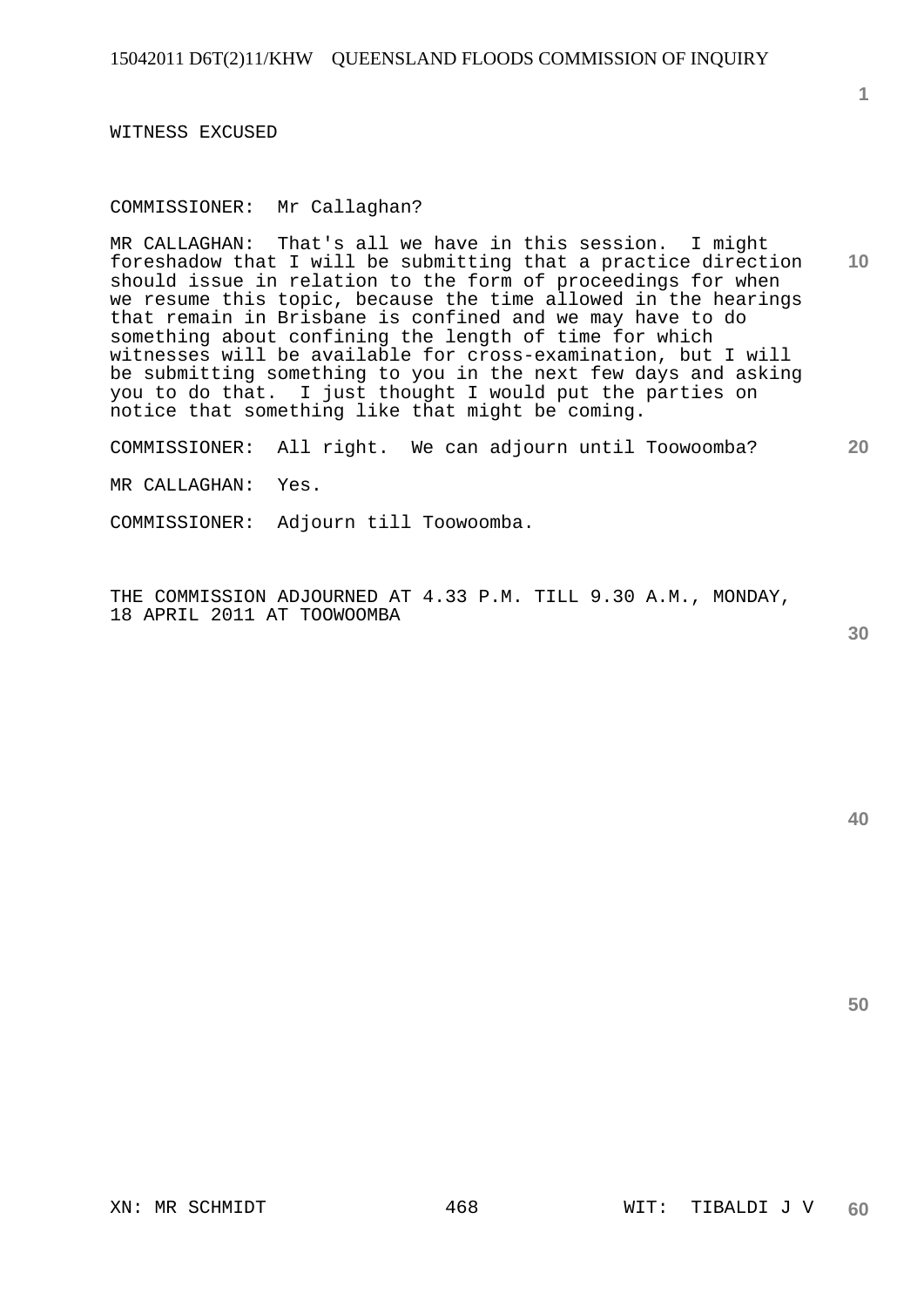WITNESS EXCUSED

COMMISSIONER: Mr Callaghan?

MR CALLAGHAN: That's all we have in this session. I might foreshadow that I will be submitting that a practice direction should issue in relation to the form of proceedings for when we resume this topic, because the time allowed in the hearings that remain in Brisbane is confined and we may have to do something about confining the length of time for which witnesses will be available for cross-examination, but I will be submitting something to you in the next few days and asking you to do that. I just thought I would put the parties on notice that something like that might be coming.

COMMISSIONER: All right. We can adjourn until Toowoomba?

MR CALLAGHAN: Yes.

COMMISSIONER: Adjourn till Toowoomba.

THE COMMISSION ADJOURNED AT 4.33 P.M. TILL 9.30 A.M., MONDAY, 18 APRIL 2011 AT TOOWOOMBA